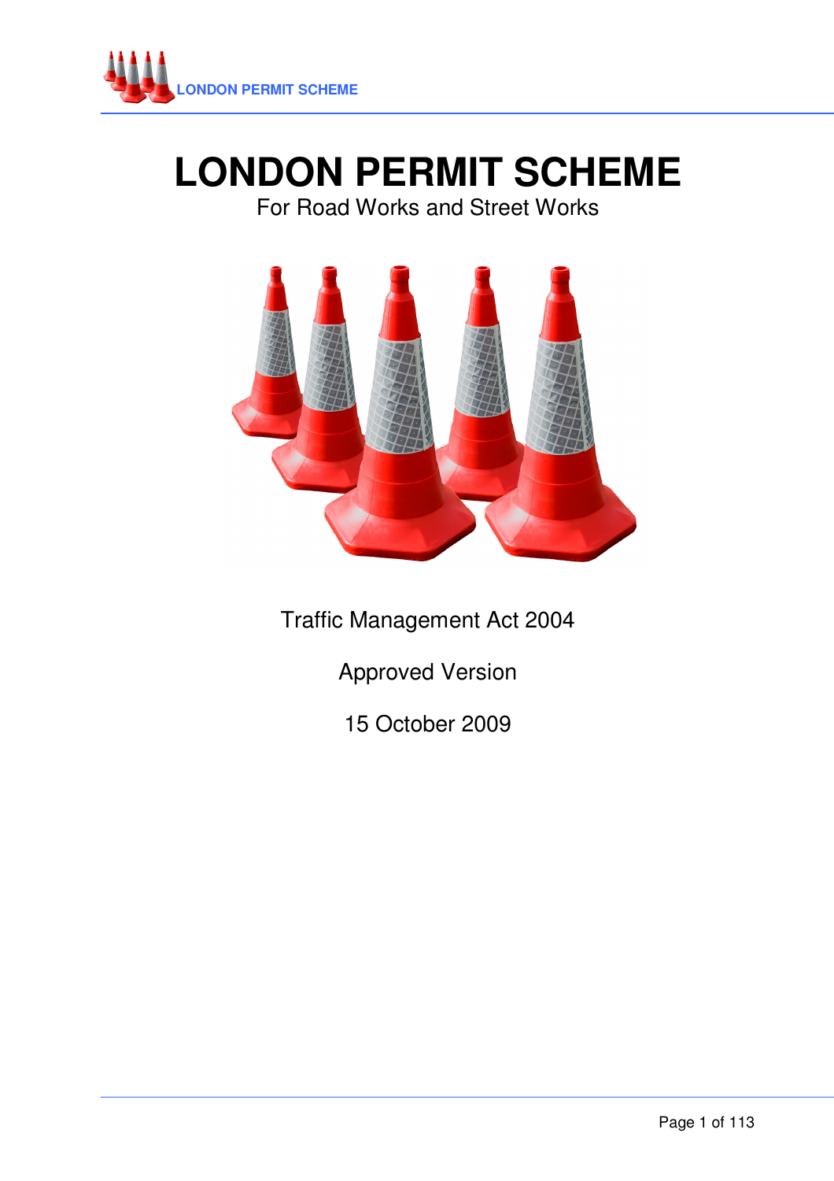# LONDON PERMIT SCHEME

For Road Works and Street Works

Traffic Management Act 2004

Approved Version

15 October 2009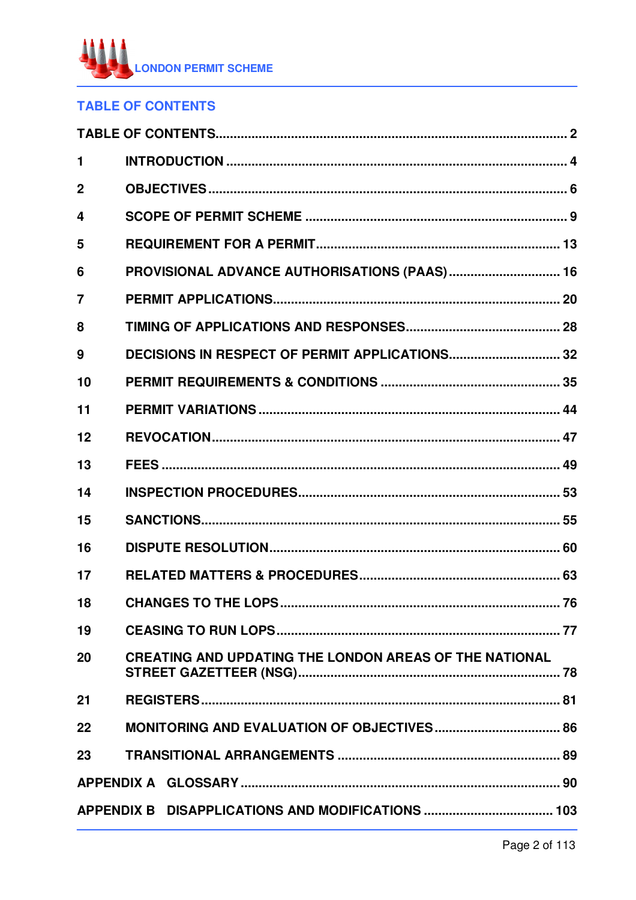## TABLE OF CONTENTS

TABLE OF CONTENTS.......................................................................................... 2

1 INTRODUCTION ............................................................................................. 4

2 OBJECTIVES ................................................................................................... 6

4 SCOPE OF PERMIT SCHEME ........................................................................ 9

5 REQUIREMENT FOR A PERMIT.................................................................... 13

6 PROVISIONAL ADVANCE AUTHORISATIONS (PAAS) ............................... 16

7 PERMIT APPLICATIONS................................................................................ 20

8 TIMING OF APPLICATIONS AND RESPONSES............................................ 28

9 DECISIONS IN RESPECT OF PERMIT APPLICATIONS................................ 32

10 PERMIT REQUIREMENTS & CONDITIONS ................................................. 35

11 PERMIT VARIATIONS ................................................................................... 44

12 REVOCATION................................................................................................ 47

13 FEES ............................................................................................................. 49

14 INSPECTION PROCEDURES......................................................................... 53

15 SANCTIONS................................................................................................... 55

16 DISPUTE RESOLUTION................................................................................. 60

17 RELATED MATTERS & PROCEDURES......................................................... 63

18 CHANGES TO THE LOPS .............................................................................. 76

19 CEASING TO RUN LOPS............................................................................... 77

20 CREATING AND UPDATING THE LONDON AREAS OF THE NATIONAL STREET GAZETTEER (NSG)......................................................................... 78

21 REGISTERS................................................................................................... 81

22 MONITORING AND EVALUATION OF OBJECTIVES.................................... 86

23 TRANSITIONAL ARRANGEMENTS ............................................................... 89

APPENDIX A GLOSSARY ......................................................................................... 90

APPENDIX B DISAPPLICATIONS AND MODIFICATIONS .................................... 103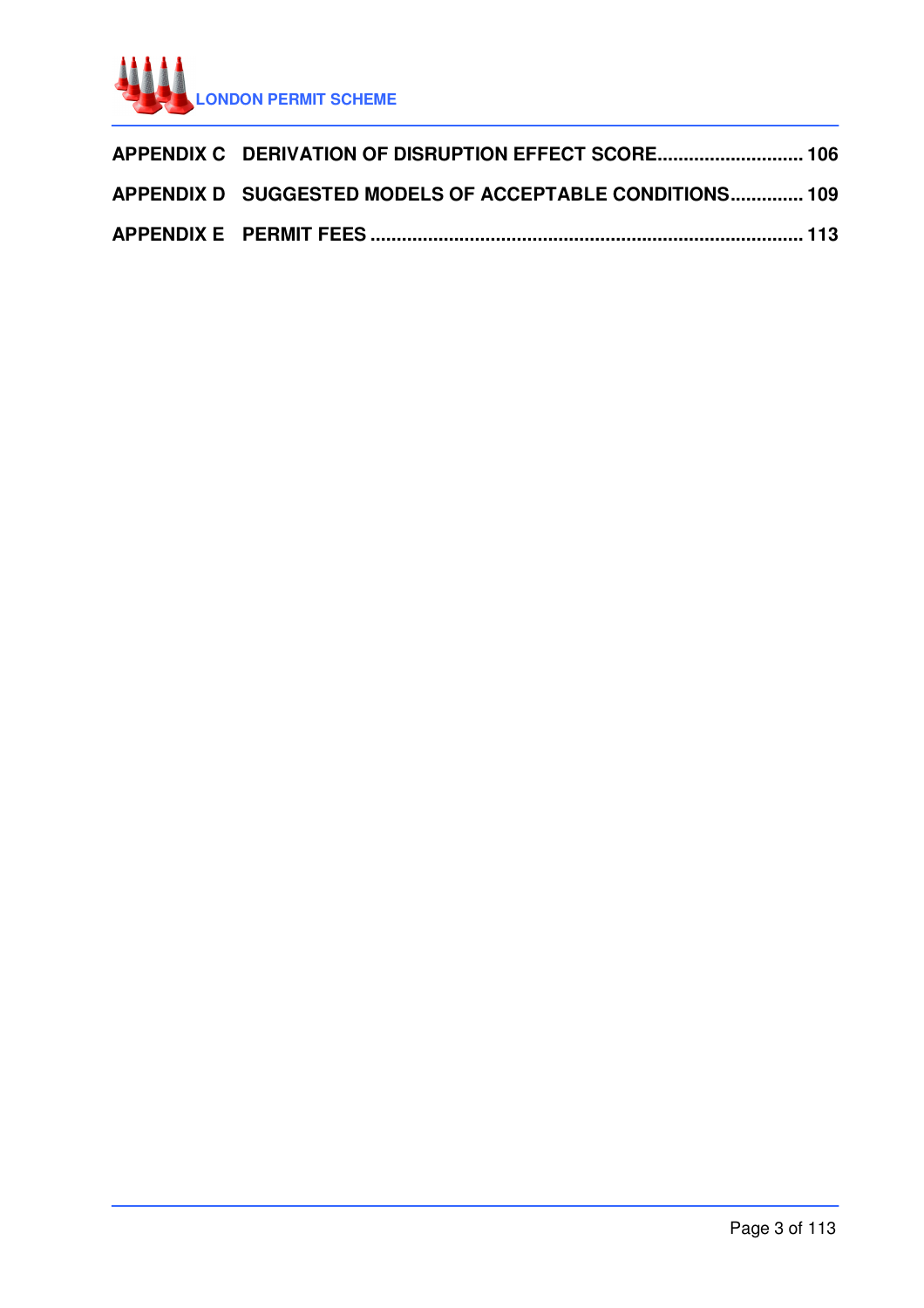APPENDIX C DERIVATION OF DISRUPTION EFFECT SCORE ............................ 106

APPENDIX D SUGGESTED MODELS OF ACCEPTABLE CONDITIONS .............. 109

APPENDIX E PERMIT FEES ................................................................................... 113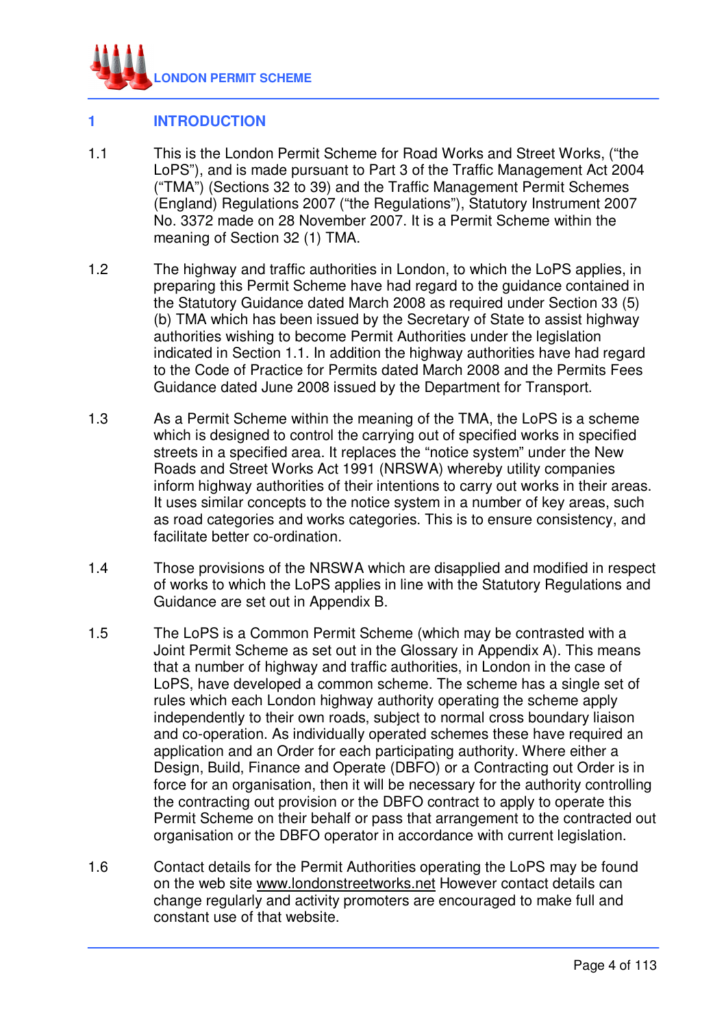# 1 INTRODUCTION

1.1 This is the London Permit Scheme for Road Works and Street Works, ("the LoPS"), and is made pursuant to Part 3 of the Traffic Management Act 2004 ("TMA") (Sections 32 to 39) and the Traffic Management Permit Schemes (England) Regulations 2007 ("the Regulations"), Statutory Instrument 2007 No. 3372 made on 28 November 2007. It is a Permit Scheme within the meaning of Section 32 (1) TMA.

1.2 The highway and traffic authorities in London, to which the LoPS applies, in preparing this Permit Scheme have had regard to the guidance contained in the Statutory Guidance dated March 2008 as required under Section 33 (5) (b) TMA which has been issued by the Secretary of State to assist highway authorities wishing to become Permit Authorities under the legislation indicated in Section 1.1. In addition the highway authorities have had regard to the Code of Practice for Permits dated March 2008 and the Permits Fees Guidance dated June 2008 issued by the Department for Transport.

1.3 As a Permit Scheme within the meaning of the TMA, the LoPS is a scheme which is designed to control the carrying out of specified works in specified streets in a specified area. It replaces the "notice system" under the New Roads and Street Works Act 1991 (NRSWA) whereby utility companies inform highway authorities of their intentions to carry out works in their areas. It uses similar concepts to the notice system in a number of key areas, such as road categories and works categories. This is to ensure consistency, and facilitate better co-ordination.

1.4 Those provisions of the NRSWA which are disapplied and modified in respect of works to which the LoPS applies in line with the Statutory Regulations and Guidance are set out in Appendix B.

1.5 The LoPS is a Common Permit Scheme (which may be contrasted with a Joint Permit Scheme as set out in the Glossary in Appendix A). This means that a number of highway and traffic authorities, in London in the case of LoPS, have developed a common scheme. The scheme has a single set of rules which each London highway authority operating the scheme apply independently to their own roads, subject to normal cross boundary liaison and co-operation. As individually operated schemes these have required an application and an Order for each participating authority. Where either a Design, Build, Finance and Operate (DBFO) or a Contracting out Order is in force for an organisation, then it will be necessary for the authority controlling the contracting out provision or the DBFO contract to apply to operate this Permit Scheme on their behalf or pass that arrangement to the contracted out organisation or the DBFO operator in accordance with current legislation.

1.6 Contact details for the Permit Authorities operating the LoPS may be found on the web site www.londonstreetworks.net However contact details can change regularly and activity promoters are encouraged to make full and constant use of that website.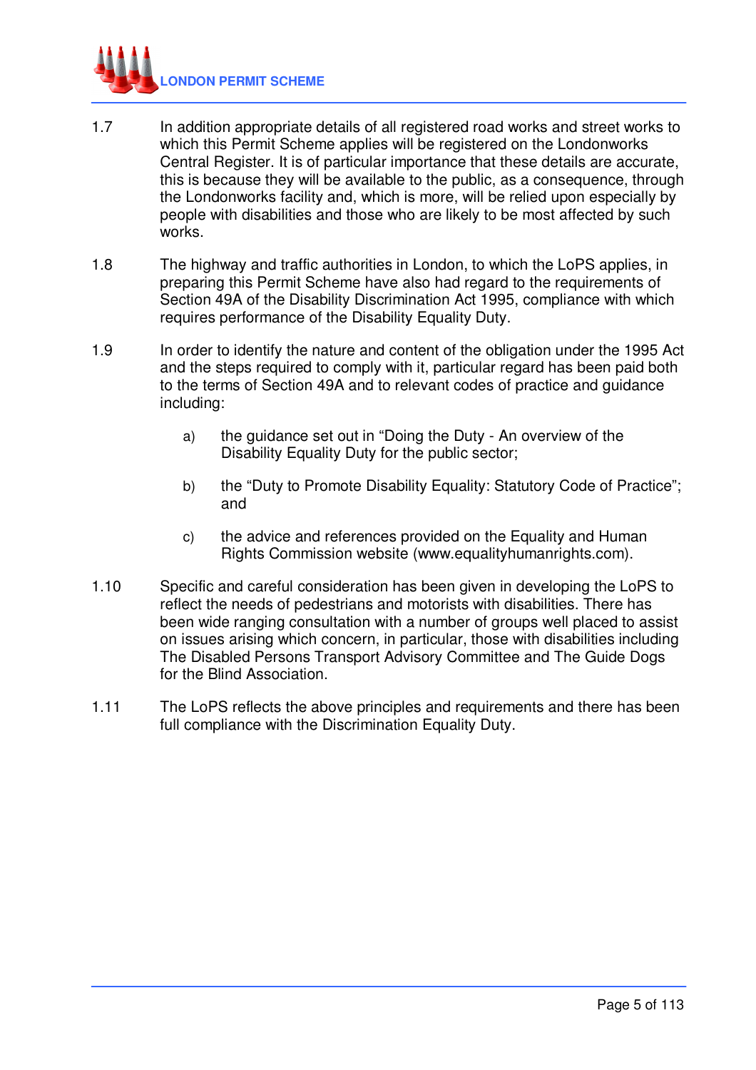1.7 In addition appropriate details of all registered road works and street works to which this Permit Scheme applies will be registered on the Londonworks Central Register. It is of particular importance that these details are accurate, this is because they will be available to the public, as a consequence, through the Londonworks facility and, which is more, will be relied upon especially by people with disabilities and those who are likely to be most affected by such works.

1.8 The highway and traffic authorities in London, to which the LoPS applies, in preparing this Permit Scheme have also had regard to the requirements of Section 49A of the Disability Discrimination Act 1995, compliance with which requires performance of the Disability Equality Duty.

1.9 In order to identify the nature and content of the obligation under the 1995 Act and the steps required to comply with it, particular regard has been paid both to the terms of Section 49A and to relevant codes of practice and guidance including:

a) the guidance set out in “Doing the Duty - An overview of the Disability Equality Duty for the public sector;

b) the “Duty to Promote Disability Equality: Statutory Code of Practice”; and

c) the advice and references provided on the Equality and Human Rights Commission website (www.equalityhumanrights.com).

1.10 Specific and careful consideration has been given in developing the LoPS to reflect the needs of pedestrians and motorists with disabilities. There has been wide ranging consultation with a number of groups well placed to assist on issues arising which concern, in particular, those with disabilities including The Disabled Persons Transport Advisory Committee and The Guide Dogs for the Blind Association.

1.11 The LoPS reflects the above principles and requirements and there has been full compliance with the Discrimination Equality Duty.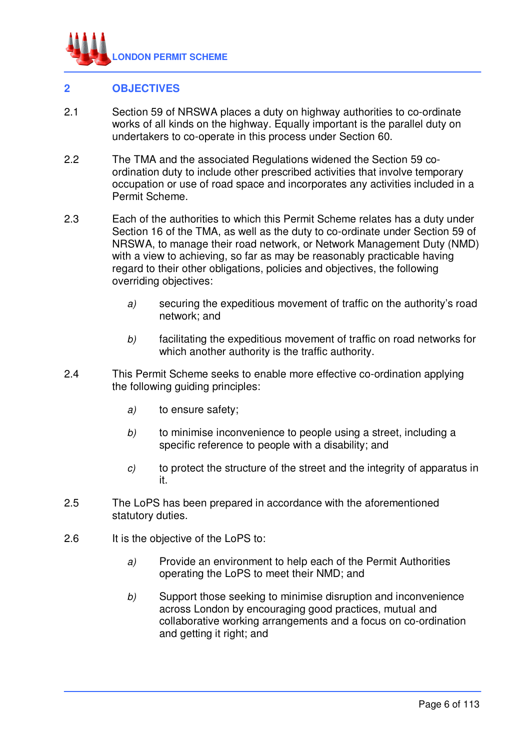## 2 OBJECTIVES

2.1 Section 59 of NRSWA places a duty on highway authorities to co-ordinate works of all kinds on the highway. Equally important is the parallel duty on undertakers to co-operate in this process under Section 60.

2.2 The TMA and the associated Regulations widened the Section 59 co-ordination duty to include other prescribed activities that involve temporary occupation or use of road space and incorporates any activities included in a Permit Scheme.

2.3 Each of the authorities to which this Permit Scheme relates has a duty under Section 16 of the TMA, as well as the duty to co-ordinate under Section 59 of NRSWA, to manage their road network, or Network Management Duty (NMD) with a view to achieving, so far as may be reasonably practicable having regard to their other obligations, policies and objectives, the following overriding objectives:

- *a)* securing the expeditious movement of traffic on the authority's road network; and
- *b)* facilitating the expeditious movement of traffic on road networks for which another authority is the traffic authority.

2.4 This Permit Scheme seeks to enable more effective co-ordination applying the following guiding principles:

- *a)* to ensure safety;
- *b)* to minimise inconvenience to people using a street, including a specific reference to people with a disability; and
- *c)* to protect the structure of the street and the integrity of apparatus in it.

2.5 The LoPS has been prepared in accordance with the aforementioned statutory duties.

2.6 It is the objective of the LoPS to:

- *a)* Provide an environment to help each of the Permit Authorities operating the LoPS to meet their NMD; and
- *b)* Support those seeking to minimise disruption and inconvenience across London by encouraging good practices, mutual and collaborative working arrangements and a focus on co-ordination and getting it right; and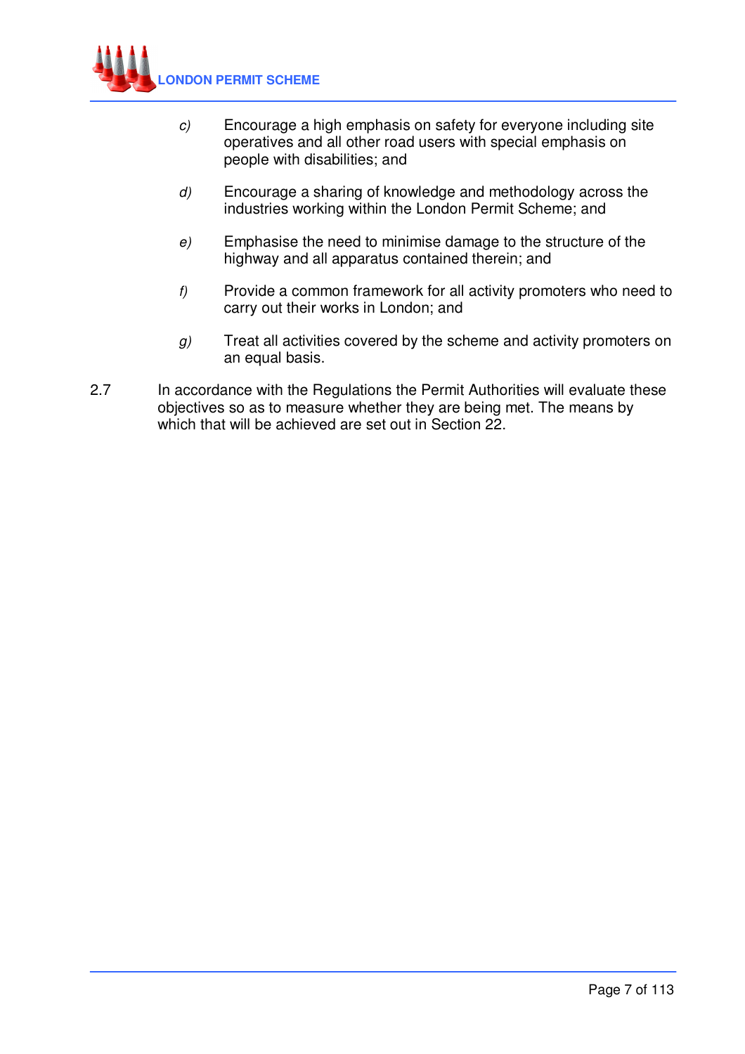*c)* Encourage a high emphasis on safety for everyone including site operatives and all other road users with special emphasis on people with disabilities; and

*d)* Encourage a sharing of knowledge and methodology across the industries working within the London Permit Scheme; and

*e)* Emphasise the need to minimise damage to the structure of the highway and all apparatus contained therein; and

*f)* Provide a common framework for all activity promoters who need to carry out their works in London; and

*g)* Treat all activities covered by the scheme and activity promoters on an equal basis.

2.7 In accordance with the Regulations the Permit Authorities will evaluate these objectives so as to measure whether they are being met. The means by which that will be achieved are set out in Section 22.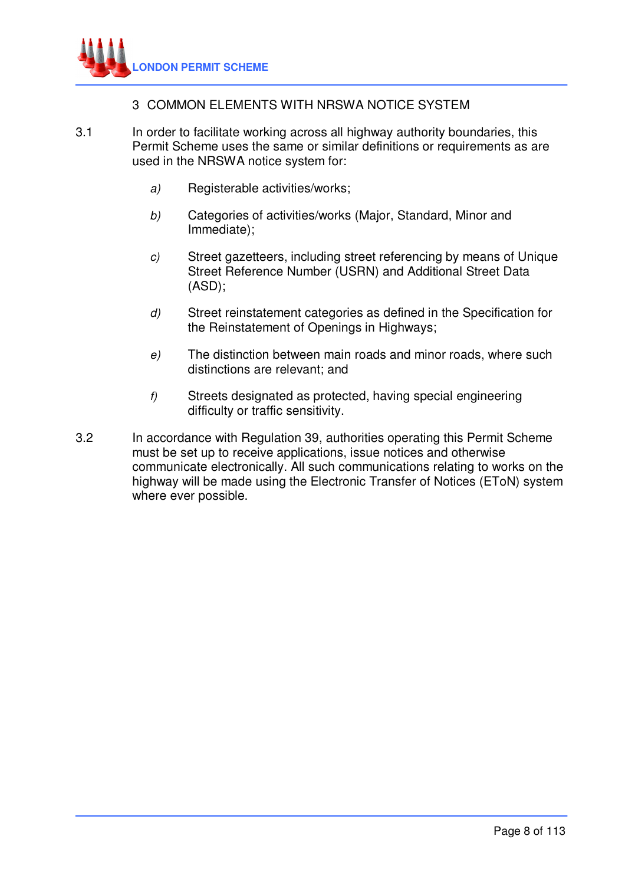# 3 COMMON ELEMENTS WITH NRSWA NOTICE SYSTEM

3.1 In order to facilitate working across all highway authority boundaries, this Permit Scheme uses the same or similar definitions or requirements as are used in the NRSWA notice system for:

*a)* Registerable activities/works;

*b)* Categories of activities/works (Major, Standard, Minor and Immediate);

*c)* Street gazetteers, including street referencing by means of Unique Street Reference Number (USRN) and Additional Street Data (ASD);

*d)* Street reinstatement categories as defined in the Specification for the Reinstatement of Openings in Highways;

*e)* The distinction between main roads and minor roads, where such distinctions are relevant; and

*f)* Streets designated as protected, having special engineering difficulty or traffic sensitivity.

3.2 In accordance with Regulation 39, authorities operating this Permit Scheme must be set up to receive applications, issue notices and otherwise communicate electronically. All such communications relating to works on the highway will be made using the Electronic Transfer of Notices (EToN) system where ever possible.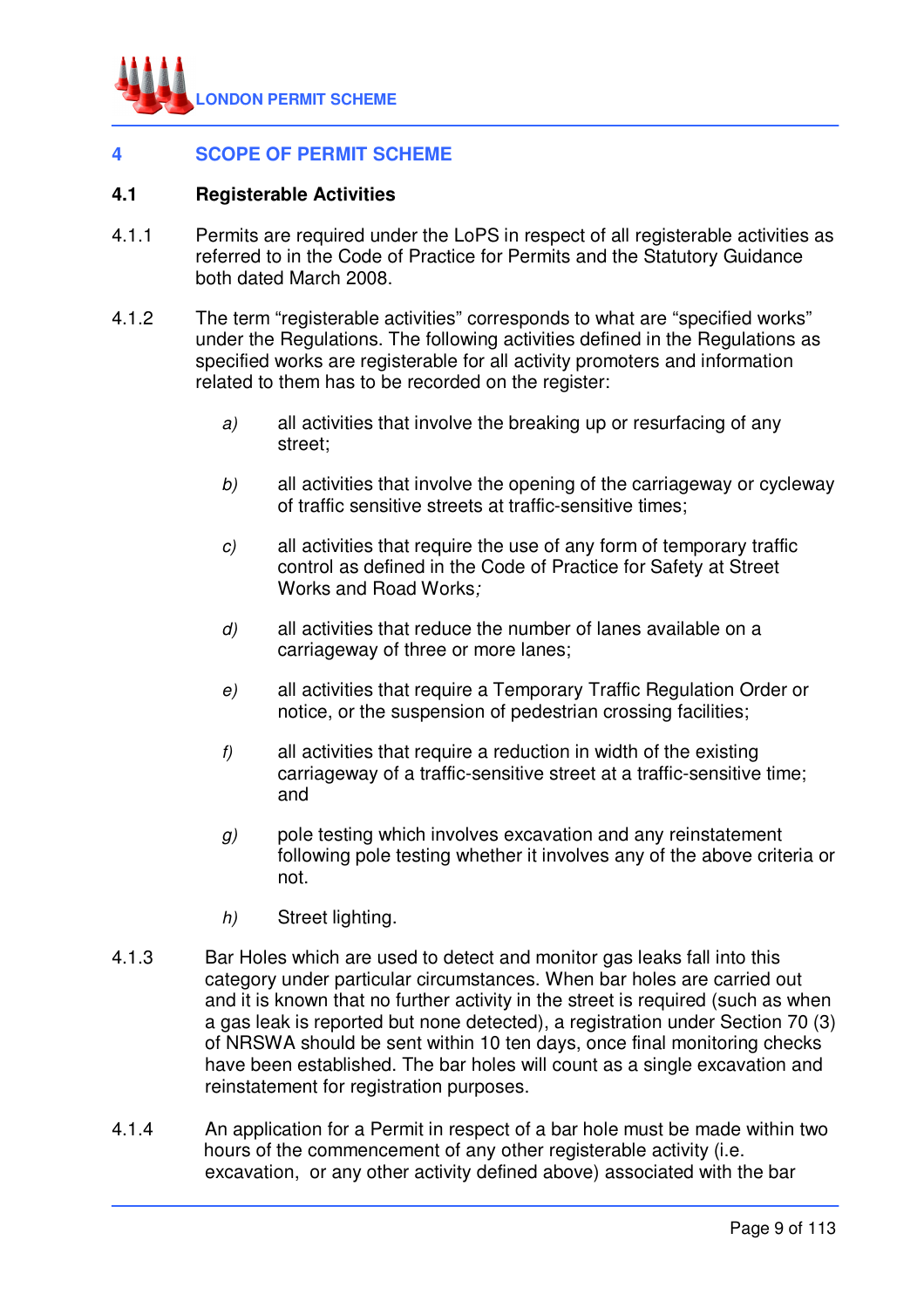# 4 SCOPE OF PERMIT SCHEME

## 4.1 Registerable Activities

4.1.1 Permits are required under the LoPS in respect of all registerable activities as referred to in the Code of Practice for Permits and the Statutory Guidance both dated March 2008.

4.1.2 The term "registerable activities" corresponds to what are "specified works" under the Regulations. The following activities defined in the Regulations as specified works are registerable for all activity promoters and information related to them has to be recorded on the register:

*a)* all activities that involve the breaking up or resurfacing of any street;

*b)* all activities that involve the opening of the carriageway or cycleway of traffic sensitive streets at traffic-sensitive times;

*c)* all activities that require the use of any form of temporary traffic control as defined in the Code of Practice for Safety at Street Works and Road Works*;*

*d)* all activities that reduce the number of lanes available on a carriageway of three or more lanes;

*e)* all activities that require a Temporary Traffic Regulation Order or notice, or the suspension of pedestrian crossing facilities;

*f)* all activities that require a reduction in width of the existing carriageway of a traffic-sensitive street at a traffic-sensitive time; and

*g)* pole testing which involves excavation and any reinstatement following pole testing whether it involves any of the above criteria or not.

*h)* Street lighting.

4.1.3 Bar Holes which are used to detect and monitor gas leaks fall into this category under particular circumstances. When bar holes are carried out and it is known that no further activity in the street is required (such as when a gas leak is reported but none detected), a registration under Section 70 (3) of NRSWA should be sent within 10 ten days, once final monitoring checks have been established. The bar holes will count as a single excavation and reinstatement for registration purposes.

4.1.4 An application for a Permit in respect of a bar hole must be made within two hours of the commencement of any other registerable activity (i.e. excavation, or any other activity defined above) associated with the bar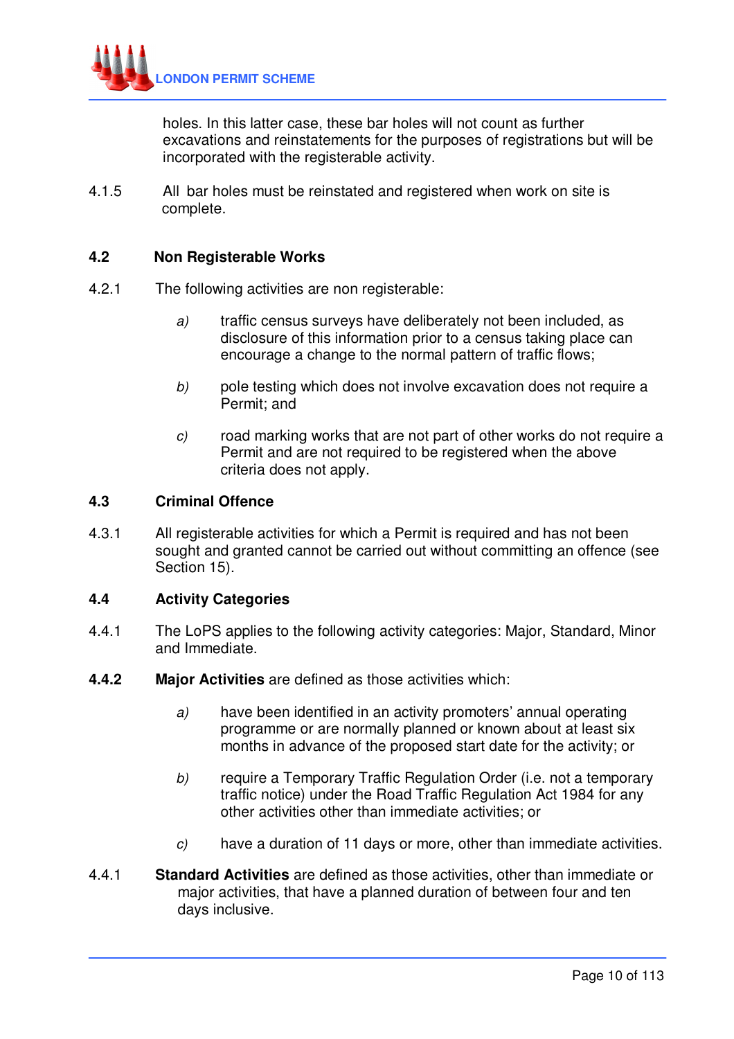holes. In this latter case, these bar holes will not count as further excavations and reinstatements for the purposes of registrations but will be incorporated with the registerable activity.

4.1.5 All bar holes must be reinstated and registered when work on site is complete.

## 4.2 Non Registerable Works

4.2.1 The following activities are non registerable:

*a)* traffic census surveys have deliberately not been included, as disclosure of this information prior to a census taking place can encourage a change to the normal pattern of traffic flows;

*b)* pole testing which does not involve excavation does not require a Permit; and

*c)* road marking works that are not part of other works do not require a Permit and are not required to be registered when the above criteria does not apply.

## 4.3 Criminal Offence

4.3.1 All registerable activities for which a Permit is required and has not been sought and granted cannot be carried out without committing an offence (see Section 15).

## 4.4 Activity Categories

4.4.1 The LoPS applies to the following activity categories: Major, Standard, Minor and Immediate.

**4.4.2** **Major Activities** are defined as those activities which:

*a)* have been identified in an activity promoters' annual operating programme or are normally planned or known about at least six months in advance of the proposed start date for the activity; or

*b)* require a Temporary Traffic Regulation Order (i.e. not a temporary traffic notice) under the Road Traffic Regulation Act 1984 for any other activities other than immediate activities; or

*c)* have a duration of 11 days or more, other than immediate activities.

4.4.1 **Standard Activities** are defined as those activities, other than immediate or major activities, that have a planned duration of between four and ten days inclusive.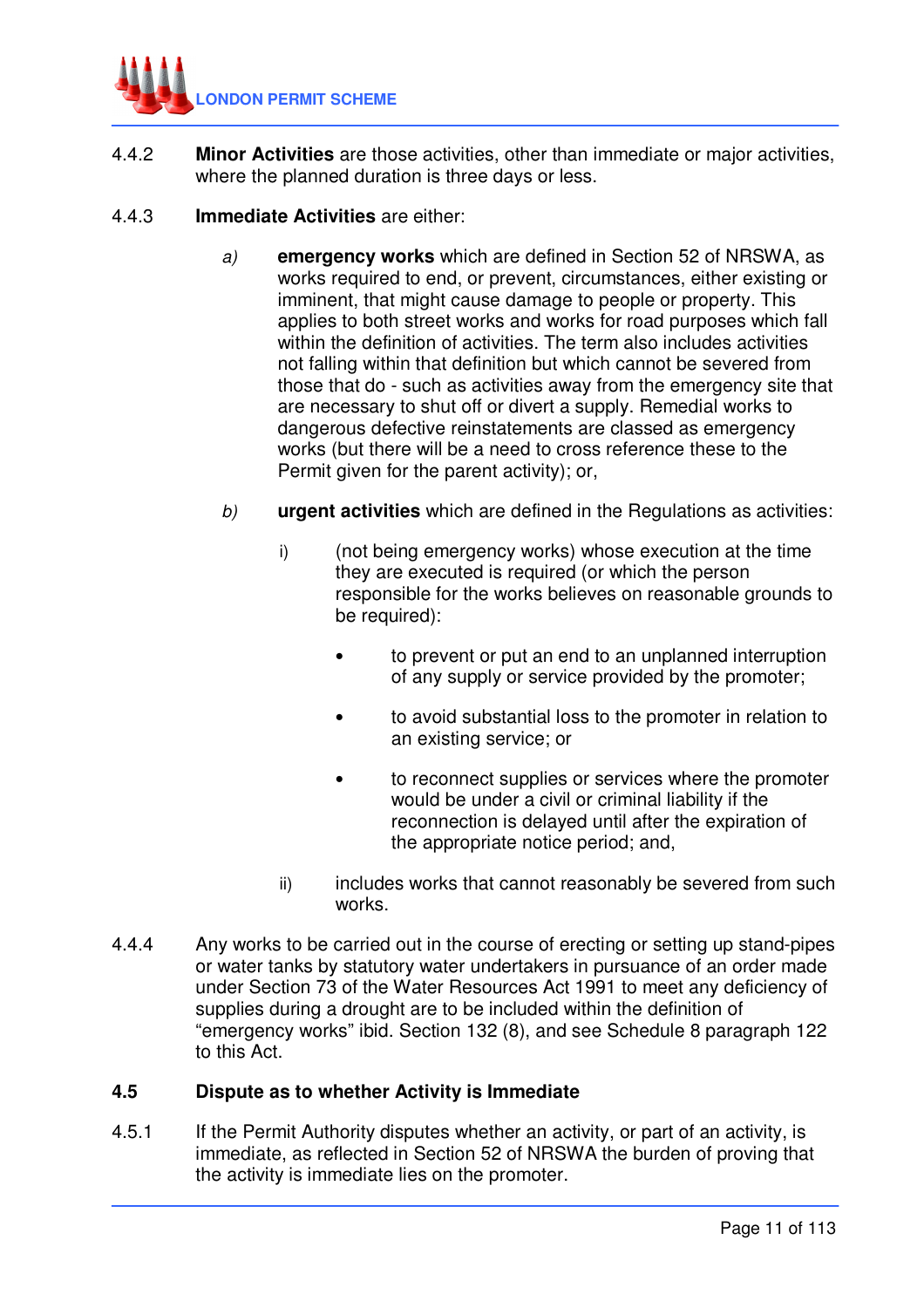4.4.2 **Minor Activities** are those activities, other than immediate or major activities, where the planned duration is three days or less.

4.4.3 **Immediate Activities** are either:

*a)* **emergency works** which are defined in Section 52 of NRSWA, as works required to end, or prevent, circumstances, either existing or imminent, that might cause damage to people or property. This applies to both street works and works for road purposes which fall within the definition of activities. The term also includes activities not falling within that definition but which cannot be severed from those that do - such as activities away from the emergency site that are necessary to shut off or divert a supply. Remedial works to dangerous defective reinstatements are classed as emergency works (but there will be a need to cross reference these to the Permit given for the parent activity); or,

*b)* **urgent activities** which are defined in the Regulations as activities:

i) (not being emergency works) whose execution at the time they are executed is required (or which the person responsible for the works believes on reasonable grounds to be required):

- to prevent or put an end to an unplanned interruption of any supply or service provided by the promoter;
- to avoid substantial loss to the promoter in relation to an existing service; or
- to reconnect supplies or services where the promoter would be under a civil or criminal liability if the reconnection is delayed until after the expiration of the appropriate notice period; and,

ii) includes works that cannot reasonably be severed from such works.

4.4.4 Any works to be carried out in the course of erecting or setting up stand-pipes or water tanks by statutory water undertakers in pursuance of an order made under Section 73 of the Water Resources Act 1991 to meet any deficiency of supplies during a drought are to be included within the definition of "emergency works" ibid. Section 132 (8), and see Schedule 8 paragraph 122 to this Act.

## 4.5 Dispute as to whether Activity is Immediate

4.5.1 If the Permit Authority disputes whether an activity, or part of an activity, is immediate, as reflected in Section 52 of NRSWA the burden of proving that the activity is immediate lies on the promoter.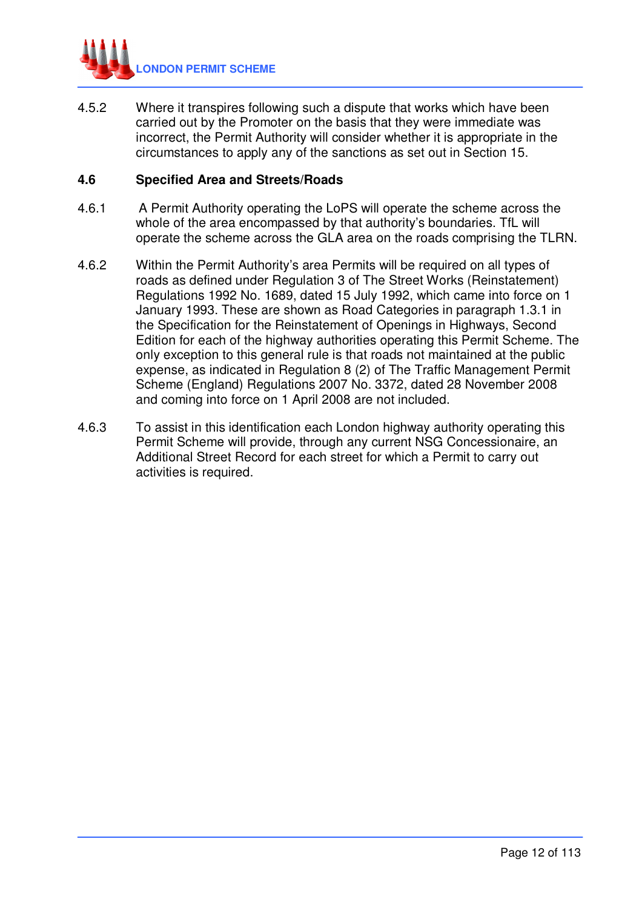4.5.2 Where it transpires following such a dispute that works which have been carried out by the Promoter on the basis that they were immediate was incorrect, the Permit Authority will consider whether it is appropriate in the circumstances to apply any of the sanctions as set out in Section 15.

## 4.6 Specified Area and Streets/Roads

4.6.1 A Permit Authority operating the LoPS will operate the scheme across the whole of the area encompassed by that authority's boundaries. TfL will operate the scheme across the GLA area on the roads comprising the TLRN.

4.6.2 Within the Permit Authority's area Permits will be required on all types of roads as defined under Regulation 3 of The Street Works (Reinstatement) Regulations 1992 No. 1689, dated 15 July 1992, which came into force on 1 January 1993. These are shown as Road Categories in paragraph 1.3.1 in the Specification for the Reinstatement of Openings in Highways, Second Edition for each of the highway authorities operating this Permit Scheme. The only exception to this general rule is that roads not maintained at the public expense, as indicated in Regulation 8 (2) of The Traffic Management Permit Scheme (England) Regulations 2007 No. 3372, dated 28 November 2008 and coming into force on 1 April 2008 are not included.

4.6.3 To assist in this identification each London highway authority operating this Permit Scheme will provide, through any current NSG Concessionaire, an Additional Street Record for each street for which a Permit to carry out activities is required.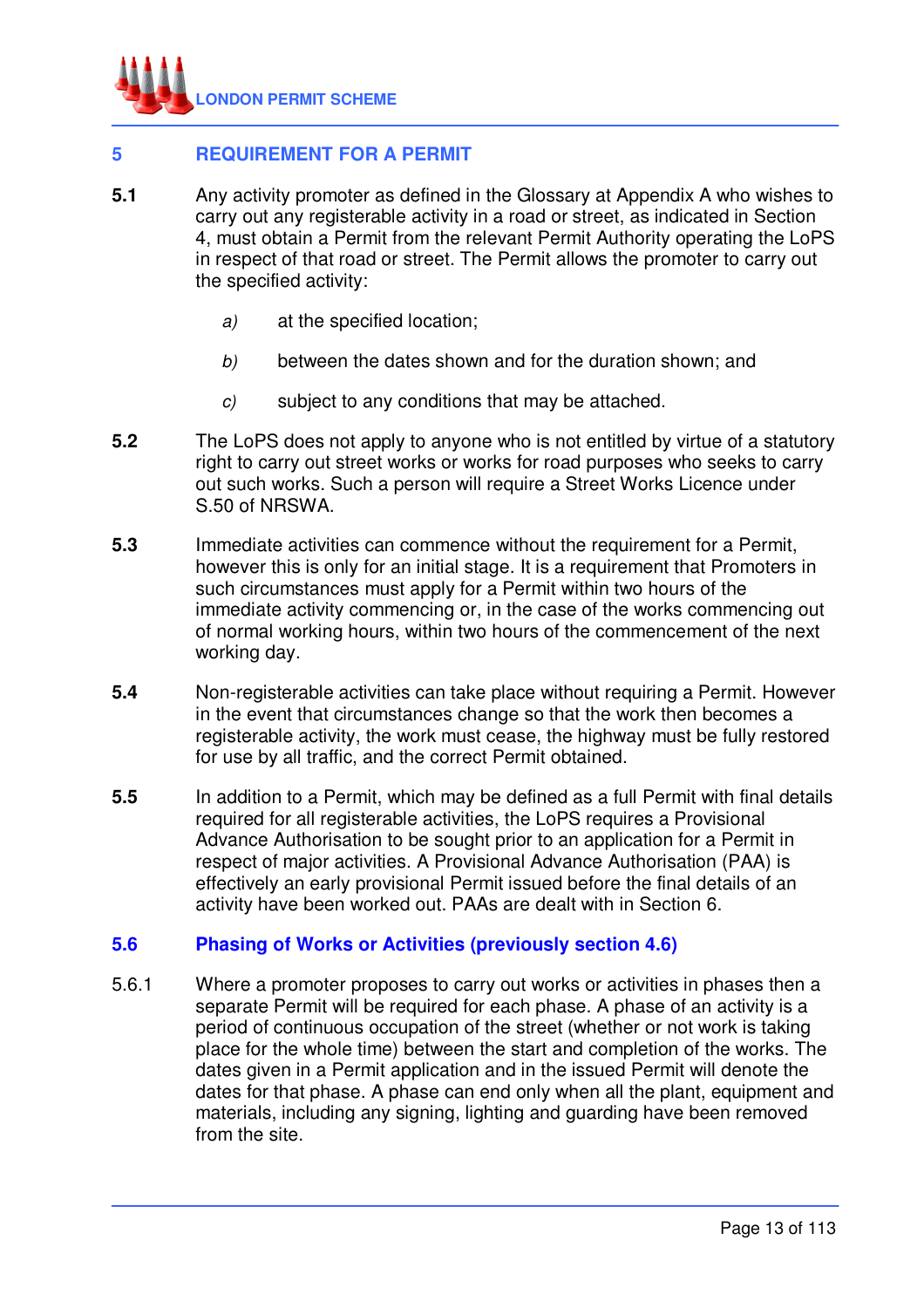## 5 REQUIREMENT FOR A PERMIT

**5.1** Any activity promoter as defined in the Glossary at Appendix A who wishes to carry out any registerable activity in a road or street, as indicated in Section 4, must obtain a Permit from the relevant Permit Authority operating the LoPS in respect of that road or street. The Permit allows the promoter to carry out the specified activity:

*a)* at the specified location;

*b)* between the dates shown and for the duration shown; and

*c)* subject to any conditions that may be attached.

**5.2** The LoPS does not apply to anyone who is not entitled by virtue of a statutory right to carry out street works or works for road purposes who seeks to carry out such works. Such a person will require a Street Works Licence under S.50 of NRSWA.

**5.3** Immediate activities can commence without the requirement for a Permit, however this is only for an initial stage. It is a requirement that Promoters in such circumstances must apply for a Permit within two hours of the immediate activity commencing or, in the case of the works commencing out of normal working hours, within two hours of the commencement of the next working day.

**5.4** Non-registerable activities can take place without requiring a Permit. However in the event that circumstances change so that the work then becomes a registerable activity, the work must cease, the highway must be fully restored for use by all traffic, and the correct Permit obtained.

**5.5** In addition to a Permit, which may be defined as a full Permit with final details required for all registerable activities, the LoPS requires a Provisional Advance Authorisation to be sought prior to an application for a Permit in respect of major activities. A Provisional Advance Authorisation (PAA) is effectively an early provisional Permit issued before the final details of an activity have been worked out. PAAs are dealt with in Section 6.

### 5.6 Phasing of Works or Activities (previously section 4.6)

5.6.1 Where a promoter proposes to carry out works or activities in phases then a separate Permit will be required for each phase. A phase of an activity is a period of continuous occupation of the street (whether or not work is taking place for the whole time) between the start and completion of the works. The dates given in a Permit application and in the issued Permit will denote the dates for that phase. A phase can end only when all the plant, equipment and materials, including any signing, lighting and guarding have been removed from the site.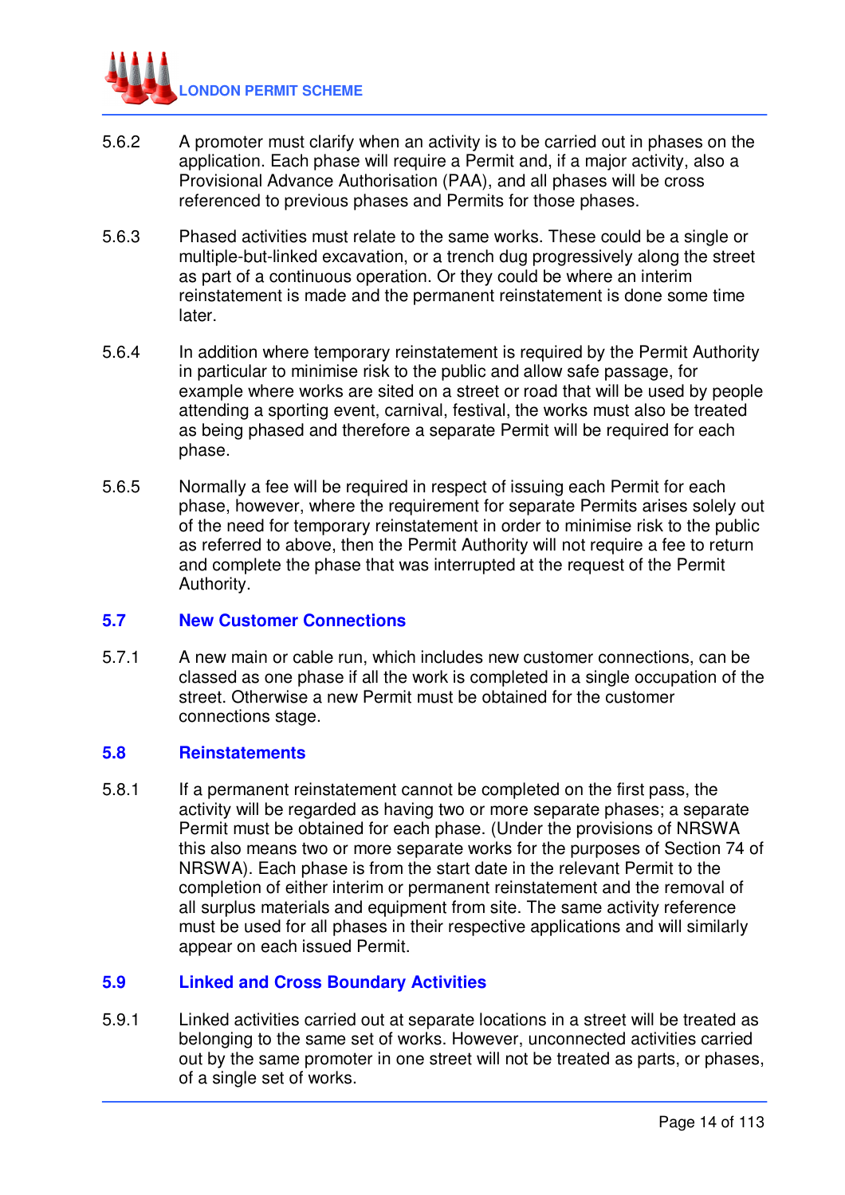5.6.2 A promoter must clarify when an activity is to be carried out in phases on the application. Each phase will require a Permit and, if a major activity, also a Provisional Advance Authorisation (PAA), and all phases will be cross referenced to previous phases and Permits for those phases.

5.6.3 Phased activities must relate to the same works. These could be a single or multiple-but-linked excavation, or a trench dug progressively along the street as part of a continuous operation. Or they could be where an interim reinstatement is made and the permanent reinstatement is done some time later.

5.6.4 In addition where temporary reinstatement is required by the Permit Authority in particular to minimise risk to the public and allow safe passage, for example where works are sited on a street or road that will be used by people attending a sporting event, carnival, festival, the works must also be treated as being phased and therefore a separate Permit will be required for each phase.

5.6.5 Normally a fee will be required in respect of issuing each Permit for each phase, however, where the requirement for separate Permits arises solely out of the need for temporary reinstatement in order to minimise risk to the public as referred to above, then the Permit Authority will not require a fee to return and complete the phase that was interrupted at the request of the Permit Authority.

## 5.7 New Customer Connections

5.7.1 A new main or cable run, which includes new customer connections, can be classed as one phase if all the work is completed in a single occupation of the street. Otherwise a new Permit must be obtained for the customer connections stage.

## 5.8 Reinstatements

5.8.1 If a permanent reinstatement cannot be completed on the first pass, the activity will be regarded as having two or more separate phases; a separate Permit must be obtained for each phase. (Under the provisions of NRSWA this also means two or more separate works for the purposes of Section 74 of NRSWA). Each phase is from the start date in the relevant Permit to the completion of either interim or permanent reinstatement and the removal of all surplus materials and equipment from site. The same activity reference must be used for all phases in their respective applications and will similarly appear on each issued Permit.

## 5.9 Linked and Cross Boundary Activities

5.9.1 Linked activities carried out at separate locations in a street will be treated as belonging to the same set of works. However, unconnected activities carried out by the same promoter in one street will not be treated as parts, or phases, of a single set of works.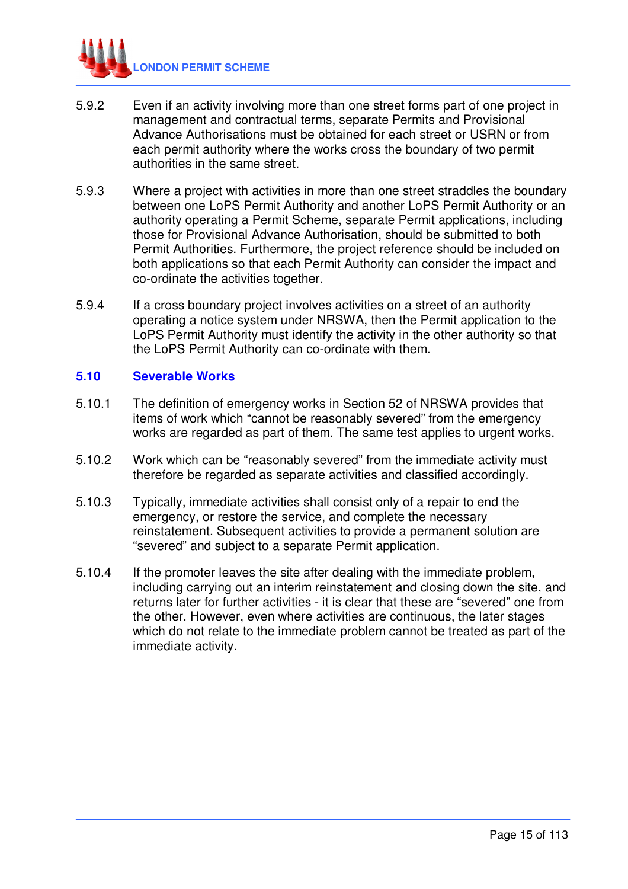5.9.2 Even if an activity involving more than one street forms part of one project in management and contractual terms, separate Permits and Provisional Advance Authorisations must be obtained for each street or USRN or from each permit authority where the works cross the boundary of two permit authorities in the same street.

5.9.3 Where a project with activities in more than one street straddles the boundary between one LoPS Permit Authority and another LoPS Permit Authority or an authority operating a Permit Scheme, separate Permit applications, including those for Provisional Advance Authorisation, should be submitted to both Permit Authorities. Furthermore, the project reference should be included on both applications so that each Permit Authority can consider the impact and co-ordinate the activities together.

5.9.4 If a cross boundary project involves activities on a street of an authority operating a notice system under NRSWA, then the Permit application to the LoPS Permit Authority must identify the activity in the other authority so that the LoPS Permit Authority can co-ordinate with them.

## 5.10 Severable Works

5.10.1 The definition of emergency works in Section 52 of NRSWA provides that items of work which "cannot be reasonably severed" from the emergency works are regarded as part of them. The same test applies to urgent works.

5.10.2 Work which can be "reasonably severed" from the immediate activity must therefore be regarded as separate activities and classified accordingly.

5.10.3 Typically, immediate activities shall consist only of a repair to end the emergency, or restore the service, and complete the necessary reinstatement. Subsequent activities to provide a permanent solution are "severed" and subject to a separate Permit application.

5.10.4 If the promoter leaves the site after dealing with the immediate problem, including carrying out an interim reinstatement and closing down the site, and returns later for further activities - it is clear that these are "severed" one from the other. However, even where activities are continuous, the later stages which do not relate to the immediate problem cannot be treated as part of the immediate activity.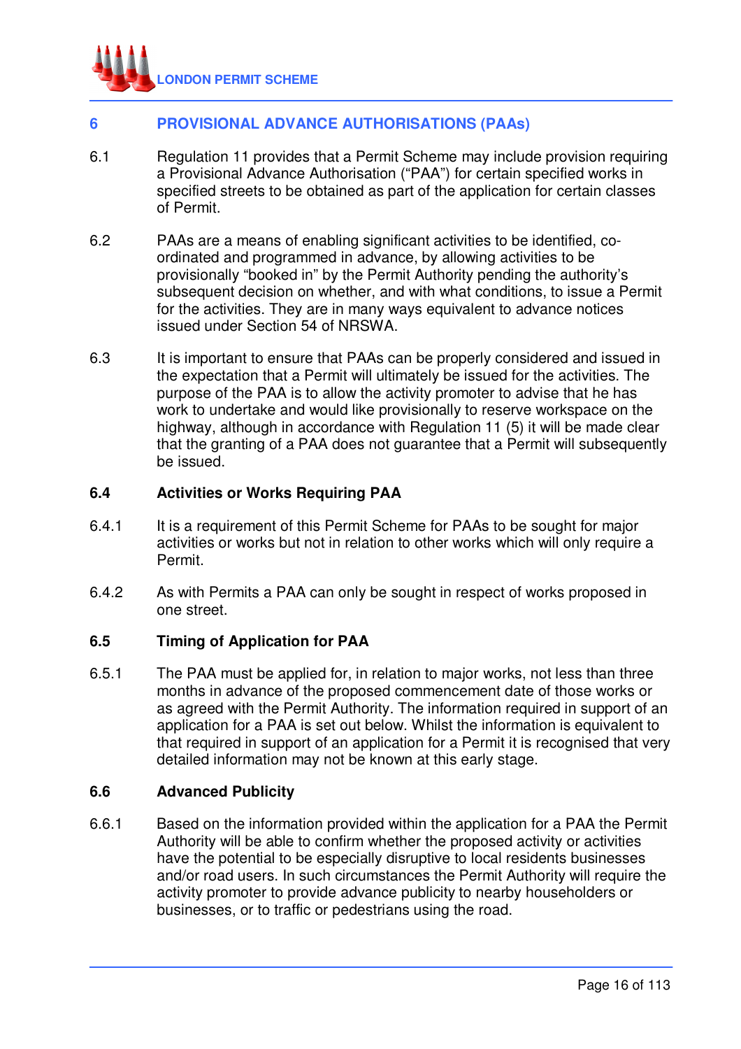## 6 PROVISIONAL ADVANCE AUTHORISATIONS (PAAs)

6.1 Regulation 11 provides that a Permit Scheme may include provision requiring a Provisional Advance Authorisation ("PAA") for certain specified works in specified streets to be obtained as part of the application for certain classes of Permit.

6.2 PAAs are a means of enabling significant activities to be identified, co-ordinated and programmed in advance, by allowing activities to be provisionally "booked in" by the Permit Authority pending the authority's subsequent decision on whether, and with what conditions, to issue a Permit for the activities. They are in many ways equivalent to advance notices issued under Section 54 of NRSWA.

6.3 It is important to ensure that PAAs can be properly considered and issued in the expectation that a Permit will ultimately be issued for the activities. The purpose of the PAA is to allow the activity promoter to advise that he has work to undertake and would like provisionally to reserve workspace on the highway, although in accordance with Regulation 11 (5) it will be made clear that the granting of a PAA does not guarantee that a Permit will subsequently be issued.

### 6.4 Activities or Works Requiring PAA

6.4.1 It is a requirement of this Permit Scheme for PAAs to be sought for major activities or works but not in relation to other works which will only require a Permit.

6.4.2 As with Permits a PAA can only be sought in respect of works proposed in one street.

### 6.5 Timing of Application for PAA

6.5.1 The PAA must be applied for, in relation to major works, not less than three months in advance of the proposed commencement date of those works or as agreed with the Permit Authority. The information required in support of an application for a PAA is set out below. Whilst the information is equivalent to that required in support of an application for a Permit it is recognised that very detailed information may not be known at this early stage.

### 6.6 Advanced Publicity

6.6.1 Based on the information provided within the application for a PAA the Permit Authority will be able to confirm whether the proposed activity or activities have the potential to be especially disruptive to local residents businesses and/or road users. In such circumstances the Permit Authority will require the activity promoter to provide advance publicity to nearby householders or businesses, or to traffic or pedestrians using the road.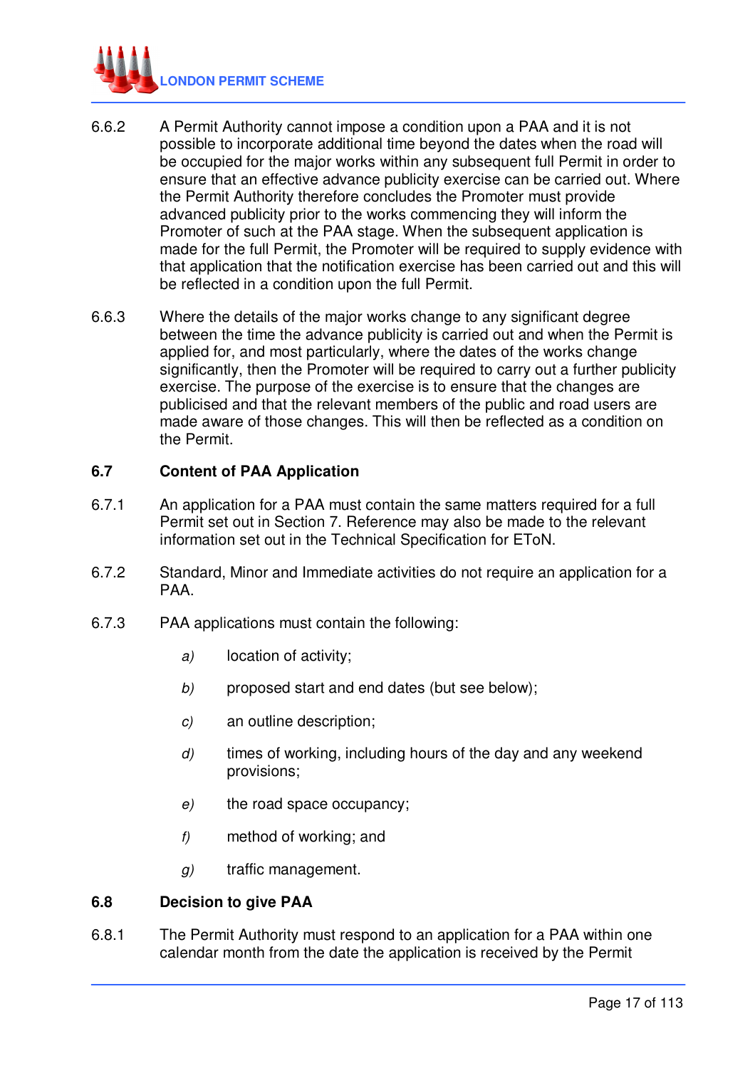6.6.2 A Permit Authority cannot impose a condition upon a PAA and it is not possible to incorporate additional time beyond the dates when the road will be occupied for the major works within any subsequent full Permit in order to ensure that an effective advance publicity exercise can be carried out. Where the Permit Authority therefore concludes the Promoter must provide advanced publicity prior to the works commencing they will inform the Promoter of such at the PAA stage. When the subsequent application is made for the full Permit, the Promoter will be required to supply evidence with that application that the notification exercise has been carried out and this will be reflected in a condition upon the full Permit.

6.6.3 Where the details of the major works change to any significant degree between the time the advance publicity is carried out and when the Permit is applied for, and most particularly, where the dates of the works change significantly, then the Promoter will be required to carry out a further publicity exercise. The purpose of the exercise is to ensure that the changes are publicised and that the relevant members of the public and road users are made aware of those changes. This will then be reflected as a condition on the Permit.

## 6.7 Content of PAA Application

6.7.1 An application for a PAA must contain the same matters required for a full Permit set out in Section 7. Reference may also be made to the relevant information set out in the Technical Specification for EToN.

6.7.2 Standard, Minor and Immediate activities do not require an application for a PAA.

6.7.3 PAA applications must contain the following:

- *a)* location of activity;
- *b)* proposed start and end dates (but see below);
- *c)* an outline description;
- *d)* times of working, including hours of the day and any weekend provisions;
- *e)* the road space occupancy;
- *f)* method of working; and
- *g)* traffic management.

## 6.8 Decision to give PAA

6.8.1 The Permit Authority must respond to an application for a PAA within one calendar month from the date the application is received by the Permit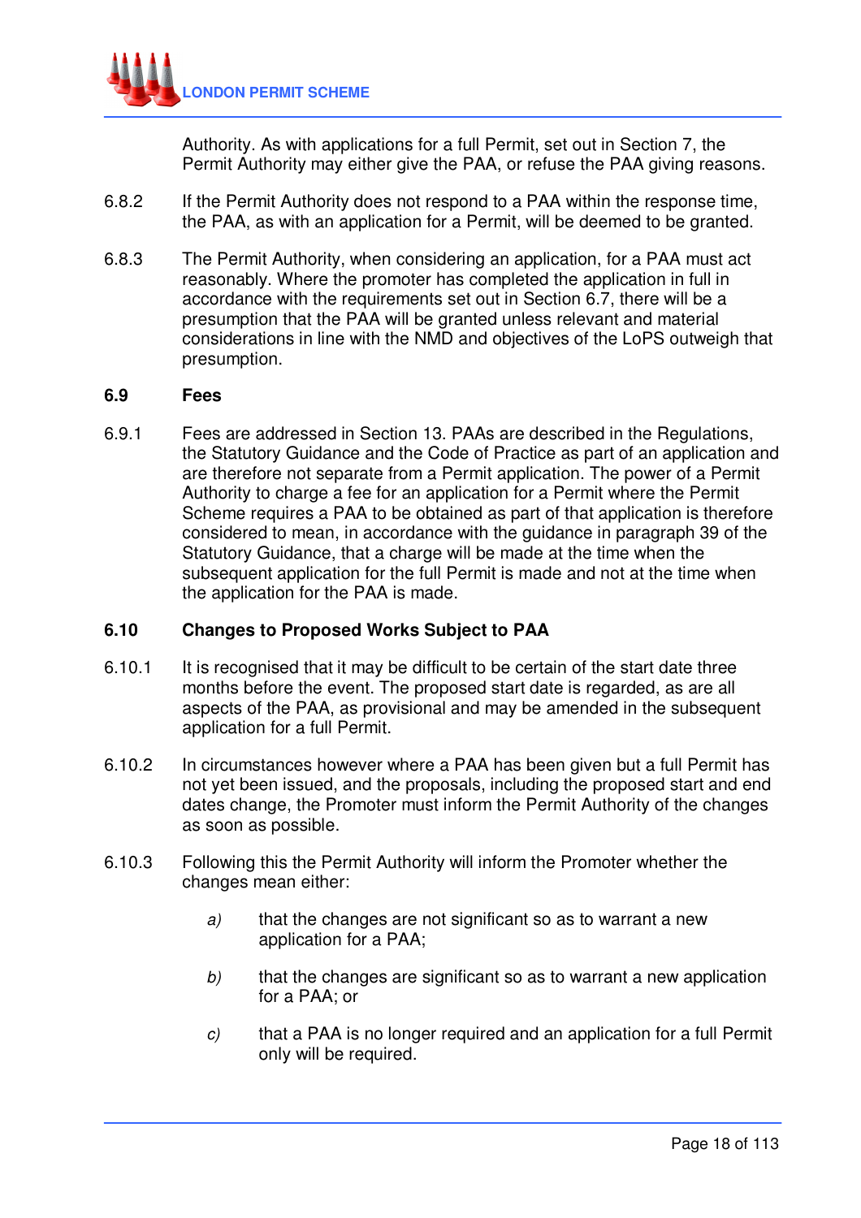Authority. As with applications for a full Permit, set out in Section 7, the Permit Authority may either give the PAA, or refuse the PAA giving reasons.

6.8.2 If the Permit Authority does not respond to a PAA within the response time, the PAA, as with an application for a Permit, will be deemed to be granted.

6.8.3 The Permit Authority, when considering an application, for a PAA must act reasonably. Where the promoter has completed the application in full in accordance with the requirements set out in Section 6.7, there will be a presumption that the PAA will be granted unless relevant and material considerations in line with the NMD and objectives of the LoPS outweigh that presumption.

### 6.9 Fees

6.9.1 Fees are addressed in Section 13. PAAs are described in the Regulations, the Statutory Guidance and the Code of Practice as part of an application and are therefore not separate from a Permit application. The power of a Permit Authority to charge a fee for an application for a Permit where the Permit Scheme requires a PAA to be obtained as part of that application is therefore considered to mean, in accordance with the guidance in paragraph 39 of the Statutory Guidance, that a charge will be made at the time when the subsequent application for the full Permit is made and not at the time when the application for the PAA is made.

### 6.10 Changes to Proposed Works Subject to PAA

6.10.1 It is recognised that it may be difficult to be certain of the start date three months before the event. The proposed start date is regarded, as are all aspects of the PAA, as provisional and may be amended in the subsequent application for a full Permit.

6.10.2 In circumstances however where a PAA has been given but a full Permit has not yet been issued, and the proposals, including the proposed start and end dates change, the Promoter must inform the Permit Authority of the changes as soon as possible.

6.10.3 Following this the Permit Authority will inform the Promoter whether the changes mean either:

*a)* that the changes are not significant so as to warrant a new application for a PAA;

*b)* that the changes are significant so as to warrant a new application for a PAA; or

*c)* that a PAA is no longer required and an application for a full Permit only will be required.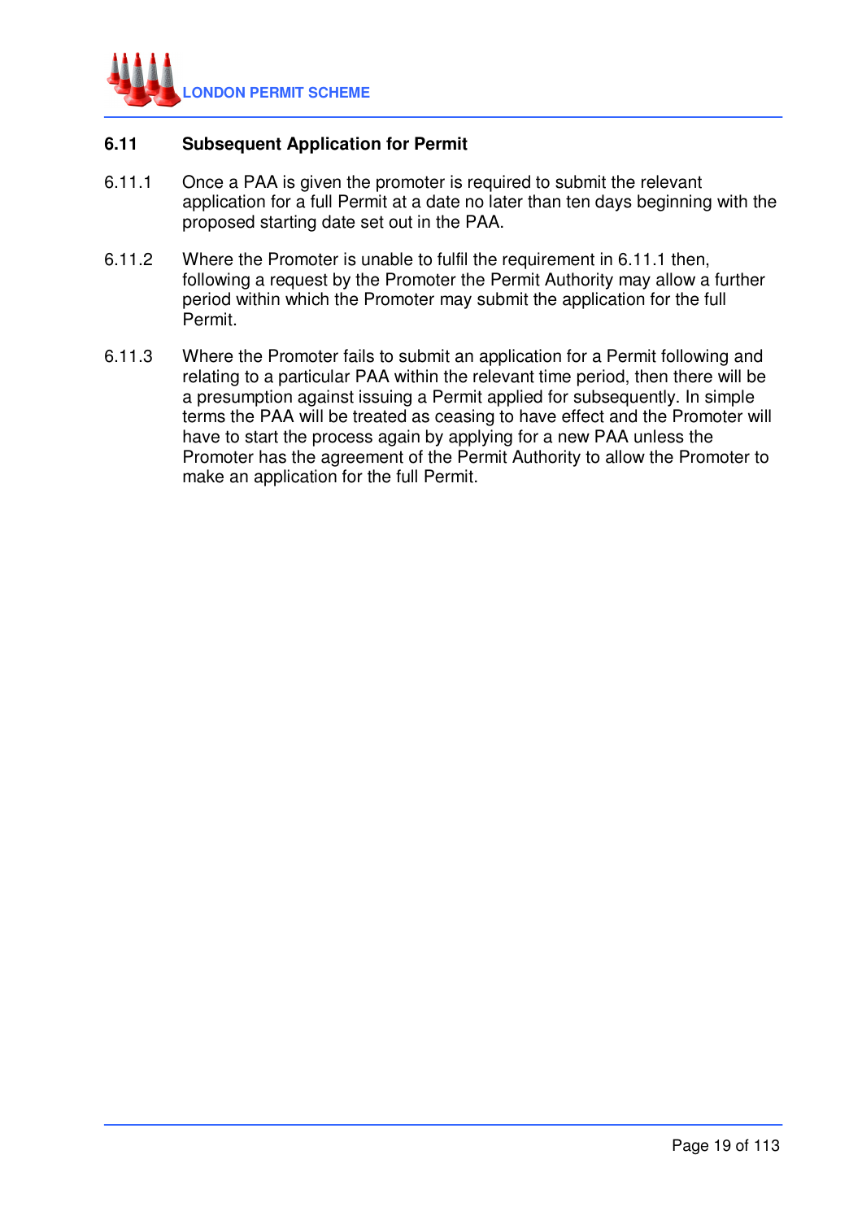### 6.11 Subsequent Application for Permit

6.11.1 Once a PAA is given the promoter is required to submit the relevant application for a full Permit at a date no later than ten days beginning with the proposed starting date set out in the PAA.

6.11.2 Where the Promoter is unable to fulfil the requirement in 6.11.1 then, following a request by the Promoter the Permit Authority may allow a further period within which the Promoter may submit the application for the full Permit.

6.11.3 Where the Promoter fails to submit an application for a Permit following and relating to a particular PAA within the relevant time period, then there will be a presumption against issuing a Permit applied for subsequently. In simple terms the PAA will be treated as ceasing to have effect and the Promoter will have to start the process again by applying for a new PAA unless the Promoter has the agreement of the Permit Authority to allow the Promoter to make an application for the full Permit.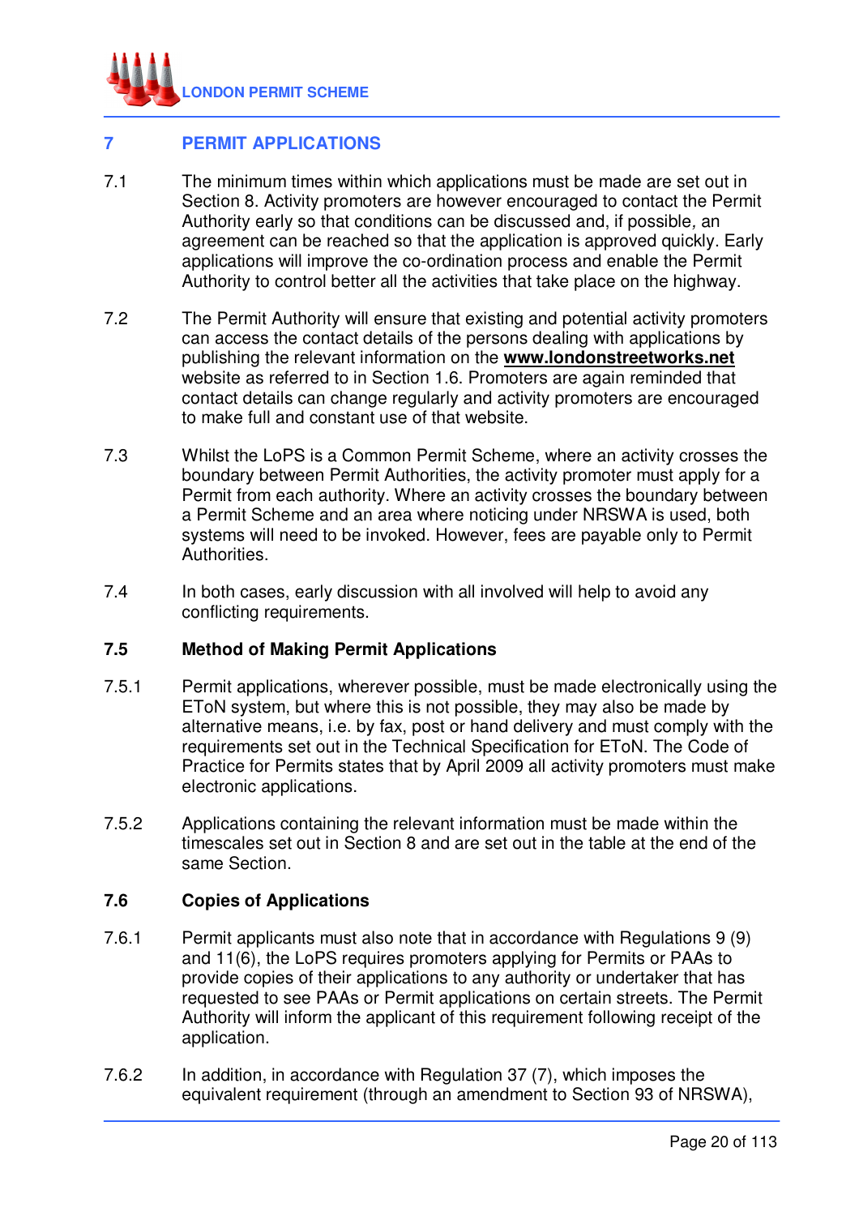## 7 PERMIT APPLICATIONS

7.1 The minimum times within which applications must be made are set out in Section 8. Activity promoters are however encouraged to contact the Permit Authority early so that conditions can be discussed and, if possible, an agreement can be reached so that the application is approved quickly. Early applications will improve the co-ordination process and enable the Permit Authority to control better all the activities that take place on the highway.

7.2 The Permit Authority will ensure that existing and potential activity promoters can access the contact details of the persons dealing with applications by publishing the relevant information on the **www.londonstreetworks.net** website as referred to in Section 1.6. Promoters are again reminded that contact details can change regularly and activity promoters are encouraged to make full and constant use of that website.

7.3 Whilst the LoPS is a Common Permit Scheme, where an activity crosses the boundary between Permit Authorities, the activity promoter must apply for a Permit from each authority. Where an activity crosses the boundary between a Permit Scheme and an area where noticing under NRSWA is used, both systems will need to be invoked. However, fees are payable only to Permit Authorities.

7.4 In both cases, early discussion with all involved will help to avoid any conflicting requirements.

### 7.5 Method of Making Permit Applications

7.5.1 Permit applications, wherever possible, must be made electronically using the EToN system, but where this is not possible, they may also be made by alternative means, i.e. by fax, post or hand delivery and must comply with the requirements set out in the Technical Specification for EToN. The Code of Practice for Permits states that by April 2009 all activity promoters must make electronic applications.

7.5.2 Applications containing the relevant information must be made within the timescales set out in Section 8 and are set out in the table at the end of the same Section.

### 7.6 Copies of Applications

7.6.1 Permit applicants must also note that in accordance with Regulations 9 (9) and 11(6), the LoPS requires promoters applying for Permits or PAAs to provide copies of their applications to any authority or undertaker that has requested to see PAAs or Permit applications on certain streets. The Permit Authority will inform the applicant of this requirement following receipt of the application.

7.6.2 In addition, in accordance with Regulation 37 (7), which imposes the equivalent requirement (through an amendment to Section 93 of NRSWA),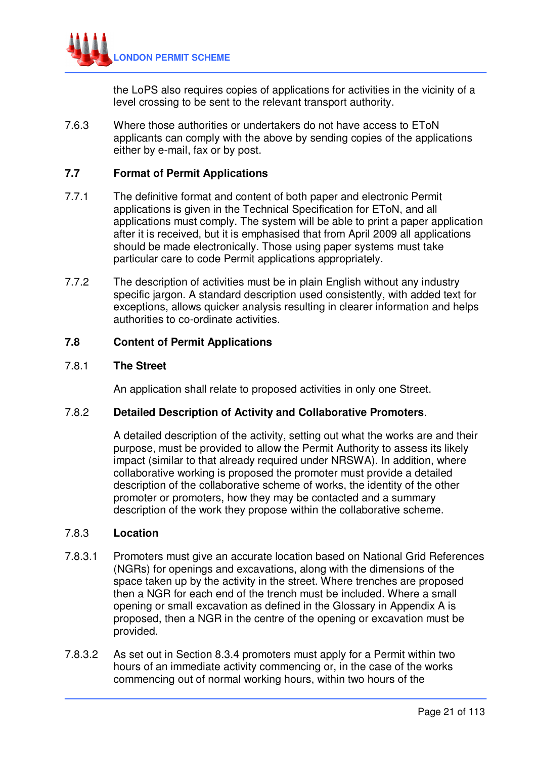the LoPS also requires copies of applications for activities in the vicinity of a level crossing to be sent to the relevant transport authority.

7.6.3 Where those authorities or undertakers do not have access to EToN applicants can comply with the above by sending copies of the applications either by e-mail, fax or by post.

## 7.7 Format of Permit Applications

7.7.1 The definitive format and content of both paper and electronic Permit applications is given in the Technical Specification for EToN, and all applications must comply. The system will be able to print a paper application after it is received, but it is emphasised that from April 2009 all applications should be made electronically. Those using paper systems must take particular care to code Permit applications appropriately.

7.7.2 The description of activities must be in plain English without any industry specific jargon. A standard description used consistently, with added text for exceptions, allows quicker analysis resulting in clearer information and helps authorities to co-ordinate activities.

## 7.8 Content of Permit Applications

### 7.8.1 The Street

An application shall relate to proposed activities in only one Street.

### 7.8.2 Detailed Description of Activity and Collaborative Promoters.

A detailed description of the activity, setting out what the works are and their purpose, must be provided to allow the Permit Authority to assess its likely impact (similar to that already required under NRSWA). In addition, where collaborative working is proposed the promoter must provide a detailed description of the collaborative scheme of works, the identity of the other promoter or promoters, how they may be contacted and a summary description of the work they propose within the collaborative scheme.

### 7.8.3 Location

7.8.3.1 Promoters must give an accurate location based on National Grid References (NGRs) for openings and excavations, along with the dimensions of the space taken up by the activity in the street. Where trenches are proposed then a NGR for each end of the trench must be included. Where a small opening or small excavation as defined in the Glossary in Appendix A is proposed, then a NGR in the centre of the opening or excavation must be provided.

7.8.3.2 As set out in Section 8.3.4 promoters must apply for a Permit within two hours of an immediate activity commencing or, in the case of the works commencing out of normal working hours, within two hours of the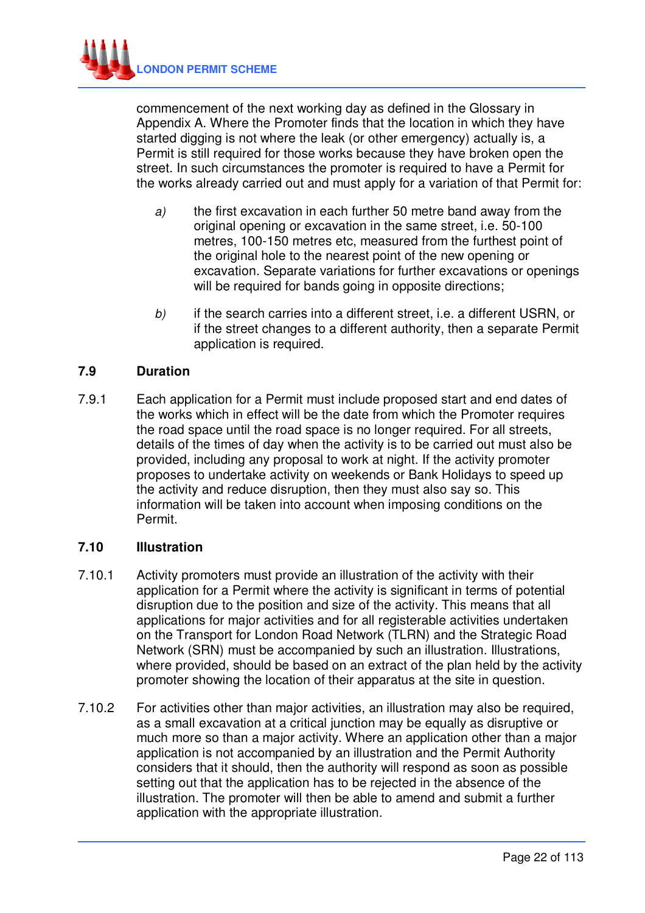commencement of the next working day as defined in the Glossary in Appendix A. Where the Promoter finds that the location in which they have started digging is not where the leak (or other emergency) actually is, a Permit is still required for those works because they have broken open the street. In such circumstances the promoter is required to have a Permit for the works already carried out and must apply for a variation of that Permit for:

*a)* the first excavation in each further 50 metre band away from the original opening or excavation in the same street, i.e. 50-100 metres, 100-150 metres etc, measured from the furthest point of the original hole to the nearest point of the new opening or excavation. Separate variations for further excavations or openings will be required for bands going in opposite directions;

*b)* if the search carries into a different street, i.e. a different USRN, or if the street changes to a different authority, then a separate Permit application is required.

## 7.9 Duration

7.9.1 Each application for a Permit must include proposed start and end dates of the works which in effect will be the date from which the Promoter requires the road space until the road space is no longer required. For all streets, details of the times of day when the activity is to be carried out must also be provided, including any proposal to work at night. If the activity promoter proposes to undertake activity on weekends or Bank Holidays to speed up the activity and reduce disruption, then they must also say so. This information will be taken into account when imposing conditions on the Permit.

## 7.10 Illustration

7.10.1 Activity promoters must provide an illustration of the activity with their application for a Permit where the activity is significant in terms of potential disruption due to the position and size of the activity. This means that all applications for major activities and for all registerable activities undertaken on the Transport for London Road Network (TLRN) and the Strategic Road Network (SRN) must be accompanied by such an illustration. Illustrations, where provided, should be based on an extract of the plan held by the activity promoter showing the location of their apparatus at the site in question.

7.10.2 For activities other than major activities, an illustration may also be required, as a small excavation at a critical junction may be equally as disruptive or much more so than a major activity. Where an application other than a major application is not accompanied by an illustration and the Permit Authority considers that it should, then the authority will respond as soon as possible setting out that the application has to be rejected in the absence of the illustration. The promoter will then be able to amend and submit a further application with the appropriate illustration.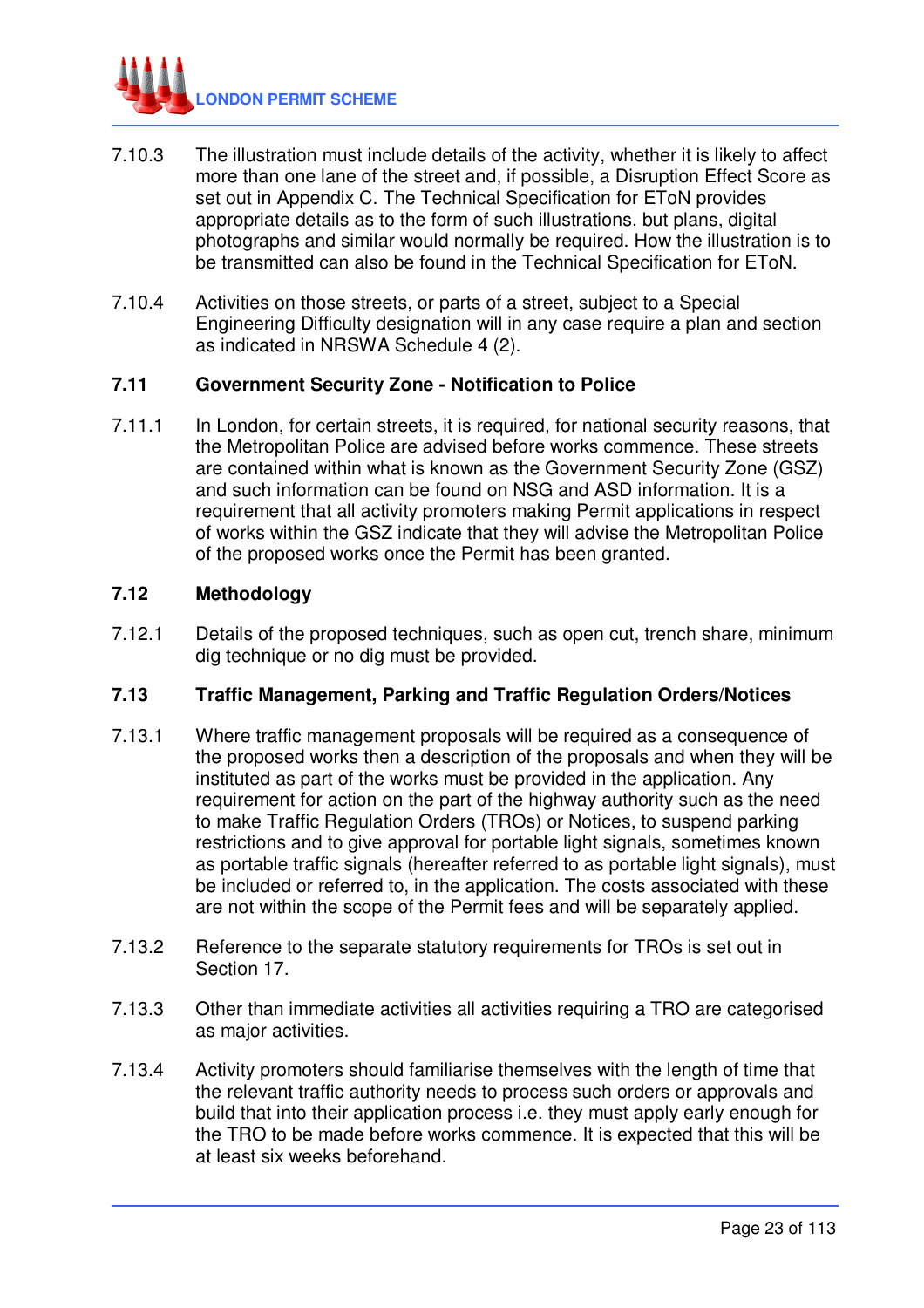7.10.3 The illustration must include details of the activity, whether it is likely to affect more than one lane of the street and, if possible, a Disruption Effect Score as set out in Appendix C. The Technical Specification for EToN provides appropriate details as to the form of such illustrations, but plans, digital photographs and similar would normally be required. How the illustration is to be transmitted can also be found in the Technical Specification for EToN.

7.10.4 Activities on those streets, or parts of a street, subject to a Special Engineering Difficulty designation will in any case require a plan and section as indicated in NRSWA Schedule 4 (2).

### 7.11 Government Security Zone - Notification to Police

7.11.1 In London, for certain streets, it is required, for national security reasons, that the Metropolitan Police are advised before works commence. These streets are contained within what is known as the Government Security Zone (GSZ) and such information can be found on NSG and ASD information. It is a requirement that all activity promoters making Permit applications in respect of works within the GSZ indicate that they will advise the Metropolitan Police of the proposed works once the Permit has been granted.

### 7.12 Methodology

7.12.1 Details of the proposed techniques, such as open cut, trench share, minimum dig technique or no dig must be provided.

### 7.13 Traffic Management, Parking and Traffic Regulation Orders/Notices

7.13.1 Where traffic management proposals will be required as a consequence of the proposed works then a description of the proposals and when they will be instituted as part of the works must be provided in the application. Any requirement for action on the part of the highway authority such as the need to make Traffic Regulation Orders (TROs) or Notices, to suspend parking restrictions and to give approval for portable light signals, sometimes known as portable traffic signals (hereafter referred to as portable light signals), must be included or referred to, in the application. The costs associated with these are not within the scope of the Permit fees and will be separately applied.

7.13.2 Reference to the separate statutory requirements for TROs is set out in Section 17.

7.13.3 Other than immediate activities all activities requiring a TRO are categorised as major activities.

7.13.4 Activity promoters should familiarise themselves with the length of time that the relevant traffic authority needs to process such orders or approvals and build that into their application process i.e. they must apply early enough for the TRO to be made before works commence. It is expected that this will be at least six weeks beforehand.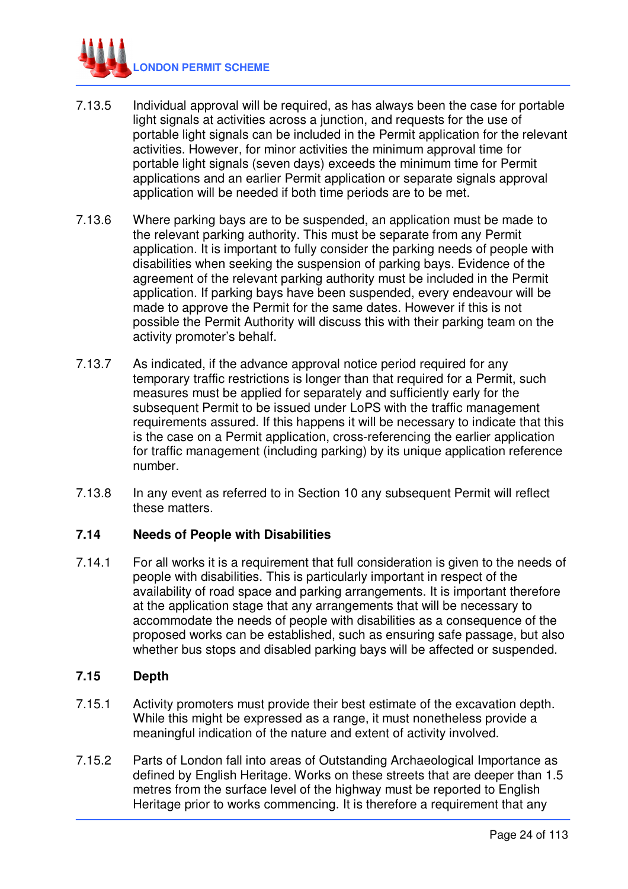7.13.5 Individual approval will be required, as has always been the case for portable light signals at activities across a junction, and requests for the use of portable light signals can be included in the Permit application for the relevant activities. However, for minor activities the minimum approval time for portable light signals (seven days) exceeds the minimum time for Permit applications and an earlier Permit application or separate signals approval application will be needed if both time periods are to be met.

7.13.6 Where parking bays are to be suspended, an application must be made to the relevant parking authority. This must be separate from any Permit application. It is important to fully consider the parking needs of people with disabilities when seeking the suspension of parking bays. Evidence of the agreement of the relevant parking authority must be included in the Permit application. If parking bays have been suspended, every endeavour will be made to approve the Permit for the same dates. However if this is not possible the Permit Authority will discuss this with their parking team on the activity promoter's behalf.

7.13.7 As indicated, if the advance approval notice period required for any temporary traffic restrictions is longer than that required for a Permit, such measures must be applied for separately and sufficiently early for the subsequent Permit to be issued under LoPS with the traffic management requirements assured. If this happens it will be necessary to indicate that this is the case on a Permit application, cross-referencing the earlier application for traffic management (including parking) by its unique application reference number.

7.13.8 In any event as referred to in Section 10 any subsequent Permit will reflect these matters.

## 7.14 Needs of People with Disabilities

7.14.1 For all works it is a requirement that full consideration is given to the needs of people with disabilities. This is particularly important in respect of the availability of road space and parking arrangements. It is important therefore at the application stage that any arrangements that will be necessary to accommodate the needs of people with disabilities as a consequence of the proposed works can be established, such as ensuring safe passage, but also whether bus stops and disabled parking bays will be affected or suspended.

## 7.15 Depth

7.15.1 Activity promoters must provide their best estimate of the excavation depth. While this might be expressed as a range, it must nonetheless provide a meaningful indication of the nature and extent of activity involved.

7.15.2 Parts of London fall into areas of Outstanding Archaeological Importance as defined by English Heritage. Works on these streets that are deeper than 1.5 metres from the surface level of the highway must be reported to English Heritage prior to works commencing. It is therefore a requirement that any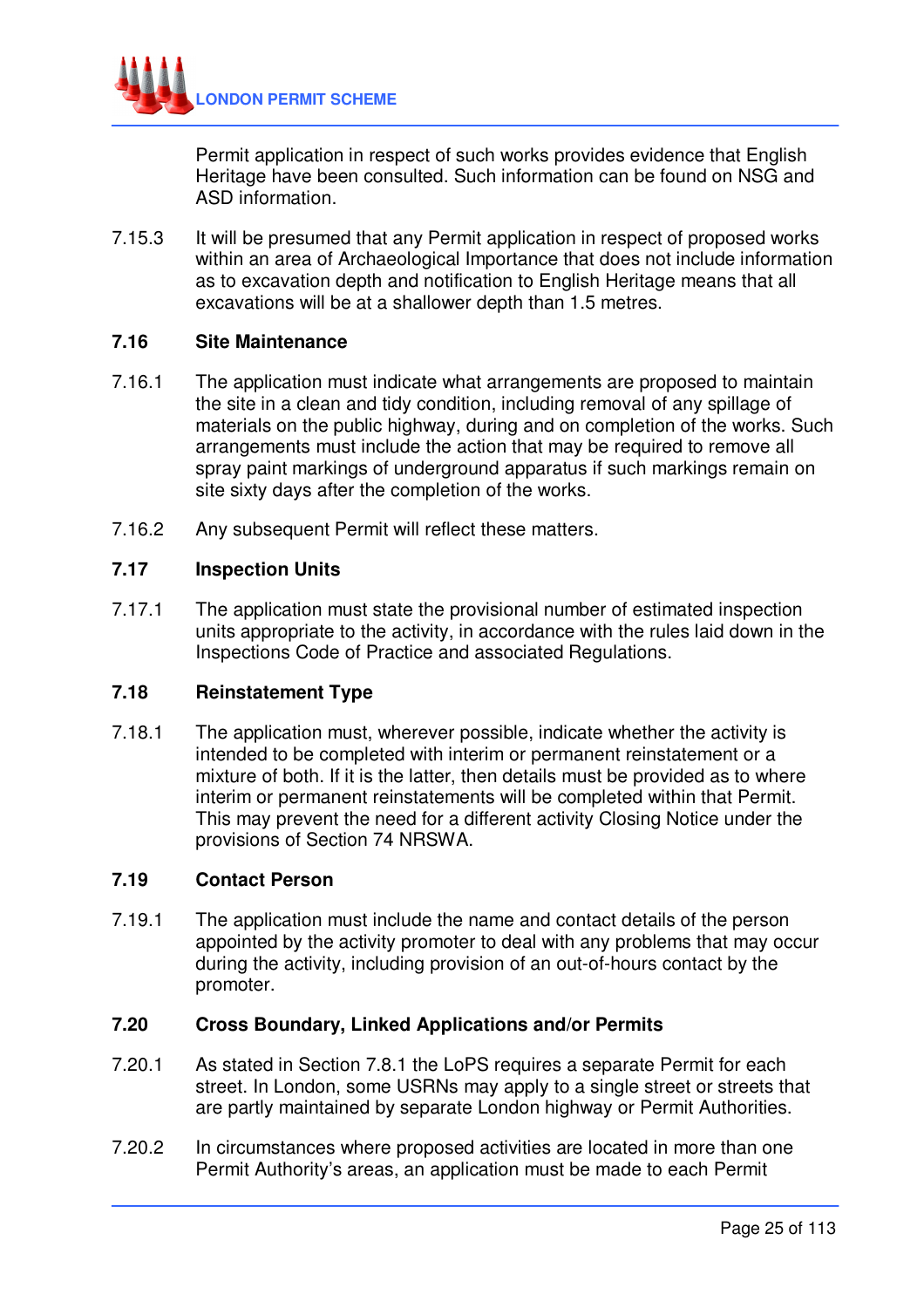Permit application in respect of such works provides evidence that English Heritage have been consulted. Such information can be found on NSG and ASD information.

7.15.3 It will be presumed that any Permit application in respect of proposed works within an area of Archaeological Importance that does not include information as to excavation depth and notification to English Heritage means that all excavations will be at a shallower depth than 1.5 metres.

### 7.16 Site Maintenance

7.16.1 The application must indicate what arrangements are proposed to maintain the site in a clean and tidy condition, including removal of any spillage of materials on the public highway, during and on completion of the works. Such arrangements must include the action that may be required to remove all spray paint markings of underground apparatus if such markings remain on site sixty days after the completion of the works.

7.16.2 Any subsequent Permit will reflect these matters.

### 7.17 Inspection Units

7.17.1 The application must state the provisional number of estimated inspection units appropriate to the activity, in accordance with the rules laid down in the Inspections Code of Practice and associated Regulations.

### 7.18 Reinstatement Type

7.18.1 The application must, wherever possible, indicate whether the activity is intended to be completed with interim or permanent reinstatement or a mixture of both. If it is the latter, then details must be provided as to where interim or permanent reinstatements will be completed within that Permit. This may prevent the need for a different activity Closing Notice under the provisions of Section 74 NRSWA.

### 7.19 Contact Person

7.19.1 The application must include the name and contact details of the person appointed by the activity promoter to deal with any problems that may occur during the activity, including provision of an out-of-hours contact by the promoter.

### 7.20 Cross Boundary, Linked Applications and/or Permits

7.20.1 As stated in Section 7.8.1 the LoPS requires a separate Permit for each street. In London, some USRNs may apply to a single street or streets that are partly maintained by separate London highway or Permit Authorities.

7.20.2 In circumstances where proposed activities are located in more than one Permit Authority's areas, an application must be made to each Permit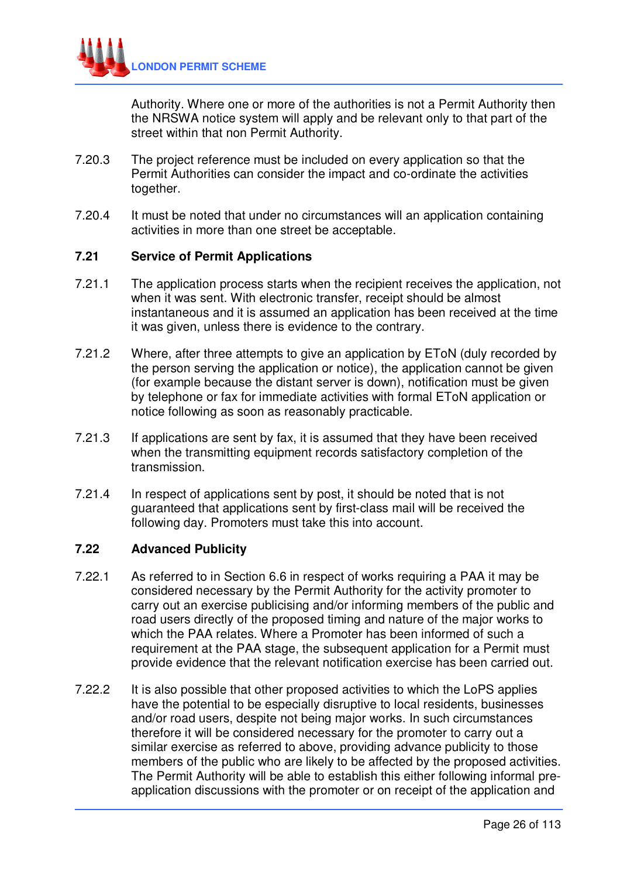Authority. Where one or more of the authorities is not a Permit Authority then the NRSWA notice system will apply and be relevant only to that part of the street within that non Permit Authority.

7.20.3 The project reference must be included on every application so that the Permit Authorities can consider the impact and co-ordinate the activities together.

7.20.4 It must be noted that under no circumstances will an application containing activities in more than one street be acceptable.

### 7.21 Service of Permit Applications

7.21.1 The application process starts when the recipient receives the application, not when it was sent. With electronic transfer, receipt should be almost instantaneous and it is assumed an application has been received at the time it was given, unless there is evidence to the contrary.

7.21.2 Where, after three attempts to give an application by EToN (duly recorded by the person serving the application or notice), the application cannot be given (for example because the distant server is down), notification must be given by telephone or fax for immediate activities with formal EToN application or notice following as soon as reasonably practicable.

7.21.3 If applications are sent by fax, it is assumed that they have been received when the transmitting equipment records satisfactory completion of the transmission.

7.21.4 In respect of applications sent by post, it should be noted that is not guaranteed that applications sent by first-class mail will be received the following day. Promoters must take this into account.

### 7.22 Advanced Publicity

7.22.1 As referred to in Section 6.6 in respect of works requiring a PAA it may be considered necessary by the Permit Authority for the activity promoter to carry out an exercise publicising and/or informing members of the public and road users directly of the proposed timing and nature of the major works to which the PAA relates. Where a Promoter has been informed of such a requirement at the PAA stage, the subsequent application for a Permit must provide evidence that the relevant notification exercise has been carried out.

7.22.2 It is also possible that other proposed activities to which the LoPS applies have the potential to be especially disruptive to local residents, businesses and/or road users, despite not being major works. In such circumstances therefore it will be considered necessary for the promoter to carry out a similar exercise as referred to above, providing advance publicity to those members of the public who are likely to be affected by the proposed activities. The Permit Authority will be able to establish this either following informal pre-application discussions with the promoter or on receipt of the application and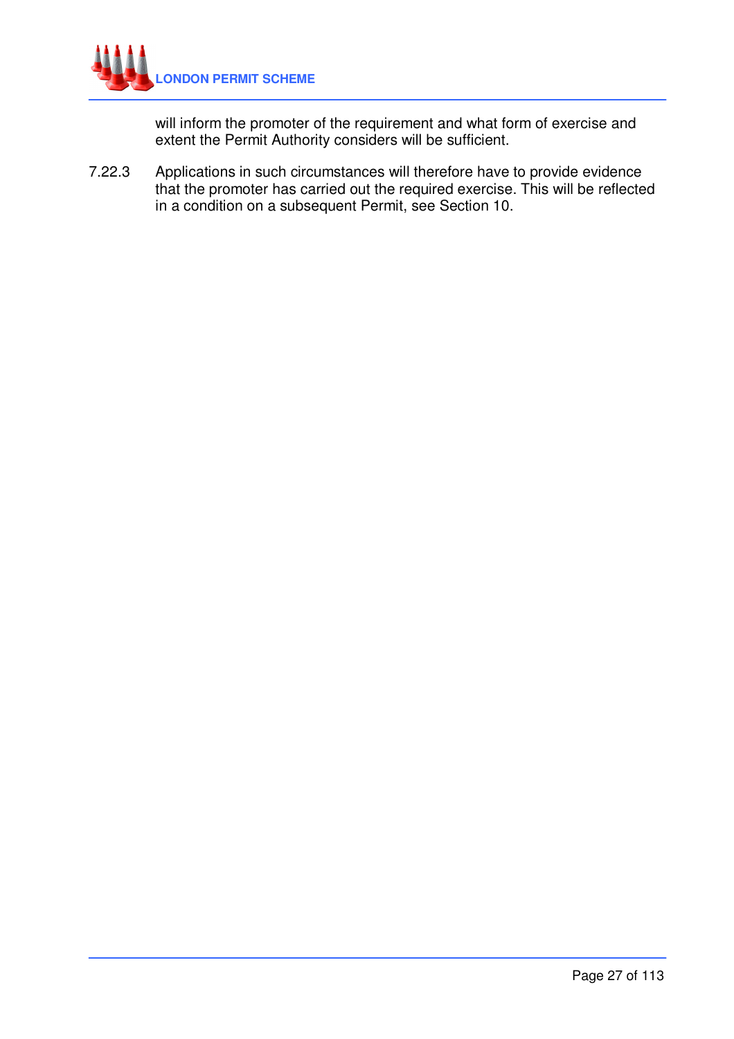will inform the promoter of the requirement and what form of exercise and extent the Permit Authority considers will be sufficient.

7.22.3 Applications in such circumstances will therefore have to provide evidence that the promoter has carried out the required exercise. This will be reflected in a condition on a subsequent Permit, see Section 10.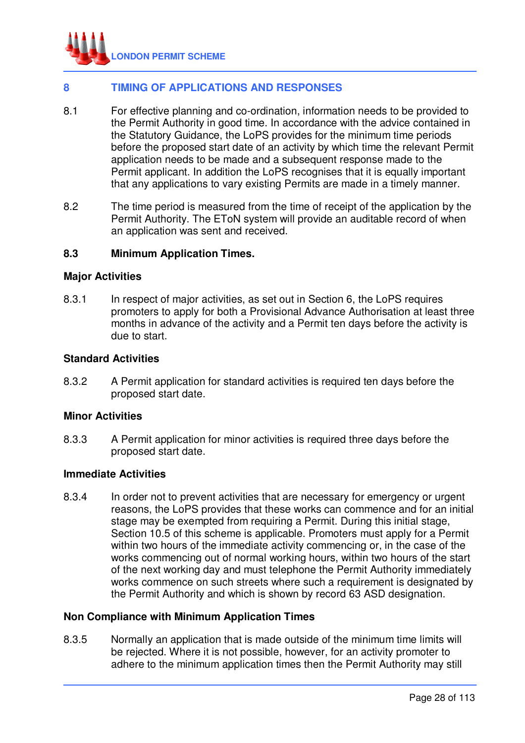## 8 TIMING OF APPLICATIONS AND RESPONSES

8.1 For effective planning and co-ordination, information needs to be provided to the Permit Authority in good time. In accordance with the advice contained in the Statutory Guidance, the LoPS provides for the minimum time periods before the proposed start date of an activity by which time the relevant Permit application needs to be made and a subsequent response made to the Permit applicant. In addition the LoPS recognises that it is equally important that any applications to vary existing Permits are made in a timely manner.

8.2 The time period is measured from the time of receipt of the application by the Permit Authority. The EToN system will provide an auditable record of when an application was sent and received.

### 8.3 Minimum Application Times.

**Major Activities**

8.3.1 In respect of major activities, as set out in Section 6, the LoPS requires promoters to apply for both a Provisional Advance Authorisation at least three months in advance of the activity and a Permit ten days before the activity is due to start.

**Standard Activities**

8.3.2 A Permit application for standard activities is required ten days before the proposed start date.

**Minor Activities**

8.3.3 A Permit application for minor activities is required three days before the proposed start date.

**Immediate Activities**

8.3.4 In order not to prevent activities that are necessary for emergency or urgent reasons, the LoPS provides that these works can commence and for an initial stage may be exempted from requiring a Permit. During this initial stage, Section 10.5 of this scheme is applicable. Promoters must apply for a Permit within two hours of the immediate activity commencing or, in the case of the works commencing out of normal working hours, within two hours of the start of the next working day and must telephone the Permit Authority immediately works commence on such streets where such a requirement is designated by the Permit Authority and which is shown by record 63 ASD designation.

**Non Compliance with Minimum Application Times**

8.3.5 Normally an application that is made outside of the minimum time limits will be rejected. Where it is not possible, however, for an activity promoter to adhere to the minimum application times then the Permit Authority may still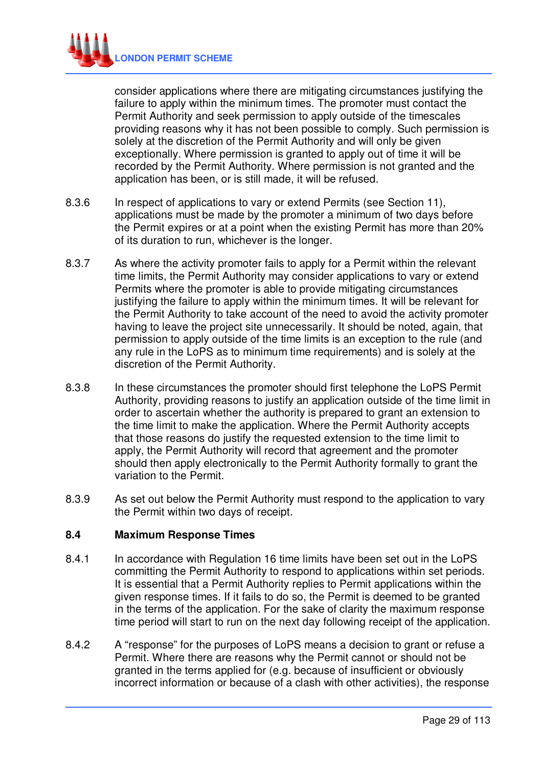consider applications where there are mitigating circumstances justifying the failure to apply within the minimum times. The promoter must contact the Permit Authority and seek permission to apply outside of the timescales providing reasons why it has not been possible to comply. Such permission is solely at the discretion of the Permit Authority and will only be given exceptionally. Where permission is granted to apply out of time it will be recorded by the Permit Authority. Where permission is not granted and the application has been, or is still made, it will be refused.

8.3.6 In respect of applications to vary or extend Permits (see Section 11), applications must be made by the promoter a minimum of two days before the Permit expires or at a point when the existing Permit has more than 20% of its duration to run, whichever is the longer.

8.3.7 As where the activity promoter fails to apply for a Permit within the relevant time limits, the Permit Authority may consider applications to vary or extend Permits where the promoter is able to provide mitigating circumstances justifying the failure to apply within the minimum times. It will be relevant for the Permit Authority to take account of the need to avoid the activity promoter having to leave the project site unnecessarily. It should be noted, again, that permission to apply outside of the time limits is an exception to the rule (and any rule in the LoPS as to minimum time requirements) and is solely at the discretion of the Permit Authority.

8.3.8 In these circumstances the promoter should first telephone the LoPS Permit Authority, providing reasons to justify an application outside of the time limit in order to ascertain whether the authority is prepared to grant an extension to the time limit to make the application. Where the Permit Authority accepts that those reasons do justify the requested extension to the time limit to apply, the Permit Authority will record that agreement and the promoter should then apply electronically to the Permit Authority formally to grant the variation to the Permit.

8.3.9 As set out below the Permit Authority must respond to the application to vary the Permit within two days of receipt.

## 8.4 Maximum Response Times

8.4.1 In accordance with Regulation 16 time limits have been set out in the LoPS committing the Permit Authority to respond to applications within set periods. It is essential that a Permit Authority replies to Permit applications within the given response times. If it fails to do so, the Permit is deemed to be granted in the terms of the application. For the sake of clarity the maximum response time period will start to run on the next day following receipt of the application.

8.4.2 A “response” for the purposes of LoPS means a decision to grant or refuse a Permit. Where there are reasons why the Permit cannot or should not be granted in the terms applied for (e.g. because of insufficient or obviously incorrect information or because of a clash with other activities), the response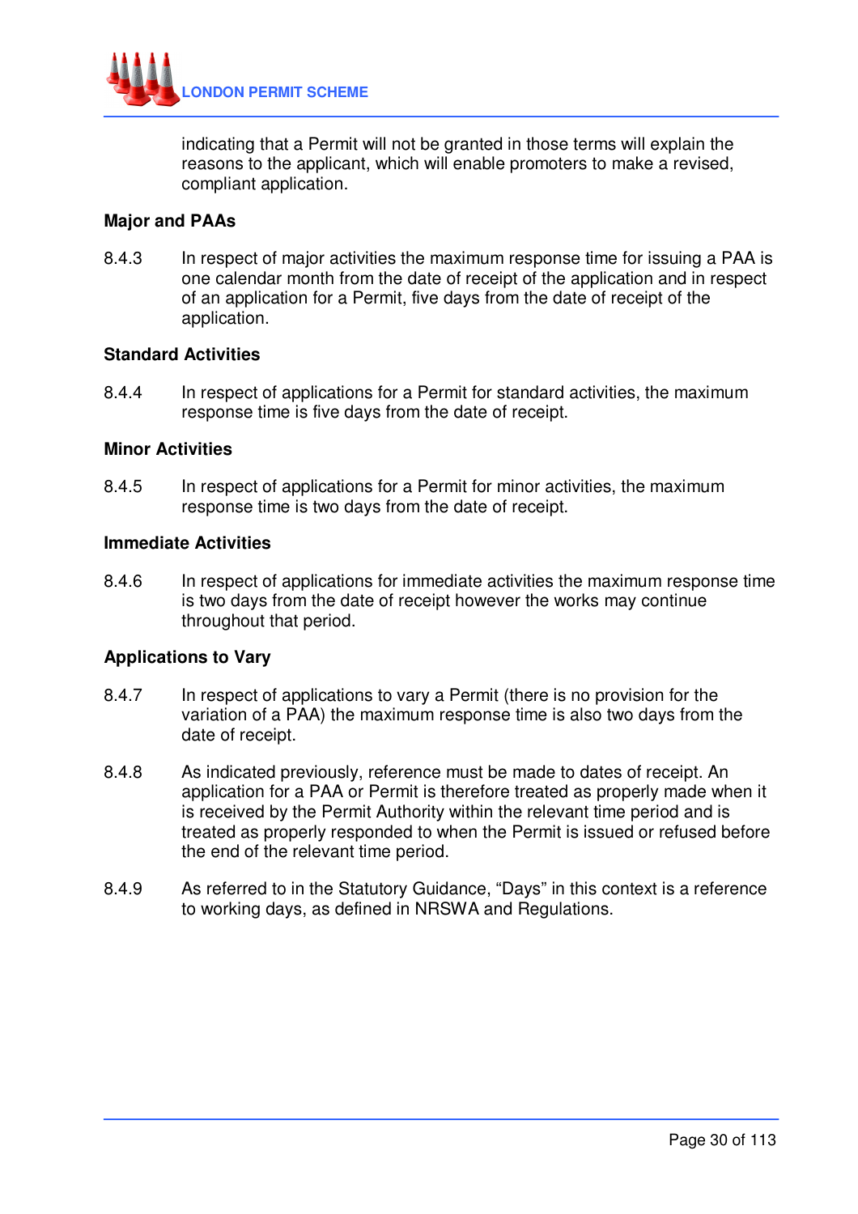indicating that a Permit will not be granted in those terms will explain the reasons to the applicant, which will enable promoters to make a revised, compliant application.

**Major and PAAs**

8.4.3 In respect of major activities the maximum response time for issuing a PAA is one calendar month from the date of receipt of the application and in respect of an application for a Permit, five days from the date of receipt of the application.

**Standard Activities**

8.4.4 In respect of applications for a Permit for standard activities, the maximum response time is five days from the date of receipt.

**Minor Activities**

8.4.5 In respect of applications for a Permit for minor activities, the maximum response time is two days from the date of receipt.

**Immediate Activities**

8.4.6 In respect of applications for immediate activities the maximum response time is two days from the date of receipt however the works may continue throughout that period.

**Applications to Vary**

8.4.7 In respect of applications to vary a Permit (there is no provision for the variation of a PAA) the maximum response time is also two days from the date of receipt.

8.4.8 As indicated previously, reference must be made to dates of receipt. An application for a PAA or Permit is therefore treated as properly made when it is received by the Permit Authority within the relevant time period and is treated as properly responded to when the Permit is issued or refused before the end of the relevant time period.

8.4.9 As referred to in the Statutory Guidance, "Days" in this context is a reference to working days, as defined in NRSWA and Regulations.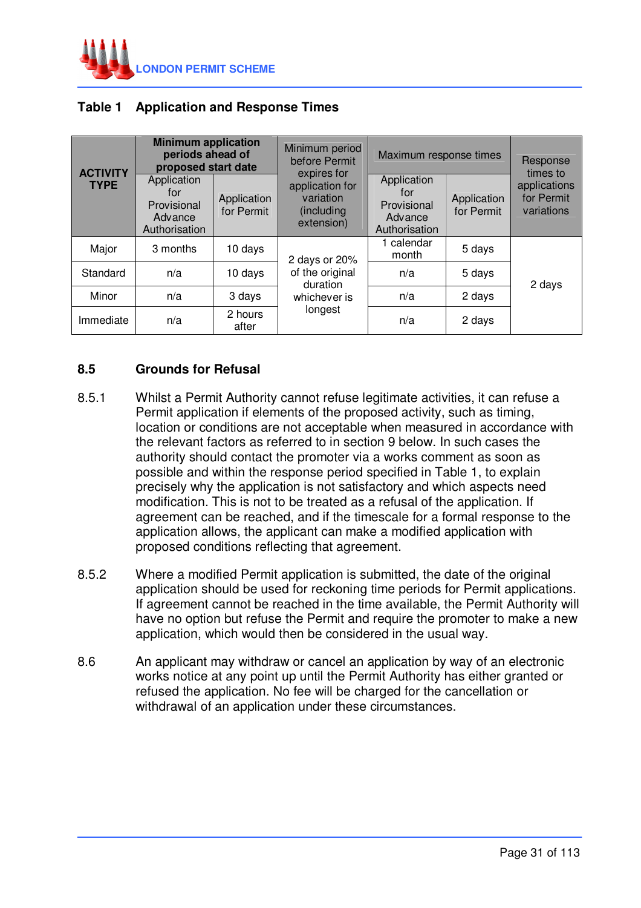**Table 1 Application and Response Times**

| ACTIVITY TYPE | Minimum application periods ahead of proposed start date | | Minimum period before Permit expires for application for variation (including extension) | Maximum response times | | Response times to applications for Permit variations |
|---|---|---|---|---|---|---|
| | Application for Provisional Advance Authorisation | Application for Permit | | Application for Provisional Advance Authorisation | Application for Permit | |
| Major | 3 months | 10 days | 2 days or 20% of the original duration whichever is longest | 1 calendar month | 5 days | 2 days |
| Standard | n/a | 10 days | | n/a | 5 days | |
| Minor | n/a | 3 days | | n/a | 2 days | |
| Immediate | n/a | 2 hours after | | n/a | 2 days | |

### 8.5 Grounds for Refusal

8.5.1 Whilst a Permit Authority cannot refuse legitimate activities, it can refuse a Permit application if elements of the proposed activity, such as timing, location or conditions are not acceptable when measured in accordance with the relevant factors as referred to in section 9 below. In such cases the authority should contact the promoter via a works comment as soon as possible and within the response period specified in Table 1, to explain precisely why the application is not satisfactory and which aspects need modification. This is not to be treated as a refusal of the application. If agreement can be reached, and if the timescale for a formal response to the application allows, the applicant can make a modified application with proposed conditions reflecting that agreement.

8.5.2 Where a modified Permit application is submitted, the date of the original application should be used for reckoning time periods for Permit applications. If agreement cannot be reached in the time available, the Permit Authority will have no option but refuse the Permit and require the promoter to make a new application, which would then be considered in the usual way.

8.6 An applicant may withdraw or cancel an application by way of an electronic works notice at any point up until the Permit Authority has either granted or refused the application. No fee will be charged for the cancellation or withdrawal of an application under these circumstances.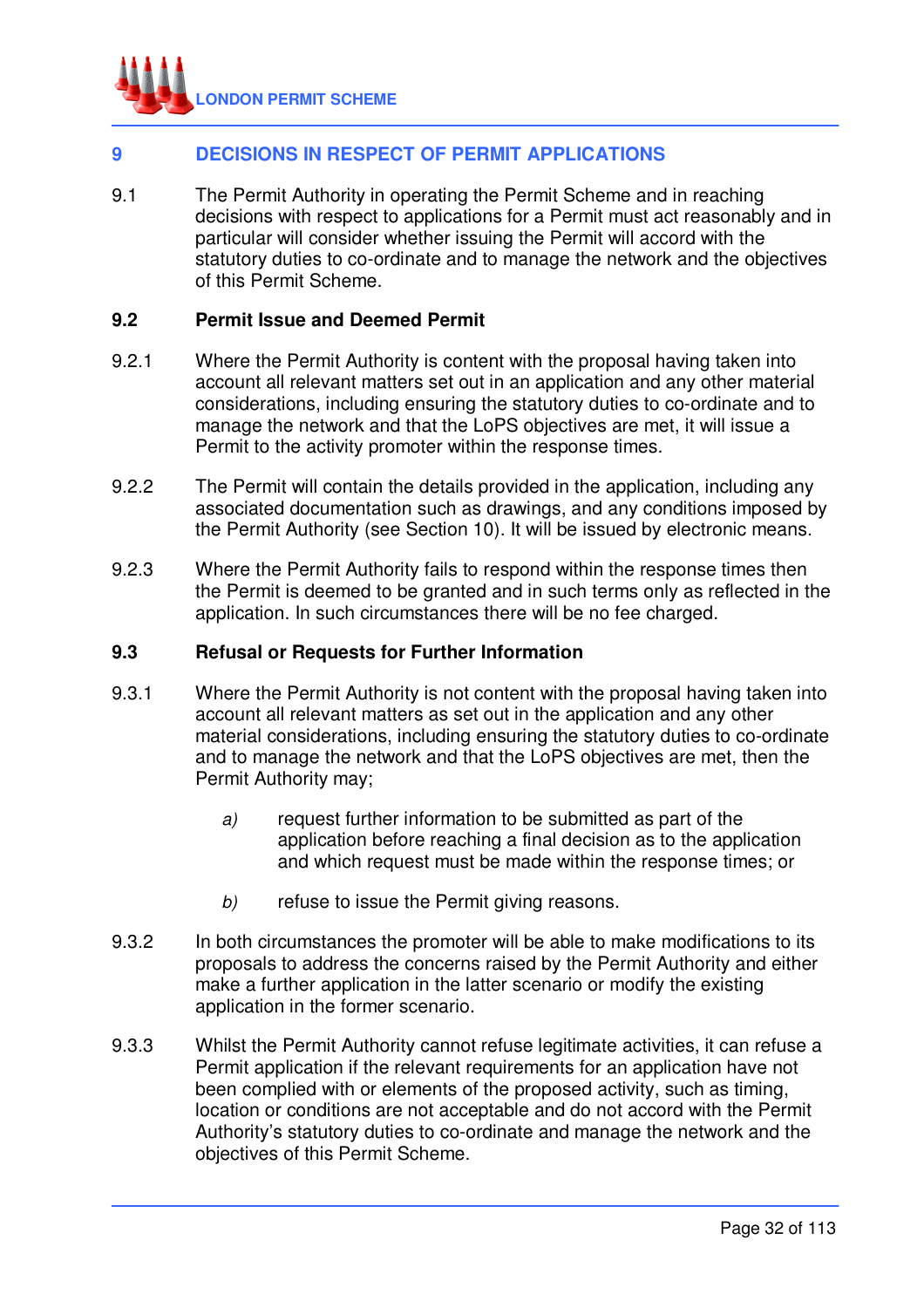## 9 DECISIONS IN RESPECT OF PERMIT APPLICATIONS

9.1 The Permit Authority in operating the Permit Scheme and in reaching decisions with respect to applications for a Permit must act reasonably and in particular will consider whether issuing the Permit will accord with the statutory duties to co-ordinate and to manage the network and the objectives of this Permit Scheme.

### 9.2 Permit Issue and Deemed Permit

9.2.1 Where the Permit Authority is content with the proposal having taken into account all relevant matters set out in an application and any other material considerations, including ensuring the statutory duties to co-ordinate and to manage the network and that the LoPS objectives are met, it will issue a Permit to the activity promoter within the response times.

9.2.2 The Permit will contain the details provided in the application, including any associated documentation such as drawings, and any conditions imposed by the Permit Authority (see Section 10). It will be issued by electronic means.

9.2.3 Where the Permit Authority fails to respond within the response times then the Permit is deemed to be granted and in such terms only as reflected in the application. In such circumstances there will be no fee charged.

### 9.3 Refusal or Requests for Further Information

9.3.1 Where the Permit Authority is not content with the proposal having taken into account all relevant matters as set out in the application and any other material considerations, including ensuring the statutory duties to co-ordinate and to manage the network and that the LoPS objectives are met, then the Permit Authority may;

*a)* request further information to be submitted as part of the application before reaching a final decision as to the application and which request must be made within the response times; or

*b)* refuse to issue the Permit giving reasons.

9.3.2 In both circumstances the promoter will be able to make modifications to its proposals to address the concerns raised by the Permit Authority and either make a further application in the latter scenario or modify the existing application in the former scenario.

9.3.3 Whilst the Permit Authority cannot refuse legitimate activities, it can refuse a Permit application if the relevant requirements for an application have not been complied with or elements of the proposed activity, such as timing, location or conditions are not acceptable and do not accord with the Permit Authority's statutory duties to co-ordinate and manage the network and the objectives of this Permit Scheme.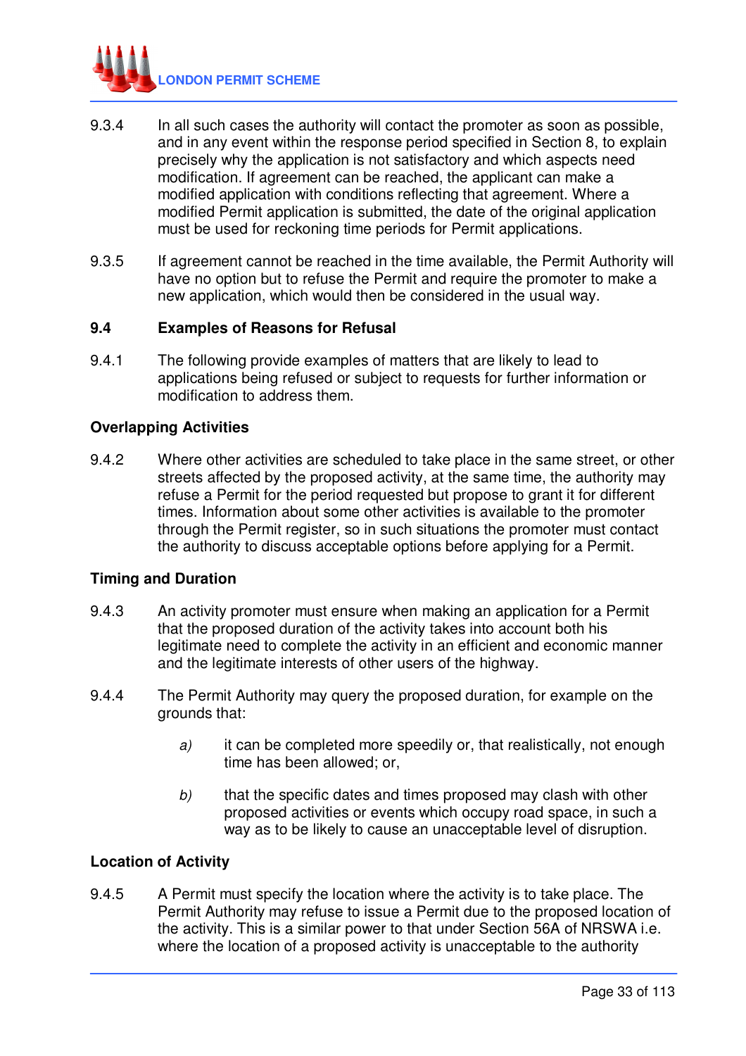9.3.4 In all such cases the authority will contact the promoter as soon as possible, and in any event within the response period specified in Section 8, to explain precisely why the application is not satisfactory and which aspects need modification. If agreement can be reached, the applicant can make a modified application with conditions reflecting that agreement. Where a modified Permit application is submitted, the date of the original application must be used for reckoning time periods for Permit applications.

9.3.5 If agreement cannot be reached in the time available, the Permit Authority will have no option but to refuse the Permit and require the promoter to make a new application, which would then be considered in the usual way.

## 9.4 Examples of Reasons for Refusal

9.4.1 The following provide examples of matters that are likely to lead to applications being refused or subject to requests for further information or modification to address them.

### Overlapping Activities

9.4.2 Where other activities are scheduled to take place in the same street, or other streets affected by the proposed activity, at the same time, the authority may refuse a Permit for the period requested but propose to grant it for different times. Information about some other activities is available to the promoter through the Permit register, so in such situations the promoter must contact the authority to discuss acceptable options before applying for a Permit.

### Timing and Duration

9.4.3 An activity promoter must ensure when making an application for a Permit that the proposed duration of the activity takes into account both his legitimate need to complete the activity in an efficient and economic manner and the legitimate interests of other users of the highway.

9.4.4 The Permit Authority may query the proposed duration, for example on the grounds that:

*a)* it can be completed more speedily or, that realistically, not enough time has been allowed; or,

*b)* that the specific dates and times proposed may clash with other proposed activities or events which occupy road space, in such a way as to be likely to cause an unacceptable level of disruption.

### Location of Activity

9.4.5 A Permit must specify the location where the activity is to take place. The Permit Authority may refuse to issue a Permit due to the proposed location of the activity. This is a similar power to that under Section 56A of NRSWA i.e. where the location of a proposed activity is unacceptable to the authority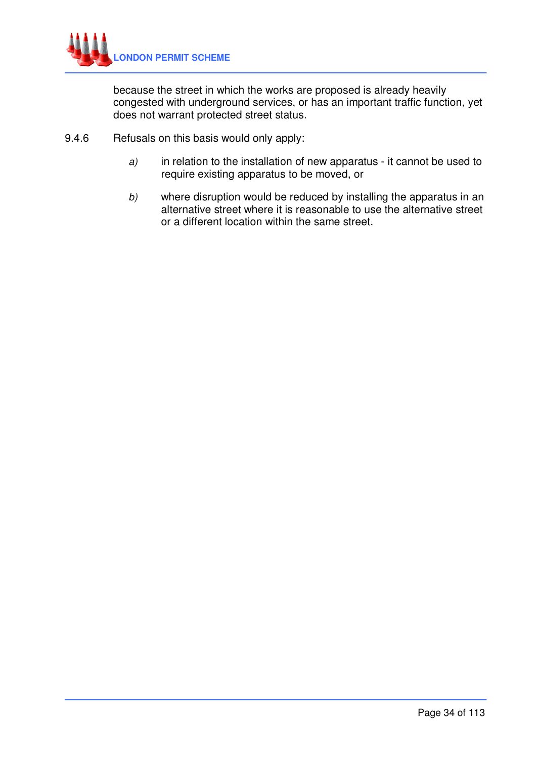because the street in which the works are proposed is already heavily congested with underground services, or has an important traffic function, yet does not warrant protected street status.

9.4.6 Refusals on this basis would only apply:

*a)* in relation to the installation of new apparatus - it cannot be used to require existing apparatus to be moved, or

*b)* where disruption would be reduced by installing the apparatus in an alternative street where it is reasonable to use the alternative street or a different location within the same street.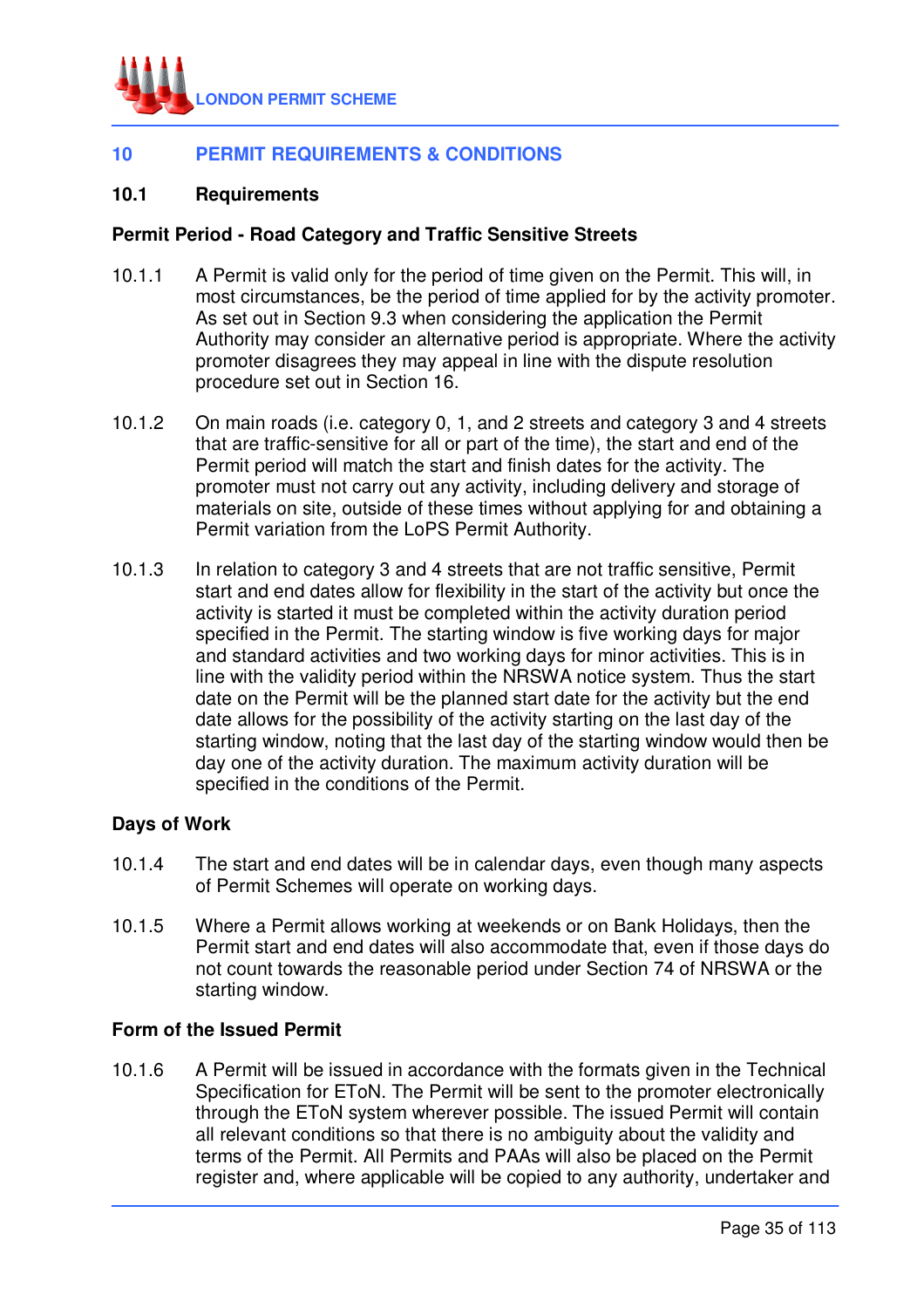## 10 PERMIT REQUIREMENTS & CONDITIONS

### 10.1 Requirements

**Permit Period - Road Category and Traffic Sensitive Streets**

10.1.1 A Permit is valid only for the period of time given on the Permit. This will, in most circumstances, be the period of time applied for by the activity promoter. As set out in Section 9.3 when considering the application the Permit Authority may consider an alternative period is appropriate. Where the activity promoter disagrees they may appeal in line with the dispute resolution procedure set out in Section 16.

10.1.2 On main roads (i.e. category 0, 1, and 2 streets and category 3 and 4 streets that are traffic-sensitive for all or part of the time), the start and end of the Permit period will match the start and finish dates for the activity. The promoter must not carry out any activity, including delivery and storage of materials on site, outside of these times without applying for and obtaining a Permit variation from the LoPS Permit Authority.

10.1.3 In relation to category 3 and 4 streets that are not traffic sensitive, Permit start and end dates allow for flexibility in the start of the activity but once the activity is started it must be completed within the activity duration period specified in the Permit. The starting window is five working days for major and standard activities and two working days for minor activities. This is in line with the validity period within the NRSWA notice system. Thus the start date on the Permit will be the planned start date for the activity but the end date allows for the possibility of the activity starting on the last day of the starting window, noting that the last day of the starting window would then be day one of the activity duration. The maximum activity duration will be specified in the conditions of the Permit.

**Days of Work**

10.1.4 The start and end dates will be in calendar days, even though many aspects of Permit Schemes will operate on working days.

10.1.5 Where a Permit allows working at weekends or on Bank Holidays, then the Permit start and end dates will also accommodate that, even if those days do not count towards the reasonable period under Section 74 of NRSWA or the starting window.

**Form of the Issued Permit**

10.1.6 A Permit will be issued in accordance with the formats given in the Technical Specification for EToN. The Permit will be sent to the promoter electronically through the EToN system wherever possible. The issued Permit will contain all relevant conditions so that there is no ambiguity about the validity and terms of the Permit. All Permits and PAAs will also be placed on the Permit register and, where applicable will be copied to any authority, undertaker and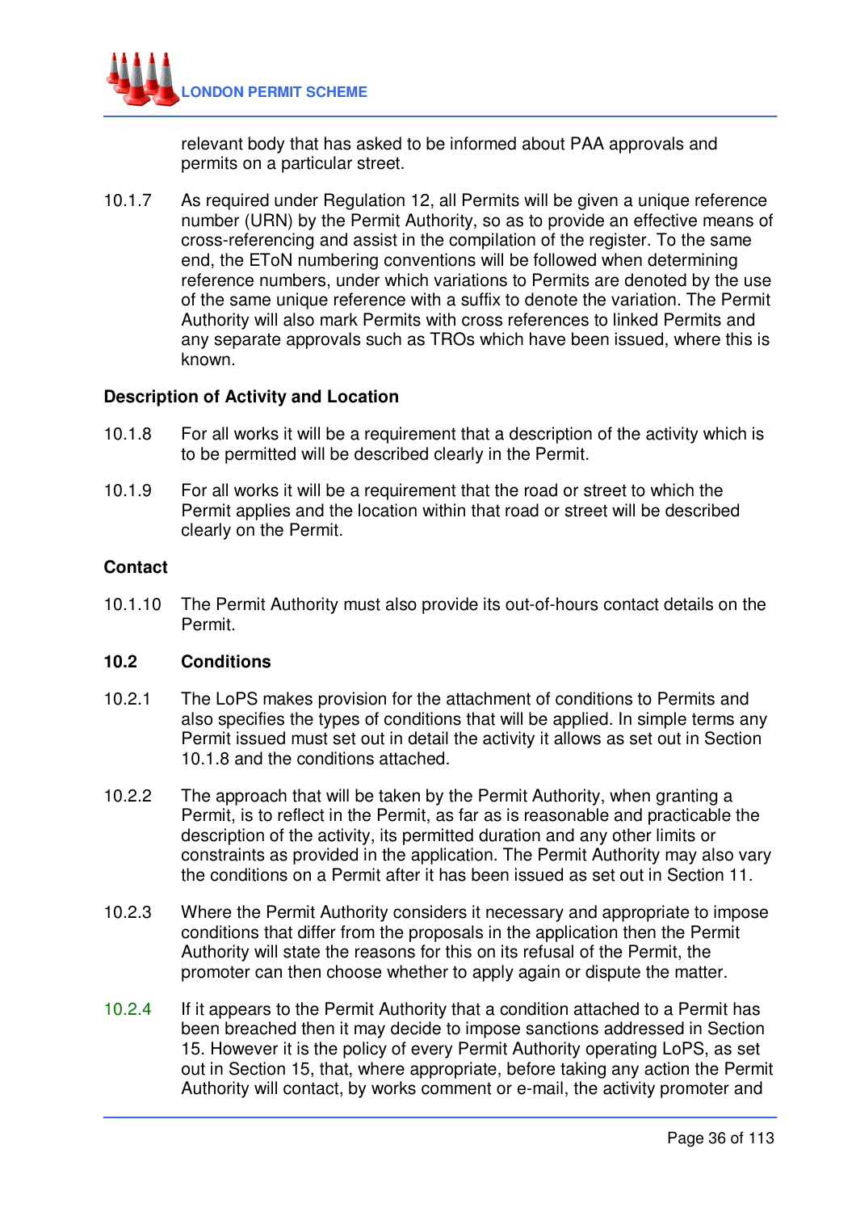relevant body that has asked to be informed about PAA approvals and permits on a particular street.

10.1.7 As required under Regulation 12, all Permits will be given a unique reference number (URN) by the Permit Authority, so as to provide an effective means of cross-referencing and assist in the compilation of the register. To the same end, the EToN numbering conventions will be followed when determining reference numbers, under which variations to Permits are denoted by the use of the same unique reference with a suffix to denote the variation. The Permit Authority will also mark Permits with cross references to linked Permits and any separate approvals such as TROs which have been issued, where this is known.

**Description of Activity and Location**

10.1.8 For all works it will be a requirement that a description of the activity which is to be permitted will be described clearly in the Permit.

10.1.9 For all works it will be a requirement that the road or street to which the Permit applies and the location within that road or street will be described clearly on the Permit.

**Contact**

10.1.10 The Permit Authority must also provide its out-of-hours contact details on the Permit.

### 10.2 Conditions

10.2.1 The LoPS makes provision for the attachment of conditions to Permits and also specifies the types of conditions that will be applied. In simple terms any Permit issued must set out in detail the activity it allows as set out in Section 10.1.8 and the conditions attached.

10.2.2 The approach that will be taken by the Permit Authority, when granting a Permit, is to reflect in the Permit, as far as is reasonable and practicable the description of the activity, its permitted duration and any other limits or constraints as provided in the application. The Permit Authority may also vary the conditions on a Permit after it has been issued as set out in Section 11.

10.2.3 Where the Permit Authority considers it necessary and appropriate to impose conditions that differ from the proposals in the application then the Permit Authority will state the reasons for this on its refusal of the Permit, the promoter can then choose whether to apply again or dispute the matter.

10.2.4 If it appears to the Permit Authority that a condition attached to a Permit has been breached then it may decide to impose sanctions addressed in Section 15. However it is the policy of every Permit Authority operating LoPS, as set out in Section 15, that, where appropriate, before taking any action the Permit Authority will contact, by works comment or e-mail, the activity promoter and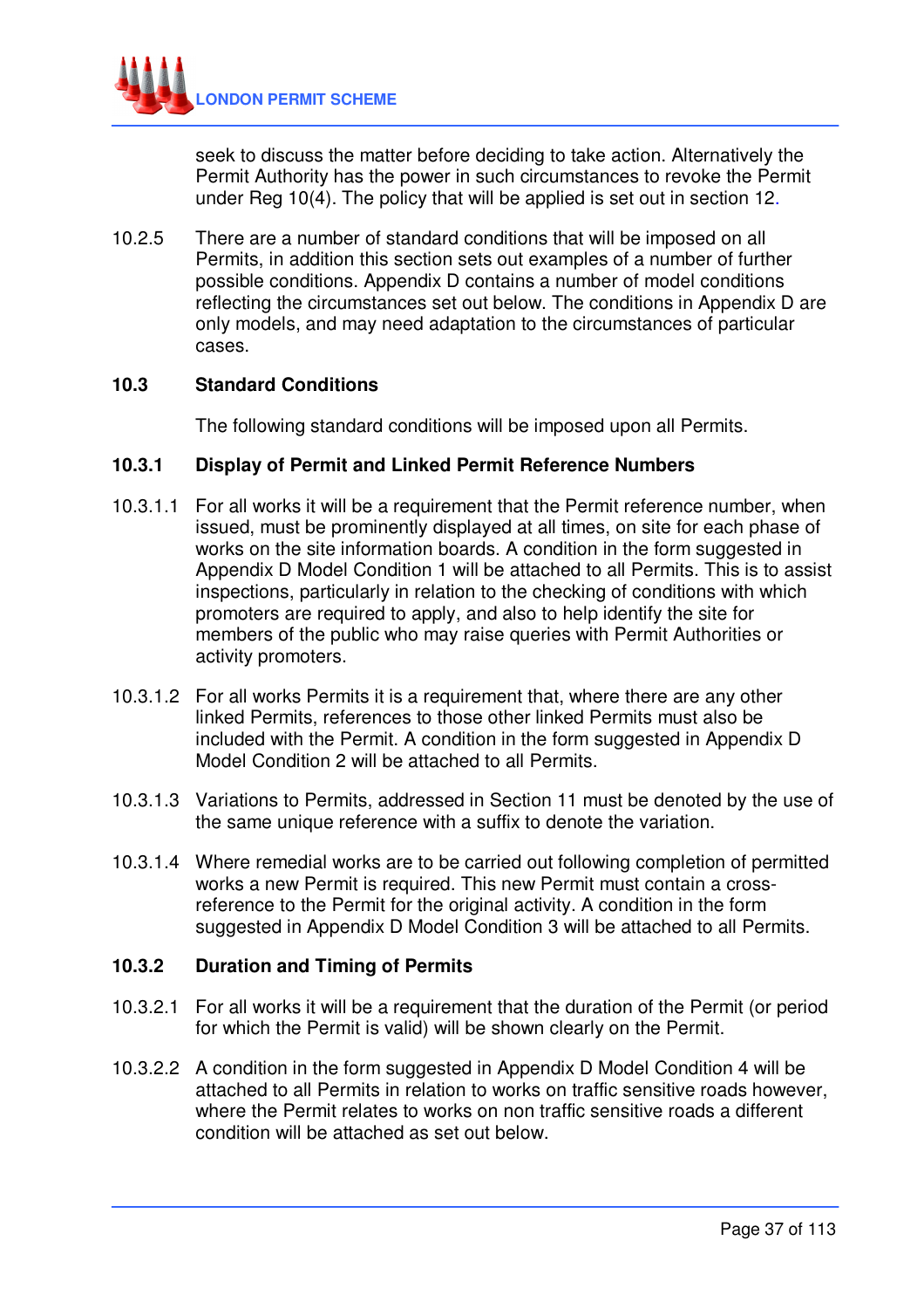seek to discuss the matter before deciding to take action. Alternatively the Permit Authority has the power in such circumstances to revoke the Permit under Reg 10(4). The policy that will be applied is set out in section 12.

10.2.5 There are a number of standard conditions that will be imposed on all Permits, in addition this section sets out examples of a number of further possible conditions. Appendix D contains a number of model conditions reflecting the circumstances set out below. The conditions in Appendix D are only models, and may need adaptation to the circumstances of particular cases.

## 10.3 Standard Conditions

The following standard conditions will be imposed upon all Permits.

### 10.3.1 Display of Permit and Linked Permit Reference Numbers

10.3.1.1 For all works it will be a requirement that the Permit reference number, when issued, must be prominently displayed at all times, on site for each phase of works on the site information boards. A condition in the form suggested in Appendix D Model Condition 1 will be attached to all Permits. This is to assist inspections, particularly in relation to the checking of conditions with which promoters are required to apply, and also to help identify the site for members of the public who may raise queries with Permit Authorities or activity promoters.

10.3.1.2 For all works Permits it is a requirement that, where there are any other linked Permits, references to those other linked Permits must also be included with the Permit. A condition in the form suggested in Appendix D Model Condition 2 will be attached to all Permits.

10.3.1.3 Variations to Permits, addressed in Section 11 must be denoted by the use of the same unique reference with a suffix to denote the variation.

10.3.1.4 Where remedial works are to be carried out following completion of permitted works a new Permit is required. This new Permit must contain a cross-reference to the Permit for the original activity. A condition in the form suggested in Appendix D Model Condition 3 will be attached to all Permits.

### 10.3.2 Duration and Timing of Permits

10.3.2.1 For all works it will be a requirement that the duration of the Permit (or period for which the Permit is valid) will be shown clearly on the Permit.

10.3.2.2 A condition in the form suggested in Appendix D Model Condition 4 will be attached to all Permits in relation to works on traffic sensitive roads however, where the Permit relates to works on non traffic sensitive roads a different condition will be attached as set out below.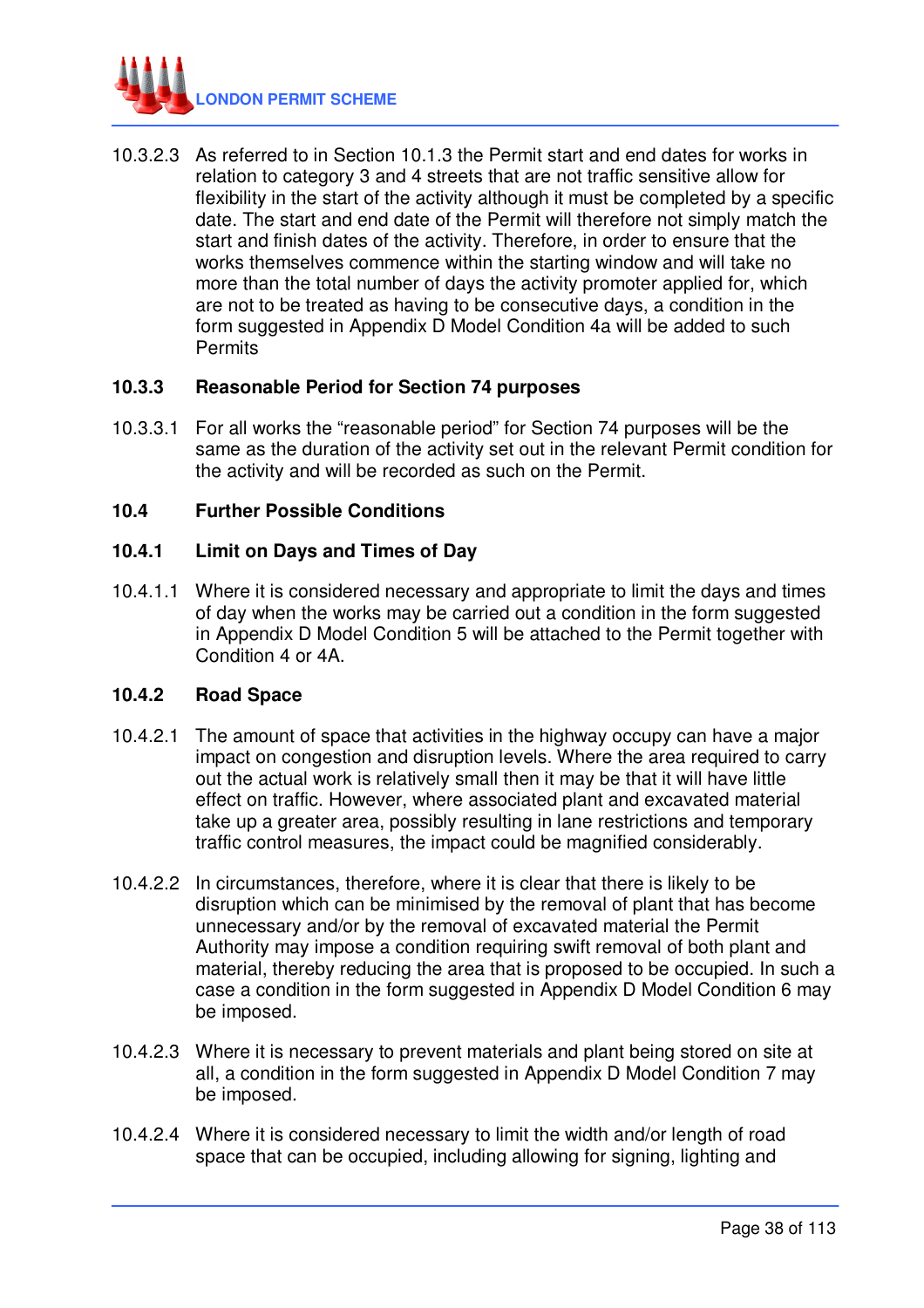10.3.2.3 As referred to in Section 10.1.3 the Permit start and end dates for works in relation to category 3 and 4 streets that are not traffic sensitive allow for flexibility in the start of the activity although it must be completed by a specific date. The start and end date of the Permit will therefore not simply match the start and finish dates of the activity. Therefore, in order to ensure that the works themselves commence within the starting window and will take no more than the total number of days the activity promoter applied for, which are not to be treated as having to be consecutive days, a condition in the form suggested in Appendix D Model Condition 4a will be added to such Permits

**10.3.3 Reasonable Period for Section 74 purposes**

10.3.3.1 For all works the "reasonable period" for Section 74 purposes will be the same as the duration of the activity set out in the relevant Permit condition for the activity and will be recorded as such on the Permit.

**10.4 Further Possible Conditions**

**10.4.1 Limit on Days and Times of Day**

10.4.1.1 Where it is considered necessary and appropriate to limit the days and times of day when the works may be carried out a condition in the form suggested in Appendix D Model Condition 5 will be attached to the Permit together with Condition 4 or 4A.

**10.4.2 Road Space**

10.4.2.1 The amount of space that activities in the highway occupy can have a major impact on congestion and disruption levels. Where the area required to carry out the actual work is relatively small then it may be that it will have little effect on traffic. However, where associated plant and excavated material take up a greater area, possibly resulting in lane restrictions and temporary traffic control measures, the impact could be magnified considerably.

10.4.2.2 In circumstances, therefore, where it is clear that there is likely to be disruption which can be minimised by the removal of plant that has become unnecessary and/or by the removal of excavated material the Permit Authority may impose a condition requiring swift removal of both plant and material, thereby reducing the area that is proposed to be occupied. In such a case a condition in the form suggested in Appendix D Model Condition 6 may be imposed.

10.4.2.3 Where it is necessary to prevent materials and plant being stored on site at all, a condition in the form suggested in Appendix D Model Condition 7 may be imposed.

10.4.2.4 Where it is considered necessary to limit the width and/or length of road space that can be occupied, including allowing for signing, lighting and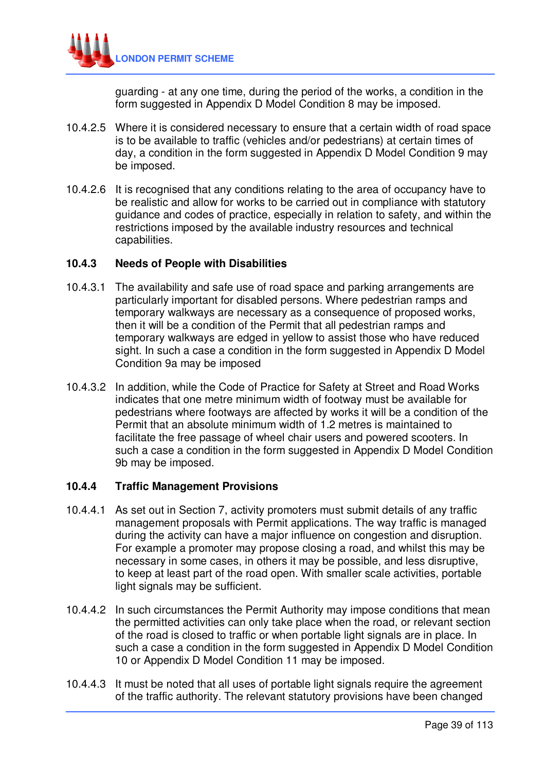guarding - at any one time, during the period of the works, a condition in the form suggested in Appendix D Model Condition 8 may be imposed.

10.4.2.5 Where it is considered necessary to ensure that a certain width of road space is to be available to traffic (vehicles and/or pedestrians) at certain times of day, a condition in the form suggested in Appendix D Model Condition 9 may be imposed.

10.4.2.6 It is recognised that any conditions relating to the area of occupancy have to be realistic and allow for works to be carried out in compliance with statutory guidance and codes of practice, especially in relation to safety, and within the restrictions imposed by the available industry resources and technical capabilities.

### 10.4.3 Needs of People with Disabilities

10.4.3.1 The availability and safe use of road space and parking arrangements are particularly important for disabled persons. Where pedestrian ramps and temporary walkways are necessary as a consequence of proposed works, then it will be a condition of the Permit that all pedestrian ramps and temporary walkways are edged in yellow to assist those who have reduced sight. In such a case a condition in the form suggested in Appendix D Model Condition 9a may be imposed

10.4.3.2 In addition, while the Code of Practice for Safety at Street and Road Works indicates that one metre minimum width of footway must be available for pedestrians where footways are affected by works it will be a condition of the Permit that an absolute minimum width of 1.2 metres is maintained to facilitate the free passage of wheel chair users and powered scooters. In such a case a condition in the form suggested in Appendix D Model Condition 9b may be imposed.

### 10.4.4 Traffic Management Provisions

10.4.4.1 As set out in Section 7, activity promoters must submit details of any traffic management proposals with Permit applications. The way traffic is managed during the activity can have a major influence on congestion and disruption. For example a promoter may propose closing a road, and whilst this may be necessary in some cases, in others it may be possible, and less disruptive, to keep at least part of the road open. With smaller scale activities, portable light signals may be sufficient.

10.4.4.2 In such circumstances the Permit Authority may impose conditions that mean the permitted activities can only take place when the road, or relevant section of the road is closed to traffic or when portable light signals are in place. In such a case a condition in the form suggested in Appendix D Model Condition 10 or Appendix D Model Condition 11 may be imposed.

10.4.4.3 It must be noted that all uses of portable light signals require the agreement of the traffic authority. The relevant statutory provisions have been changed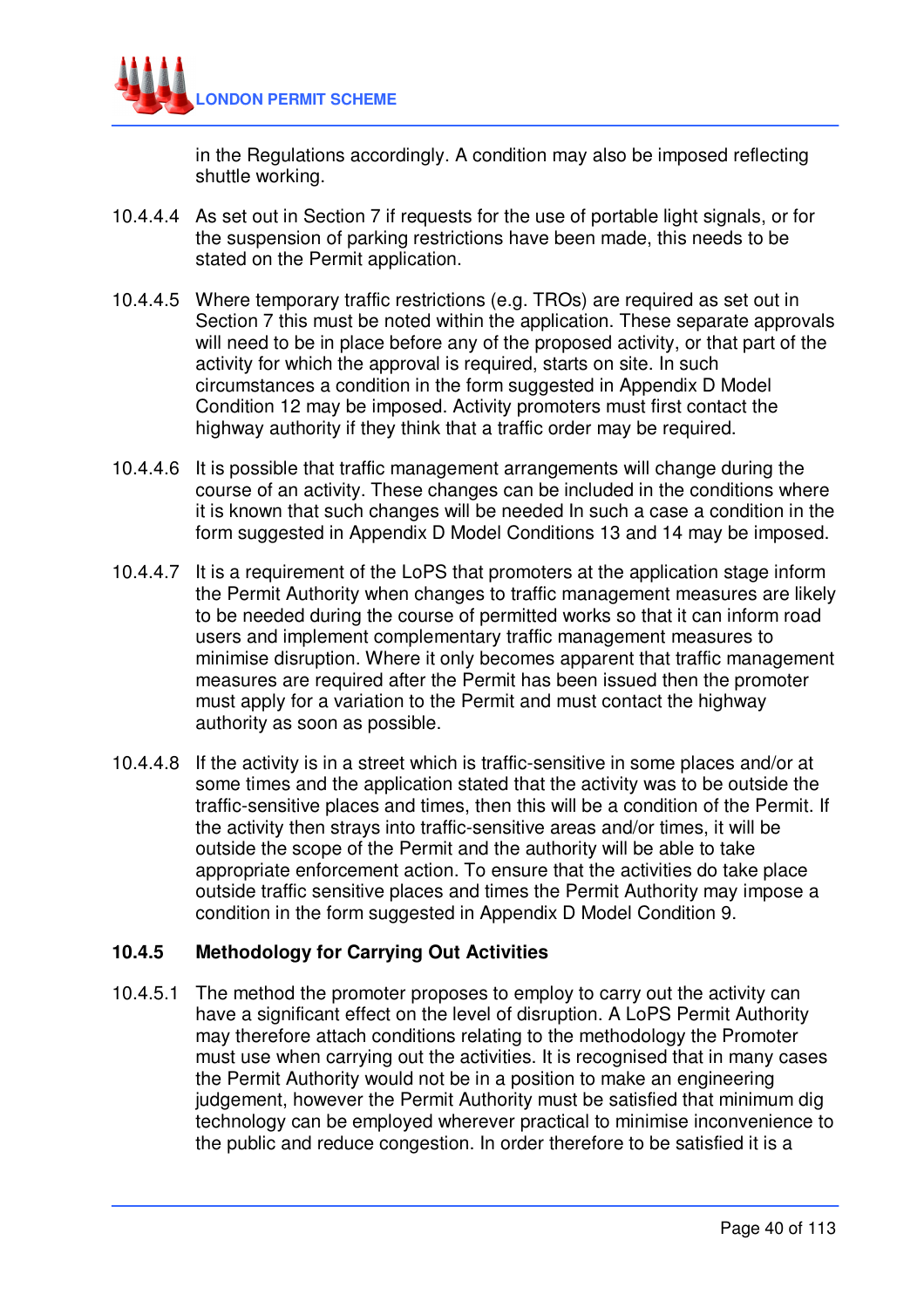in the Regulations accordingly. A condition may also be imposed reflecting shuttle working.

10.4.4.4 As set out in Section 7 if requests for the use of portable light signals, or for the suspension of parking restrictions have been made, this needs to be stated on the Permit application.

10.4.4.5 Where temporary traffic restrictions (e.g. TROs) are required as set out in Section 7 this must be noted within the application. These separate approvals will need to be in place before any of the proposed activity, or that part of the activity for which the approval is required, starts on site. In such circumstances a condition in the form suggested in Appendix D Model Condition 12 may be imposed. Activity promoters must first contact the highway authority if they think that a traffic order may be required.

10.4.4.6 It is possible that traffic management arrangements will change during the course of an activity. These changes can be included in the conditions where it is known that such changes will be needed In such a case a condition in the form suggested in Appendix D Model Conditions 13 and 14 may be imposed.

10.4.4.7 It is a requirement of the LoPS that promoters at the application stage inform the Permit Authority when changes to traffic management measures are likely to be needed during the course of permitted works so that it can inform road users and implement complementary traffic management measures to minimise disruption. Where it only becomes apparent that traffic management measures are required after the Permit has been issued then the promoter must apply for a variation to the Permit and must contact the highway authority as soon as possible.

10.4.4.8 If the activity is in a street which is traffic-sensitive in some places and/or at some times and the application stated that the activity was to be outside the traffic-sensitive places and times, then this will be a condition of the Permit. If the activity then strays into traffic-sensitive areas and/or times, it will be outside the scope of the Permit and the authority will be able to take appropriate enforcement action. To ensure that the activities do take place outside traffic sensitive places and times the Permit Authority may impose a condition in the form suggested in Appendix D Model Condition 9.

### 10.4.5 Methodology for Carrying Out Activities

10.4.5.1 The method the promoter proposes to employ to carry out the activity can have a significant effect on the level of disruption. A LoPS Permit Authority may therefore attach conditions relating to the methodology the Promoter must use when carrying out the activities. It is recognised that in many cases the Permit Authority would not be in a position to make an engineering judgement, however the Permit Authority must be satisfied that minimum dig technology can be employed wherever practical to minimise inconvenience to the public and reduce congestion. In order therefore to be satisfied it is a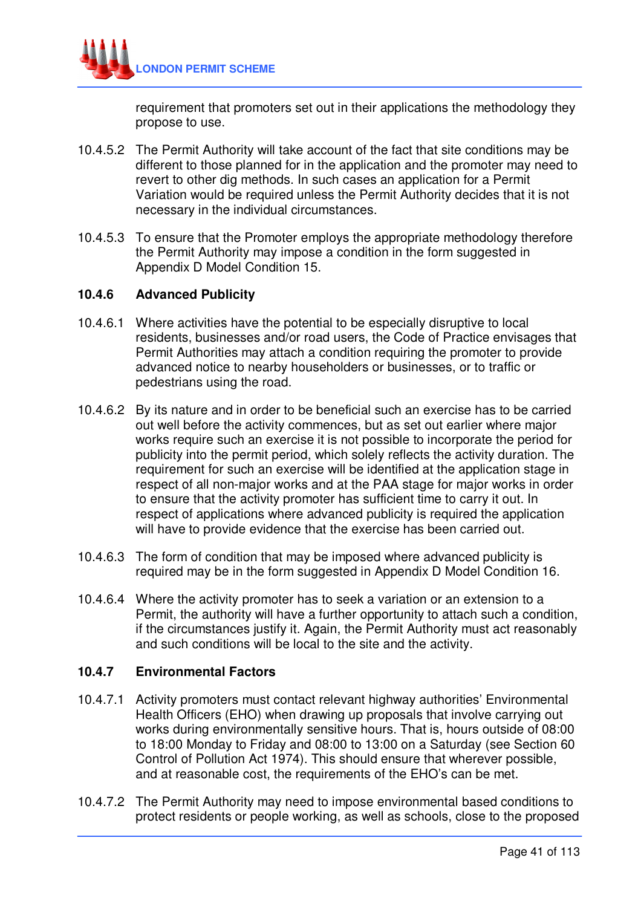requirement that promoters set out in their applications the methodology they propose to use.

10.4.5.2 The Permit Authority will take account of the fact that site conditions may be different to those planned for in the application and the promoter may need to revert to other dig methods. In such cases an application for a Permit Variation would be required unless the Permit Authority decides that it is not necessary in the individual circumstances.

10.4.5.3 To ensure that the Promoter employs the appropriate methodology therefore the Permit Authority may impose a condition in the form suggested in Appendix D Model Condition 15.

### 10.4.6 Advanced Publicity

10.4.6.1 Where activities have the potential to be especially disruptive to local residents, businesses and/or road users, the Code of Practice envisages that Permit Authorities may attach a condition requiring the promoter to provide advanced notice to nearby householders or businesses, or to traffic or pedestrians using the road.

10.4.6.2 By its nature and in order to be beneficial such an exercise has to be carried out well before the activity commences, but as set out earlier where major works require such an exercise it is not possible to incorporate the period for publicity into the permit period, which solely reflects the activity duration. The requirement for such an exercise will be identified at the application stage in respect of all non-major works and at the PAA stage for major works in order to ensure that the activity promoter has sufficient time to carry it out. In respect of applications where advanced publicity is required the application will have to provide evidence that the exercise has been carried out.

10.4.6.3 The form of condition that may be imposed where advanced publicity is required may be in the form suggested in Appendix D Model Condition 16.

10.4.6.4 Where the activity promoter has to seek a variation or an extension to a Permit, the authority will have a further opportunity to attach such a condition, if the circumstances justify it. Again, the Permit Authority must act reasonably and such conditions will be local to the site and the activity.

### 10.4.7 Environmental Factors

10.4.7.1 Activity promoters must contact relevant highway authorities' Environmental Health Officers (EHO) when drawing up proposals that involve carrying out works during environmentally sensitive hours. That is, hours outside of 08:00 to 18:00 Monday to Friday and 08:00 to 13:00 on a Saturday (see Section 60 Control of Pollution Act 1974). This should ensure that wherever possible, and at reasonable cost, the requirements of the EHO's can be met.

10.4.7.2 The Permit Authority may need to impose environmental based conditions to protect residents or people working, as well as schools, close to the proposed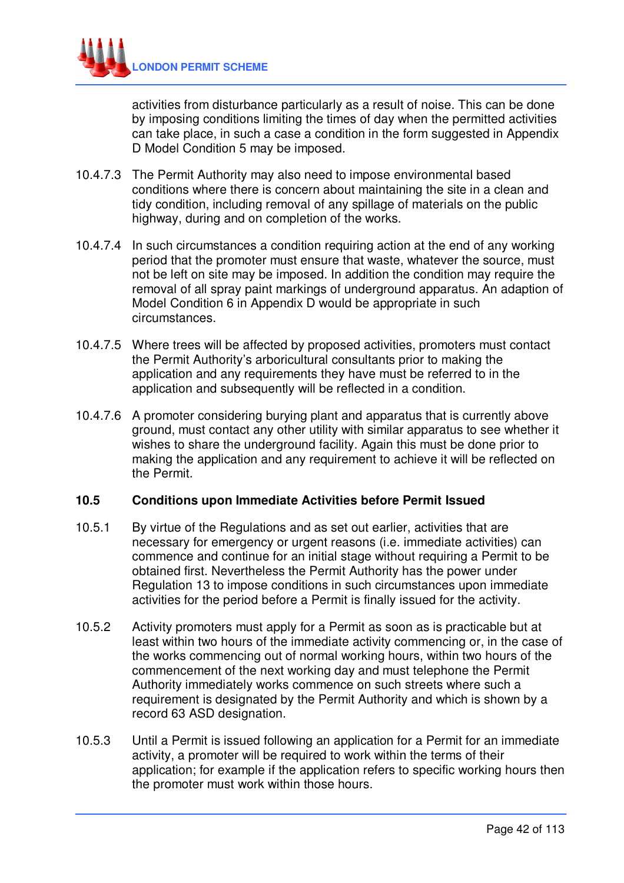activities from disturbance particularly as a result of noise. This can be done by imposing conditions limiting the times of day when the permitted activities can take place, in such a case a condition in the form suggested in Appendix D Model Condition 5 may be imposed.

10.4.7.3 The Permit Authority may also need to impose environmental based conditions where there is concern about maintaining the site in a clean and tidy condition, including removal of any spillage of materials on the public highway, during and on completion of the works.

10.4.7.4 In such circumstances a condition requiring action at the end of any working period that the promoter must ensure that waste, whatever the source, must not be left on site may be imposed. In addition the condition may require the removal of all spray paint markings of underground apparatus. An adaption of Model Condition 6 in Appendix D would be appropriate in such circumstances.

10.4.7.5 Where trees will be affected by proposed activities, promoters must contact the Permit Authority's arboricultural consultants prior to making the application and any requirements they have must be referred to in the application and subsequently will be reflected in a condition.

10.4.7.6 A promoter considering burying plant and apparatus that is currently above ground, must contact any other utility with similar apparatus to see whether it wishes to share the underground facility. Again this must be done prior to making the application and any requirement to achieve it will be reflected on the Permit.

## 10.5 Conditions upon Immediate Activities before Permit Issued

10.5.1 By virtue of the Regulations and as set out earlier, activities that are necessary for emergency or urgent reasons (i.e. immediate activities) can commence and continue for an initial stage without requiring a Permit to be obtained first. Nevertheless the Permit Authority has the power under Regulation 13 to impose conditions in such circumstances upon immediate activities for the period before a Permit is finally issued for the activity.

10.5.2 Activity promoters must apply for a Permit as soon as is practicable but at least within two hours of the immediate activity commencing or, in the case of the works commencing out of normal working hours, within two hours of the commencement of the next working day and must telephone the Permit Authority immediately works commence on such streets where such a requirement is designated by the Permit Authority and which is shown by a record 63 ASD designation.

10.5.3 Until a Permit is issued following an application for a Permit for an immediate activity, a promoter will be required to work within the terms of their application; for example if the application refers to specific working hours then the promoter must work within those hours.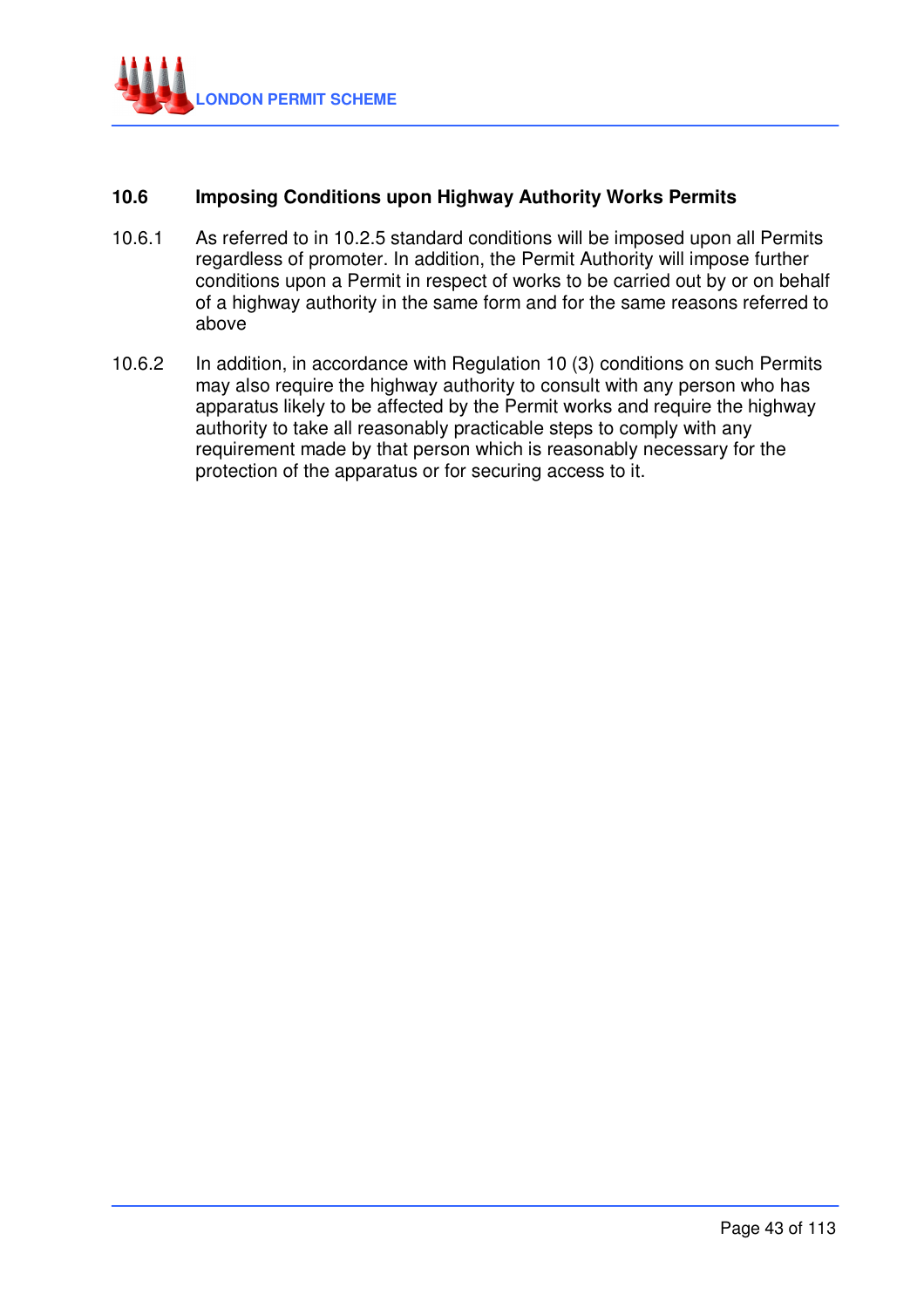### 10.6 Imposing Conditions upon Highway Authority Works Permits

10.6.1 As referred to in 10.2.5 standard conditions will be imposed upon all Permits regardless of promoter. In addition, the Permit Authority will impose further conditions upon a Permit in respect of works to be carried out by or on behalf of a highway authority in the same form and for the same reasons referred to above

10.6.2 In addition, in accordance with Regulation 10 (3) conditions on such Permits may also require the highway authority to consult with any person who has apparatus likely to be affected by the Permit works and require the highway authority to take all reasonably practicable steps to comply with any requirement made by that person which is reasonably necessary for the protection of the apparatus or for securing access to it.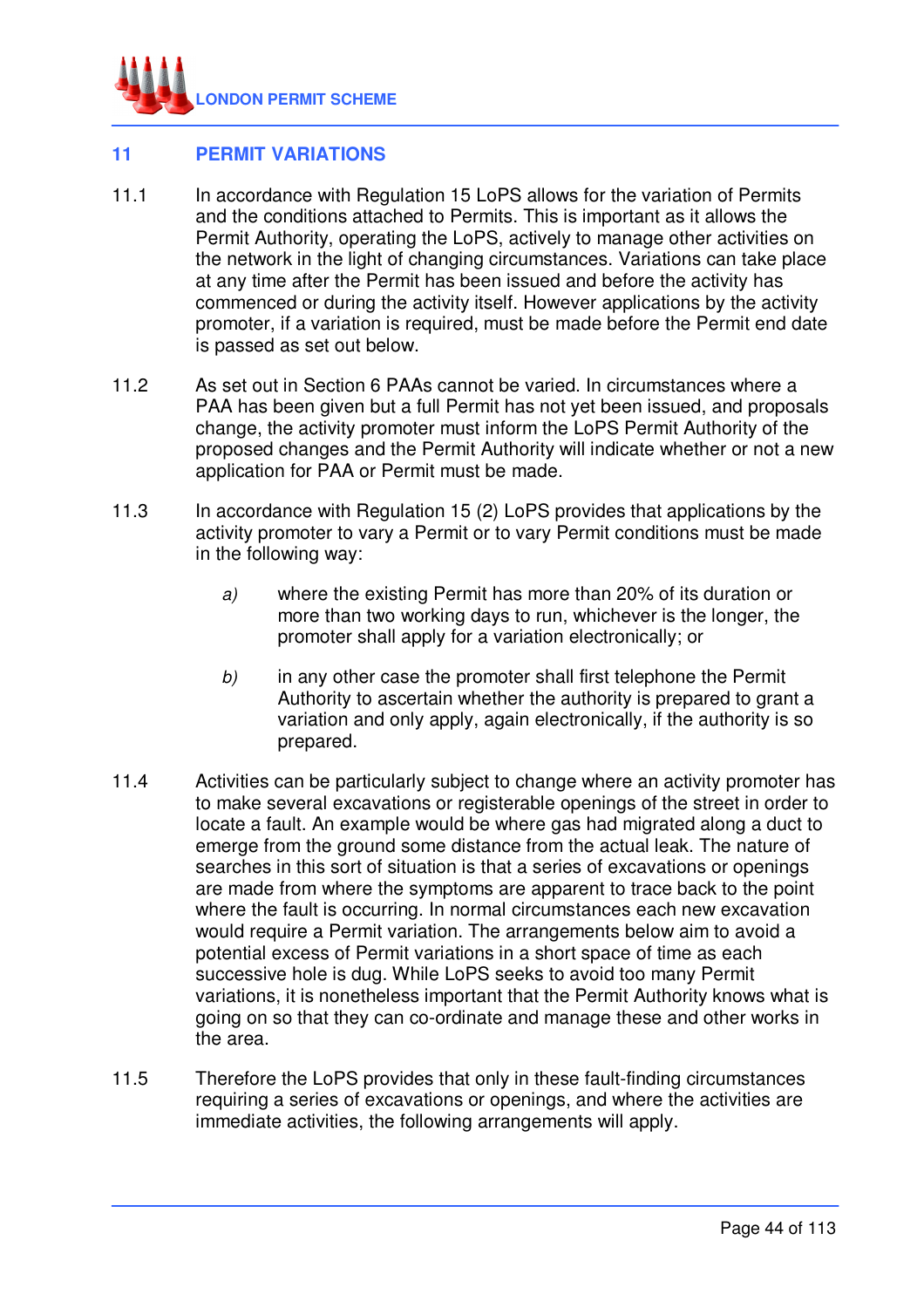## 11 PERMIT VARIATIONS

11.1 In accordance with Regulation 15 LoPS allows for the variation of Permits and the conditions attached to Permits. This is important as it allows the Permit Authority, operating the LoPS, actively to manage other activities on the network in the light of changing circumstances. Variations can take place at any time after the Permit has been issued and before the activity has commenced or during the activity itself. However applications by the activity promoter, if a variation is required, must be made before the Permit end date is passed as set out below.

11.2 As set out in Section 6 PAAs cannot be varied. In circumstances where a PAA has been given but a full Permit has not yet been issued, and proposals change, the activity promoter must inform the LoPS Permit Authority of the proposed changes and the Permit Authority will indicate whether or not a new application for PAA or Permit must be made.

11.3 In accordance with Regulation 15 (2) LoPS provides that applications by the activity promoter to vary a Permit or to vary Permit conditions must be made in the following way:

*a)* where the existing Permit has more than 20% of its duration or more than two working days to run, whichever is the longer, the promoter shall apply for a variation electronically; or

*b)* in any other case the promoter shall first telephone the Permit Authority to ascertain whether the authority is prepared to grant a variation and only apply, again electronically, if the authority is so prepared.

11.4 Activities can be particularly subject to change where an activity promoter has to make several excavations or registerable openings of the street in order to locate a fault. An example would be where gas had migrated along a duct to emerge from the ground some distance from the actual leak. The nature of searches in this sort of situation is that a series of excavations or openings are made from where the symptoms are apparent to trace back to the point where the fault is occurring. In normal circumstances each new excavation would require a Permit variation. The arrangements below aim to avoid a potential excess of Permit variations in a short space of time as each successive hole is dug. While LoPS seeks to avoid too many Permit variations, it is nonetheless important that the Permit Authority knows what is going on so that they can co-ordinate and manage these and other works in the area.

11.5 Therefore the LoPS provides that only in these fault-finding circumstances requiring a series of excavations or openings, and where the activities are immediate activities, the following arrangements will apply.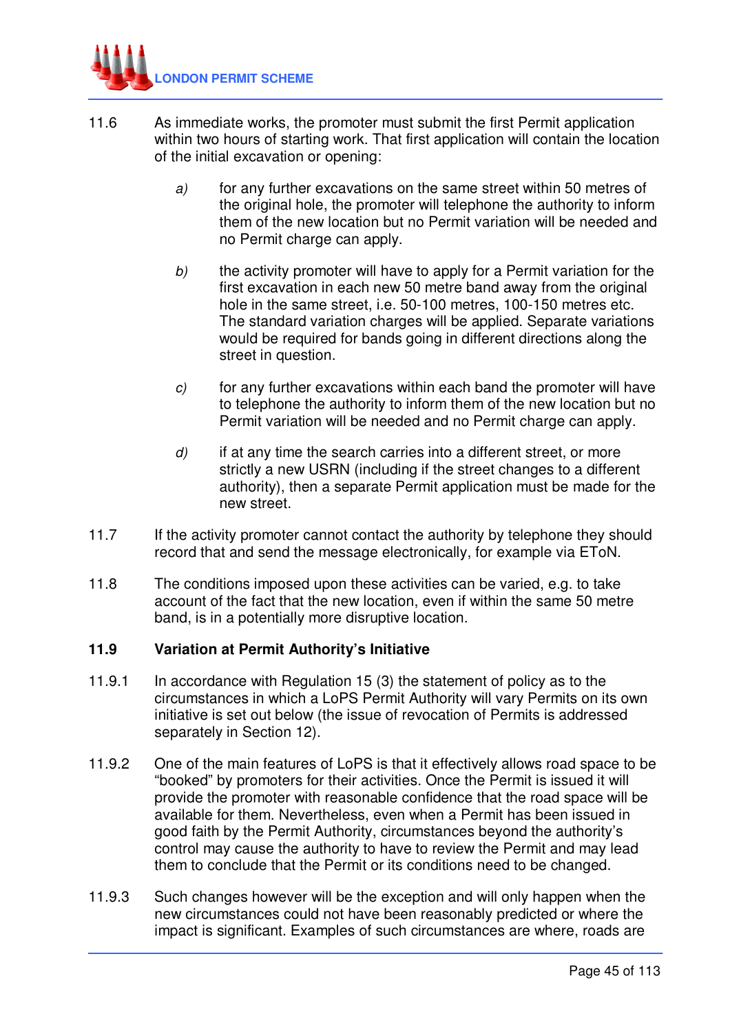11.6 As immediate works, the promoter must submit the first Permit application within two hours of starting work. That first application will contain the location of the initial excavation or opening:

*a)* for any further excavations on the same street within 50 metres of the original hole, the promoter will telephone the authority to inform them of the new location but no Permit variation will be needed and no Permit charge can apply.

*b)* the activity promoter will have to apply for a Permit variation for the first excavation in each new 50 metre band away from the original hole in the same street, i.e. 50-100 metres, 100-150 metres etc. The standard variation charges will be applied. Separate variations would be required for bands going in different directions along the street in question.

*c)* for any further excavations within each band the promoter will have to telephone the authority to inform them of the new location but no Permit variation will be needed and no Permit charge can apply.

*d)* if at any time the search carries into a different street, or more strictly a new USRN (including if the street changes to a different authority), then a separate Permit application must be made for the new street.

11.7 If the activity promoter cannot contact the authority by telephone they should record that and send the message electronically, for example via EToN.

11.8 The conditions imposed upon these activities can be varied, e.g. to take account of the fact that the new location, even if within the same 50 metre band, is in a potentially more disruptive location.

### 11.9 Variation at Permit Authority's Initiative

11.9.1 In accordance with Regulation 15 (3) the statement of policy as to the circumstances in which a LoPS Permit Authority will vary Permits on its own initiative is set out below (the issue of revocation of Permits is addressed separately in Section 12).

11.9.2 One of the main features of LoPS is that it effectively allows road space to be "booked" by promoters for their activities. Once the Permit is issued it will provide the promoter with reasonable confidence that the road space will be available for them. Nevertheless, even when a Permit has been issued in good faith by the Permit Authority, circumstances beyond the authority's control may cause the authority to have to review the Permit and may lead them to conclude that the Permit or its conditions need to be changed.

11.9.3 Such changes however will be the exception and will only happen when the new circumstances could not have been reasonably predicted or where the impact is significant. Examples of such circumstances are where, roads are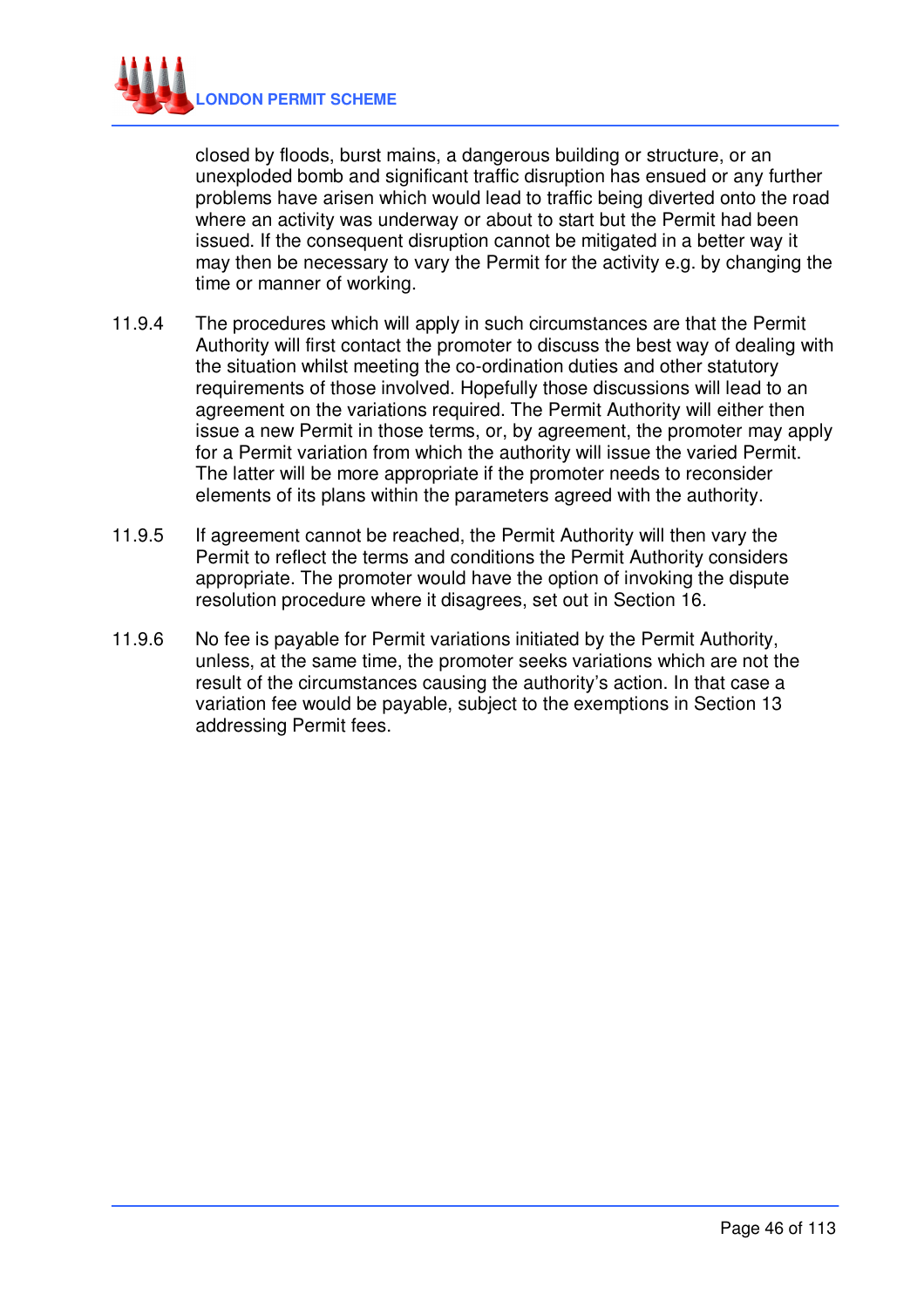closed by floods, burst mains, a dangerous building or structure, or an unexploded bomb and significant traffic disruption has ensued or any further problems have arisen which would lead to traffic being diverted onto the road where an activity was underway or about to start but the Permit had been issued. If the consequent disruption cannot be mitigated in a better way it may then be necessary to vary the Permit for the activity e.g. by changing the time or manner of working.

11.9.4 The procedures which will apply in such circumstances are that the Permit Authority will first contact the promoter to discuss the best way of dealing with the situation whilst meeting the co-ordination duties and other statutory requirements of those involved. Hopefully those discussions will lead to an agreement on the variations required. The Permit Authority will either then issue a new Permit in those terms, or, by agreement, the promoter may apply for a Permit variation from which the authority will issue the varied Permit. The latter will be more appropriate if the promoter needs to reconsider elements of its plans within the parameters agreed with the authority.

11.9.5 If agreement cannot be reached, the Permit Authority will then vary the Permit to reflect the terms and conditions the Permit Authority considers appropriate. The promoter would have the option of invoking the dispute resolution procedure where it disagrees, set out in Section 16.

11.9.6 No fee is payable for Permit variations initiated by the Permit Authority, unless, at the same time, the promoter seeks variations which are not the result of the circumstances causing the authority's action. In that case a variation fee would be payable, subject to the exemptions in Section 13 addressing Permit fees.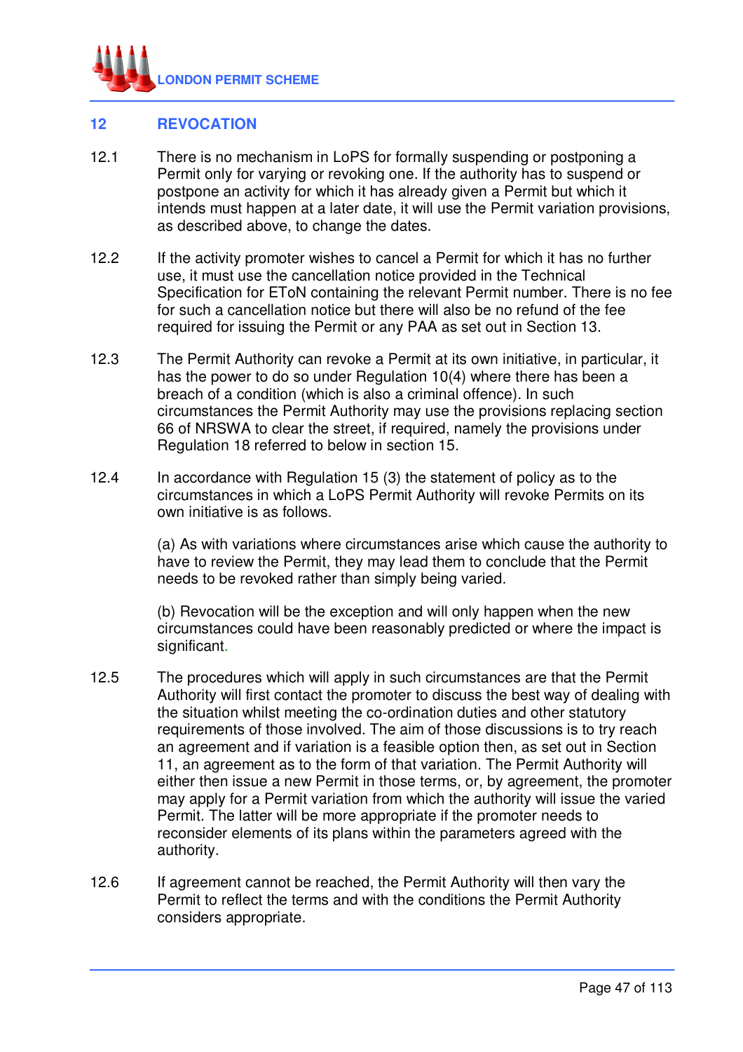## 12 REVOCATION

12.1 There is no mechanism in LoPS for formally suspending or postponing a Permit only for varying or revoking one. If the authority has to suspend or postpone an activity for which it has already given a Permit but which it intends must happen at a later date, it will use the Permit variation provisions, as described above, to change the dates.

12.2 If the activity promoter wishes to cancel a Permit for which it has no further use, it must use the cancellation notice provided in the Technical Specification for EToN containing the relevant Permit number. There is no fee for such a cancellation notice but there will also be no refund of the fee required for issuing the Permit or any PAA as set out in Section 13.

12.3 The Permit Authority can revoke a Permit at its own initiative, in particular, it has the power to do so under Regulation 10(4) where there has been a breach of a condition (which is also a criminal offence). In such circumstances the Permit Authority may use the provisions replacing section 66 of NRSWA to clear the street, if required, namely the provisions under Regulation 18 referred to below in section 15.

12.4 In accordance with Regulation 15 (3) the statement of policy as to the circumstances in which a LoPS Permit Authority will revoke Permits on its own initiative is as follows.

(a) As with variations where circumstances arise which cause the authority to have to review the Permit, they may lead them to conclude that the Permit needs to be revoked rather than simply being varied.

(b) Revocation will be the exception and will only happen when the new circumstances could have been reasonably predicted or where the impact is significant.

12.5 The procedures which will apply in such circumstances are that the Permit Authority will first contact the promoter to discuss the best way of dealing with the situation whilst meeting the co-ordination duties and other statutory requirements of those involved. The aim of those discussions is to try reach an agreement and if variation is a feasible option then, as set out in Section 11, an agreement as to the form of that variation. The Permit Authority will either then issue a new Permit in those terms, or, by agreement, the promoter may apply for a Permit variation from which the authority will issue the varied Permit. The latter will be more appropriate if the promoter needs to reconsider elements of its plans within the parameters agreed with the authority.

12.6 If agreement cannot be reached, the Permit Authority will then vary the Permit to reflect the terms and with the conditions the Permit Authority considers appropriate.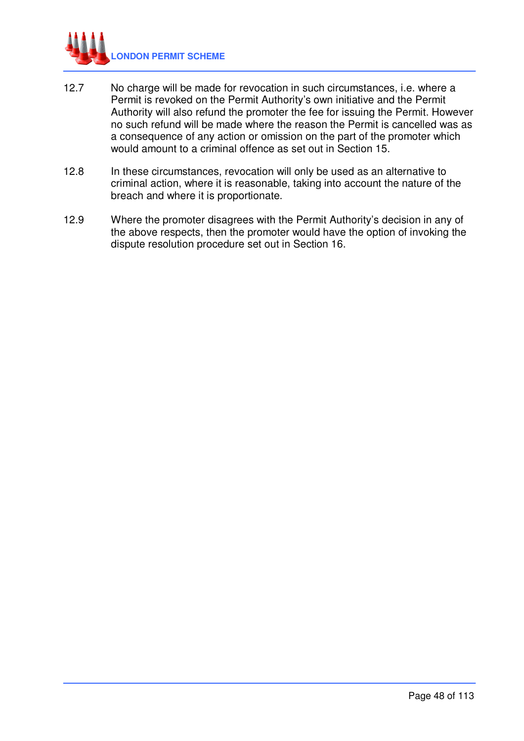12.7 No charge will be made for revocation in such circumstances, i.e. where a Permit is revoked on the Permit Authority's own initiative and the Permit Authority will also refund the promoter the fee for issuing the Permit. However no such refund will be made where the reason the Permit is cancelled was as a consequence of any action or omission on the part of the promoter which would amount to a criminal offence as set out in Section 15.

12.8 In these circumstances, revocation will only be used as an alternative to criminal action, where it is reasonable, taking into account the nature of the breach and where it is proportionate.

12.9 Where the promoter disagrees with the Permit Authority's decision in any of the above respects, then the promoter would have the option of invoking the dispute resolution procedure set out in Section 16.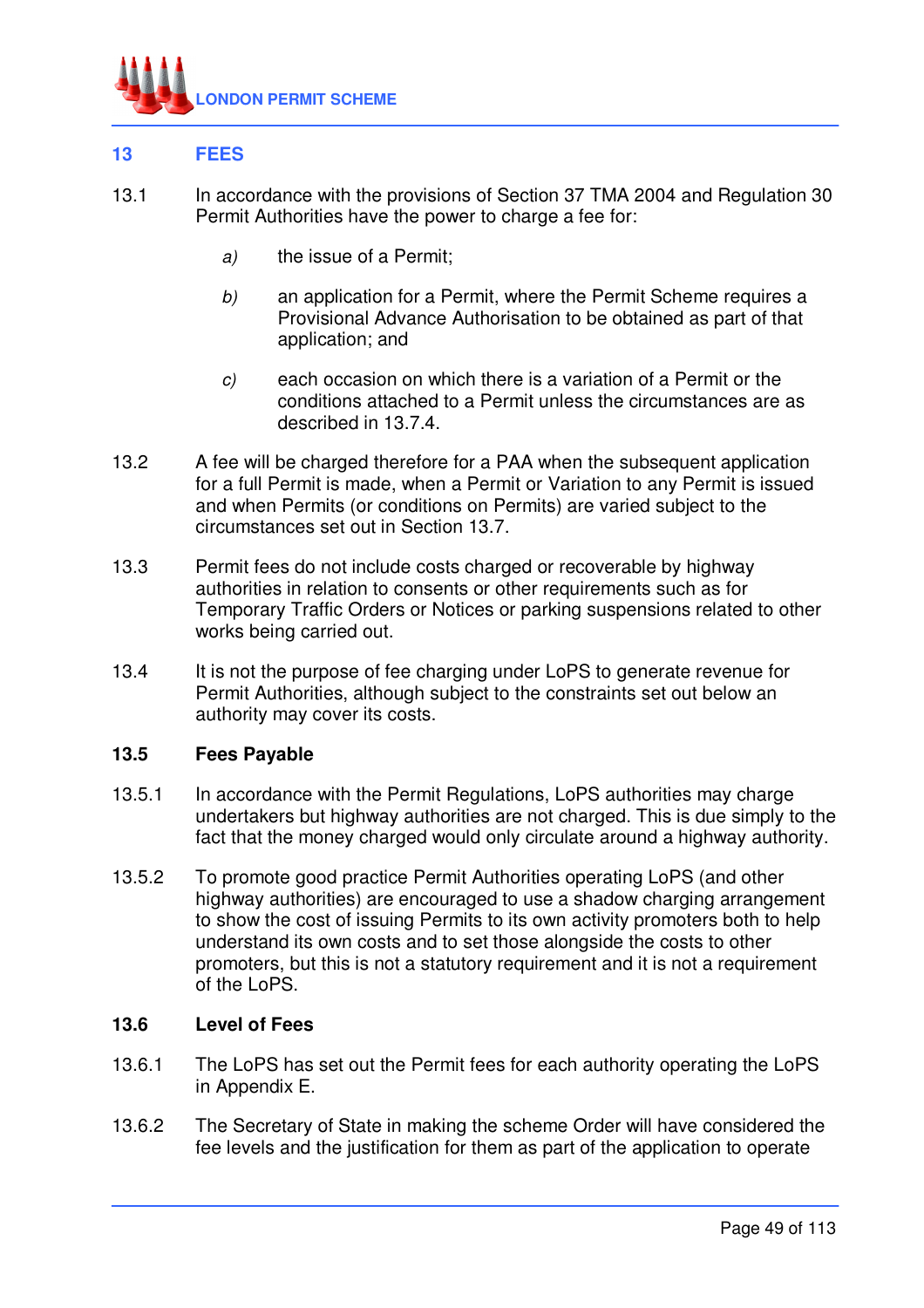## 13 FEES

13.1 In accordance with the provisions of Section 37 TMA 2004 and Regulation 30 Permit Authorities have the power to charge a fee for:

*a)* the issue of a Permit;

*b)* an application for a Permit, where the Permit Scheme requires a Provisional Advance Authorisation to be obtained as part of that application; and

*c)* each occasion on which there is a variation of a Permit or the conditions attached to a Permit unless the circumstances are as described in 13.7.4.

13.2 A fee will be charged therefore for a PAA when the subsequent application for a full Permit is made, when a Permit or Variation to any Permit is issued and when Permits (or conditions on Permits) are varied subject to the circumstances set out in Section 13.7.

13.3 Permit fees do not include costs charged or recoverable by highway authorities in relation to consents or other requirements such as for Temporary Traffic Orders or Notices or parking suspensions related to other works being carried out.

13.4 It is not the purpose of fee charging under LoPS to generate revenue for Permit Authorities, although subject to the constraints set out below an authority may cover its costs.

### 13.5 Fees Payable

13.5.1 In accordance with the Permit Regulations, LoPS authorities may charge undertakers but highway authorities are not charged. This is due simply to the fact that the money charged would only circulate around a highway authority.

13.5.2 To promote good practice Permit Authorities operating LoPS (and other highway authorities) are encouraged to use a shadow charging arrangement to show the cost of issuing Permits to its own activity promoters both to help understand its own costs and to set those alongside the costs to other promoters, but this is not a statutory requirement and it is not a requirement of the LoPS.

### 13.6 Level of Fees

13.6.1 The LoPS has set out the Permit fees for each authority operating the LoPS in Appendix E.

13.6.2 The Secretary of State in making the scheme Order will have considered the fee levels and the justification for them as part of the application to operate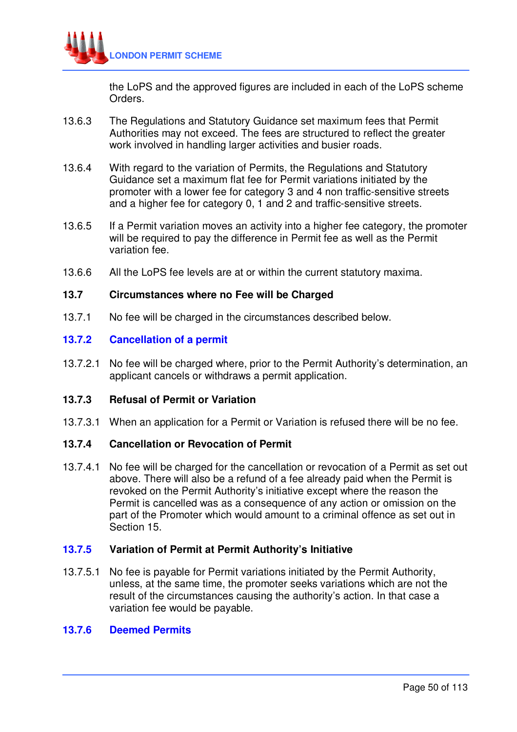the LoPS and the approved figures are included in each of the LoPS scheme Orders.

13.6.3 The Regulations and Statutory Guidance set maximum fees that Permit Authorities may not exceed. The fees are structured to reflect the greater work involved in handling larger activities and busier roads.

13.6.4 With regard to the variation of Permits, the Regulations and Statutory Guidance set a maximum flat fee for Permit variations initiated by the promoter with a lower fee for category 3 and 4 non traffic-sensitive streets and a higher fee for category 0, 1 and 2 and traffic-sensitive streets.

13.6.5 If a Permit variation moves an activity into a higher fee category, the promoter will be required to pay the difference in Permit fee as well as the Permit variation fee.

13.6.6 All the LoPS fee levels are at or within the current statutory maxima.

### 13.7 Circumstances where no Fee will be Charged

13.7.1 No fee will be charged in the circumstances described below.

#### 13.7.2 Cancellation of a permit

13.7.2.1 No fee will be charged where, prior to the Permit Authority's determination, an applicant cancels or withdraws a permit application.

#### 13.7.3 Refusal of Permit or Variation

13.7.3.1 When an application for a Permit or Variation is refused there will be no fee.

#### 13.7.4 Cancellation or Revocation of Permit

13.7.4.1 No fee will be charged for the cancellation or revocation of a Permit as set out above. There will also be a refund of a fee already paid when the Permit is revoked on the Permit Authority's initiative except where the reason the Permit is cancelled was as a consequence of any action or omission on the part of the Promoter which would amount to a criminal offence as set out in Section 15.

#### 13.7.5 Variation of Permit at Permit Authority's Initiative

13.7.5.1 No fee is payable for Permit variations initiated by the Permit Authority, unless, at the same time, the promoter seeks variations which are not the result of the circumstances causing the authority's action. In that case a variation fee would be payable.

#### 13.7.6 Deemed Permits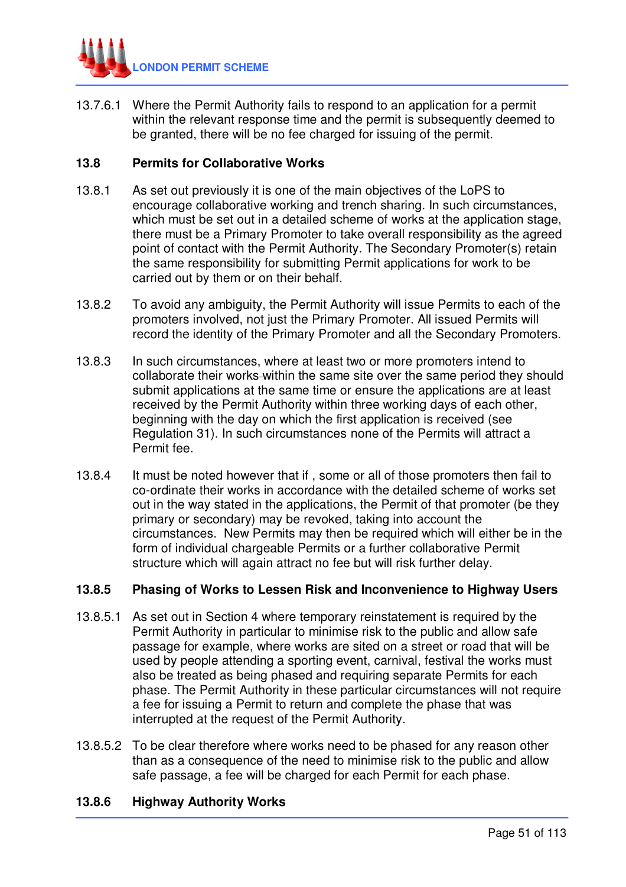13.7.6.1 Where the Permit Authority fails to respond to an application for a permit within the relevant response time and the permit is subsequently deemed to be granted, there will be no fee charged for issuing of the permit.

## 13.8 Permits for Collaborative Works

13.8.1 As set out previously it is one of the main objectives of the LoPS to encourage collaborative working and trench sharing. In such circumstances, which must be set out in a detailed scheme of works at the application stage, there must be a Primary Promoter to take overall responsibility as the agreed point of contact with the Permit Authority. The Secondary Promoter(s) retain the same responsibility for submitting Permit applications for work to be carried out by them or on their behalf.

13.8.2 To avoid any ambiguity, the Permit Authority will issue Permits to each of the promoters involved, not just the Primary Promoter. All issued Permits will record the identity of the Primary Promoter and all the Secondary Promoters.

13.8.3 In such circumstances, where at least two or more promoters intend to collaborate their works within the same site over the same period they should submit applications at the same time or ensure the applications are at least received by the Permit Authority within three working days of each other, beginning with the day on which the first application is received (see Regulation 31). In such circumstances none of the Permits will attract a Permit fee.

13.8.4 It must be noted however that if , some or all of those promoters then fail to co-ordinate their works in accordance with the detailed scheme of works set out in the way stated in the applications, the Permit of that promoter (be they primary or secondary) may be revoked, taking into account the circumstances. New Permits may then be required which will either be in the form of individual chargeable Permits or a further collaborative Permit structure which will again attract no fee but will risk further delay.

### 13.8.5 Phasing of Works to Lessen Risk and Inconvenience to Highway Users

13.8.5.1 As set out in Section 4 where temporary reinstatement is required by the Permit Authority in particular to minimise risk to the public and allow safe passage for example, where works are sited on a street or road that will be used by people attending a sporting event, carnival, festival the works must also be treated as being phased and requiring separate Permits for each phase. The Permit Authority in these particular circumstances will not require a fee for issuing a Permit to return and complete the phase that was interrupted at the request of the Permit Authority.

13.8.5.2 To be clear therefore where works need to be phased for any reason other than as a consequence of the need to minimise risk to the public and allow safe passage, a fee will be charged for each Permit for each phase.

### 13.8.6 Highway Authority Works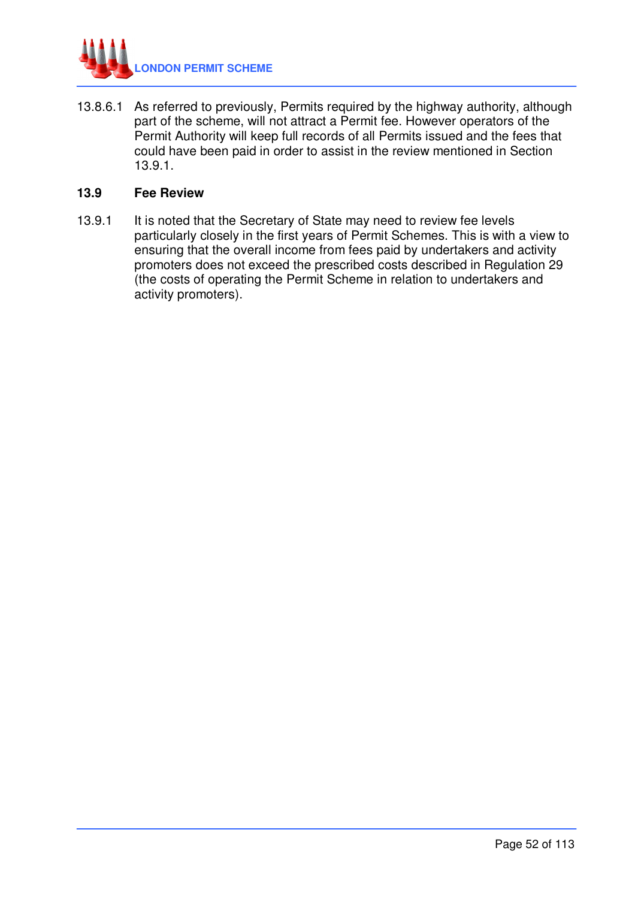13.8.6.1 As referred to previously, Permits required by the highway authority, although part of the scheme, will not attract a Permit fee. However operators of the Permit Authority will keep full records of all Permits issued and the fees that could have been paid in order to assist in the review mentioned in Section 13.9.1.

## 13.9 Fee Review

13.9.1 It is noted that the Secretary of State may need to review fee levels particularly closely in the first years of Permit Schemes. This is with a view to ensuring that the overall income from fees paid by undertakers and activity promoters does not exceed the prescribed costs described in Regulation 29 (the costs of operating the Permit Scheme in relation to undertakers and activity promoters).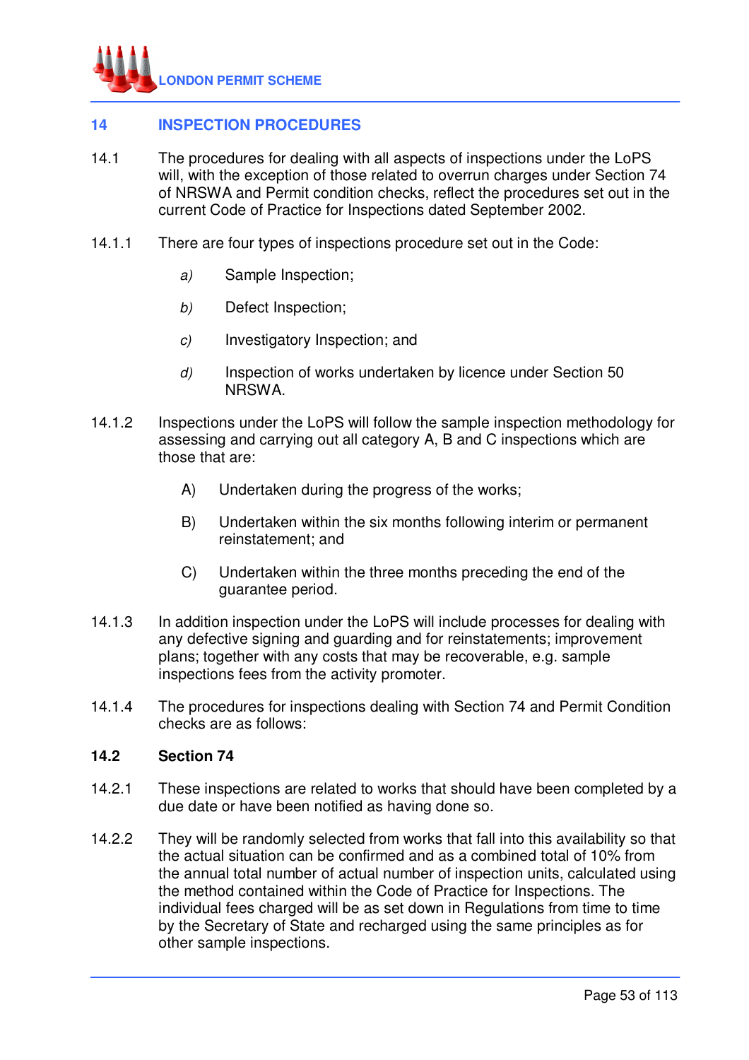## 14 INSPECTION PROCEDURES

14.1 The procedures for dealing with all aspects of inspections under the LoPS will, with the exception of those related to overrun charges under Section 74 of NRSWA and Permit condition checks, reflect the procedures set out in the current Code of Practice for Inspections dated September 2002.

14.1.1 There are four types of inspections procedure set out in the Code:

*a)* Sample Inspection;

*b)* Defect Inspection;

*c)* Investigatory Inspection; and

*d)* Inspection of works undertaken by licence under Section 50 NRSWA.

14.1.2 Inspections under the LoPS will follow the sample inspection methodology for assessing and carrying out all category A, B and C inspections which are those that are:

A) Undertaken during the progress of the works;

B) Undertaken within the six months following interim or permanent reinstatement; and

C) Undertaken within the three months preceding the end of the guarantee period.

14.1.3 In addition inspection under the LoPS will include processes for dealing with any defective signing and guarding and for reinstatements; improvement plans; together with any costs that may be recoverable, e.g. sample inspections fees from the activity promoter.

14.1.4 The procedures for inspections dealing with Section 74 and Permit Condition checks are as follows:

### 14.2 Section 74

14.2.1 These inspections are related to works that should have been completed by a due date or have been notified as having done so.

14.2.2 They will be randomly selected from works that fall into this availability so that the actual situation can be confirmed and as a combined total of 10% from the annual total number of actual number of inspection units, calculated using the method contained within the Code of Practice for Inspections. The individual fees charged will be as set down in Regulations from time to time by the Secretary of State and recharged using the same principles as for other sample inspections.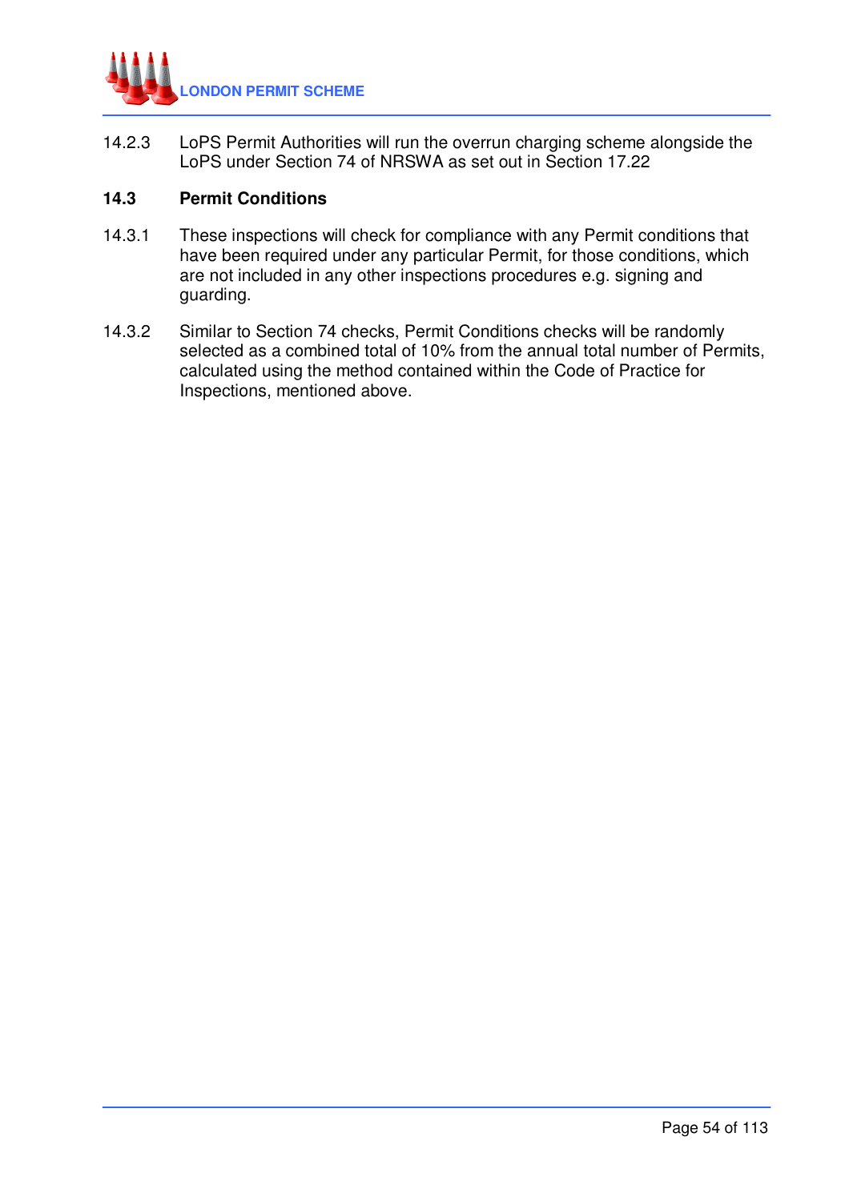14.2.3 LoPS Permit Authorities will run the overrun charging scheme alongside the LoPS under Section 74 of NRSWA as set out in Section 17.22

### 14.3 Permit Conditions

14.3.1 These inspections will check for compliance with any Permit conditions that have been required under any particular Permit, for those conditions, which are not included in any other inspections procedures e.g. signing and guarding.

14.3.2 Similar to Section 74 checks, Permit Conditions checks will be randomly selected as a combined total of 10% from the annual total number of Permits, calculated using the method contained within the Code of Practice for Inspections, mentioned above.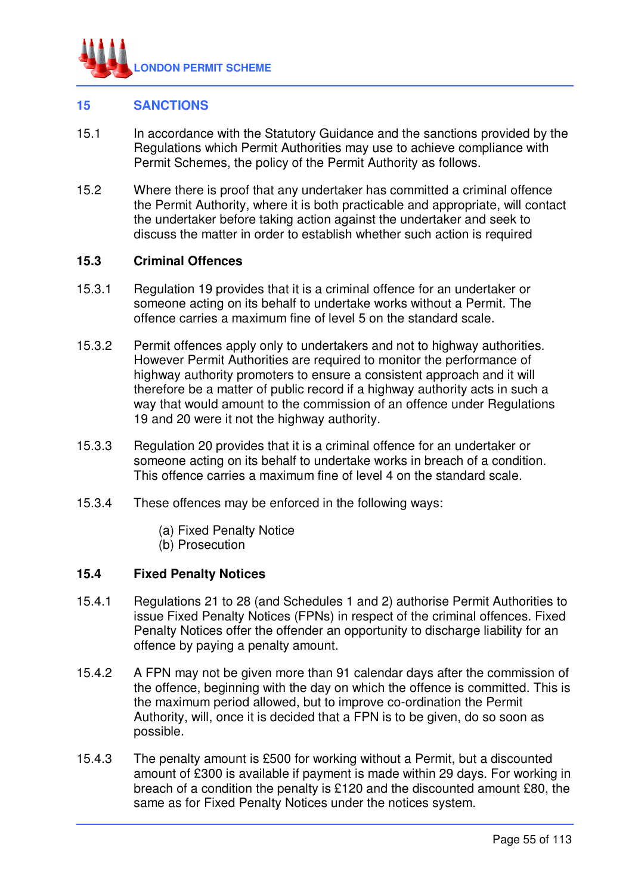## 15 SANCTIONS

15.1 In accordance with the Statutory Guidance and the sanctions provided by the Regulations which Permit Authorities may use to achieve compliance with Permit Schemes, the policy of the Permit Authority as follows.

15.2 Where there is proof that any undertaker has committed a criminal offence the Permit Authority, where it is both practicable and appropriate, will contact the undertaker before taking action against the undertaker and seek to discuss the matter in order to establish whether such action is required

### 15.3 Criminal Offences

15.3.1 Regulation 19 provides that it is a criminal offence for an undertaker or someone acting on its behalf to undertake works without a Permit. The offence carries a maximum fine of level 5 on the standard scale.

15.3.2 Permit offences apply only to undertakers and not to highway authorities. However Permit Authorities are required to monitor the performance of highway authority promoters to ensure a consistent approach and it will therefore be a matter of public record if a highway authority acts in such a way that would amount to the commission of an offence under Regulations 19 and 20 were it not the highway authority.

15.3.3 Regulation 20 provides that it is a criminal offence for an undertaker or someone acting on its behalf to undertake works in breach of a condition. This offence carries a maximum fine of level 4 on the standard scale.

15.3.4 These offences may be enforced in the following ways:

(a) Fixed Penalty Notice
(b) Prosecution

### 15.4 Fixed Penalty Notices

15.4.1 Regulations 21 to 28 (and Schedules 1 and 2) authorise Permit Authorities to issue Fixed Penalty Notices (FPNs) in respect of the criminal offences. Fixed Penalty Notices offer the offender an opportunity to discharge liability for an offence by paying a penalty amount.

15.4.2 A FPN may not be given more than 91 calendar days after the commission of the offence, beginning with the day on which the offence is committed. This is the maximum period allowed, but to improve co-ordination the Permit Authority, will, once it is decided that a FPN is to be given, do so soon as possible.

15.4.3 The penalty amount is £500 for working without a Permit, but a discounted amount of £300 is available if payment is made within 29 days. For working in breach of a condition the penalty is £120 and the discounted amount £80, the same as for Fixed Penalty Notices under the notices system.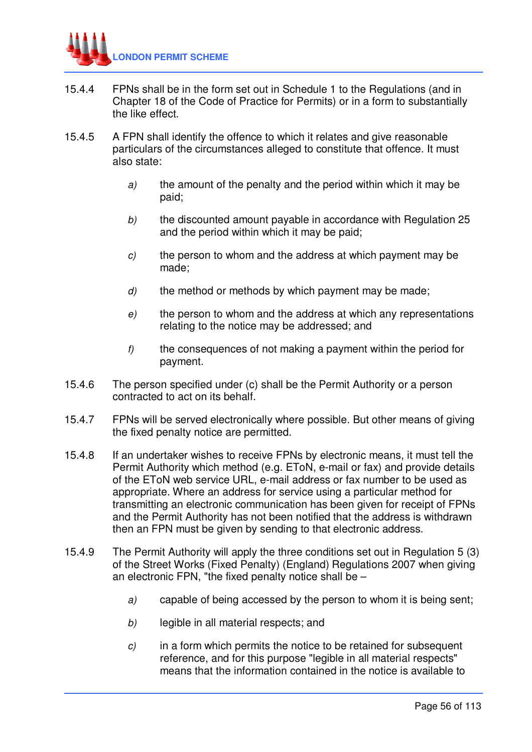15.4.4 FPNs shall be in the form set out in Schedule 1 to the Regulations (and in Chapter 18 of the Code of Practice for Permits) or in a form to substantially the like effect.

15.4.5 A FPN shall identify the offence to which it relates and give reasonable particulars of the circumstances alleged to constitute that offence. It must also state:

*a)* the amount of the penalty and the period within which it may be paid;

*b)* the discounted amount payable in accordance with Regulation 25 and the period within which it may be paid;

*c)* the person to whom and the address at which payment may be made;

*d)* the method or methods by which payment may be made;

*e)* the person to whom and the address at which any representations relating to the notice may be addressed; and

*f)* the consequences of not making a payment within the period for payment.

15.4.6 The person specified under (c) shall be the Permit Authority or a person contracted to act on its behalf.

15.4.7 FPNs will be served electronically where possible. But other means of giving the fixed penalty notice are permitted.

15.4.8 If an undertaker wishes to receive FPNs by electronic means, it must tell the Permit Authority which method (e.g. EToN, e-mail or fax) and provide details of the EToN web service URL, e-mail address or fax number to be used as appropriate. Where an address for service using a particular method for transmitting an electronic communication has been given for receipt of FPNs and the Permit Authority has not been notified that the address is withdrawn then an FPN must be given by sending to that electronic address.

15.4.9 The Permit Authority will apply the three conditions set out in Regulation 5 (3) of the Street Works (Fixed Penalty) (England) Regulations 2007 when giving an electronic FPN, "the fixed penalty notice shall be –

*a)* capable of being accessed by the person to whom it is being sent;

*b)* legible in all material respects; and

*c)* in a form which permits the notice to be retained for subsequent reference, and for this purpose "legible in all material respects" means that the information contained in the notice is available to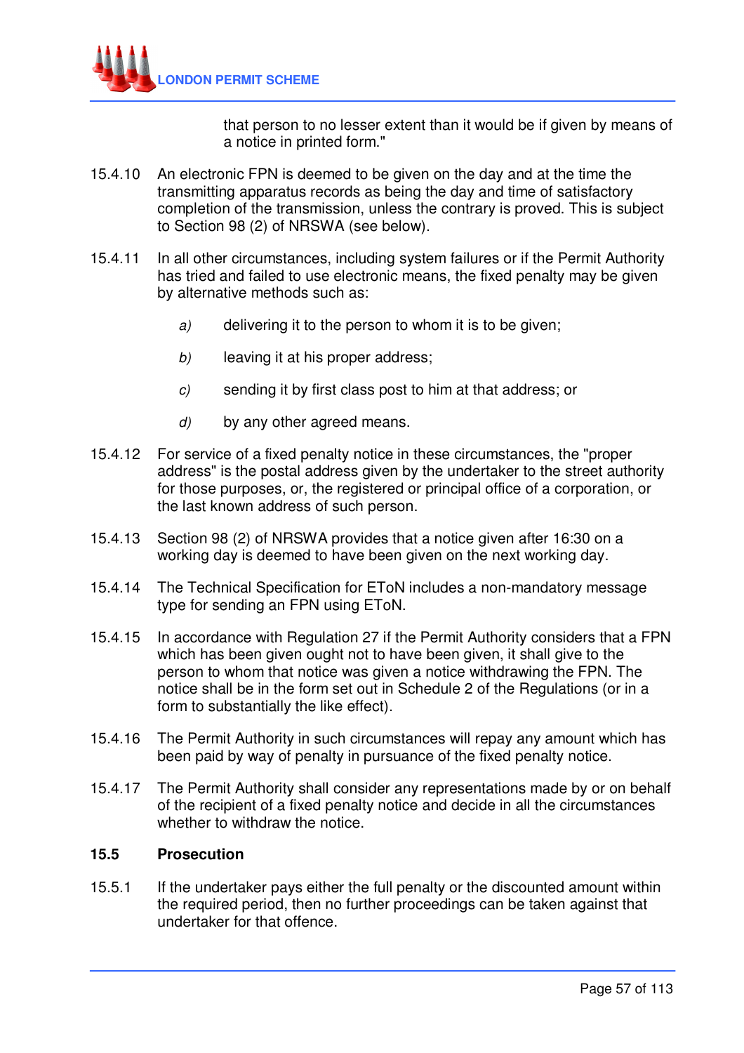that person to no lesser extent than it would be if given by means of a notice in printed form."

15.4.10 An electronic FPN is deemed to be given on the day and at the time the transmitting apparatus records as being the day and time of satisfactory completion of the transmission, unless the contrary is proved. This is subject to Section 98 (2) of NRSWA (see below).

15.4.11 In all other circumstances, including system failures or if the Permit Authority has tried and failed to use electronic means, the fixed penalty may be given by alternative methods such as:

*a)* delivering it to the person to whom it is to be given;

*b)* leaving it at his proper address;

*c)* sending it by first class post to him at that address; or

*d)* by any other agreed means.

15.4.12 For service of a fixed penalty notice in these circumstances, the "proper address" is the postal address given by the undertaker to the street authority for those purposes, or, the registered or principal office of a corporation, or the last known address of such person.

15.4.13 Section 98 (2) of NRSWA provides that a notice given after 16:30 on a working day is deemed to have been given on the next working day.

15.4.14 The Technical Specification for EToN includes a non-mandatory message type for sending an FPN using EToN.

15.4.15 In accordance with Regulation 27 if the Permit Authority considers that a FPN which has been given ought not to have been given, it shall give to the person to whom that notice was given a notice withdrawing the FPN. The notice shall be in the form set out in Schedule 2 of the Regulations (or in a form to substantially the like effect).

15.4.16 The Permit Authority in such circumstances will repay any amount which has been paid by way of penalty in pursuance of the fixed penalty notice.

15.4.17 The Permit Authority shall consider any representations made by or on behalf of the recipient of a fixed penalty notice and decide in all the circumstances whether to withdraw the notice.

## 15.5 Prosecution

15.5.1 If the undertaker pays either the full penalty or the discounted amount within the required period, then no further proceedings can be taken against that undertaker for that offence.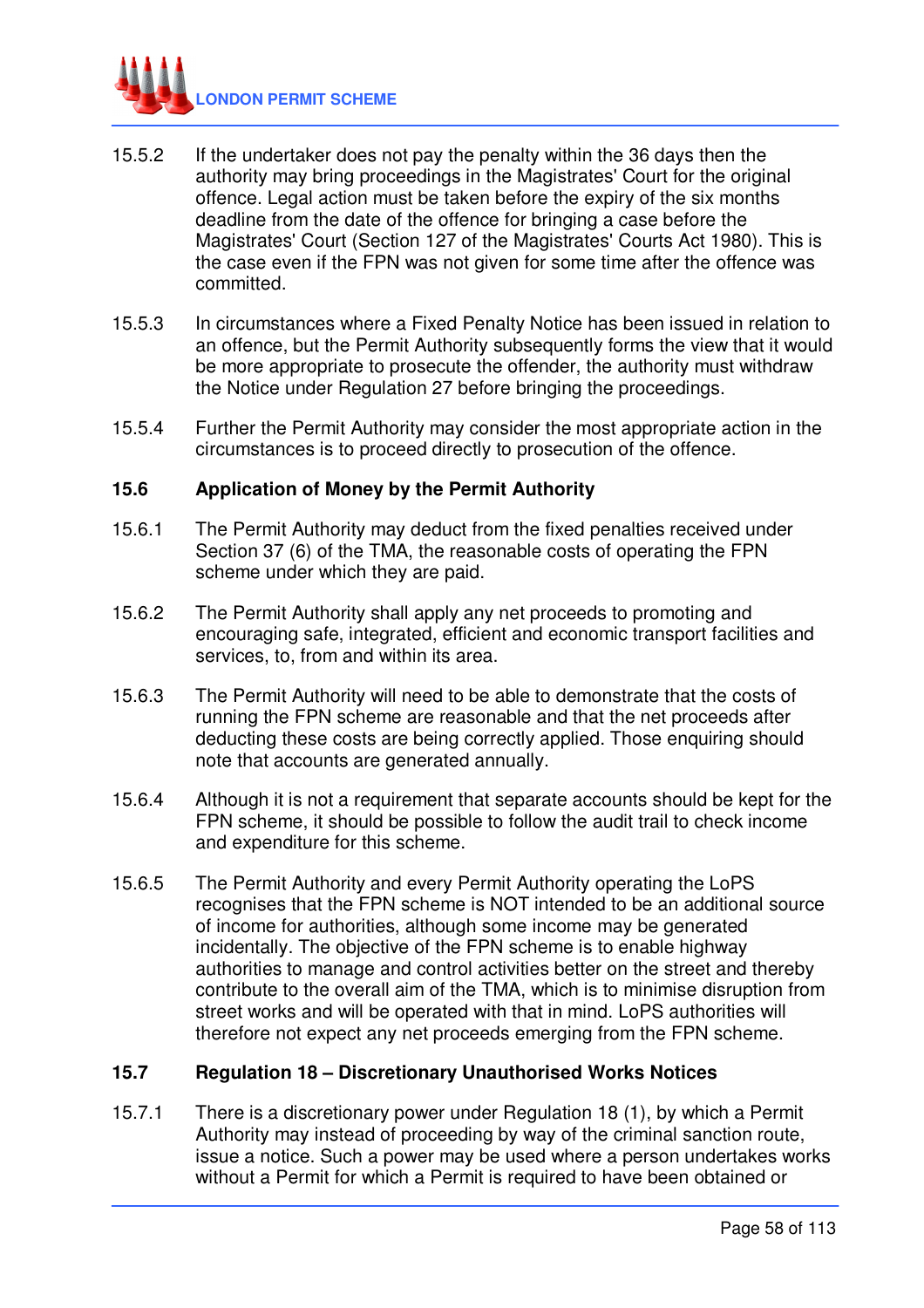15.5.2 If the undertaker does not pay the penalty within the 36 days then the authority may bring proceedings in the Magistrates' Court for the original offence. Legal action must be taken before the expiry of the six months deadline from the date of the offence for bringing a case before the Magistrates' Court (Section 127 of the Magistrates' Courts Act 1980). This is the case even if the FPN was not given for some time after the offence was committed.

15.5.3 In circumstances where a Fixed Penalty Notice has been issued in relation to an offence, but the Permit Authority subsequently forms the view that it would be more appropriate to prosecute the offender, the authority must withdraw the Notice under Regulation 27 before bringing the proceedings.

15.5.4 Further the Permit Authority may consider the most appropriate action in the circumstances is to proceed directly to prosecution of the offence.

## 15.6 Application of Money by the Permit Authority

15.6.1 The Permit Authority may deduct from the fixed penalties received under Section 37 (6) of the TMA, the reasonable costs of operating the FPN scheme under which they are paid.

15.6.2 The Permit Authority shall apply any net proceeds to promoting and encouraging safe, integrated, efficient and economic transport facilities and services, to, from and within its area.

15.6.3 The Permit Authority will need to be able to demonstrate that the costs of running the FPN scheme are reasonable and that the net proceeds after deducting these costs are being correctly applied. Those enquiring should note that accounts are generated annually.

15.6.4 Although it is not a requirement that separate accounts should be kept for the FPN scheme, it should be possible to follow the audit trail to check income and expenditure for this scheme.

15.6.5 The Permit Authority and every Permit Authority operating the LoPS recognises that the FPN scheme is NOT intended to be an additional source of income for authorities, although some income may be generated incidentally. The objective of the FPN scheme is to enable highway authorities to manage and control activities better on the street and thereby contribute to the overall aim of the TMA, which is to minimise disruption from street works and will be operated with that in mind. LoPS authorities will therefore not expect any net proceeds emerging from the FPN scheme.

## 15.7 Regulation 18 – Discretionary Unauthorised Works Notices

15.7.1 There is a discretionary power under Regulation 18 (1), by which a Permit Authority may instead of proceeding by way of the criminal sanction route, issue a notice. Such a power may be used where a person undertakes works without a Permit for which a Permit is required to have been obtained or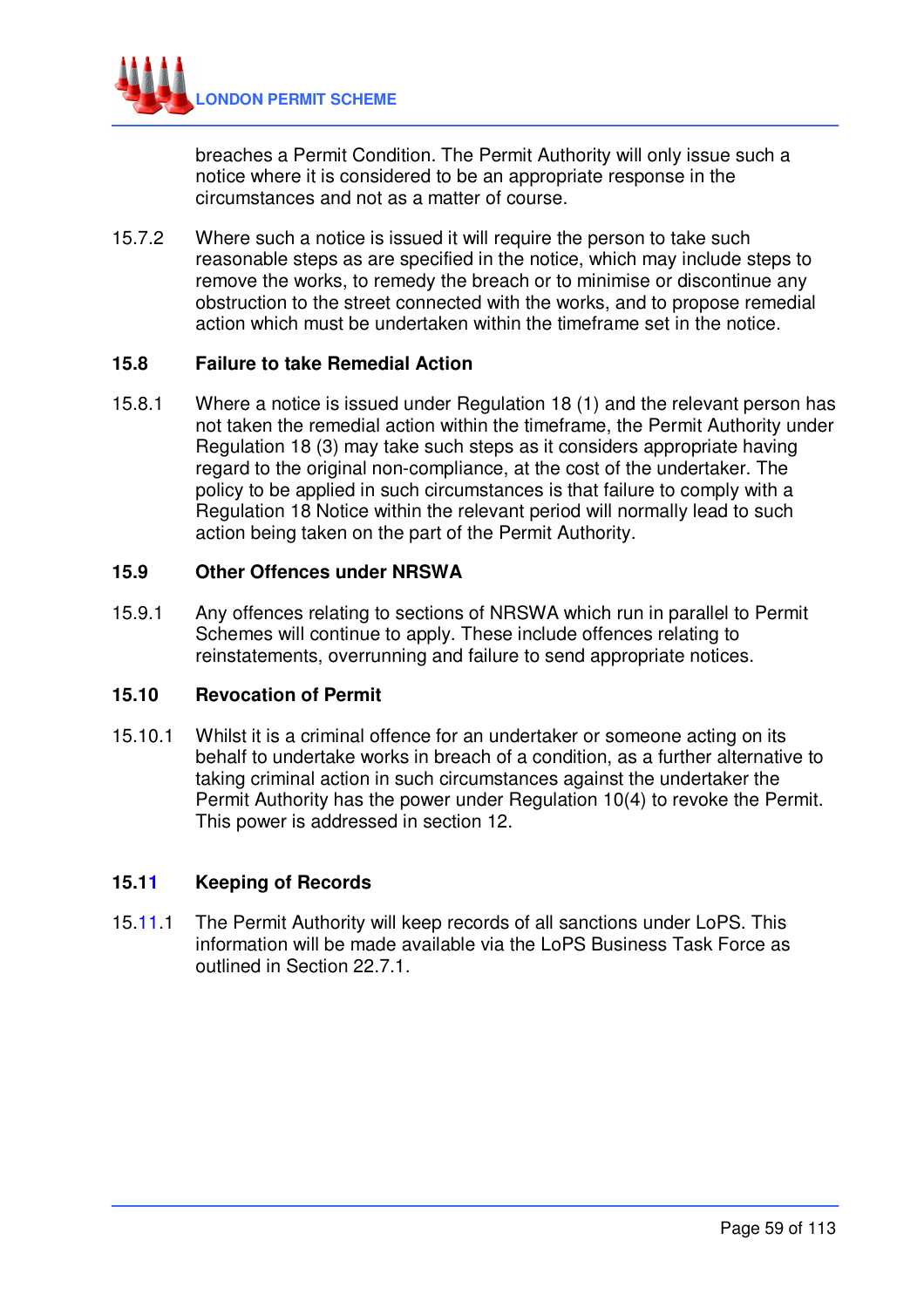breaches a Permit Condition. The Permit Authority will only issue such a notice where it is considered to be an appropriate response in the circumstances and not as a matter of course.

15.7.2 Where such a notice is issued it will require the person to take such reasonable steps as are specified in the notice, which may include steps to remove the works, to remedy the breach or to minimise or discontinue any obstruction to the street connected with the works, and to propose remedial action which must be undertaken within the timeframe set in the notice.

### 15.8 Failure to take Remedial Action

15.8.1 Where a notice is issued under Regulation 18 (1) and the relevant person has not taken the remedial action within the timeframe, the Permit Authority under Regulation 18 (3) may take such steps as it considers appropriate having regard to the original non-compliance, at the cost of the undertaker. The policy to be applied in such circumstances is that failure to comply with a Regulation 18 Notice within the relevant period will normally lead to such action being taken on the part of the Permit Authority.

### 15.9 Other Offences under NRSWA

15.9.1 Any offences relating to sections of NRSWA which run in parallel to Permit Schemes will continue to apply. These include offences relating to reinstatements, overrunning and failure to send appropriate notices.

### 15.10 Revocation of Permit

15.10.1 Whilst it is a criminal offence for an undertaker or someone acting on its behalf to undertake works in breach of a condition, as a further alternative to taking criminal action in such circumstances against the undertaker the Permit Authority has the power under Regulation 10(4) to revoke the Permit. This power is addressed in section 12.

### 15.11 Keeping of Records

15.11.1 The Permit Authority will keep records of all sanctions under LoPS. This information will be made available via the LoPS Business Task Force as outlined in Section 22.7.1.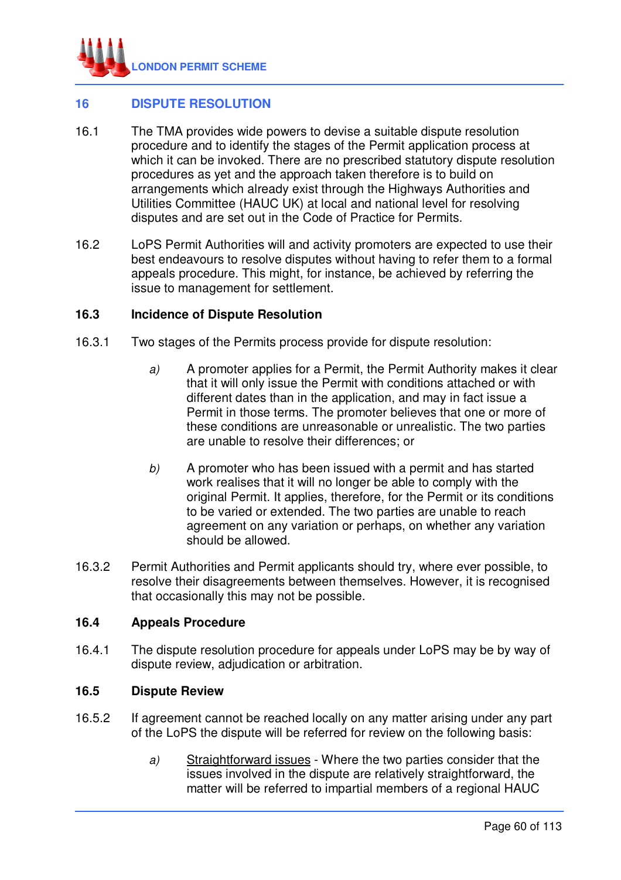## 16 DISPUTE RESOLUTION

16.1 The TMA provides wide powers to devise a suitable dispute resolution procedure and to identify the stages of the Permit application process at which it can be invoked. There are no prescribed statutory dispute resolution procedures as yet and the approach taken therefore is to build on arrangements which already exist through the Highways Authorities and Utilities Committee (HAUC UK) at local and national level for resolving disputes and are set out in the Code of Practice for Permits.

16.2 LoPS Permit Authorities will and activity promoters are expected to use their best endeavours to resolve disputes without having to refer them to a formal appeals procedure. This might, for instance, be achieved by referring the issue to management for settlement.

### 16.3 Incidence of Dispute Resolution

16.3.1 Two stages of the Permits process provide for dispute resolution:

*a)* A promoter applies for a Permit, the Permit Authority makes it clear that it will only issue the Permit with conditions attached or with different dates than in the application, and may in fact issue a Permit in those terms. The promoter believes that one or more of these conditions are unreasonable or unrealistic. The two parties are unable to resolve their differences; or

*b)* A promoter who has been issued with a permit and has started work realises that it will no longer be able to comply with the original Permit. It applies, therefore, for the Permit or its conditions to be varied or extended. The two parties are unable to reach agreement on any variation or perhaps, on whether any variation should be allowed.

16.3.2 Permit Authorities and Permit applicants should try, where ever possible, to resolve their disagreements between themselves. However, it is recognised that occasionally this may not be possible.

### 16.4 Appeals Procedure

16.4.1 The dispute resolution procedure for appeals under LoPS may be by way of dispute review, adjudication or arbitration.

### 16.5 Dispute Review

16.5.2 If agreement cannot be reached locally on any matter arising under any part of the LoPS the dispute will be referred for review on the following basis:

*a)* Straightforward issues - Where the two parties consider that the issues involved in the dispute are relatively straightforward, the matter will be referred to impartial members of a regional HAUC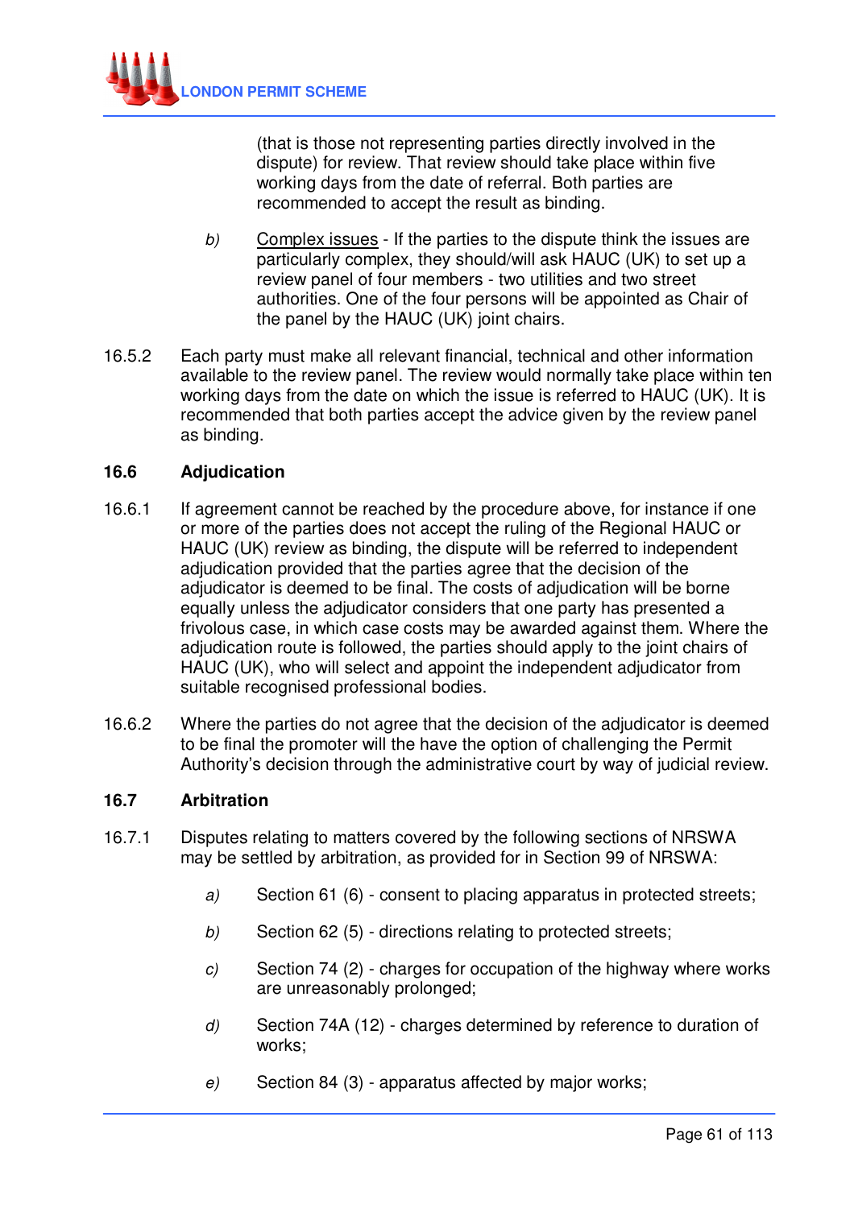(that is those not representing parties directly involved in the dispute) for review. That review should take place within five working days from the date of referral. Both parties are recommended to accept the result as binding.

*b)* <u>Complex issues</u> - If the parties to the dispute think the issues are particularly complex, they should/will ask HAUC (UK) to set up a review panel of four members - two utilities and two street authorities. One of the four persons will be appointed as Chair of the panel by the HAUC (UK) joint chairs.

16.5.2 Each party must make all relevant financial, technical and other information available to the review panel. The review would normally take place within ten working days from the date on which the issue is referred to HAUC (UK). It is recommended that both parties accept the advice given by the review panel as binding.

### 16.6 Adjudication

16.6.1 If agreement cannot be reached by the procedure above, for instance if one or more of the parties does not accept the ruling of the Regional HAUC or HAUC (UK) review as binding, the dispute will be referred to independent adjudication provided that the parties agree that the decision of the adjudicator is deemed to be final. The costs of adjudication will be borne equally unless the adjudicator considers that one party has presented a frivolous case, in which case costs may be awarded against them. Where the adjudication route is followed, the parties should apply to the joint chairs of HAUC (UK), who will select and appoint the independent adjudicator from suitable recognised professional bodies.

16.6.2 Where the parties do not agree that the decision of the adjudicator is deemed to be final the promoter will the have the option of challenging the Permit Authority's decision through the administrative court by way of judicial review.

### 16.7 Arbitration

16.7.1 Disputes relating to matters covered by the following sections of NRSWA may be settled by arbitration, as provided for in Section 99 of NRSWA:

*a)* Section 61 (6) - consent to placing apparatus in protected streets;

*b)* Section 62 (5) - directions relating to protected streets;

*c)* Section 74 (2) - charges for occupation of the highway where works are unreasonably prolonged;

*d)* Section 74A (12) - charges determined by reference to duration of works;

*e)* Section 84 (3) - apparatus affected by major works;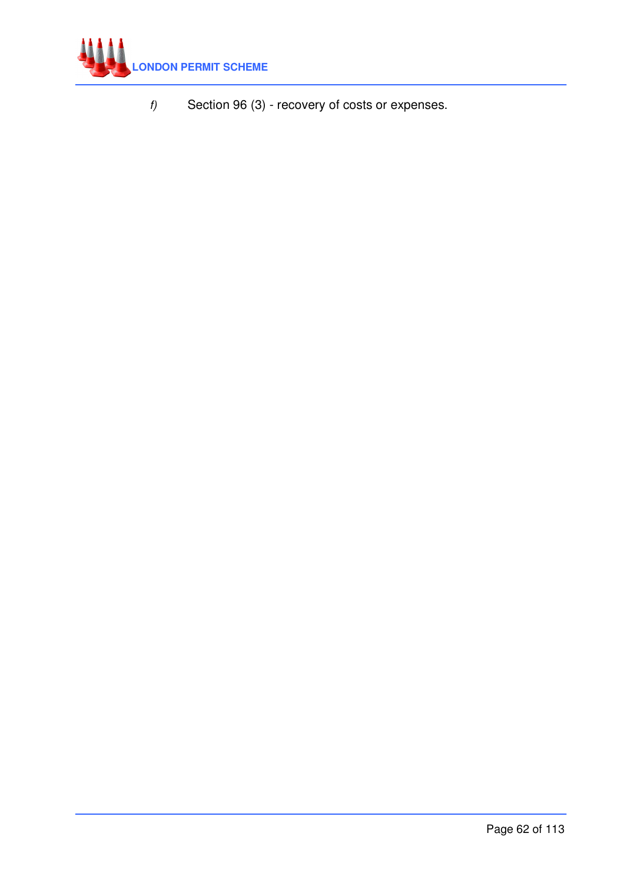*f)* Section 96 (3) - recovery of costs or expenses.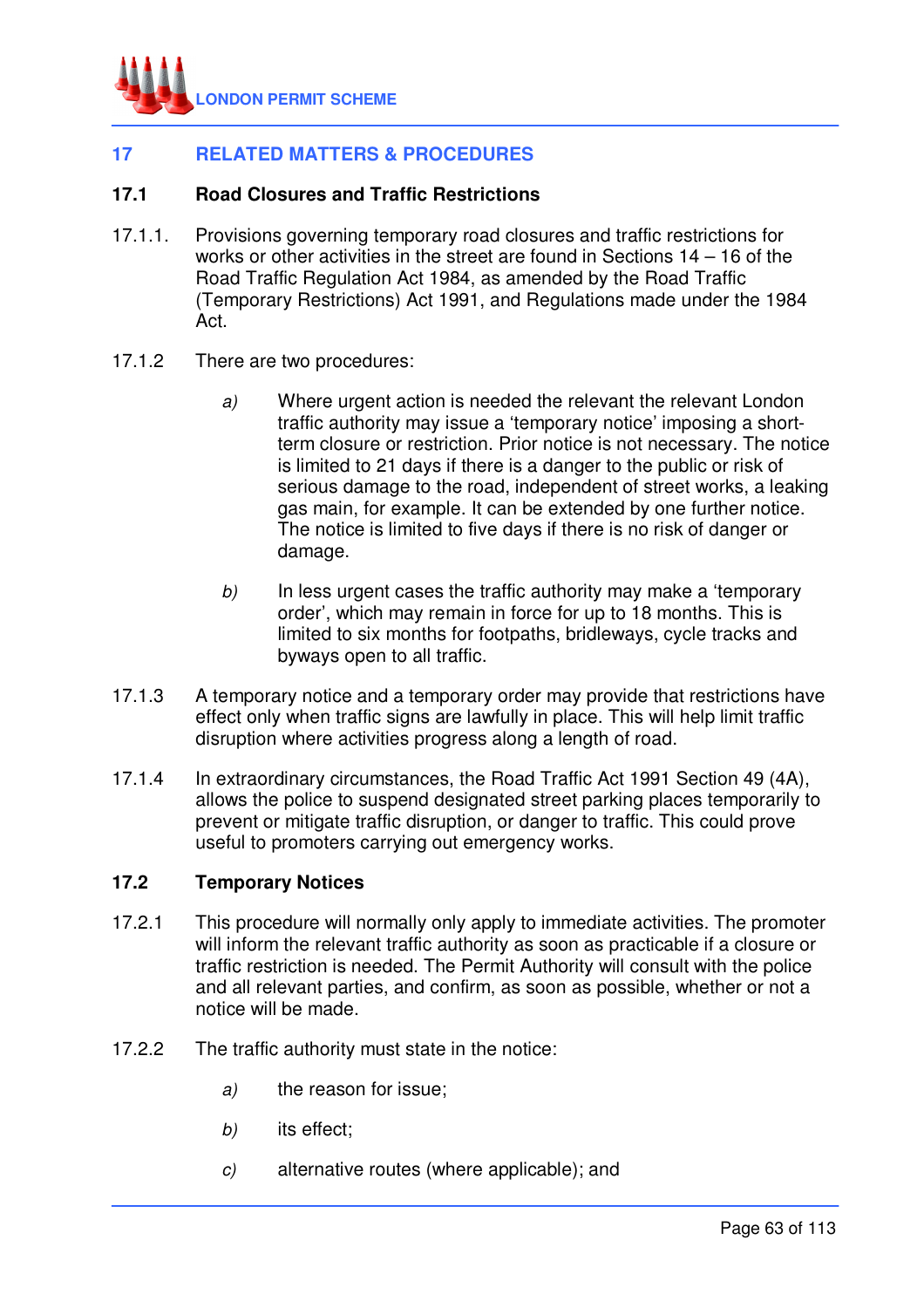## 17 RELATED MATTERS & PROCEDURES

### 17.1 Road Closures and Traffic Restrictions

17.1.1. Provisions governing temporary road closures and traffic restrictions for works or other activities in the street are found in Sections 14 – 16 of the Road Traffic Regulation Act 1984, as amended by the Road Traffic (Temporary Restrictions) Act 1991, and Regulations made under the 1984 Act.

17.1.2 There are two procedures:

*a)* Where urgent action is needed the relevant the relevant London traffic authority may issue a 'temporary notice' imposing a short-term closure or restriction. Prior notice is not necessary. The notice is limited to 21 days if there is a danger to the public or risk of serious damage to the road, independent of street works, a leaking gas main, for example. It can be extended by one further notice. The notice is limited to five days if there is no risk of danger or damage.

*b)* In less urgent cases the traffic authority may make a 'temporary order', which may remain in force for up to 18 months. This is limited to six months for footpaths, bridleways, cycle tracks and byways open to all traffic.

17.1.3 A temporary notice and a temporary order may provide that restrictions have effect only when traffic signs are lawfully in place. This will help limit traffic disruption where activities progress along a length of road.

17.1.4 In extraordinary circumstances, the Road Traffic Act 1991 Section 49 (4A), allows the police to suspend designated street parking places temporarily to prevent or mitigate traffic disruption, or danger to traffic. This could prove useful to promoters carrying out emergency works.

### 17.2 Temporary Notices

17.2.1 This procedure will normally only apply to immediate activities. The promoter will inform the relevant traffic authority as soon as practicable if a closure or traffic restriction is needed. The Permit Authority will consult with the police and all relevant parties, and confirm, as soon as possible, whether or not a notice will be made.

17.2.2 The traffic authority must state in the notice:

*a)* the reason for issue;

*b)* its effect;

*c)* alternative routes (where applicable); and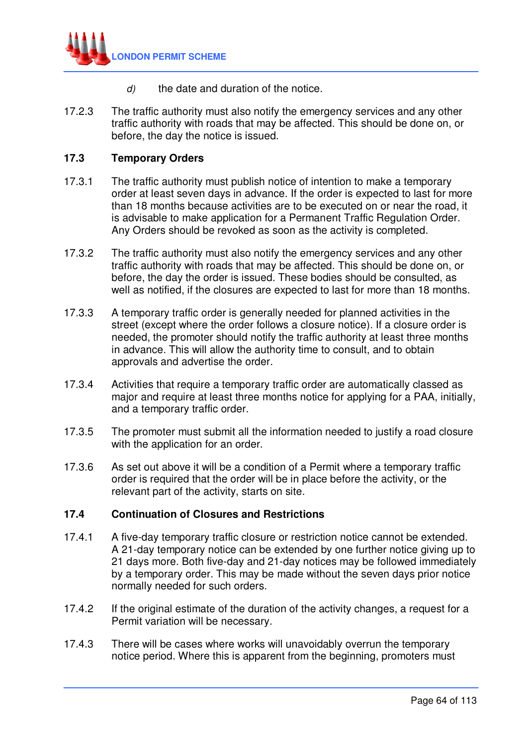d) the date and duration of the notice.

17.2.3 The traffic authority must also notify the emergency services and any other traffic authority with roads that may be affected. This should be done on, or before, the day the notice is issued.

## 17.3 Temporary Orders

17.3.1 The traffic authority must publish notice of intention to make a temporary order at least seven days in advance. If the order is expected to last for more than 18 months because activities are to be executed on or near the road, it is advisable to make application for a Permanent Traffic Regulation Order. Any Orders should be revoked as soon as the activity is completed.

17.3.2 The traffic authority must also notify the emergency services and any other traffic authority with roads that may be affected. This should be done on, or before, the day the order is issued. These bodies should be consulted, as well as notified, if the closures are expected to last for more than 18 months.

17.3.3 A temporary traffic order is generally needed for planned activities in the street (except where the order follows a closure notice). If a closure order is needed, the promoter should notify the traffic authority at least three months in advance. This will allow the authority time to consult, and to obtain approvals and advertise the order.

17.3.4 Activities that require a temporary traffic order are automatically classed as major and require at least three months notice for applying for a PAA, initially, and a temporary traffic order.

17.3.5 The promoter must submit all the information needed to justify a road closure with the application for an order.

17.3.6 As set out above it will be a condition of a Permit where a temporary traffic order is required that the order will be in place before the activity, or the relevant part of the activity, starts on site.

## 17.4 Continuation of Closures and Restrictions

17.4.1 A five-day temporary traffic closure or restriction notice cannot be extended. A 21-day temporary notice can be extended by one further notice giving up to 21 days more. Both five-day and 21-day notices may be followed immediately by a temporary order. This may be made without the seven days prior notice normally needed for such orders.

17.4.2 If the original estimate of the duration of the activity changes, a request for a Permit variation will be necessary.

17.4.3 There will be cases where works will unavoidably overrun the temporary notice period. Where this is apparent from the beginning, promoters must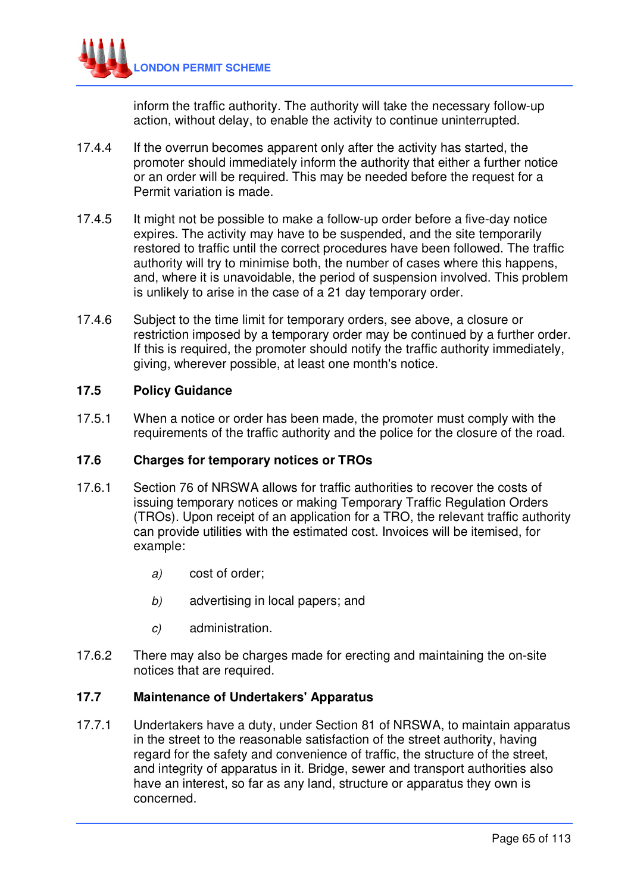inform the traffic authority. The authority will take the necessary follow-up action, without delay, to enable the activity to continue uninterrupted.

17.4.4 If the overrun becomes apparent only after the activity has started, the promoter should immediately inform the authority that either a further notice or an order will be required. This may be needed before the request for a Permit variation is made.

17.4.5 It might not be possible to make a follow-up order before a five-day notice expires. The activity may have to be suspended, and the site temporarily restored to traffic until the correct procedures have been followed. The traffic authority will try to minimise both, the number of cases where this happens, and, where it is unavoidable, the period of suspension involved. This problem is unlikely to arise in the case of a 21 day temporary order.

17.4.6 Subject to the time limit for temporary orders, see above, a closure or restriction imposed by a temporary order may be continued by a further order. If this is required, the promoter should notify the traffic authority immediately, giving, wherever possible, at least one month's notice.

### 17.5 Policy Guidance

17.5.1 When a notice or order has been made, the promoter must comply with the requirements of the traffic authority and the police for the closure of the road.

### 17.6 Charges for temporary notices or TROs

17.6.1 Section 76 of NRSWA allows for traffic authorities to recover the costs of issuing temporary notices or making Temporary Traffic Regulation Orders (TROs). Upon receipt of an application for a TRO, the relevant traffic authority can provide utilities with the estimated cost. Invoices will be itemised, for example:

*a)* cost of order;

*b)* advertising in local papers; and

*c)* administration.

17.6.2 There may also be charges made for erecting and maintaining the on-site notices that are required.

### 17.7 Maintenance of Undertakers' Apparatus

17.7.1 Undertakers have a duty, under Section 81 of NRSWA, to maintain apparatus in the street to the reasonable satisfaction of the street authority, having regard for the safety and convenience of traffic, the structure of the street, and integrity of apparatus in it. Bridge, sewer and transport authorities also have an interest, so far as any land, structure or apparatus they own is concerned.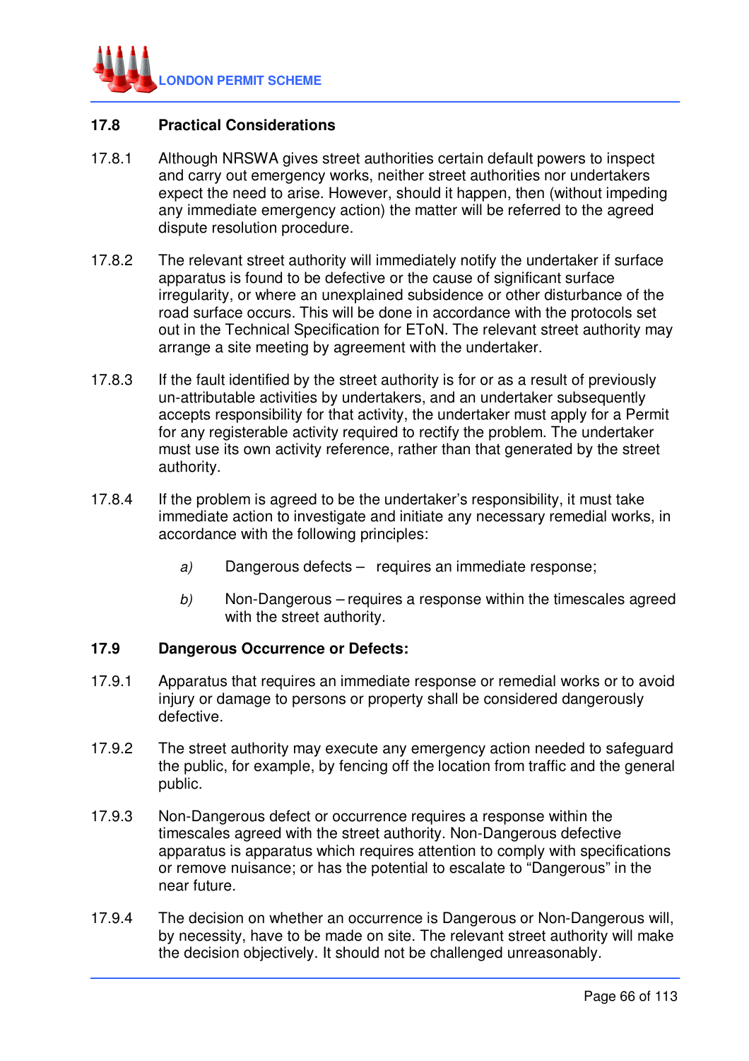## 17.8 Practical Considerations

17.8.1 Although NRSWA gives street authorities certain default powers to inspect and carry out emergency works, neither street authorities nor undertakers expect the need to arise. However, should it happen, then (without impeding any immediate emergency action) the matter will be referred to the agreed dispute resolution procedure.

17.8.2 The relevant street authority will immediately notify the undertaker if surface apparatus is found to be defective or the cause of significant surface irregularity, or where an unexplained subsidence or other disturbance of the road surface occurs. This will be done in accordance with the protocols set out in the Technical Specification for EToN. The relevant street authority may arrange a site meeting by agreement with the undertaker.

17.8.3 If the fault identified by the street authority is for or as a result of previously un-attributable activities by undertakers, and an undertaker subsequently accepts responsibility for that activity, the undertaker must apply for a Permit for any registerable activity required to rectify the problem. The undertaker must use its own activity reference, rather than that generated by the street authority.

17.8.4 If the problem is agreed to be the undertaker's responsibility, it must take immediate action to investigate and initiate any necessary remedial works, in accordance with the following principles:

*a)* Dangerous defects – requires an immediate response;

*b)* Non-Dangerous – requires a response within the timescales agreed with the street authority.

## 17.9 Dangerous Occurrence or Defects:

17.9.1 Apparatus that requires an immediate response or remedial works or to avoid injury or damage to persons or property shall be considered dangerously defective.

17.9.2 The street authority may execute any emergency action needed to safeguard the public, for example, by fencing off the location from traffic and the general public.

17.9.3 Non-Dangerous defect or occurrence requires a response within the timescales agreed with the street authority. Non-Dangerous defective apparatus is apparatus which requires attention to comply with specifications or remove nuisance; or has the potential to escalate to "Dangerous" in the near future.

17.9.4 The decision on whether an occurrence is Dangerous or Non-Dangerous will, by necessity, have to be made on site. The relevant street authority will make the decision objectively. It should not be challenged unreasonably.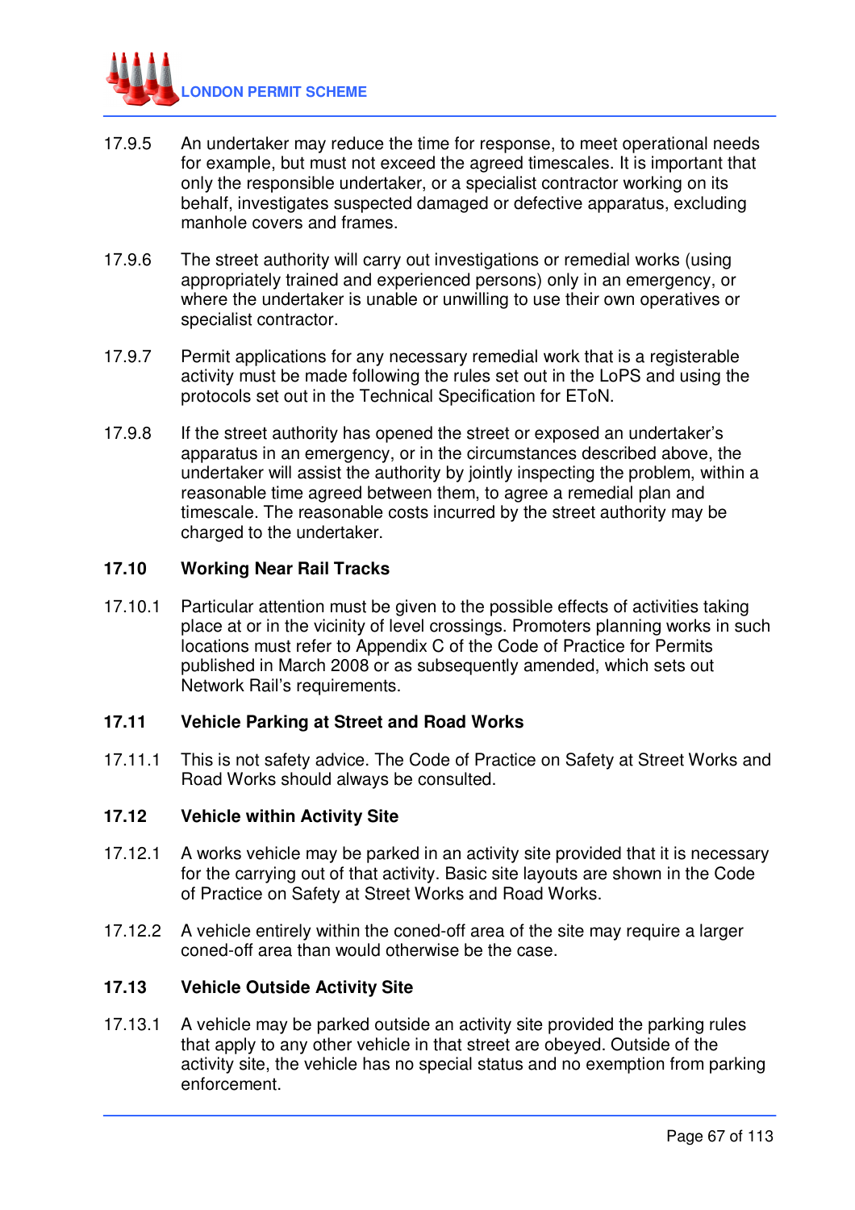17.9.5 An undertaker may reduce the time for response, to meet operational needs for example, but must not exceed the agreed timescales. It is important that only the responsible undertaker, or a specialist contractor working on its behalf, investigates suspected damaged or defective apparatus, excluding manhole covers and frames.

17.9.6 The street authority will carry out investigations or remedial works (using appropriately trained and experienced persons) only in an emergency, or where the undertaker is unable or unwilling to use their own operatives or specialist contractor.

17.9.7 Permit applications for any necessary remedial work that is a registerable activity must be made following the rules set out in the LoPS and using the protocols set out in the Technical Specification for EToN.

17.9.8 If the street authority has opened the street or exposed an undertaker's apparatus in an emergency, or in the circumstances described above, the undertaker will assist the authority by jointly inspecting the problem, within a reasonable time agreed between them, to agree a remedial plan and timescale. The reasonable costs incurred by the street authority may be charged to the undertaker.

## 17.10 Working Near Rail Tracks

17.10.1 Particular attention must be given to the possible effects of activities taking place at or in the vicinity of level crossings. Promoters planning works in such locations must refer to Appendix C of the Code of Practice for Permits published in March 2008 or as subsequently amended, which sets out Network Rail's requirements.

## 17.11 Vehicle Parking at Street and Road Works

17.11.1 This is not safety advice. The Code of Practice on Safety at Street Works and Road Works should always be consulted.

## 17.12 Vehicle within Activity Site

17.12.1 A works vehicle may be parked in an activity site provided that it is necessary for the carrying out of that activity. Basic site layouts are shown in the Code of Practice on Safety at Street Works and Road Works.

17.12.2 A vehicle entirely within the coned-off area of the site may require a larger coned-off area than would otherwise be the case.

## 17.13 Vehicle Outside Activity Site

17.13.1 A vehicle may be parked outside an activity site provided the parking rules that apply to any other vehicle in that street are obeyed. Outside of the activity site, the vehicle has no special status and no exemption from parking enforcement.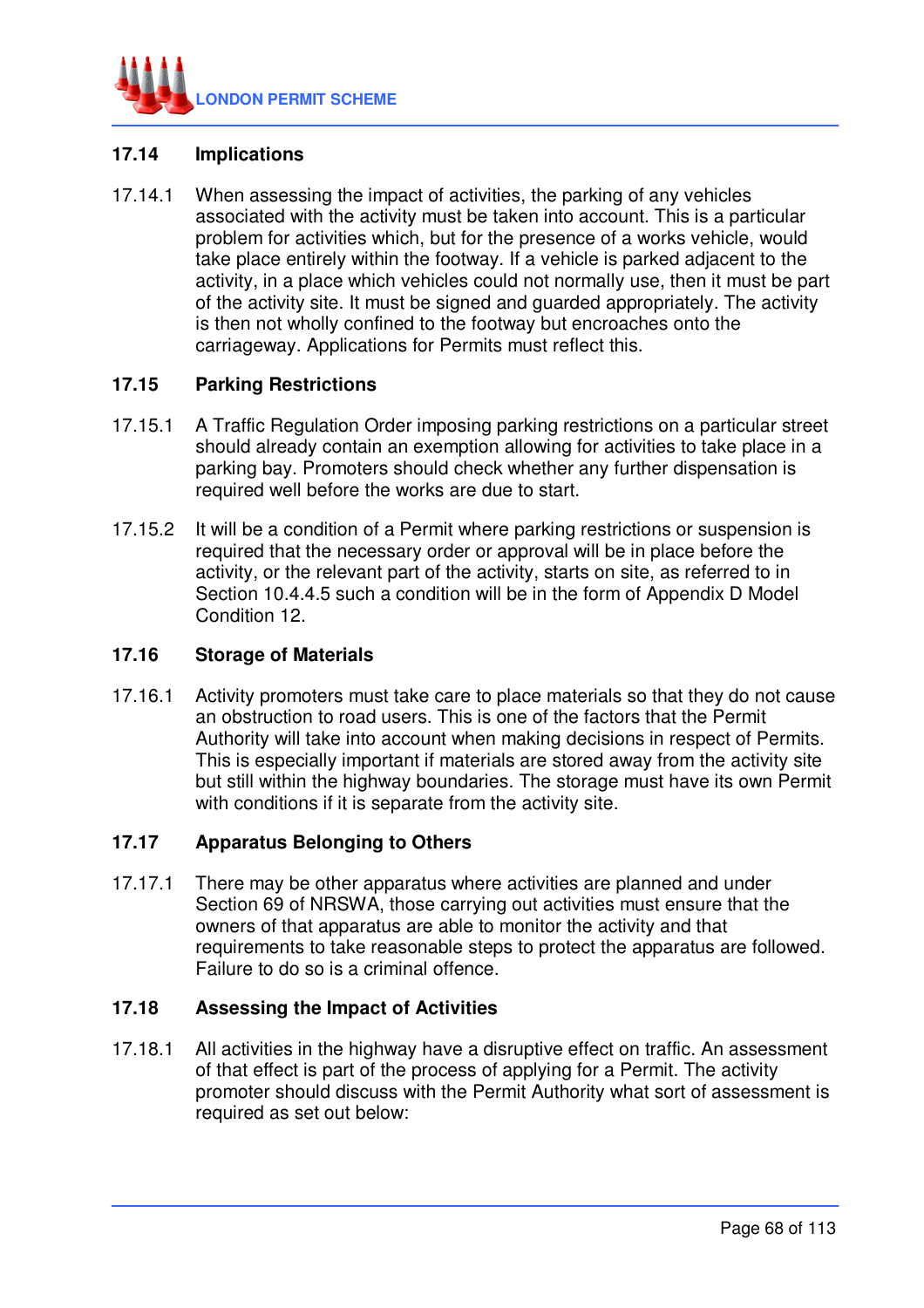## 17.14 Implications

17.14.1 When assessing the impact of activities, the parking of any vehicles associated with the activity must be taken into account. This is a particular problem for activities which, but for the presence of a works vehicle, would take place entirely within the footway. If a vehicle is parked adjacent to the activity, in a place which vehicles could not normally use, then it must be part of the activity site. It must be signed and guarded appropriately. The activity is then not wholly confined to the footway but encroaches onto the carriageway. Applications for Permits must reflect this.

## 17.15 Parking Restrictions

17.15.1 A Traffic Regulation Order imposing parking restrictions on a particular street should already contain an exemption allowing for activities to take place in a parking bay. Promoters should check whether any further dispensation is required well before the works are due to start.

17.15.2 It will be a condition of a Permit where parking restrictions or suspension is required that the necessary order or approval will be in place before the activity, or the relevant part of the activity, starts on site, as referred to in Section 10.4.4.5 such a condition will be in the form of Appendix D Model Condition 12.

## 17.16 Storage of Materials

17.16.1 Activity promoters must take care to place materials so that they do not cause an obstruction to road users. This is one of the factors that the Permit Authority will take into account when making decisions in respect of Permits. This is especially important if materials are stored away from the activity site but still within the highway boundaries. The storage must have its own Permit with conditions if it is separate from the activity site.

## 17.17 Apparatus Belonging to Others

17.17.1 There may be other apparatus where activities are planned and under Section 69 of NRSWA, those carrying out activities must ensure that the owners of that apparatus are able to monitor the activity and that requirements to take reasonable steps to protect the apparatus are followed. Failure to do so is a criminal offence.

## 17.18 Assessing the Impact of Activities

17.18.1 All activities in the highway have a disruptive effect on traffic. An assessment of that effect is part of the process of applying for a Permit. The activity promoter should discuss with the Permit Authority what sort of assessment is required as set out below: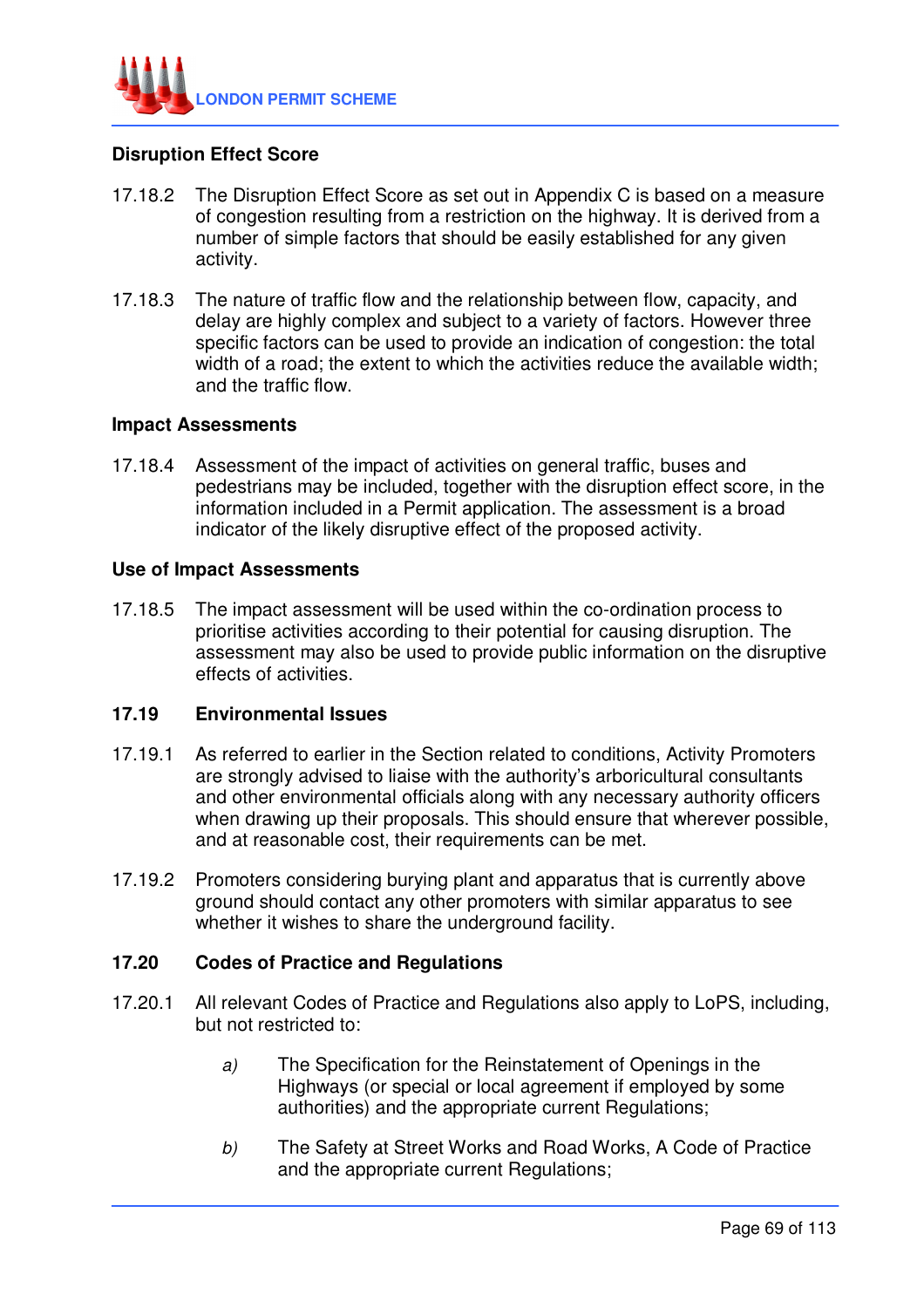**Disruption Effect Score**

17.18.2 The Disruption Effect Score as set out in Appendix C is based on a measure of congestion resulting from a restriction on the highway. It is derived from a number of simple factors that should be easily established for any given activity.

17.18.3 The nature of traffic flow and the relationship between flow, capacity, and delay are highly complex and subject to a variety of factors. However three specific factors can be used to provide an indication of congestion: the total width of a road; the extent to which the activities reduce the available width; and the traffic flow.

**Impact Assessments**

17.18.4 Assessment of the impact of activities on general traffic, buses and pedestrians may be included, together with the disruption effect score, in the information included in a Permit application. The assessment is a broad indicator of the likely disruptive effect of the proposed activity.

**Use of Impact Assessments**

17.18.5 The impact assessment will be used within the co-ordination process to prioritise activities according to their potential for causing disruption. The assessment may also be used to provide public information on the disruptive effects of activities.

## 17.19 Environmental Issues

17.19.1 As referred to earlier in the Section related to conditions, Activity Promoters are strongly advised to liaise with the authority's arboricultural consultants and other environmental officials along with any necessary authority officers when drawing up their proposals. This should ensure that wherever possible, and at reasonable cost, their requirements can be met.

17.19.2 Promoters considering burying plant and apparatus that is currently above ground should contact any other promoters with similar apparatus to see whether it wishes to share the underground facility.

## 17.20 Codes of Practice and Regulations

17.20.1 All relevant Codes of Practice and Regulations also apply to LoPS, including, but not restricted to:

*a)* The Specification for the Reinstatement of Openings in the Highways (or special or local agreement if employed by some authorities) and the appropriate current Regulations;

*b)* The Safety at Street Works and Road Works, A Code of Practice and the appropriate current Regulations;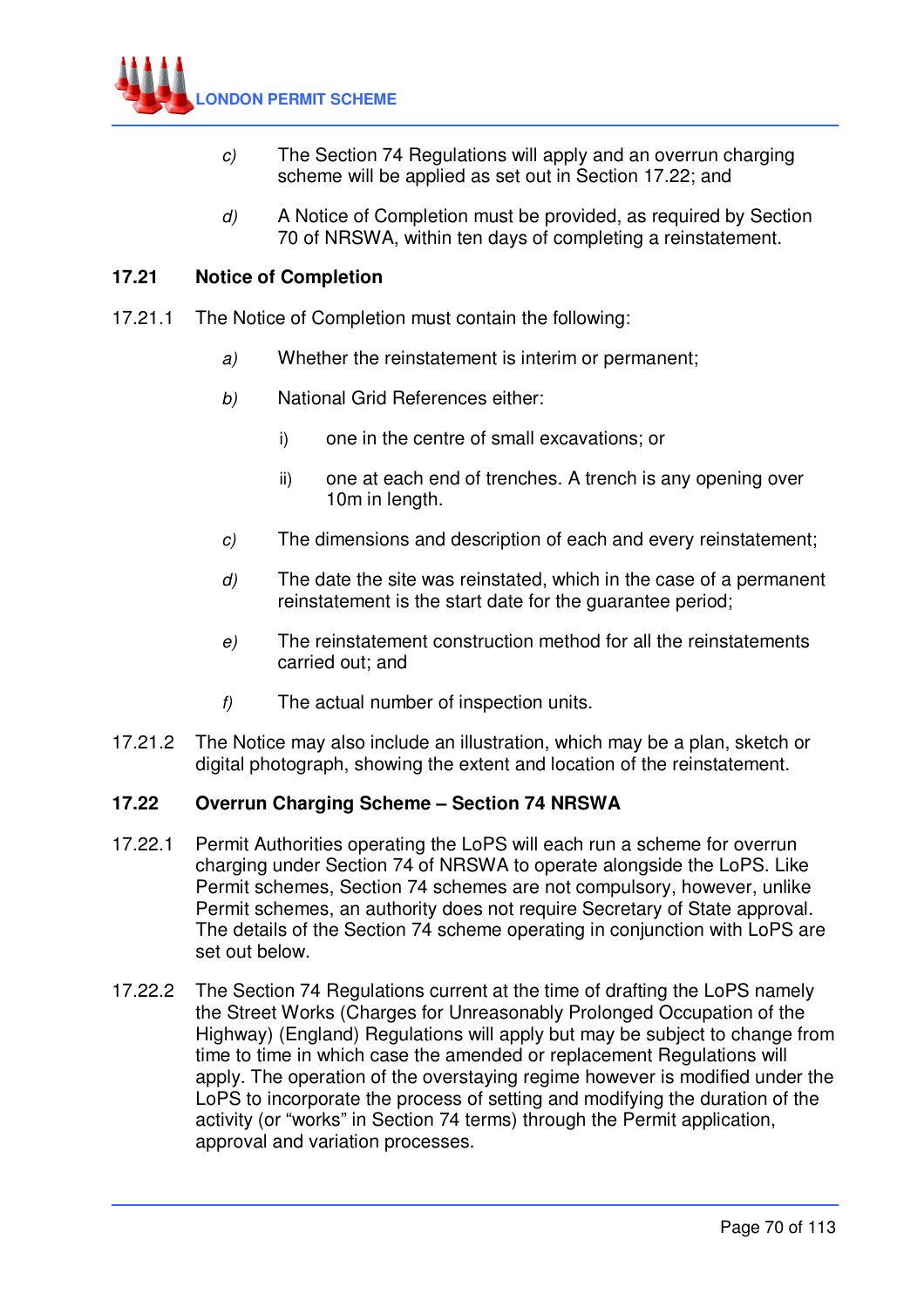*c)* The Section 74 Regulations will apply and an overrun charging scheme will be applied as set out in Section 17.22; and

*d)* A Notice of Completion must be provided, as required by Section 70 of NRSWA, within ten days of completing a reinstatement.

### 17.21 Notice of Completion

17.21.1 The Notice of Completion must contain the following:

*a)* Whether the reinstatement is interim or permanent;

*b)* National Grid References either:

i) one in the centre of small excavations; or

ii) one at each end of trenches. A trench is any opening over 10m in length.

*c)* The dimensions and description of each and every reinstatement;

*d)* The date the site was reinstated, which in the case of a permanent reinstatement is the start date for the guarantee period;

*e)* The reinstatement construction method for all the reinstatements carried out; and

*f)* The actual number of inspection units.

17.21.2 The Notice may also include an illustration, which may be a plan, sketch or digital photograph, showing the extent and location of the reinstatement.

### 17.22 Overrun Charging Scheme – Section 74 NRSWA

17.22.1 Permit Authorities operating the LoPS will each run a scheme for overrun charging under Section 74 of NRSWA to operate alongside the LoPS. Like Permit schemes, Section 74 schemes are not compulsory, however, unlike Permit schemes, an authority does not require Secretary of State approval. The details of the Section 74 scheme operating in conjunction with LoPS are set out below.

17.22.2 The Section 74 Regulations current at the time of drafting the LoPS namely the Street Works (Charges for Unreasonably Prolonged Occupation of the Highway) (England) Regulations will apply but may be subject to change from time to time in which case the amended or replacement Regulations will apply. The operation of the overstaying regime however is modified under the LoPS to incorporate the process of setting and modifying the duration of the activity (or "works" in Section 74 terms) through the Permit application, approval and variation processes.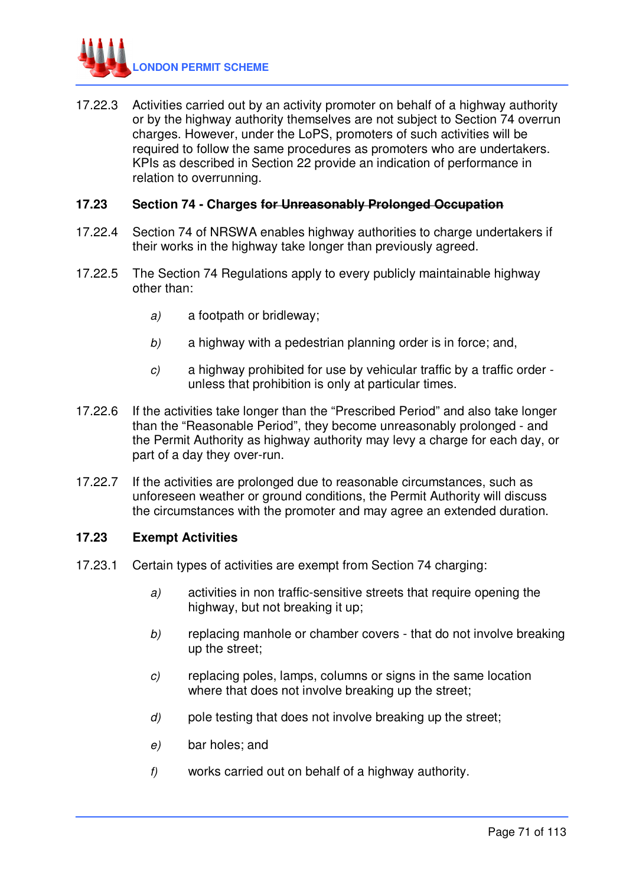17.22.3 Activities carried out by an activity promoter on behalf of a highway authority or by the highway authority themselves are not subject to Section 74 overrun charges. However, under the LoPS, promoters of such activities will be required to follow the same procedures as promoters who are undertakers. KPIs as described in Section 22 provide an indication of performance in relation to overrunning.

### 17.23 Section 74 - Charges ~~for Unreasonably Prolonged Occupation~~

17.22.4 Section 74 of NRSWA enables highway authorities to charge undertakers if their works in the highway take longer than previously agreed.

17.22.5 The Section 74 Regulations apply to every publicly maintainable highway other than:

*a)* a footpath or bridleway;

*b)* a highway with a pedestrian planning order is in force; and,

*c)* a highway prohibited for use by vehicular traffic by a traffic order - unless that prohibition is only at particular times.

17.22.6 If the activities take longer than the “Prescribed Period” and also take longer than the “Reasonable Period”, they become unreasonably prolonged - and the Permit Authority as highway authority may levy a charge for each day, or part of a day they over-run.

17.22.7 If the activities are prolonged due to reasonable circumstances, such as unforeseen weather or ground conditions, the Permit Authority will discuss the circumstances with the promoter and may agree an extended duration.

### 17.23 Exempt Activities

17.23.1 Certain types of activities are exempt from Section 74 charging:

*a)* activities in non traffic-sensitive streets that require opening the highway, but not breaking it up;

*b)* replacing manhole or chamber covers - that do not involve breaking up the street;

*c)* replacing poles, lamps, columns or signs in the same location where that does not involve breaking up the street;

*d)* pole testing that does not involve breaking up the street;

*e)* bar holes; and

*f)* works carried out on behalf of a highway authority.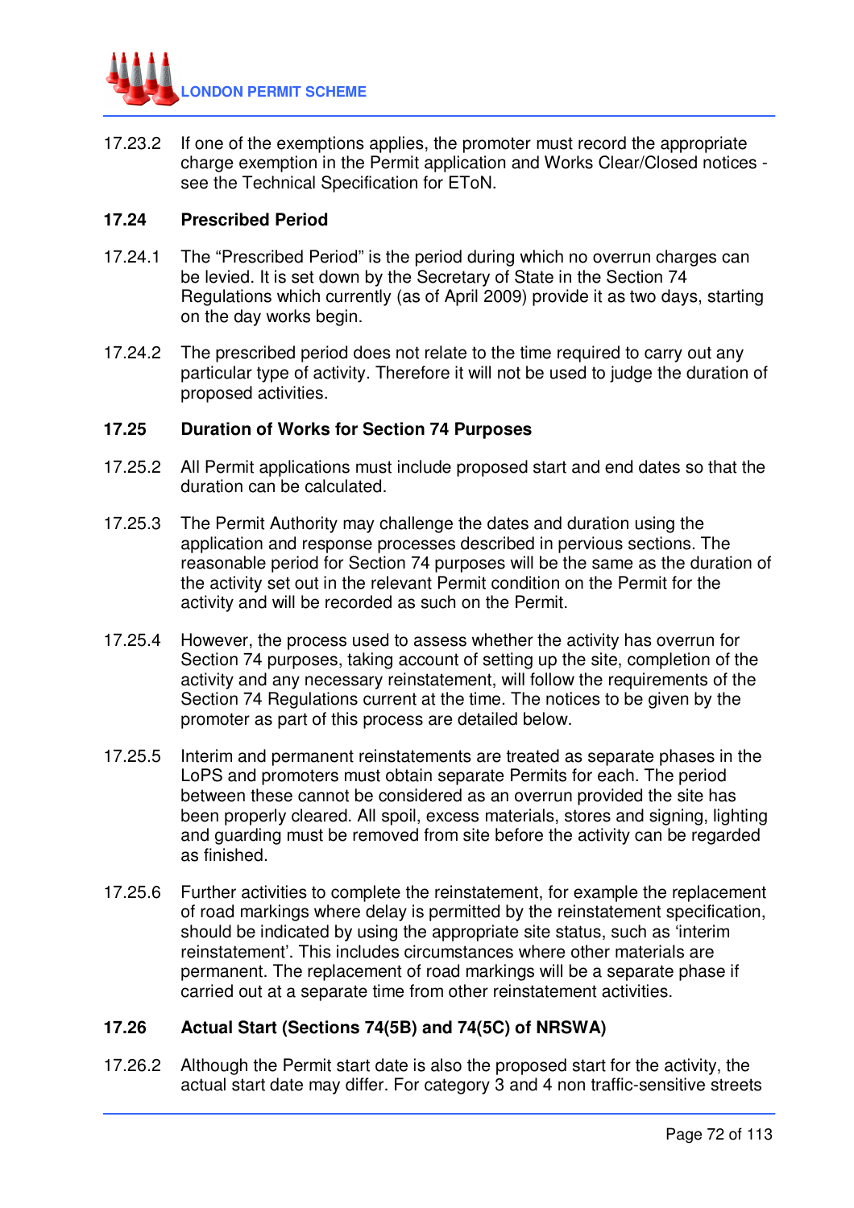17.23.2 If one of the exemptions applies, the promoter must record the appropriate charge exemption in the Permit application and Works Clear/Closed notices - see the Technical Specification for EToN.

## 17.24 Prescribed Period

17.24.1 The “Prescribed Period” is the period during which no overrun charges can be levied. It is set down by the Secretary of State in the Section 74 Regulations which currently (as of April 2009) provide it as two days, starting on the day works begin.

17.24.2 The prescribed period does not relate to the time required to carry out any particular type of activity. Therefore it will not be used to judge the duration of proposed activities.

## 17.25 Duration of Works for Section 74 Purposes

17.25.2 All Permit applications must include proposed start and end dates so that the duration can be calculated.

17.25.3 The Permit Authority may challenge the dates and duration using the application and response processes described in pervious sections. The reasonable period for Section 74 purposes will be the same as the duration of the activity set out in the relevant Permit condition on the Permit for the activity and will be recorded as such on the Permit.

17.25.4 However, the process used to assess whether the activity has overrun for Section 74 purposes, taking account of setting up the site, completion of the activity and any necessary reinstatement, will follow the requirements of the Section 74 Regulations current at the time. The notices to be given by the promoter as part of this process are detailed below.

17.25.5 Interim and permanent reinstatements are treated as separate phases in the LoPS and promoters must obtain separate Permits for each. The period between these cannot be considered as an overrun provided the site has been properly cleared. All spoil, excess materials, stores and signing, lighting and guarding must be removed from site before the activity can be regarded as finished.

17.25.6 Further activities to complete the reinstatement, for example the replacement of road markings where delay is permitted by the reinstatement specification, should be indicated by using the appropriate site status, such as ‘interim reinstatement’. This includes circumstances where other materials are permanent. The replacement of road markings will be a separate phase if carried out at a separate time from other reinstatement activities.

## 17.26 Actual Start (Sections 74(5B) and 74(5C) of NRSWA)

17.26.2 Although the Permit start date is also the proposed start for the activity, the actual start date may differ. For category 3 and 4 non traffic-sensitive streets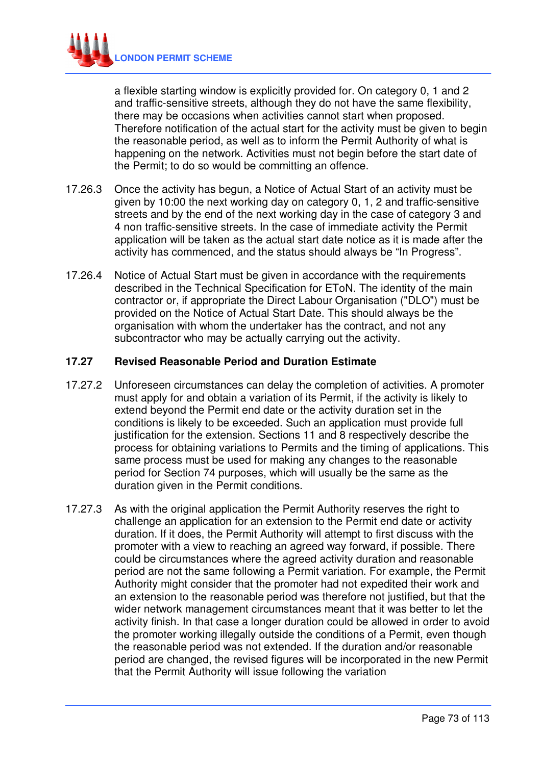a flexible starting window is explicitly provided for. On category 0, 1 and 2 and traffic-sensitive streets, although they do not have the same flexibility, there may be occasions when activities cannot start when proposed. Therefore notification of the actual start for the activity must be given to begin the reasonable period, as well as to inform the Permit Authority of what is happening on the network. Activities must not begin before the start date of the Permit; to do so would be committing an offence.

17.26.3 Once the activity has begun, a Notice of Actual Start of an activity must be given by 10:00 the next working day on category 0, 1, 2 and traffic-sensitive streets and by the end of the next working day in the case of category 3 and 4 non traffic-sensitive streets. In the case of immediate activity the Permit application will be taken as the actual start date notice as it is made after the activity has commenced, and the status should always be “In Progress”.

17.26.4 Notice of Actual Start must be given in accordance with the requirements described in the Technical Specification for EToN. The identity of the main contractor or, if appropriate the Direct Labour Organisation ("DLO") must be provided on the Notice of Actual Start Date. This should always be the organisation with whom the undertaker has the contract, and not any subcontractor who may be actually carrying out the activity.

## 17.27 Revised Reasonable Period and Duration Estimate

17.27.2 Unforeseen circumstances can delay the completion of activities. A promoter must apply for and obtain a variation of its Permit, if the activity is likely to extend beyond the Permit end date or the activity duration set in the conditions is likely to be exceeded. Such an application must provide full justification for the extension. Sections 11 and 8 respectively describe the process for obtaining variations to Permits and the timing of applications. This same process must be used for making any changes to the reasonable period for Section 74 purposes, which will usually be the same as the duration given in the Permit conditions.

17.27.3 As with the original application the Permit Authority reserves the right to challenge an application for an extension to the Permit end date or activity duration. If it does, the Permit Authority will attempt to first discuss with the promoter with a view to reaching an agreed way forward, if possible. There could be circumstances where the agreed activity duration and reasonable period are not the same following a Permit variation. For example, the Permit Authority might consider that the promoter had not expedited their work and an extension to the reasonable period was therefore not justified, but that the wider network management circumstances meant that it was better to let the activity finish. In that case a longer duration could be allowed in order to avoid the promoter working illegally outside the conditions of a Permit, even though the reasonable period was not extended. If the duration and/or reasonable period are changed, the revised figures will be incorporated in the new Permit that the Permit Authority will issue following the variation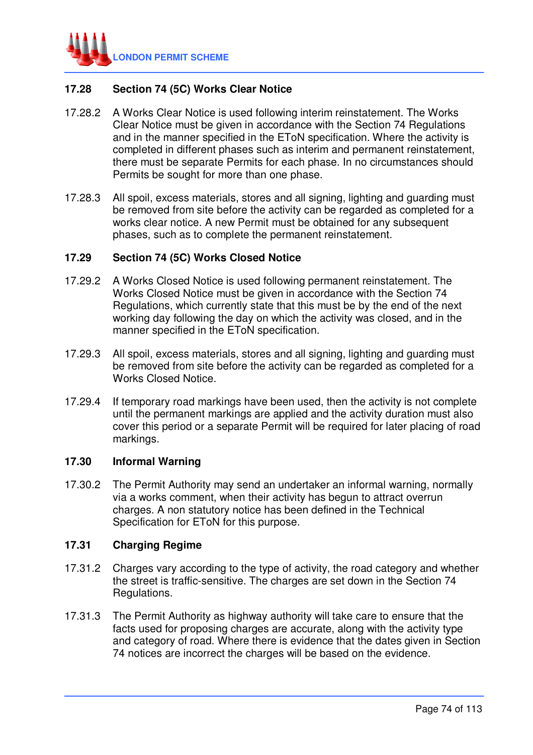## 17.28 Section 74 (5C) Works Clear Notice

17.28.2 A Works Clear Notice is used following interim reinstatement. The Works Clear Notice must be given in accordance with the Section 74 Regulations and in the manner specified in the EToN specification. Where the activity is completed in different phases such as interim and permanent reinstatement, there must be separate Permits for each phase. In no circumstances should Permits be sought for more than one phase.

17.28.3 All spoil, excess materials, stores and all signing, lighting and guarding must be removed from site before the activity can be regarded as completed for a works clear notice. A new Permit must be obtained for any subsequent phases, such as to complete the permanent reinstatement.

## 17.29 Section 74 (5C) Works Closed Notice

17.29.2 A Works Closed Notice is used following permanent reinstatement. The Works Closed Notice must be given in accordance with the Section 74 Regulations, which currently state that this must be by the end of the next working day following the day on which the activity was closed, and in the manner specified in the EToN specification.

17.29.3 All spoil, excess materials, stores and all signing, lighting and guarding must be removed from site before the activity can be regarded as completed for a Works Closed Notice.

17.29.4 If temporary road markings have been used, then the activity is not complete until the permanent markings are applied and the activity duration must also cover this period or a separate Permit will be required for later placing of road markings.

## 17.30 Informal Warning

17.30.2 The Permit Authority may send an undertaker an informal warning, normally via a works comment, when their activity has begun to attract overrun charges. A non statutory notice has been defined in the Technical Specification for EToN for this purpose.

## 17.31 Charging Regime

17.31.2 Charges vary according to the type of activity, the road category and whether the street is traffic-sensitive. The charges are set down in the Section 74 Regulations.

17.31.3 The Permit Authority as highway authority will take care to ensure that the facts used for proposing charges are accurate, along with the activity type and category of road. Where there is evidence that the dates given in Section 74 notices are incorrect the charges will be based on the evidence.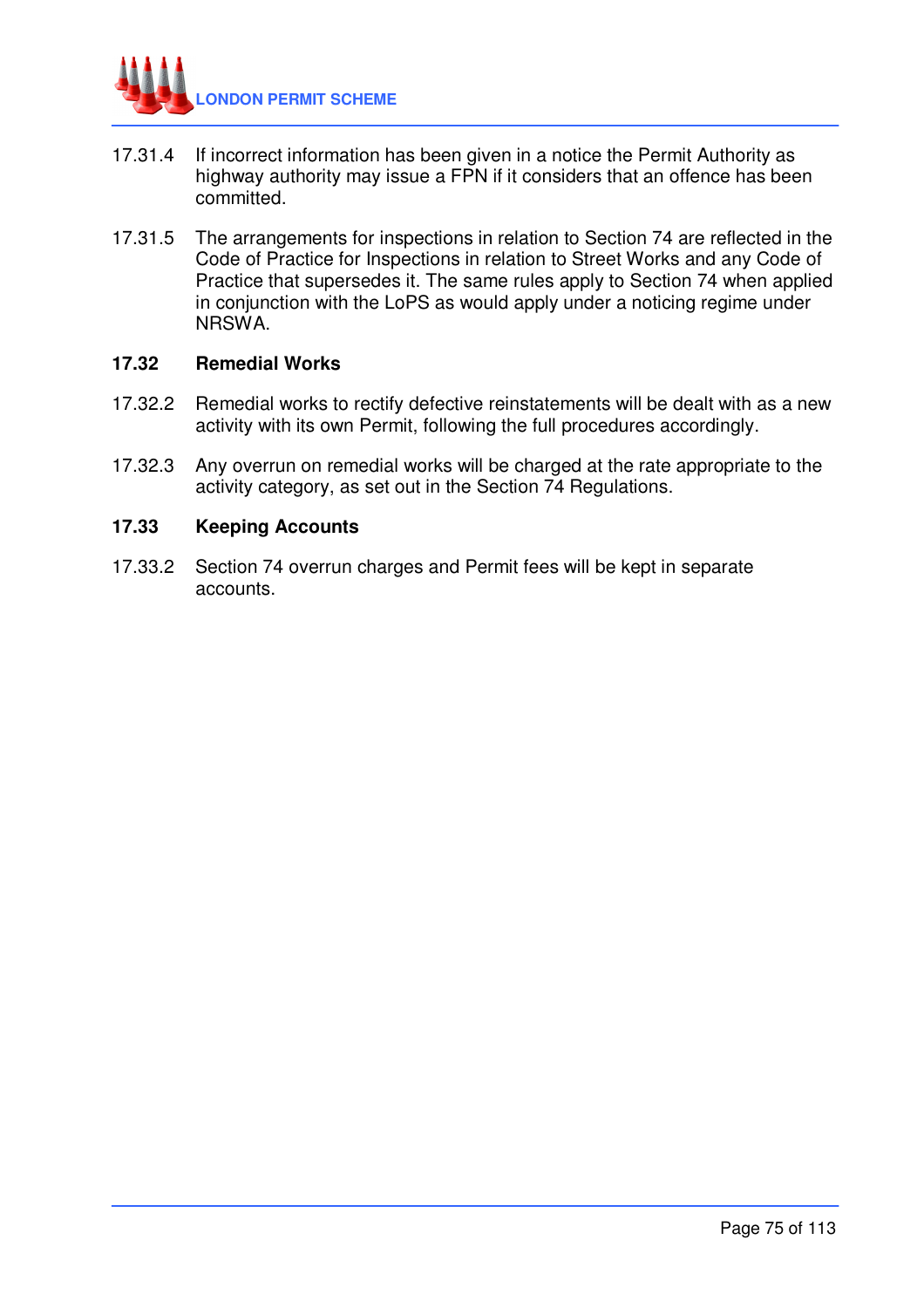17.31.4 If incorrect information has been given in a notice the Permit Authority as highway authority may issue a FPN if it considers that an offence has been committed.

17.31.5 The arrangements for inspections in relation to Section 74 are reflected in the Code of Practice for Inspections in relation to Street Works and any Code of Practice that supersedes it. The same rules apply to Section 74 when applied in conjunction with the LoPS as would apply under a noticing regime under NRSWA.

## 17.32 Remedial Works

17.32.2 Remedial works to rectify defective reinstatements will be dealt with as a new activity with its own Permit, following the full procedures accordingly.

17.32.3 Any overrun on remedial works will be charged at the rate appropriate to the activity category, as set out in the Section 74 Regulations.

## 17.33 Keeping Accounts

17.33.2 Section 74 overrun charges and Permit fees will be kept in separate accounts.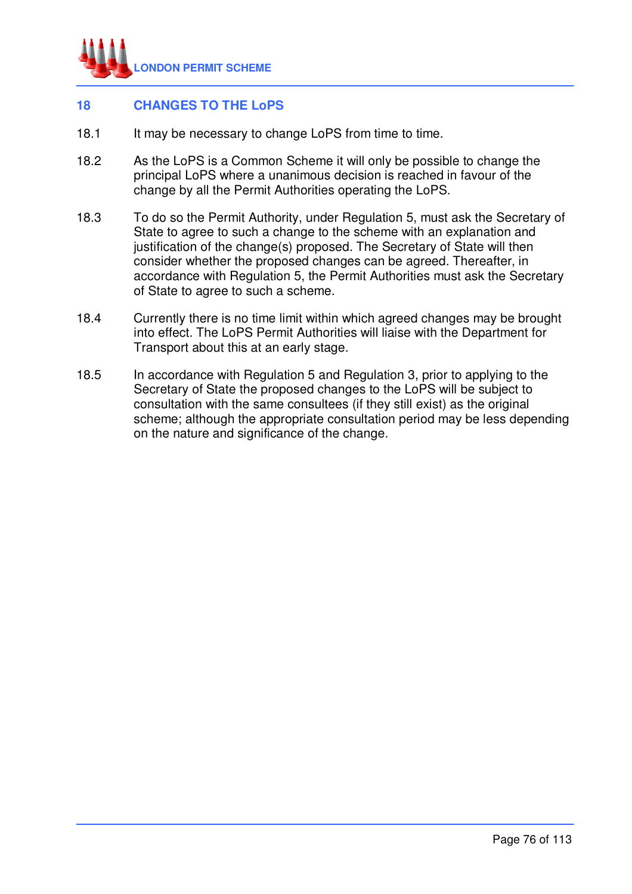## 18 CHANGES TO THE LoPS

18.1 It may be necessary to change LoPS from time to time.

18.2 As the LoPS is a Common Scheme it will only be possible to change the principal LoPS where a unanimous decision is reached in favour of the change by all the Permit Authorities operating the LoPS.

18.3 To do so the Permit Authority, under Regulation 5, must ask the Secretary of State to agree to such a change to the scheme with an explanation and justification of the change(s) proposed. The Secretary of State will then consider whether the proposed changes can be agreed. Thereafter, in accordance with Regulation 5, the Permit Authorities must ask the Secretary of State to agree to such a scheme.

18.4 Currently there is no time limit within which agreed changes may be brought into effect. The LoPS Permit Authorities will liaise with the Department for Transport about this at an early stage.

18.5 In accordance with Regulation 5 and Regulation 3, prior to applying to the Secretary of State the proposed changes to the LoPS will be subject to consultation with the same consultees (if they still exist) as the original scheme; although the appropriate consultation period may be less depending on the nature and significance of the change.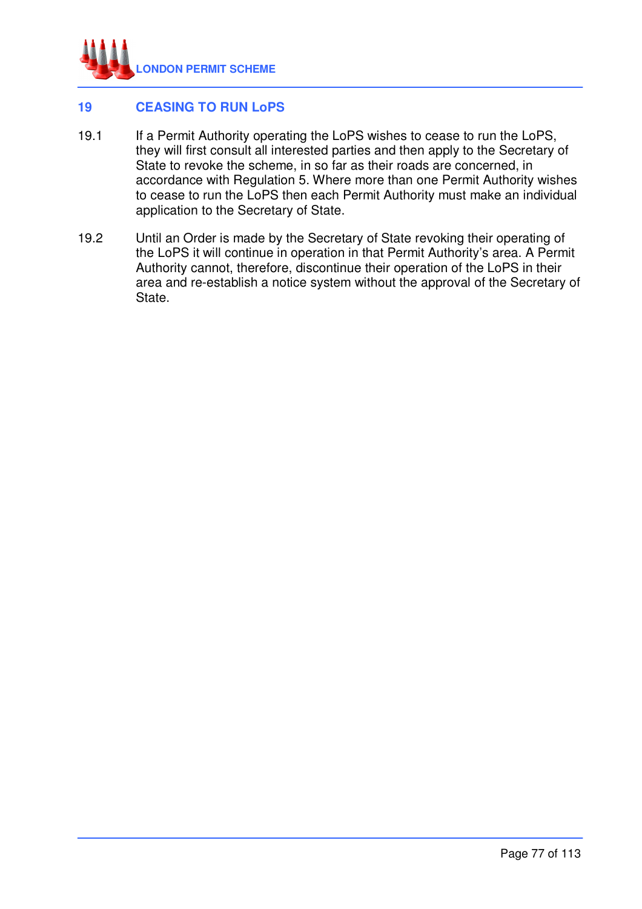## 19 CEASING TO RUN LoPS

19.1 If a Permit Authority operating the LoPS wishes to cease to run the LoPS, they will first consult all interested parties and then apply to the Secretary of State to revoke the scheme, in so far as their roads are concerned, in accordance with Regulation 5. Where more than one Permit Authority wishes to cease to run the LoPS then each Permit Authority must make an individual application to the Secretary of State.

19.2 Until an Order is made by the Secretary of State revoking their operating of the LoPS it will continue in operation in that Permit Authority's area. A Permit Authority cannot, therefore, discontinue their operation of the LoPS in their area and re-establish a notice system without the approval of the Secretary of State.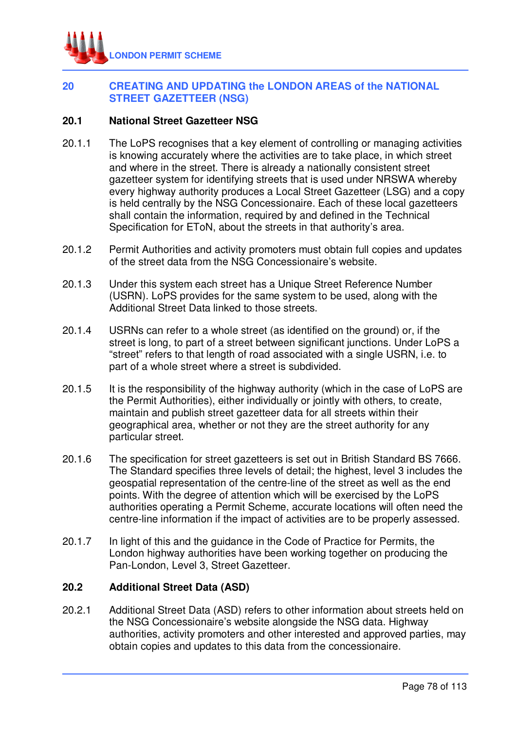## 20 CREATING AND UPDATING the LONDON AREAS of the NATIONAL STREET GAZETTEER (NSG)

### 20.1 National Street Gazetteer NSG

20.1.1 The LoPS recognises that a key element of controlling or managing activities is knowing accurately where the activities are to take place, in which street and where in the street. There is already a nationally consistent street gazetteer system for identifying streets that is used under NRSWA whereby every highway authority produces a Local Street Gazetteer (LSG) and a copy is held centrally by the NSG Concessionaire. Each of these local gazetteers shall contain the information, required by and defined in the Technical Specification for EToN, about the streets in that authority's area.

20.1.2 Permit Authorities and activity promoters must obtain full copies and updates of the street data from the NSG Concessionaire's website.

20.1.3 Under this system each street has a Unique Street Reference Number (USRN). LoPS provides for the same system to be used, along with the Additional Street Data linked to those streets.

20.1.4 USRNs can refer to a whole street (as identified on the ground) or, if the street is long, to part of a street between significant junctions. Under LoPS a "street" refers to that length of road associated with a single USRN, i.e. to part of a whole street where a street is subdivided.

20.1.5 It is the responsibility of the highway authority (which in the case of LoPS are the Permit Authorities), either individually or jointly with others, to create, maintain and publish street gazetteer data for all streets within their geographical area, whether or not they are the street authority for any particular street.

20.1.6 The specification for street gazetteers is set out in British Standard BS 7666. The Standard specifies three levels of detail; the highest, level 3 includes the geospatial representation of the centre-line of the street as well as the end points. With the degree of attention which will be exercised by the LoPS authorities operating a Permit Scheme, accurate locations will often need the centre-line information if the impact of activities are to be properly assessed.

20.1.7 In light of this and the guidance in the Code of Practice for Permits, the London highway authorities have been working together on producing the Pan-London, Level 3, Street Gazetteer.

### 20.2 Additional Street Data (ASD)

20.2.1 Additional Street Data (ASD) refers to other information about streets held on the NSG Concessionaire's website alongside the NSG data. Highway authorities, activity promoters and other interested and approved parties, may obtain copies and updates to this data from the concessionaire.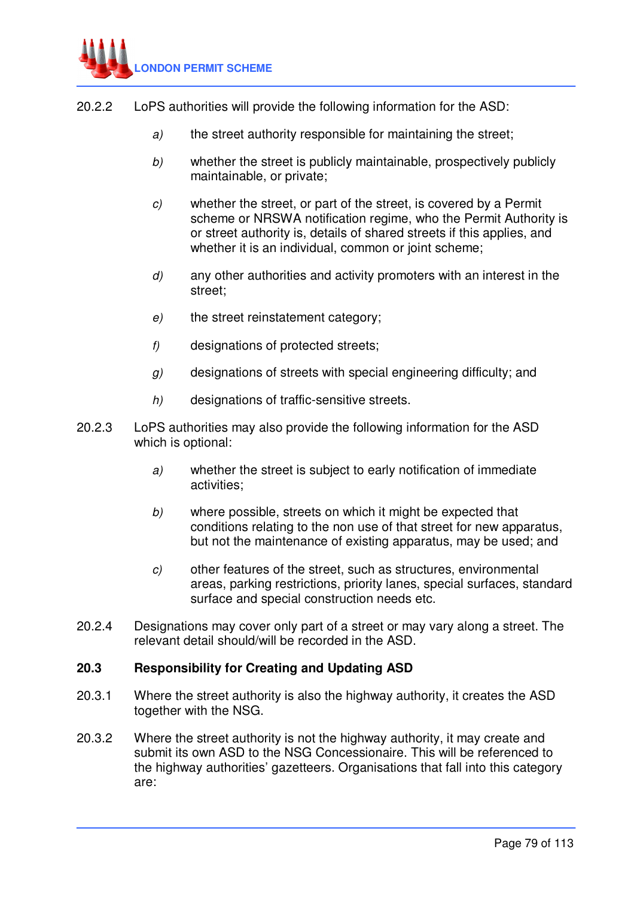20.2.2 LoPS authorities will provide the following information for the ASD:

*a)* the street authority responsible for maintaining the street;

*b)* whether the street is publicly maintainable, prospectively publicly maintainable, or private;

*c)* whether the street, or part of the street, is covered by a Permit scheme or NRSWA notification regime, who the Permit Authority is or street authority is, details of shared streets if this applies, and whether it is an individual, common or joint scheme;

*d)* any other authorities and activity promoters with an interest in the street;

*e)* the street reinstatement category;

*f)* designations of protected streets;

*g)* designations of streets with special engineering difficulty; and

*h)* designations of traffic-sensitive streets.

20.2.3 LoPS authorities may also provide the following information for the ASD which is optional:

*a)* whether the street is subject to early notification of immediate activities;

*b)* where possible, streets on which it might be expected that conditions relating to the non use of that street for new apparatus, but not the maintenance of existing apparatus, may be used; and

*c)* other features of the street, such as structures, environmental areas, parking restrictions, priority lanes, special surfaces, standard surface and special construction needs etc.

20.2.4 Designations may cover only part of a street or may vary along a street. The relevant detail should/will be recorded in the ASD.

## 20.3 Responsibility for Creating and Updating ASD

20.3.1 Where the street authority is also the highway authority, it creates the ASD together with the NSG.

20.3.2 Where the street authority is not the highway authority, it may create and submit its own ASD to the NSG Concessionaire. This will be referenced to the highway authorities' gazetteers. Organisations that fall into this category are: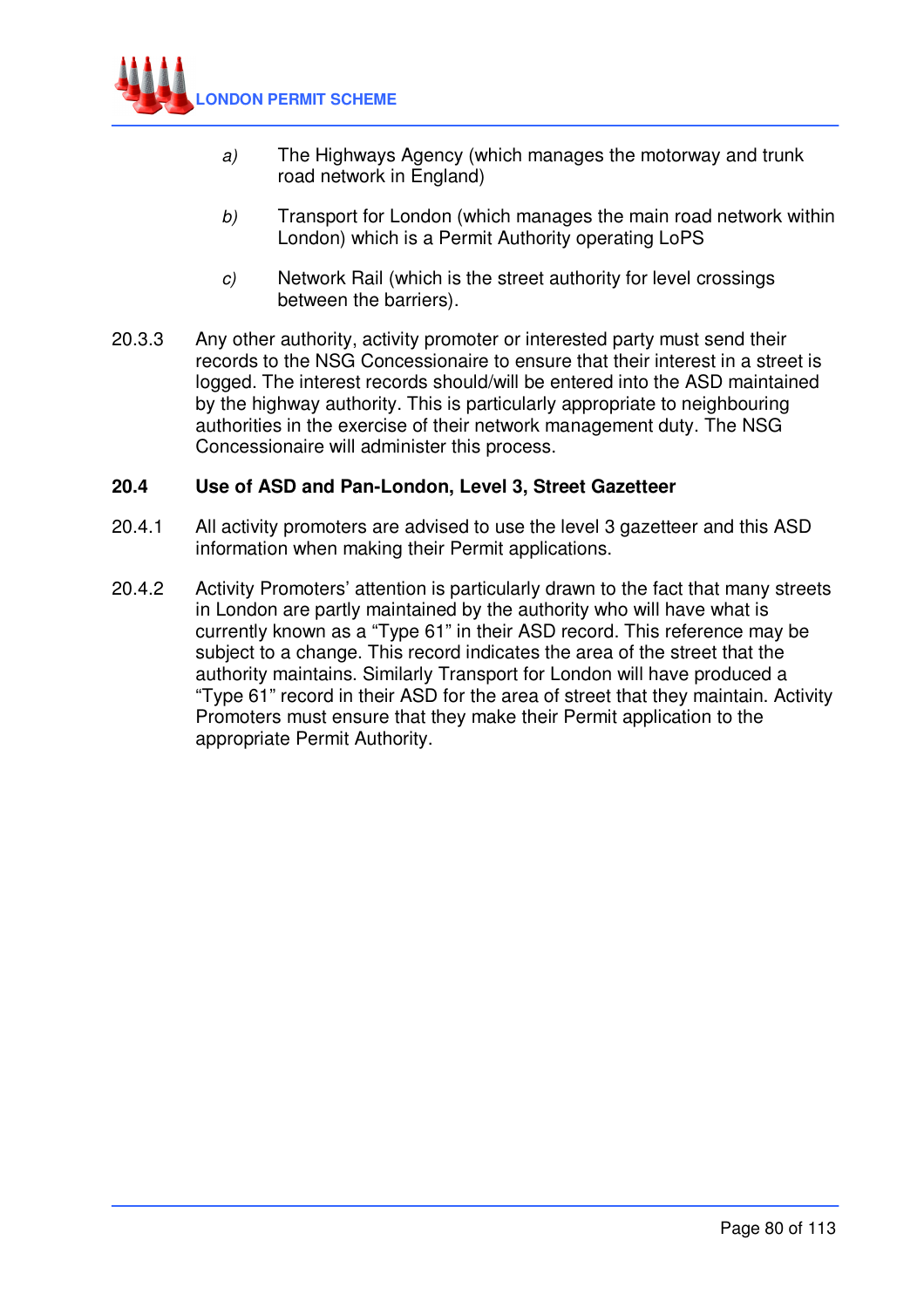*a)* The Highways Agency (which manages the motorway and trunk road network in England)

*b)* Transport for London (which manages the main road network within London) which is a Permit Authority operating LoPS

*c)* Network Rail (which is the street authority for level crossings between the barriers).

20.3.3 Any other authority, activity promoter or interested party must send their records to the NSG Concessionaire to ensure that their interest in a street is logged. The interest records should/will be entered into the ASD maintained by the highway authority. This is particularly appropriate to neighbouring authorities in the exercise of their network management duty. The NSG Concessionaire will administer this process.

### 20.4 Use of ASD and Pan-London, Level 3, Street Gazetteer

20.4.1 All activity promoters are advised to use the level 3 gazetteer and this ASD information when making their Permit applications.

20.4.2 Activity Promoters' attention is particularly drawn to the fact that many streets in London are partly maintained by the authority who will have what is currently known as a "Type 61" in their ASD record. This reference may be subject to a change. This record indicates the area of the street that the authority maintains. Similarly Transport for London will have produced a "Type 61" record in their ASD for the area of street that they maintain. Activity Promoters must ensure that they make their Permit application to the appropriate Permit Authority.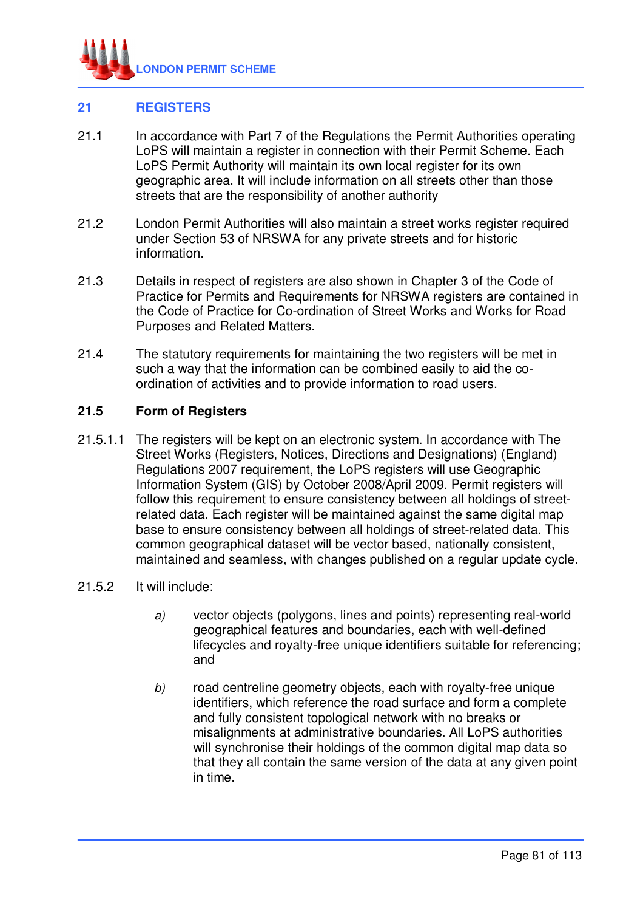## 21 REGISTERS

21.1 In accordance with Part 7 of the Regulations the Permit Authorities operating LoPS will maintain a register in connection with their Permit Scheme. Each LoPS Permit Authority will maintain its own local register for its own geographic area. It will include information on all streets other than those streets that are the responsibility of another authority

21.2 London Permit Authorities will also maintain a street works register required under Section 53 of NRSWA for any private streets and for historic information.

21.3 Details in respect of registers are also shown in Chapter 3 of the Code of Practice for Permits and Requirements for NRSWA registers are contained in the Code of Practice for Co-ordination of Street Works and Works for Road Purposes and Related Matters.

21.4 The statutory requirements for maintaining the two registers will be met in such a way that the information can be combined easily to aid the co-ordination of activities and to provide information to road users.

### 21.5 Form of Registers

21.5.1.1 The registers will be kept on an electronic system. In accordance with The Street Works (Registers, Notices, Directions and Designations) (England) Regulations 2007 requirement, the LoPS registers will use Geographic Information System (GIS) by October 2008/April 2009. Permit registers will follow this requirement to ensure consistency between all holdings of street-related data. Each register will be maintained against the same digital map base to ensure consistency between all holdings of street-related data. This common geographical dataset will be vector based, nationally consistent, maintained and seamless, with changes published on a regular update cycle.

21.5.2 It will include:

*a)* vector objects (polygons, lines and points) representing real-world geographical features and boundaries, each with well-defined lifecycles and royalty-free unique identifiers suitable for referencing; and

*b)* road centreline geometry objects, each with royalty-free unique identifiers, which reference the road surface and form a complete and fully consistent topological network with no breaks or misalignments at administrative boundaries. All LoPS authorities will synchronise their holdings of the common digital map data so that they all contain the same version of the data at any given point in time.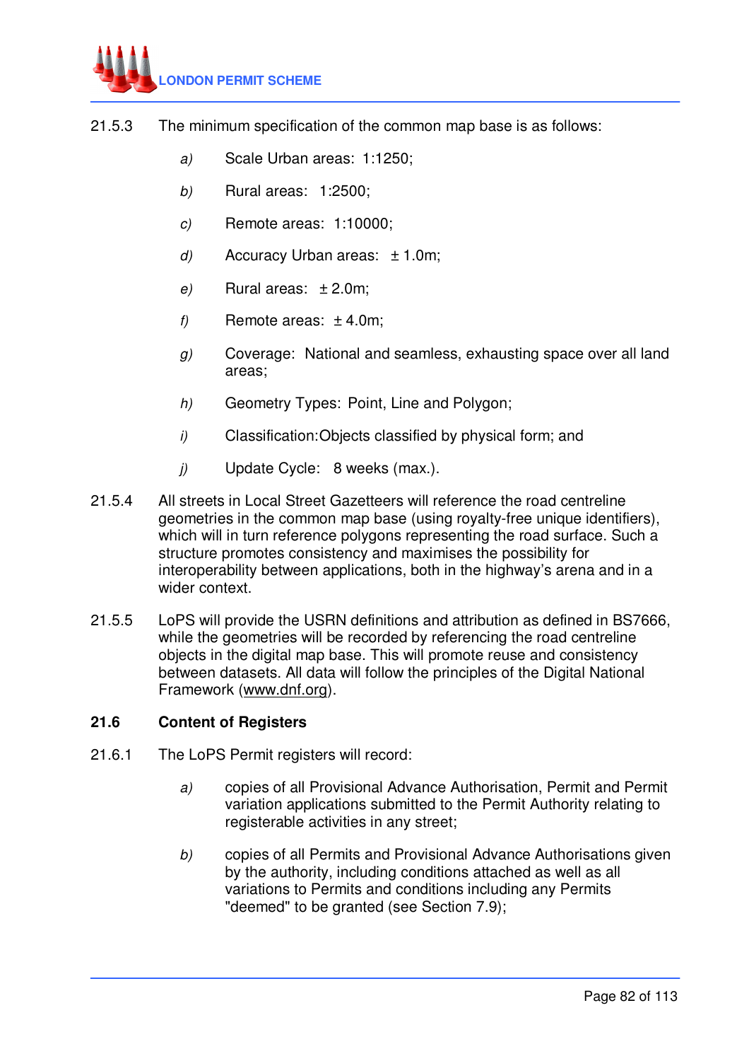21.5.3 The minimum specification of the common map base is as follows:

- *a)* Scale Urban areas: 1:1250;
- *b)* Rural areas: 1:2500;
- *c)* Remote areas: 1:10000;
- *d)* Accuracy Urban areas: ± 1.0m;
- *e)* Rural areas: ± 2.0m;
- *f)* Remote areas: ± 4.0m;
- *g)* Coverage: National and seamless, exhausting space over all land areas;
- *h)* Geometry Types: Point, Line and Polygon;
- *i)* Classification: Objects classified by physical form; and
- *j)* Update Cycle: 8 weeks (max.).

21.5.4 All streets in Local Street Gazetteers will reference the road centreline geometries in the common map base (using royalty-free unique identifiers), which will in turn reference polygons representing the road surface. Such a structure promotes consistency and maximises the possibility for interoperability between applications, both in the highway's arena and in a wider context.

21.5.5 LoPS will provide the USRN definitions and attribution as defined in BS7666, while the geometries will be recorded by referencing the road centreline objects in the digital map base. This will promote reuse and consistency between datasets. All data will follow the principles of the Digital National Framework (www.dnf.org).

## 21.6 Content of Registers

21.6.1 The LoPS Permit registers will record:

- *a)* copies of all Provisional Advance Authorisation, Permit and Permit variation applications submitted to the Permit Authority relating to registerable activities in any street;
- *b)* copies of all Permits and Provisional Advance Authorisations given by the authority, including conditions attached as well as all variations to Permits and conditions including any Permits "deemed" to be granted (see Section 7.9);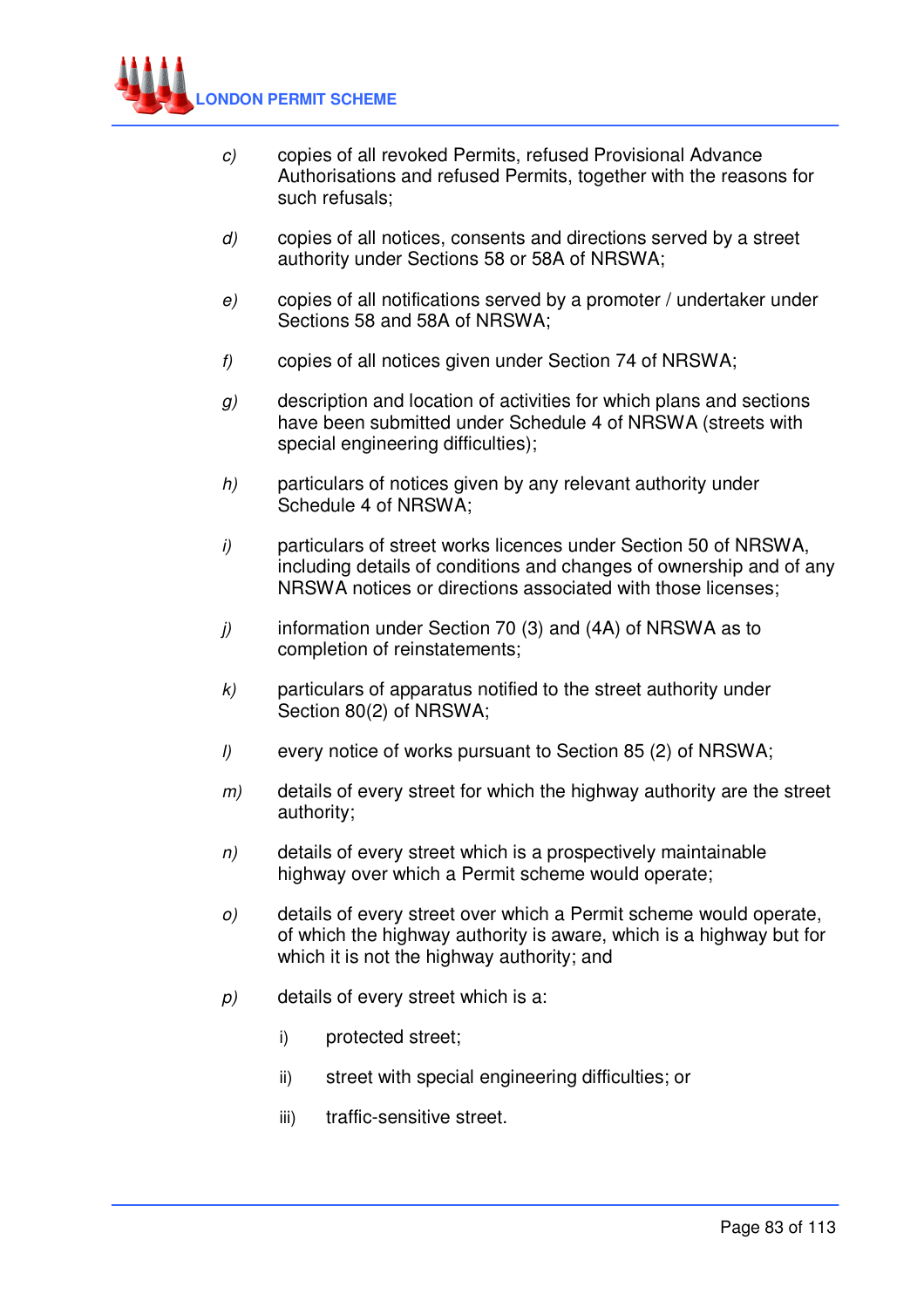c) copies of all revoked Permits, refused Provisional Advance Authorisations and refused Permits, together with the reasons for such refusals;

d) copies of all notices, consents and directions served by a street authority under Sections 58 or 58A of NRSWA;

e) copies of all notifications served by a promoter / undertaker under Sections 58 and 58A of NRSWA;

f) copies of all notices given under Section 74 of NRSWA;

g) description and location of activities for which plans and sections have been submitted under Schedule 4 of NRSWA (streets with special engineering difficulties);

h) particulars of notices given by any relevant authority under Schedule 4 of NRSWA;

i) particulars of street works licences under Section 50 of NRSWA, including details of conditions and changes of ownership and of any NRSWA notices or directions associated with those licenses;

j) information under Section 70 (3) and (4A) of NRSWA as to completion of reinstatements;

k) particulars of apparatus notified to the street authority under Section 80(2) of NRSWA;

l) every notice of works pursuant to Section 85 (2) of NRSWA;

m) details of every street for which the highway authority are the street authority;

n) details of every street which is a prospectively maintainable highway over which a Permit scheme would operate;

o) details of every street over which a Permit scheme would operate, of which the highway authority is aware, which is a highway but for which it is not the highway authority; and

p) details of every street which is a:

   i) protected street;

   ii) street with special engineering difficulties; or

   iii) traffic-sensitive street.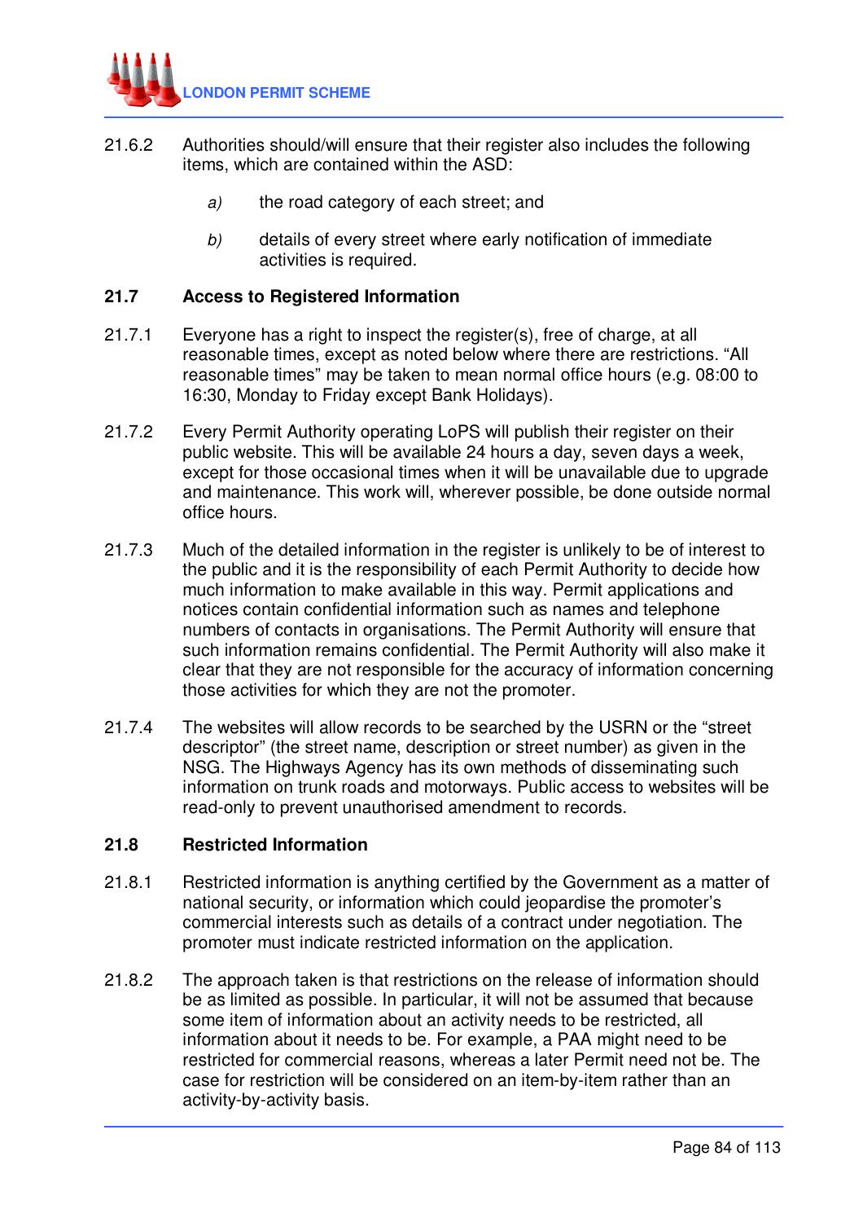21.6.2 Authorities should/will ensure that their register also includes the following items, which are contained within the ASD:

*a)* the road category of each street; and

*b)* details of every street where early notification of immediate activities is required.

### 21.7 Access to Registered Information

21.7.1 Everyone has a right to inspect the register(s), free of charge, at all reasonable times, except as noted below where there are restrictions. “All reasonable times” may be taken to mean normal office hours (e.g. 08:00 to 16:30, Monday to Friday except Bank Holidays).

21.7.2 Every Permit Authority operating LoPS will publish their register on their public website. This will be available 24 hours a day, seven days a week, except for those occasional times when it will be unavailable due to upgrade and maintenance. This work will, wherever possible, be done outside normal office hours.

21.7.3 Much of the detailed information in the register is unlikely to be of interest to the public and it is the responsibility of each Permit Authority to decide how much information to make available in this way. Permit applications and notices contain confidential information such as names and telephone numbers of contacts in organisations. The Permit Authority will ensure that such information remains confidential. The Permit Authority will also make it clear that they are not responsible for the accuracy of information concerning those activities for which they are not the promoter.

21.7.4 The websites will allow records to be searched by the USRN or the “street descriptor” (the street name, description or street number) as given in the NSG. The Highways Agency has its own methods of disseminating such information on trunk roads and motorways. Public access to websites will be read-only to prevent unauthorised amendment to records.

### 21.8 Restricted Information

21.8.1 Restricted information is anything certified by the Government as a matter of national security, or information which could jeopardise the promoter’s commercial interests such as details of a contract under negotiation. The promoter must indicate restricted information on the application.

21.8.2 The approach taken is that restrictions on the release of information should be as limited as possible. In particular, it will not be assumed that because some item of information about an activity needs to be restricted, all information about it needs to be. For example, a PAA might need to be restricted for commercial reasons, whereas a later Permit need not be. The case for restriction will be considered on an item-by-item rather than an activity-by-activity basis.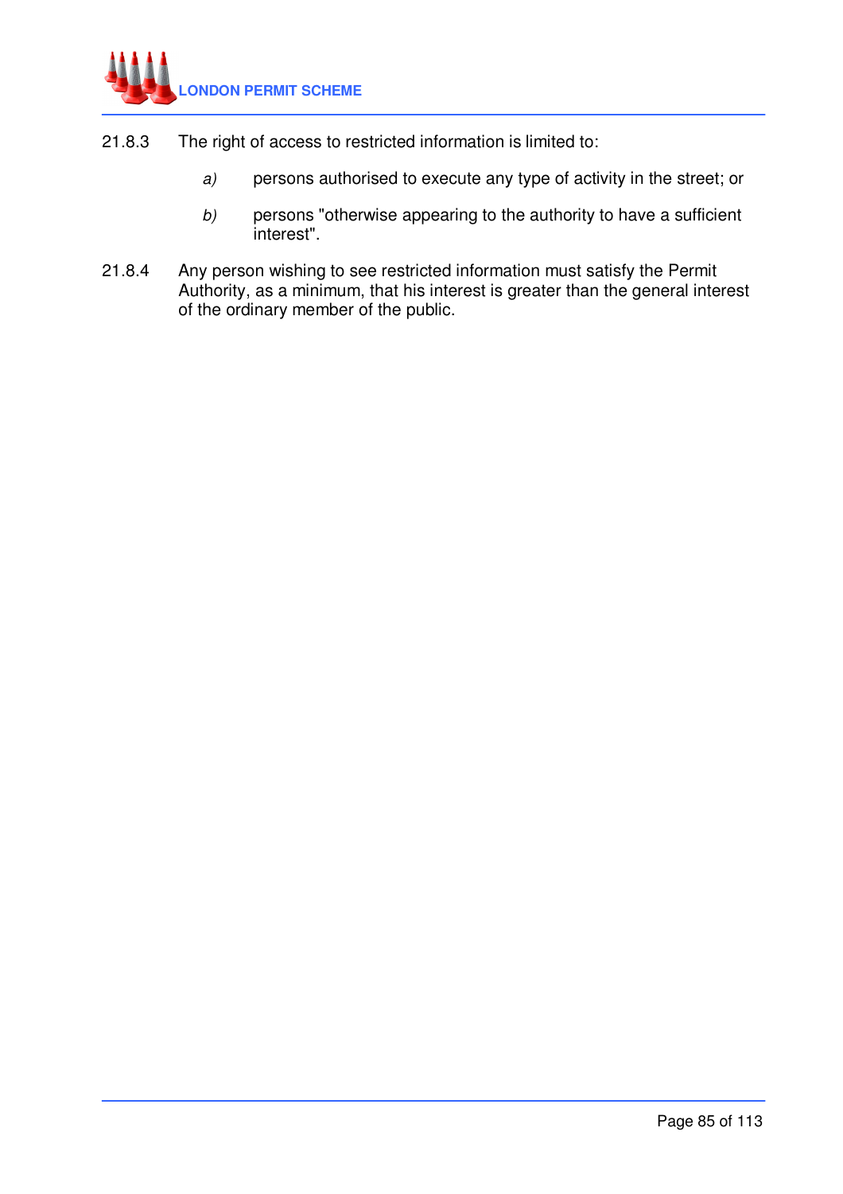21.8.3 The right of access to restricted information is limited to:

*a)* persons authorised to execute any type of activity in the street; or

*b)* persons "otherwise appearing to the authority to have a sufficient interest".

21.8.4 Any person wishing to see restricted information must satisfy the Permit Authority, as a minimum, that his interest is greater than the general interest of the ordinary member of the public.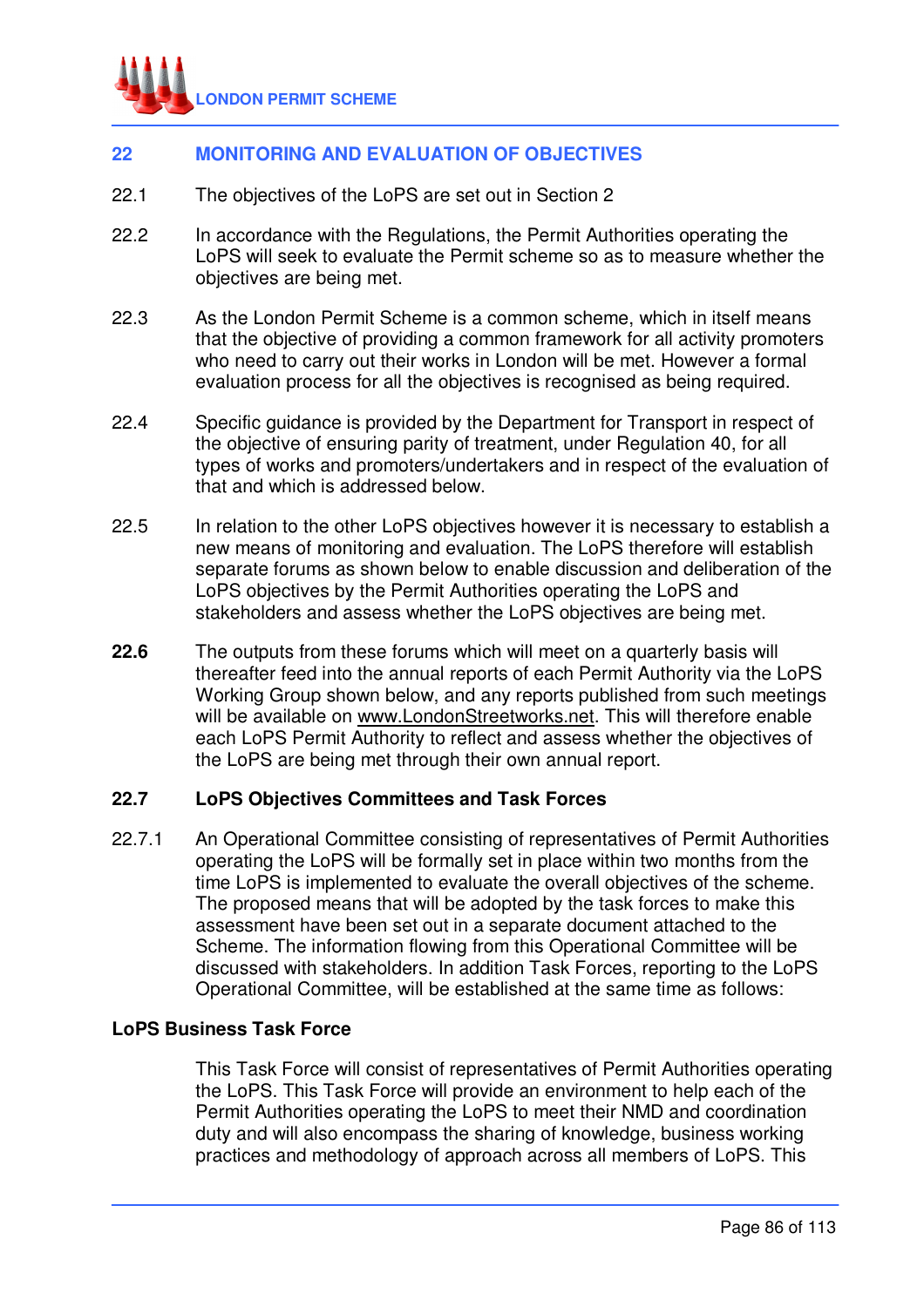## 22 MONITORING AND EVALUATION OF OBJECTIVES

22.1 The objectives of the LoPS are set out in Section 2

22.2 In accordance with the Regulations, the Permit Authorities operating the LoPS will seek to evaluate the Permit scheme so as to measure whether the objectives are being met.

22.3 As the London Permit Scheme is a common scheme, which in itself means that the objective of providing a common framework for all activity promoters who need to carry out their works in London will be met. However a formal evaluation process for all the objectives is recognised as being required.

22.4 Specific guidance is provided by the Department for Transport in respect of the objective of ensuring parity of treatment, under Regulation 40, for all types of works and promoters/undertakers and in respect of the evaluation of that and which is addressed below.

22.5 In relation to the other LoPS objectives however it is necessary to establish a new means of monitoring and evaluation. The LoPS therefore will establish separate forums as shown below to enable discussion and deliberation of the LoPS objectives by the Permit Authorities operating the LoPS and stakeholders and assess whether the LoPS objectives are being met.

**22.6** The outputs from these forums which will meet on a quarterly basis will thereafter feed into the annual reports of each Permit Authority via the LoPS Working Group shown below, and any reports published from such meetings will be available on www.LondonStreetworks.net. This will therefore enable each LoPS Permit Authority to reflect and assess whether the objectives of the LoPS are being met through their own annual report.

### 22.7 LoPS Objectives Committees and Task Forces

22.7.1 An Operational Committee consisting of representatives of Permit Authorities operating the LoPS will be formally set in place within two months from the time LoPS is implemented to evaluate the overall objectives of the scheme. The proposed means that will be adopted by the task forces to make this assessment have been set out in a separate document attached to the Scheme. The information flowing from this Operational Committee will be discussed with stakeholders. In addition Task Forces, reporting to the LoPS Operational Committee, will be established at the same time as follows:

**LoPS Business Task Force**

This Task Force will consist of representatives of Permit Authorities operating the LoPS. This Task Force will provide an environment to help each of the Permit Authorities operating the LoPS to meet their NMD and coordination duty and will also encompass the sharing of knowledge, business working practices and methodology of approach across all members of LoPS. This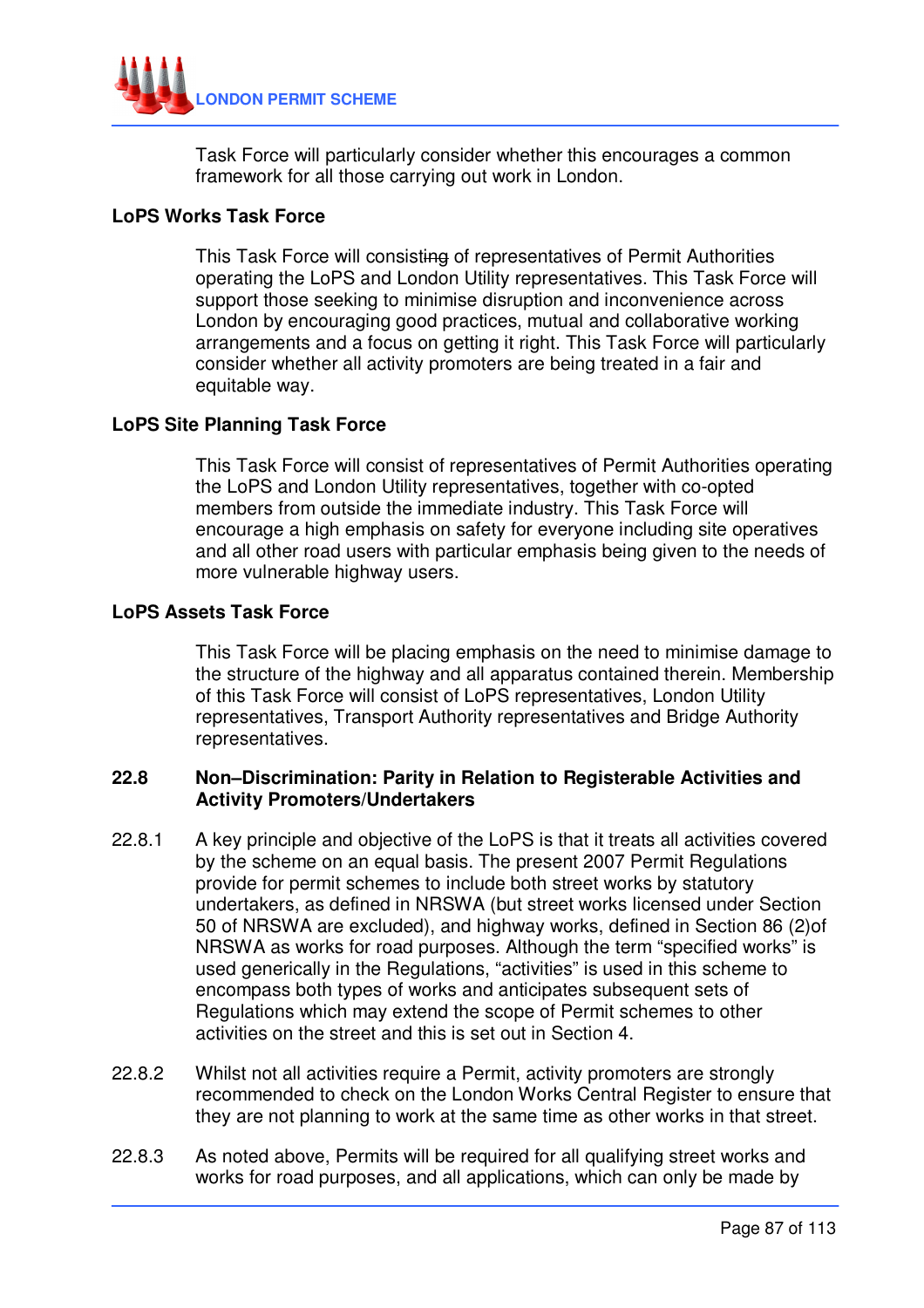Task Force will particularly consider whether this encourages a common framework for all those carrying out work in London.

**LoPS Works Task Force**

This Task Force will consisting of representatives of Permit Authorities operating the LoPS and London Utility representatives. This Task Force will support those seeking to minimise disruption and inconvenience across London by encouraging good practices, mutual and collaborative working arrangements and a focus on getting it right. This Task Force will particularly consider whether all activity promoters are being treated in a fair and equitable way.

**LoPS Site Planning Task Force**

This Task Force will consist of representatives of Permit Authorities operating the LoPS and London Utility representatives, together with co-opted members from outside the immediate industry. This Task Force will encourage a high emphasis on safety for everyone including site operatives and all other road users with particular emphasis being given to the needs of more vulnerable highway users.

**LoPS Assets Task Force**

This Task Force will be placing emphasis on the need to minimise damage to the structure of the highway and all apparatus contained therein. Membership of this Task Force will consist of LoPS representatives, London Utility representatives, Transport Authority representatives and Bridge Authority representatives.

## 22.8 Non–Discrimination: Parity in Relation to Registerable Activities and Activity Promoters/Undertakers

22.8.1 A key principle and objective of the LoPS is that it treats all activities covered by the scheme on an equal basis. The present 2007 Permit Regulations provide for permit schemes to include both street works by statutory undertakers, as defined in NRSWA (but street works licensed under Section 50 of NRSWA are excluded), and highway works, defined in Section 86 (2)of NRSWA as works for road purposes. Although the term "specified works" is used generically in the Regulations, "activities" is used in this scheme to encompass both types of works and anticipates subsequent sets of Regulations which may extend the scope of Permit schemes to other activities on the street and this is set out in Section 4.

22.8.2 Whilst not all activities require a Permit, activity promoters are strongly recommended to check on the London Works Central Register to ensure that they are not planning to work at the same time as other works in that street.

22.8.3 As noted above, Permits will be required for all qualifying street works and works for road purposes, and all applications, which can only be made by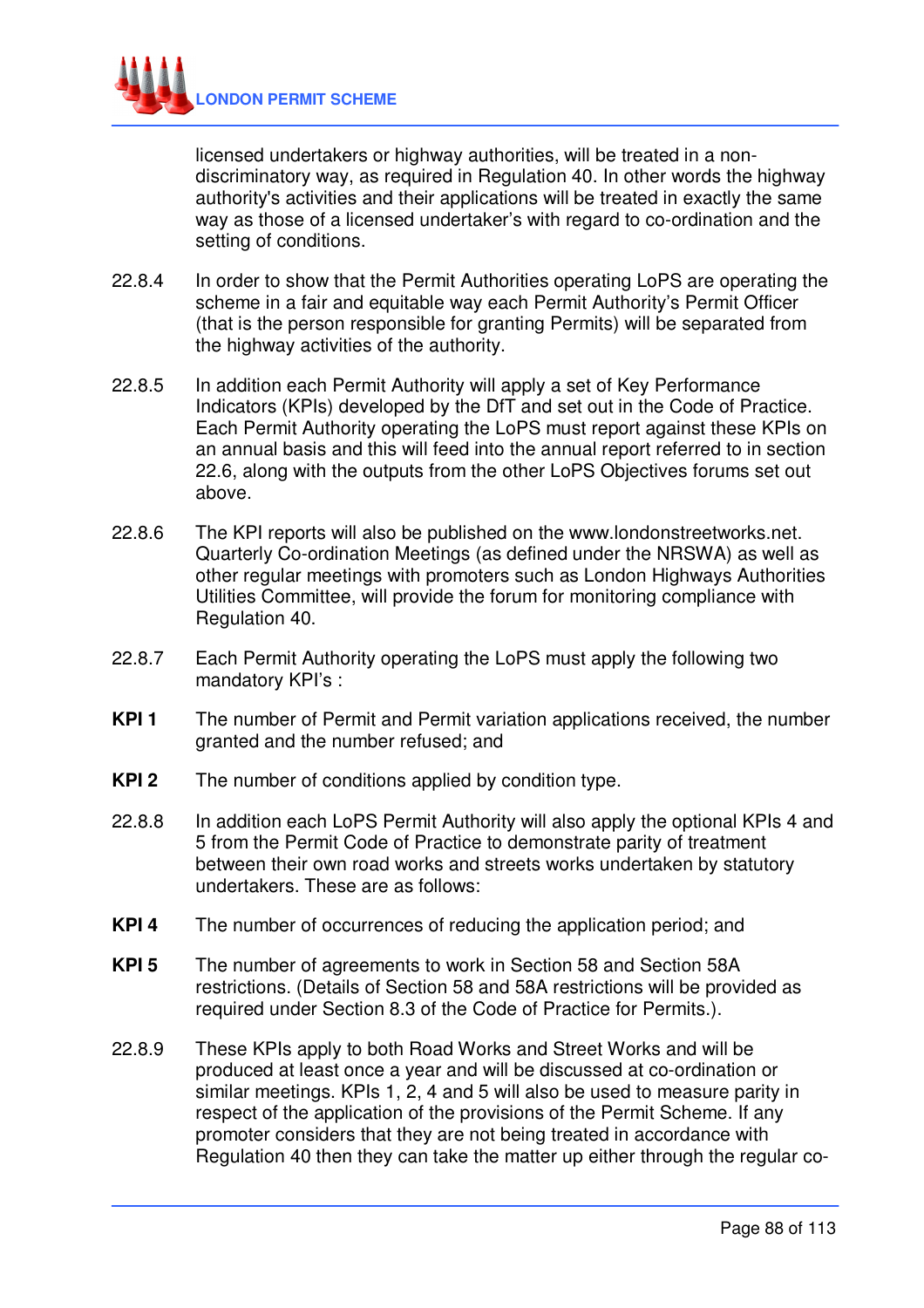licensed undertakers or highway authorities, will be treated in a non-discriminatory way, as required in Regulation 40. In other words the highway authority's activities and their applications will be treated in exactly the same way as those of a licensed undertaker's with regard to co-ordination and the setting of conditions.

22.8.4 In order to show that the Permit Authorities operating LoPS are operating the scheme in a fair and equitable way each Permit Authority's Permit Officer (that is the person responsible for granting Permits) will be separated from the highway activities of the authority.

22.8.5 In addition each Permit Authority will apply a set of Key Performance Indicators (KPIs) developed by the DfT and set out in the Code of Practice. Each Permit Authority operating the LoPS must report against these KPIs on an annual basis and this will feed into the annual report referred to in section 22.6, along with the outputs from the other LoPS Objectives forums set out above.

22.8.6 The KPI reports will also be published on the www.londonstreetworks.net. Quarterly Co-ordination Meetings (as defined under the NRSWA) as well as other regular meetings with promoters such as London Highways Authorities Utilities Committee, will provide the forum for monitoring compliance with Regulation 40.

22.8.7 Each Permit Authority operating the LoPS must apply the following two mandatory KPI's :

**KPI 1** The number of Permit and Permit variation applications received, the number granted and the number refused; and

**KPI 2** The number of conditions applied by condition type.

22.8.8 In addition each LoPS Permit Authority will also apply the optional KPIs 4 and 5 from the Permit Code of Practice to demonstrate parity of treatment between their own road works and streets works undertaken by statutory undertakers. These are as follows:

**KPI 4** The number of occurrences of reducing the application period; and

**KPI 5** The number of agreements to work in Section 58 and Section 58A restrictions. (Details of Section 58 and 58A restrictions will be provided as required under Section 8.3 of the Code of Practice for Permits.).

22.8.9 These KPIs apply to both Road Works and Street Works and will be produced at least once a year and will be discussed at co-ordination or similar meetings. KPIs 1, 2, 4 and 5 will also be used to measure parity in respect of the application of the provisions of the Permit Scheme. If any promoter considers that they are not being treated in accordance with Regulation 40 then they can take the matter up either through the regular co-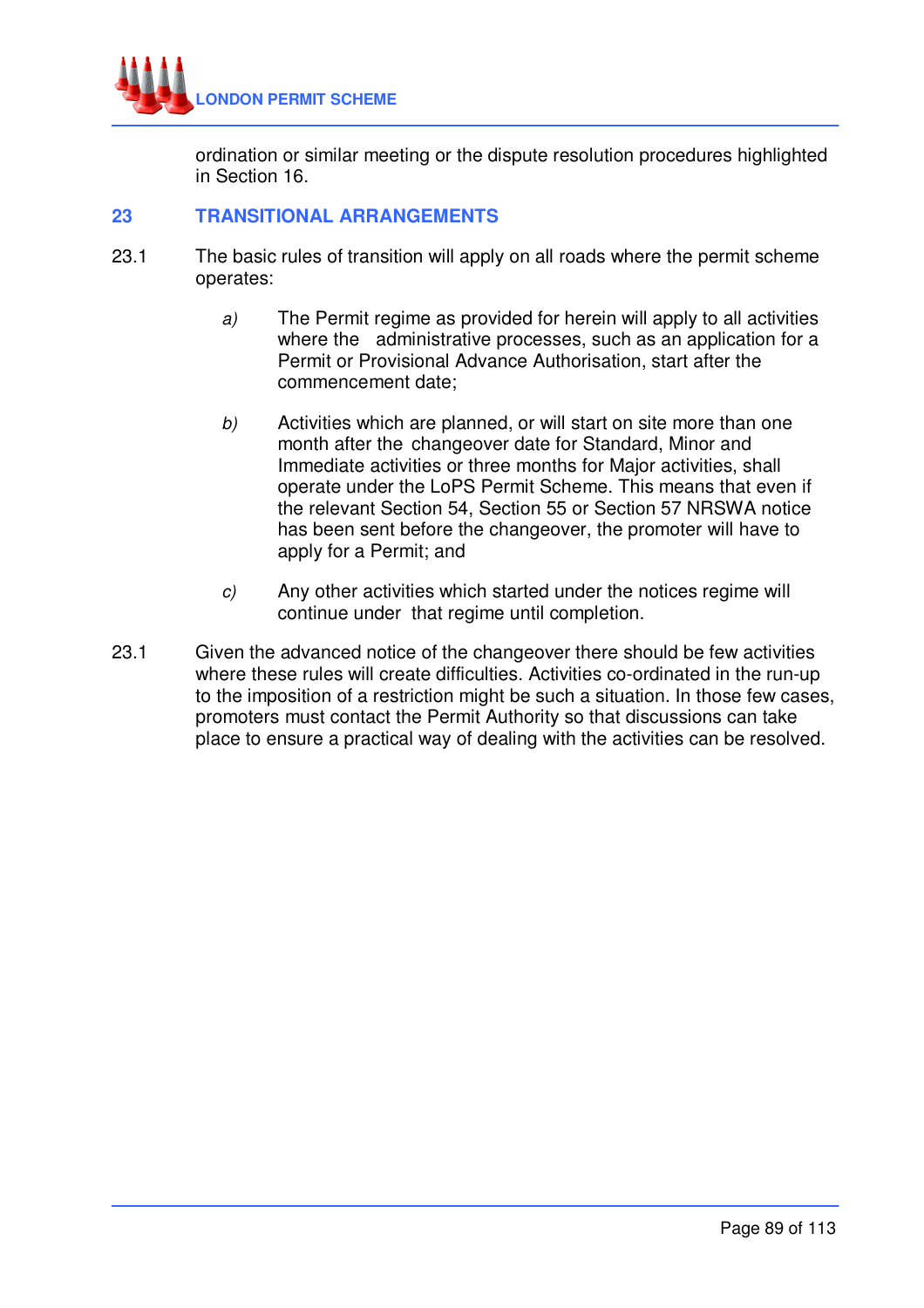ordination or similar meeting or the dispute resolution procedures highlighted in Section 16.

## 23 TRANSITIONAL ARRANGEMENTS

23.1 The basic rules of transition will apply on all roads where the permit scheme operates:

*a)* The Permit regime as provided for herein will apply to all activities where the administrative processes, such as an application for a Permit or Provisional Advance Authorisation, start after the commencement date;

*b)* Activities which are planned, or will start on site more than one month after the changeover date for Standard, Minor and Immediate activities or three months for Major activities, shall operate under the LoPS Permit Scheme. This means that even if the relevant Section 54, Section 55 or Section 57 NRSWA notice has been sent before the changeover, the promoter will have to apply for a Permit; and

*c)* Any other activities which started under the notices regime will continue under that regime until completion.

23.1 Given the advanced notice of the changeover there should be few activities where these rules will create difficulties. Activities co-ordinated in the run-up to the imposition of a restriction might be such a situation. In those few cases, promoters must contact the Permit Authority so that discussions can take place to ensure a practical way of dealing with the activities can be resolved.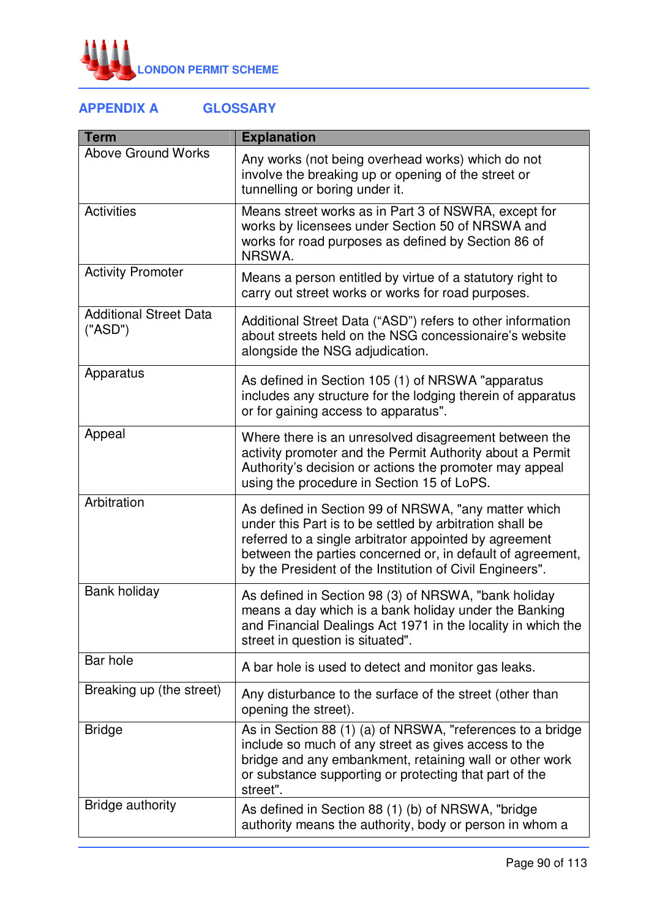## APPENDIX A GLOSSARY

| Term | Explanation |
|---|---|
| Above Ground Works | Any works (not being overhead works) which do not involve the breaking up or opening of the street or tunnelling or boring under it. |
| Activities | Means street works as in Part 3 of NSWRA, except for works by licensees under Section 50 of NRSWA and works for road purposes as defined by Section 86 of NRSWA. |
| Activity Promoter | Means a person entitled by virtue of a statutory right to carry out street works or works for road purposes. |
| Additional Street Data ("ASD") | Additional Street Data ("ASD") refers to other information about streets held on the NSG concessionaire's website alongside the NSG adjudication. |
| Apparatus | As defined in Section 105 (1) of NRSWA "apparatus includes any structure for the lodging therein of apparatus or for gaining access to apparatus". |
| Appeal | Where there is an unresolved disagreement between the activity promoter and the Permit Authority about a Permit Authority's decision or actions the promoter may appeal using the procedure in Section 15 of LoPS. |
| Arbitration | As defined in Section 99 of NRSWA, "any matter which under this Part is to be settled by arbitration shall be referred to a single arbitrator appointed by agreement between the parties concerned or, in default of agreement, by the President of the Institution of Civil Engineers". |
| Bank holiday | As defined in Section 98 (3) of NRSWA, "bank holiday means a day which is a bank holiday under the Banking and Financial Dealings Act 1971 in the locality in which the street in question is situated". |
| Bar hole | A bar hole is used to detect and monitor gas leaks. |
| Breaking up (the street) | Any disturbance to the surface of the street (other than opening the street). |
| Bridge | As in Section 88 (1) (a) of NRSWA, "references to a bridge include so much of any street as gives access to the bridge and any embankment, retaining wall or other work or substance supporting or protecting that part of the street". |
| Bridge authority | As defined in Section 88 (1) (b) of NRSWA, "bridge authority means the authority, body or person in whom a |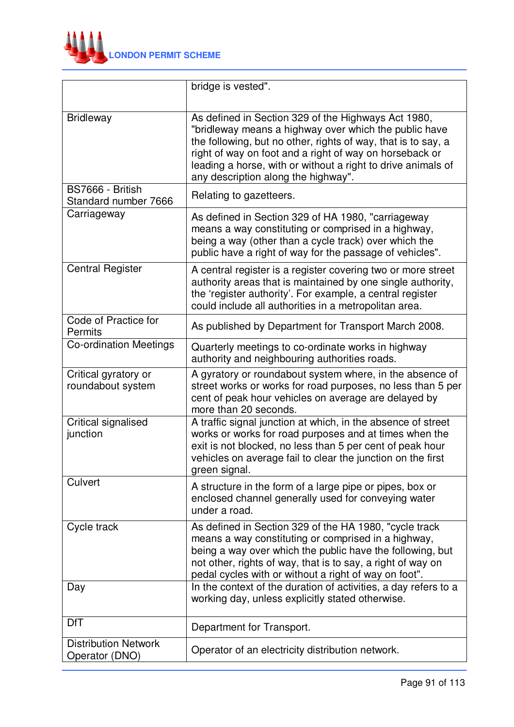| | |
|---|---|
| | bridge is vested". |
| Bridleway | As defined in Section 329 of the Highways Act 1980, "bridleway means a highway over which the public have the following, but no other, rights of way, that is to say, a right of way on foot and a right of way on horseback or leading a horse, with or without a right to drive animals of any description along the highway". |
| BS7666 - British Standard number 7666 | Relating to gazetteers. |
| Carriageway | As defined in Section 329 of HA 1980, "carriageway means a way constituting or comprised in a highway, being a way (other than a cycle track) over which the public have a right of way for the passage of vehicles". |
| Central Register | A central register is a register covering two or more street authority areas that is maintained by one single authority, the 'register authority'. For example, a central register could include all authorities in a metropolitan area. |
| Code of Practice for Permits | As published by Department for Transport March 2008. |
| Co-ordination Meetings | Quarterly meetings to co-ordinate works in highway authority and neighbouring authorities roads. |
| Critical gyratory or roundabout system | A gyratory or roundabout system where, in the absence of street works or works for road purposes, no less than 5 per cent of peak hour vehicles on average are delayed by more than 20 seconds. |
| Critical signalised junction | A traffic signal junction at which, in the absence of street works or works for road purposes and at times when the exit is not blocked, no less than 5 per cent of peak hour vehicles on average fail to clear the junction on the first green signal. |
| Culvert | A structure in the form of a large pipe or pipes, box or enclosed channel generally used for conveying water under a road. |
| Cycle track | As defined in Section 329 of the HA 1980, "cycle track means a way constituting or comprised in a highway, being a way over which the public have the following, but not other, rights of way, that is to say, a right of way on pedal cycles with or without a right of way on foot". |
| Day | In the context of the duration of activities, a day refers to a working day, unless explicitly stated otherwise. |
| DfT | Department for Transport. |
| Distribution Network Operator (DNO) | Operator of an electricity distribution network. |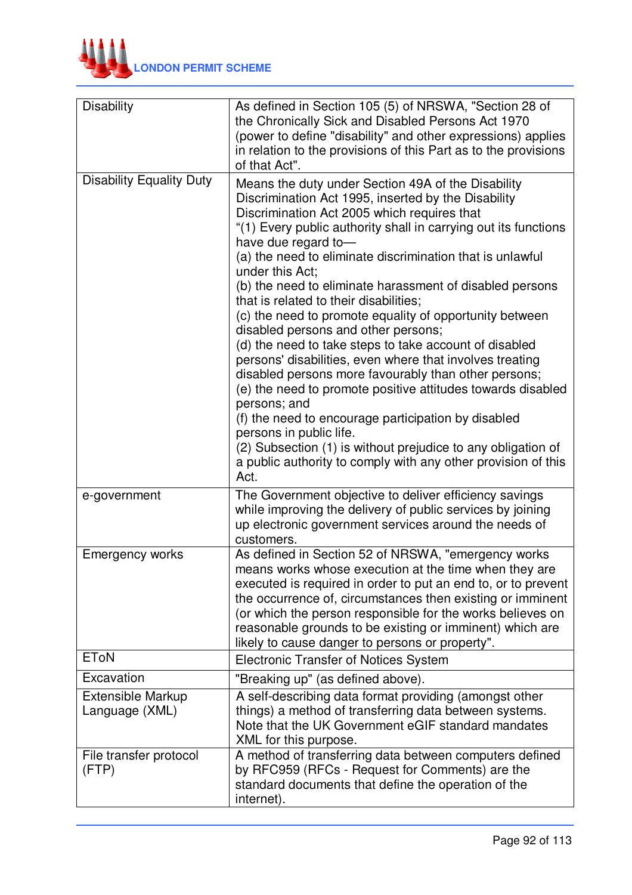| | |
|---|---|
| Disability | As defined in Section 105 (5) of NRSWA, "Section 28 of the Chronically Sick and Disabled Persons Act 1970 (power to define "disability" and other expressions) applies in relation to the provisions of this Part as to the provisions of that Act". |
| Disability Equality Duty | Means the duty under Section 49A of the Disability Discrimination Act 1995, inserted by the Disability Discrimination Act 2005 which requires that<br>“(1) Every public authority shall in carrying out its functions have due regard to—<br>(a) the need to eliminate discrimination that is unlawful under this Act;<br>(b) the need to eliminate harassment of disabled persons that is related to their disabilities;<br>(c) the need to promote equality of opportunity between disabled persons and other persons;<br>(d) the need to take steps to take account of disabled persons' disabilities, even where that involves treating disabled persons more favourably than other persons;<br>(e) the need to promote positive attitudes towards disabled persons; and<br>(f) the need to encourage participation by disabled persons in public life.<br>(2) Subsection (1) is without prejudice to any obligation of a public authority to comply with any other provision of this Act. |
| e-government | The Government objective to deliver efficiency savings while improving the delivery of public services by joining up electronic government services around the needs of customers. |
| Emergency works | As defined in Section 52 of NRSWA, "emergency works means works whose execution at the time when they are executed is required in order to put an end to, or to prevent the occurrence of, circumstances then existing or imminent (or which the person responsible for the works believes on reasonable grounds to be existing or imminent) which are likely to cause danger to persons or property". |
| EToN | Electronic Transfer of Notices System |
| Excavation | "Breaking up" (as defined above). |
| Extensible Markup Language (XML) | A self-describing data format providing (amongst other things) a method of transferring data between systems. Note that the UK Government eGIF standard mandates XML for this purpose. |
| File transfer protocol (FTP) | A method of transferring data between computers defined by RFC959 (RFCs - Request for Comments) are the standard documents that define the operation of the internet). |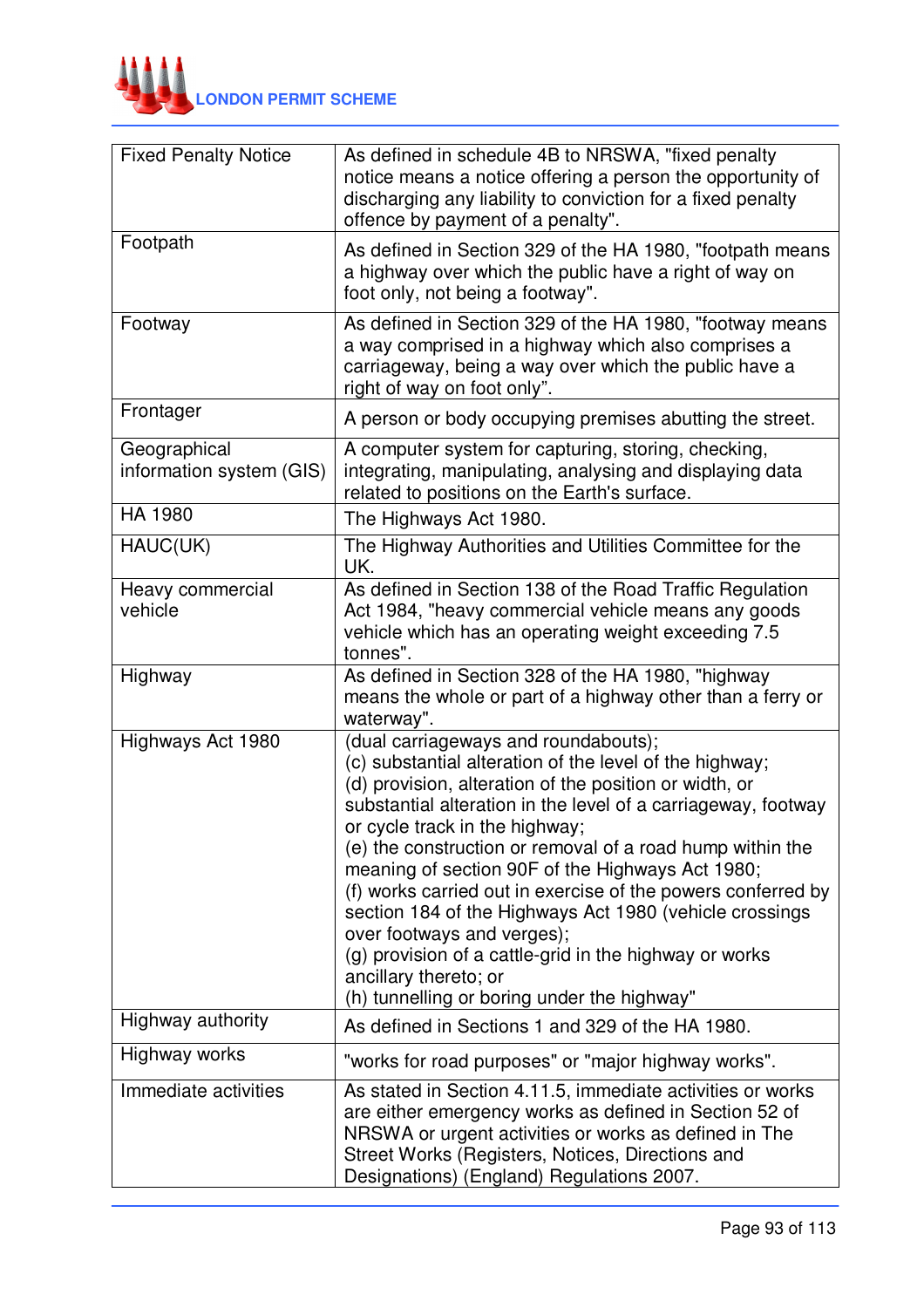| | |
|---|---|
| Fixed Penalty Notice | As defined in schedule 4B to NRSWA, "fixed penalty notice means a notice offering a person the opportunity of discharging any liability to conviction for a fixed penalty offence by payment of a penalty". |
| Footpath | As defined in Section 329 of the HA 1980, "footpath means a highway over which the public have a right of way on foot only, not being a footway". |
| Footway | As defined in Section 329 of the HA 1980, "footway means a way comprised in a highway which also comprises a carriageway, being a way over which the public have a right of way on foot only". |
| Frontager | A person or body occupying premises abutting the street. |
| Geographical information system (GIS) | A computer system for capturing, storing, checking, integrating, manipulating, analysing and displaying data related to positions on the Earth's surface. |
| HA 1980 | The Highways Act 1980. |
| HAUC(UK) | The Highway Authorities and Utilities Committee for the UK. |
| Heavy commercial vehicle | As defined in Section 138 of the Road Traffic Regulation Act 1984, "heavy commercial vehicle means any goods vehicle which has an operating weight exceeding 7.5 tonnes". |
| Highway | As defined in Section 328 of the HA 1980, "highway means the whole or part of a highway other than a ferry or waterway". |
| Highways Act 1980 | (dual carriageways and roundabouts);<br>(c) substantial alteration of the level of the highway;<br>(d) provision, alteration of the position or width, or substantial alteration in the level of a carriageway, footway or cycle track in the highway;<br>(e) the construction or removal of a road hump within the meaning of section 90F of the Highways Act 1980;<br>(f) works carried out in exercise of the powers conferred by section 184 of the Highways Act 1980 (vehicle crossings over footways and verges);<br>(g) provision of a cattle-grid in the highway or works ancillary thereto; or<br>(h) tunnelling or boring under the highway" |
| Highway authority | As defined in Sections 1 and 329 of the HA 1980. |
| Highway works | "works for road purposes" or "major highway works". |
| Immediate activities | As stated in Section 4.11.5, immediate activities or works are either emergency works as defined in Section 52 of NRSWA or urgent activities or works as defined in The Street Works (Registers, Notices, Directions and Designations) (England) Regulations 2007. |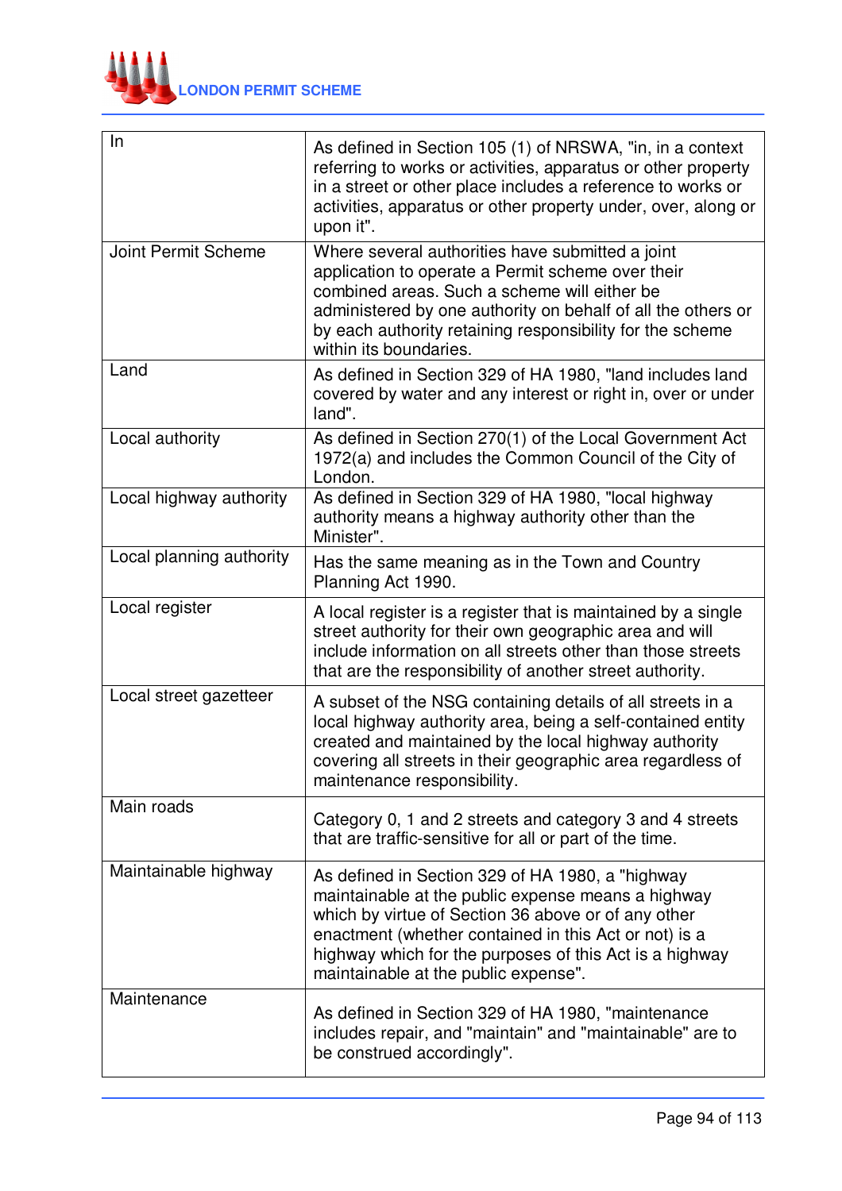| | |
|---|---|
| In | As defined in Section 105 (1) of NRSWA, "in, in a context referring to works or activities, apparatus or other property in a street or other place includes a reference to works or activities, apparatus or other property under, over, along or upon it". |
| Joint Permit Scheme | Where several authorities have submitted a joint application to operate a Permit scheme over their combined areas. Such a scheme will either be administered by one authority on behalf of all the others or by each authority retaining responsibility for the scheme within its boundaries. |
| Land | As defined in Section 329 of HA 1980, "land includes land covered by water and any interest or right in, over or under land". |
| Local authority | As defined in Section 270(1) of the Local Government Act 1972(a) and includes the Common Council of the City of London. |
| Local highway authority | As defined in Section 329 of HA 1980, "local highway authority means a highway authority other than the Minister". |
| Local planning authority | Has the same meaning as in the Town and Country Planning Act 1990. |
| Local register | A local register is a register that is maintained by a single street authority for their own geographic area and will include information on all streets other than those streets that are the responsibility of another street authority. |
| Local street gazetteer | A subset of the NSG containing details of all streets in a local highway authority area, being a self-contained entity created and maintained by the local highway authority covering all streets in their geographic area regardless of maintenance responsibility. |
| Main roads | Category 0, 1 and 2 streets and category 3 and 4 streets that are traffic-sensitive for all or part of the time. |
| Maintainable highway | As defined in Section 329 of HA 1980, a "highway maintainable at the public expense means a highway which by virtue of Section 36 above or of any other enactment (whether contained in this Act or not) is a highway which for the purposes of this Act is a highway maintainable at the public expense". |
| Maintenance | As defined in Section 329 of HA 1980, "maintenance includes repair, and "maintain" and "maintainable" are to be construed accordingly". |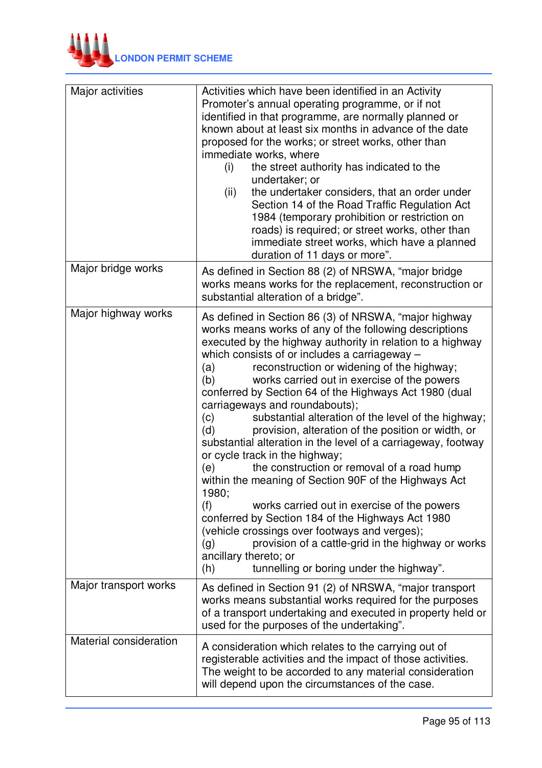| | |
|---|---|
| Major activities | Activities which have been identified in an Activity Promoter's annual operating programme, or if not identified in that programme, are normally planned or known about at least six months in advance of the date proposed for the works; or street works, other than immediate works, where<br>(i) the street authority has indicated to the undertaker; or<br>(ii) the undertaker considers, that an order under Section 14 of the Road Traffic Regulation Act 1984 (temporary prohibition or restriction on roads) is required; or street works, other than immediate street works, which have a planned duration of 11 days or more". |
| Major bridge works | As defined in Section 88 (2) of NRSWA, "major bridge works means works for the replacement, reconstruction or substantial alteration of a bridge". |
| Major highway works | As defined in Section 86 (3) of NRSWA, "major highway works means works of any of the following descriptions executed by the highway authority in relation to a highway which consists of or includes a carriageway –<br>(a) reconstruction or widening of the highway;<br>(b) works carried out in exercise of the powers conferred by Section 64 of the Highways Act 1980 (dual carriageways and roundabouts);<br>(c) substantial alteration of the level of the highway;<br>(d) provision, alteration of the position or width, or substantial alteration in the level of a carriageway, footway or cycle track in the highway;<br>(e) the construction or removal of a road hump within the meaning of Section 90F of the Highways Act 1980;<br>(f) works carried out in exercise of the powers conferred by Section 184 of the Highways Act 1980 (vehicle crossings over footways and verges);<br>(g) provision of a cattle-grid in the highway or works ancillary thereto; or<br>(h) tunnelling or boring under the highway". |
| Major transport works | As defined in Section 91 (2) of NRSWA, "major transport works means substantial works required for the purposes of a transport undertaking and executed in property held or used for the purposes of the undertaking". |
| Material consideration | A consideration which relates to the carrying out of registerable activities and the impact of those activities. The weight to be accorded to any material consideration will depend upon the circumstances of the case. |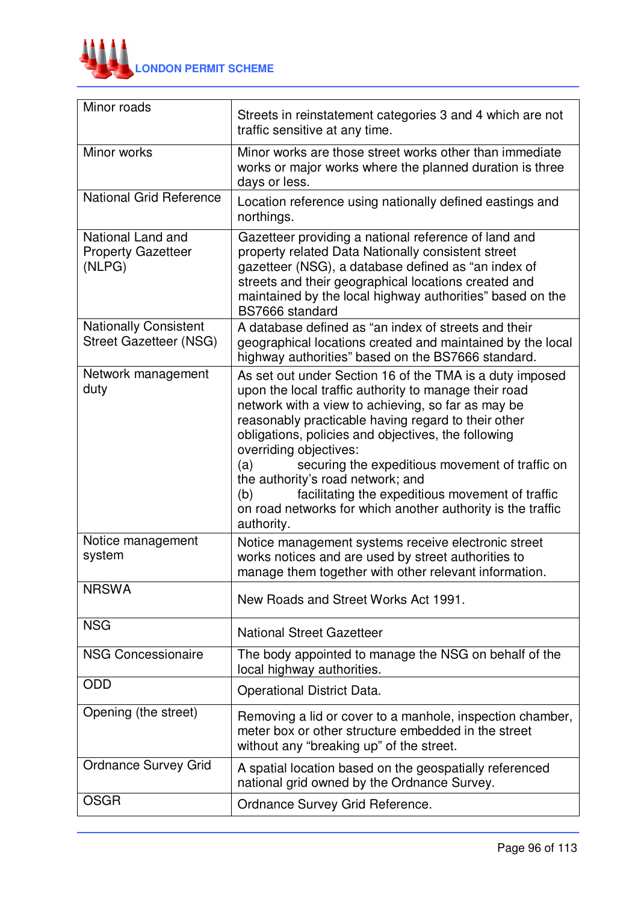| Minor roads | Streets in reinstatement categories 3 and 4 which are not traffic sensitive at any time. |
|---|---|
| Minor works | Minor works are those street works other than immediate works or major works where the planned duration is three days or less. |
| National Grid Reference | Location reference using nationally defined eastings and northings. |
| National Land and Property Gazetteer (NLPG) | Gazetteer providing a national reference of land and property related Data Nationally consistent street gazetteer (NSG), a database defined as "an index of streets and their geographical locations created and maintained by the local highway authorities" based on the BS7666 standard |
| Nationally Consistent Street Gazetteer (NSG) | A database defined as "an index of streets and their geographical locations created and maintained by the local highway authorities" based on the BS7666 standard. |
| Network management duty | As set out under Section 16 of the TMA is a duty imposed upon the local traffic authority to manage their road network with a view to achieving, so far as may be reasonably practicable having regard to their other obligations, policies and objectives, the following overriding objectives:<br>(a) securing the expeditious movement of traffic on the authority's road network; and<br>(b) facilitating the expeditious movement of traffic on road networks for which another authority is the traffic authority. |
| Notice management system | Notice management systems receive electronic street works notices and are used by street authorities to manage them together with other relevant information. |
| NRSWA | New Roads and Street Works Act 1991. |
| NSG | National Street Gazetteer |
| NSG Concessionaire | The body appointed to manage the NSG on behalf of the local highway authorities. |
| ODD | Operational District Data. |
| Opening (the street) | Removing a lid or cover to a manhole, inspection chamber, meter box or other structure embedded in the street without any "breaking up" of the street. |
| Ordnance Survey Grid | A spatial location based on the geospatially referenced national grid owned by the Ordnance Survey. |
| OSGR | Ordnance Survey Grid Reference. |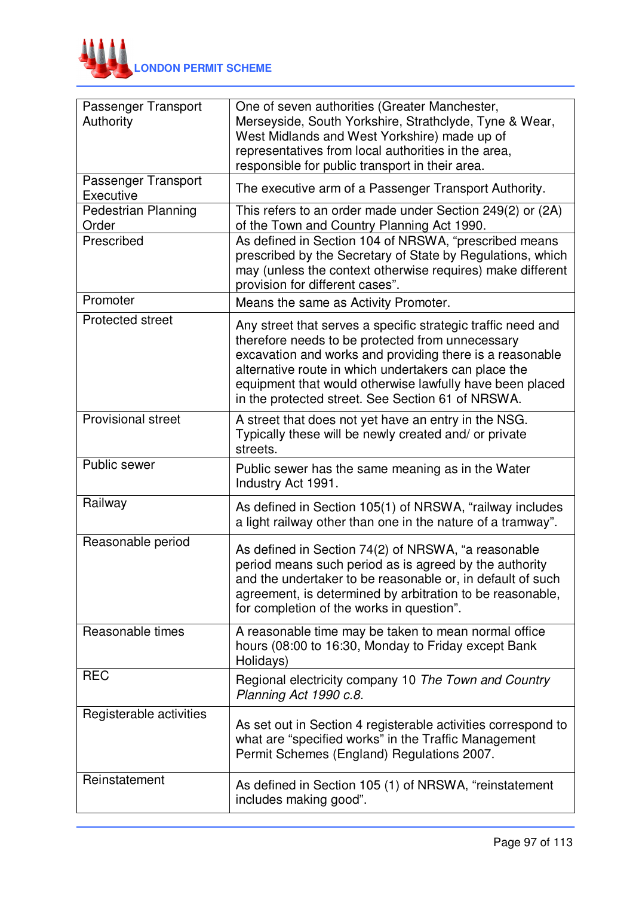| Passenger Transport Authority | One of seven authorities (Greater Manchester, Merseyside, South Yorkshire, Strathclyde, Tyne & Wear, West Midlands and West Yorkshire) made up of representatives from local authorities in the area, responsible for public transport in their area. |
|---|---|
| Passenger Transport Executive | The executive arm of a Passenger Transport Authority. |
| Pedestrian Planning Order | This refers to an order made under Section 249(2) or (2A) of the Town and Country Planning Act 1990. |
| Prescribed | As defined in Section 104 of NRSWA, "prescribed means prescribed by the Secretary of State by Regulations, which may (unless the context otherwise requires) make different provision for different cases". |
| Promoter | Means the same as Activity Promoter. |
| Protected street | Any street that serves a specific strategic traffic need and therefore needs to be protected from unnecessary excavation and works and providing there is a reasonable alternative route in which undertakers can place the equipment that would otherwise lawfully have been placed in the protected street. See Section 61 of NRSWA. |
| Provisional street | A street that does not yet have an entry in the NSG. Typically these will be newly created and/ or private streets. |
| Public sewer | Public sewer has the same meaning as in the Water Industry Act 1991. |
| Railway | As defined in Section 105(1) of NRSWA, "railway includes a light railway other than one in the nature of a tramway". |
| Reasonable period | As defined in Section 74(2) of NRSWA, "a reasonable period means such period as is agreed by the authority and the undertaker to be reasonable or, in default of such agreement, is determined by arbitration to be reasonable, for completion of the works in question". |
| Reasonable times | A reasonable time may be taken to mean normal office hours (08:00 to 16:30, Monday to Friday except Bank Holidays) |
| REC | Regional electricity company 10 *The Town and Country Planning Act 1990 c.8.* |
| Registerable activities | As set out in Section 4 registerable activities correspond to what are "specified works" in the Traffic Management Permit Schemes (England) Regulations 2007. |
| Reinstatement | As defined in Section 105 (1) of NRSWA, "reinstatement includes making good". |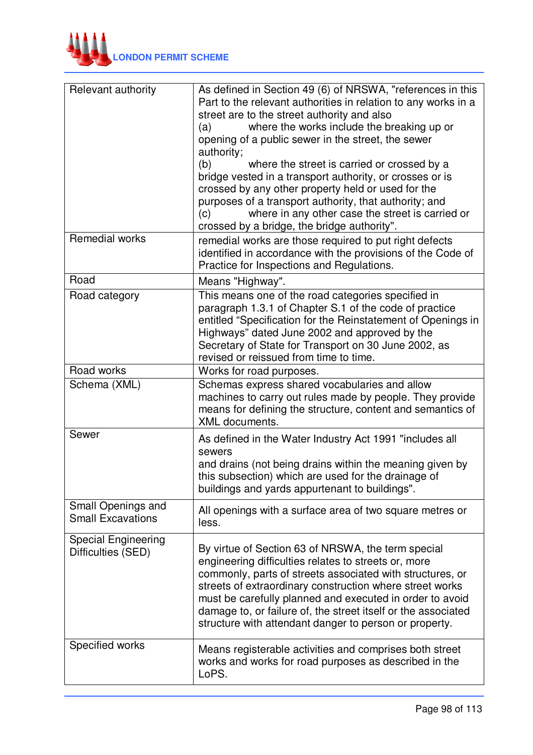| | |
|---|---|
| Relevant authority | As defined in Section 49 (6) of NRSWA, "references in this Part to the relevant authorities in relation to any works in a street are to the street authority and also<br>(a) where the works include the breaking up or opening of a public sewer in the street, the sewer authority;<br>(b) where the street is carried or crossed by a bridge vested in a transport authority, or crosses or is crossed by any other property held or used for the purposes of a transport authority, that authority; and<br>(c) where in any other case the street is carried or crossed by a bridge, the bridge authority". |
| Remedial works | remedial works are those required to put right defects identified in accordance with the provisions of the Code of Practice for Inspections and Regulations. |
| Road | Means "Highway". |
| Road category | This means one of the road categories specified in paragraph 1.3.1 of Chapter S.1 of the code of practice entitled "Specification for the Reinstatement of Openings in Highways" dated June 2002 and approved by the Secretary of State for Transport on 30 June 2002, as revised or reissued from time to time. |
| Road works | Works for road purposes. |
| Schema (XML) | Schemas express shared vocabularies and allow machines to carry out rules made by people. They provide means for defining the structure, content and semantics of XML documents. |
| Sewer | As defined in the Water Industry Act 1991 "includes all sewers<br>and drains (not being drains within the meaning given by this subsection) which are used for the drainage of buildings and yards appurtenant to buildings". |
| Small Openings and Small Excavations | All openings with a surface area of two square metres or less. |
| Special Engineering Difficulties (SED) | By virtue of Section 63 of NRSWA, the term special engineering difficulties relates to streets or, more commonly, parts of streets associated with structures, or streets of extraordinary construction where street works must be carefully planned and executed in order to avoid damage to, or failure of, the street itself or the associated structure with attendant danger to person or property. |
| Specified works | Means registerable activities and comprises both street works and works for road purposes as described in the LoPS. |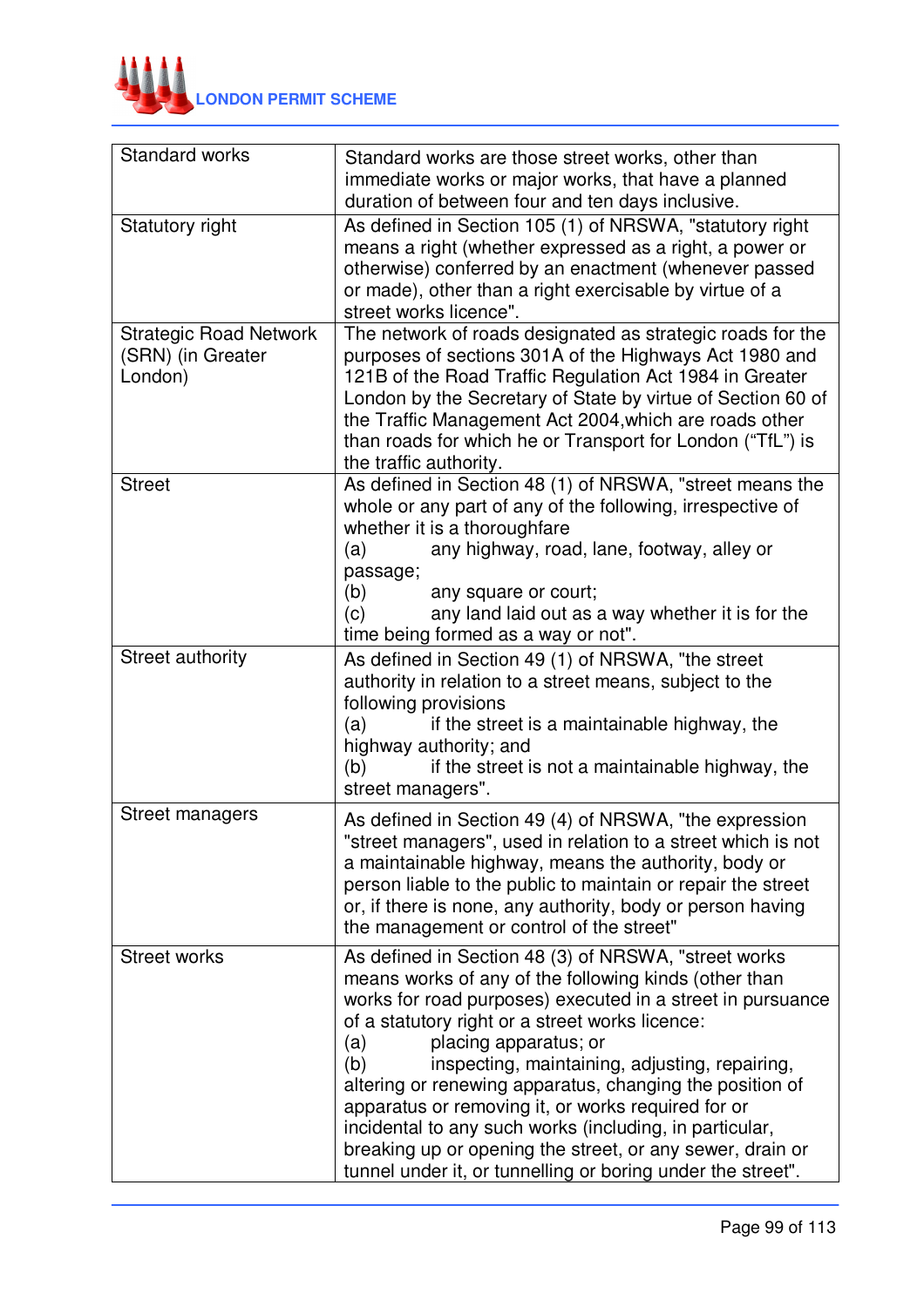| | |
|---|---|
| Standard works | Standard works are those street works, other than immediate works or major works, that have a planned duration of between four and ten days inclusive. |
| Statutory right | As defined in Section 105 (1) of NRSWA, "statutory right means a right (whether expressed as a right, a power or otherwise) conferred by an enactment (whenever passed or made), other than a right exercisable by virtue of a street works licence". |
| Strategic Road Network (SRN) (in Greater London) | The network of roads designated as strategic roads for the purposes of sections 301A of the Highways Act 1980 and 121B of the Road Traffic Regulation Act 1984 in Greater London by the Secretary of State by virtue of Section 60 of the Traffic Management Act 2004,which are roads other than roads for which he or Transport for London ("TfL") is the traffic authority. |
| Street | As defined in Section 48 (1) of NRSWA, "street means the whole or any part of any of the following, irrespective of whether it is a thoroughfare<br>(a) any highway, road, lane, footway, alley or passage;<br>(b) any square or court;<br>(c) any land laid out as a way whether it is for the time being formed as a way or not". |
| Street authority | As defined in Section 49 (1) of NRSWA, "the street authority in relation to a street means, subject to the following provisions<br>(a) if the street is a maintainable highway, the highway authority; and<br>(b) if the street is not a maintainable highway, the street managers". |
| Street managers | As defined in Section 49 (4) of NRSWA, "the expression "street managers", used in relation to a street which is not a maintainable highway, means the authority, body or person liable to the public to maintain or repair the street or, if there is none, any authority, body or person having the management or control of the street" |
| Street works | As defined in Section 48 (3) of NRSWA, "street works means works of any of the following kinds (other than works for road purposes) executed in a street in pursuance of a statutory right or a street works licence:<br>(a) placing apparatus; or<br>(b) inspecting, maintaining, adjusting, repairing, altering or renewing apparatus, changing the position of apparatus or removing it, or works required for or incidental to any such works (including, in particular, breaking up or opening the street, or any sewer, drain or tunnel under it, or tunnelling or boring under the street". |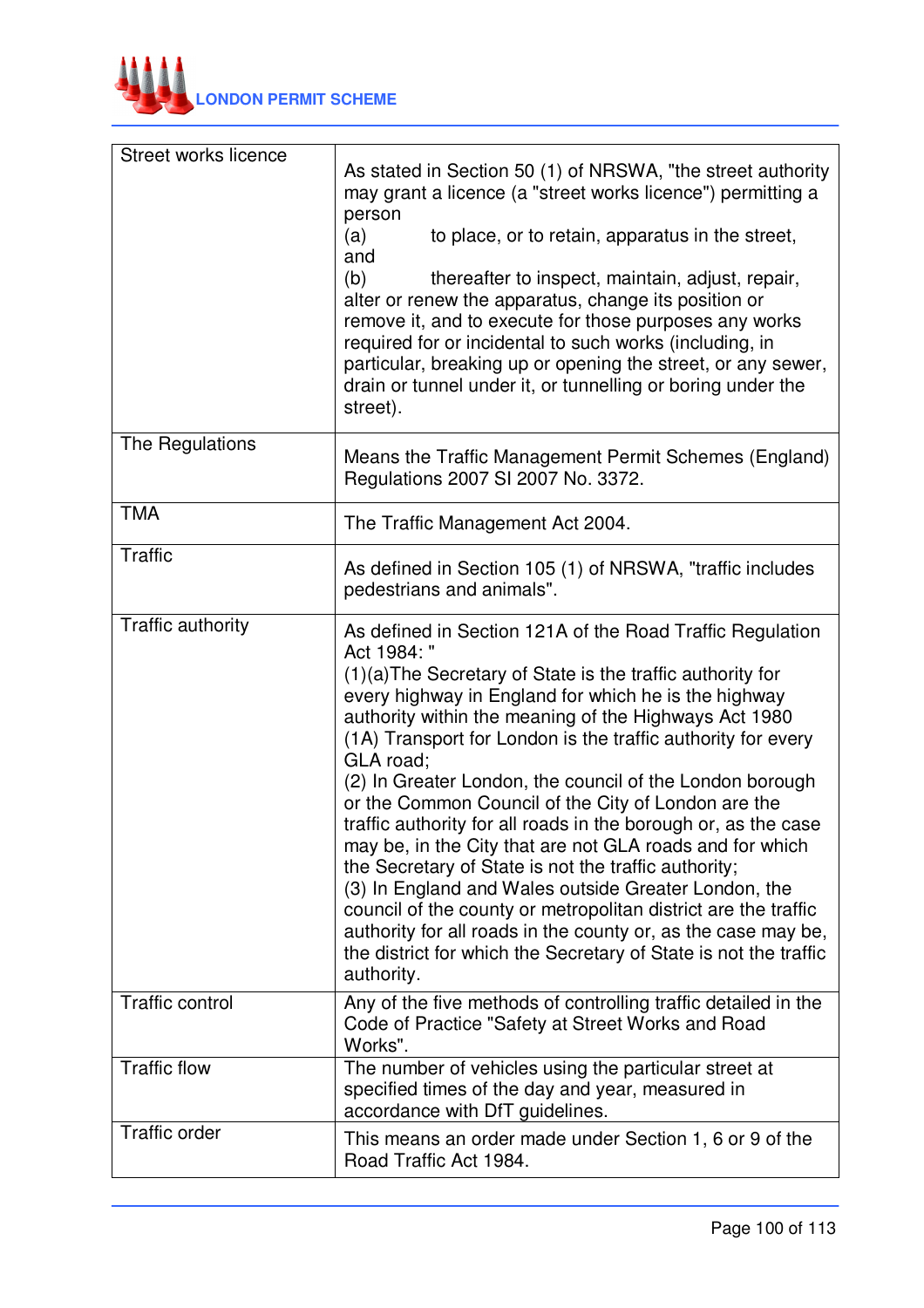| | |
|---|---|
| Street works licence | As stated in Section 50 (1) of NRSWA, "the street authority may grant a licence (a "street works licence") permitting a person<br>(a) to place, or to retain, apparatus in the street, and<br>(b) thereafter to inspect, maintain, adjust, repair, alter or renew the apparatus, change its position or remove it, and to execute for those purposes any works required for or incidental to such works (including, in particular, breaking up or opening the street, or any sewer, drain or tunnel under it, or tunnelling or boring under the street). |
| The Regulations | Means the Traffic Management Permit Schemes (England) Regulations 2007 SI 2007 No. 3372. |
| TMA | The Traffic Management Act 2004. |
| Traffic | As defined in Section 105 (1) of NRSWA, "traffic includes pedestrians and animals". |
| Traffic authority | As defined in Section 121A of the Road Traffic Regulation Act 1984: "<br>(1)(a)The Secretary of State is the traffic authority for every highway in England for which he is the highway authority within the meaning of the Highways Act 1980<br>(1A) Transport for London is the traffic authority for every GLA road;<br>(2) In Greater London, the council of the London borough or the Common Council of the City of London are the traffic authority for all roads in the borough or, as the case may be, in the City that are not GLA roads and for which the Secretary of State is not the traffic authority;<br>(3) In England and Wales outside Greater London, the council of the county or metropolitan district are the traffic authority for all roads in the county or, as the case may be, the district for which the Secretary of State is not the traffic authority. |
| Traffic control | Any of the five methods of controlling traffic detailed in the Code of Practice "Safety at Street Works and Road Works". |
| Traffic flow | The number of vehicles using the particular street at specified times of the day and year, measured in accordance with DfT guidelines. |
| Traffic order | This means an order made under Section 1, 6 or 9 of the Road Traffic Act 1984. |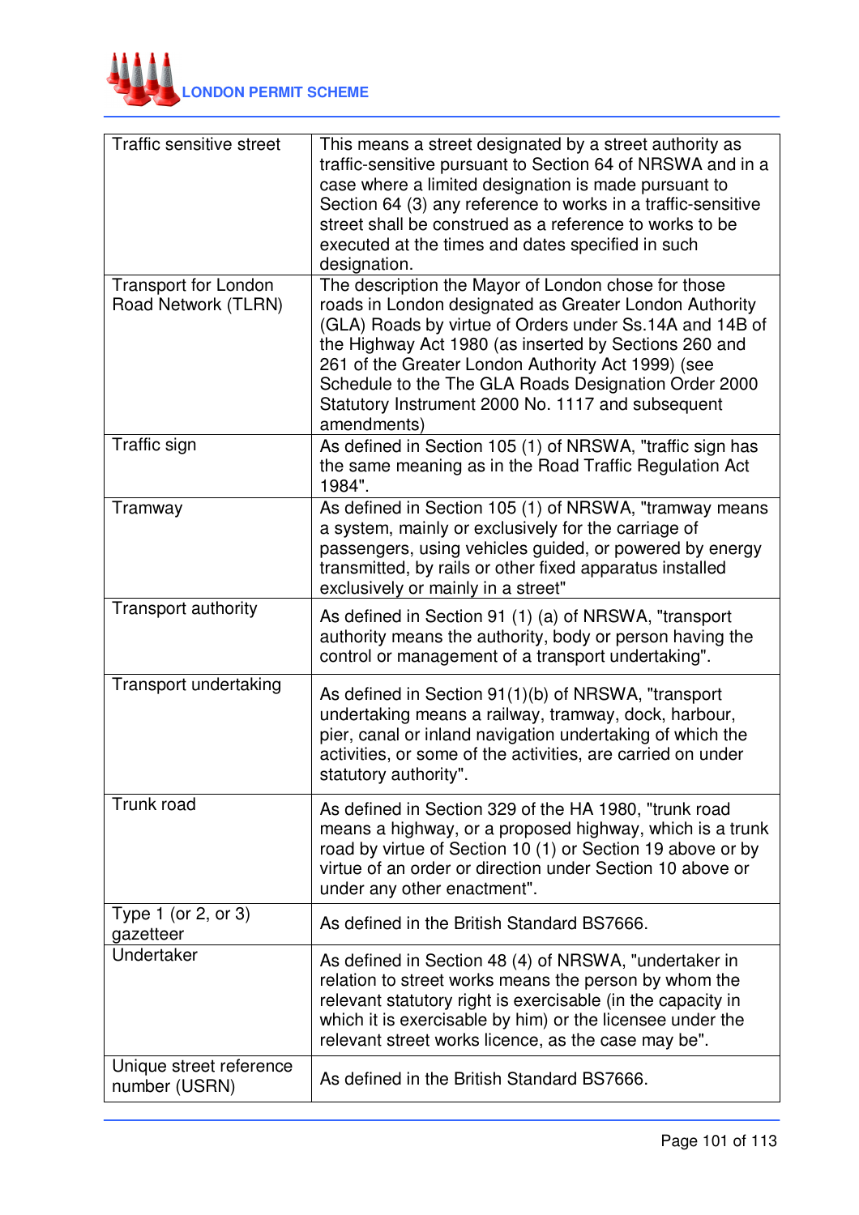| | |
|---|---|
| Traffic sensitive street | This means a street designated by a street authority as traffic-sensitive pursuant to Section 64 of NRSWA and in a case where a limited designation is made pursuant to Section 64 (3) any reference to works in a traffic-sensitive street shall be construed as a reference to works to be executed at the times and dates specified in such designation. |
| Transport for London Road Network (TLRN) | The description the Mayor of London chose for those roads in London designated as Greater London Authority (GLA) Roads by virtue of Orders under Ss.14A and 14B of the Highway Act 1980 (as inserted by Sections 260 and 261 of the Greater London Authority Act 1999) (see Schedule to the The GLA Roads Designation Order 2000 Statutory Instrument 2000 No. 1117 and subsequent amendments) |
| Traffic sign | As defined in Section 105 (1) of NRSWA, "traffic sign has the same meaning as in the Road Traffic Regulation Act 1984". |
| Tramway | As defined in Section 105 (1) of NRSWA, "tramway means a system, mainly or exclusively for the carriage of passengers, using vehicles guided, or powered by energy transmitted, by rails or other fixed apparatus installed exclusively or mainly in a street" |
| Transport authority | As defined in Section 91 (1) (a) of NRSWA, "transport authority means the authority, body or person having the control or management of a transport undertaking". |
| Transport undertaking | As defined in Section 91(1)(b) of NRSWA, "transport undertaking means a railway, tramway, dock, harbour, pier, canal or inland navigation undertaking of which the activities, or some of the activities, are carried on under statutory authority". |
| Trunk road | As defined in Section 329 of the HA 1980, "trunk road means a highway, or a proposed highway, which is a trunk road by virtue of Section 10 (1) or Section 19 above or by virtue of an order or direction under Section 10 above or under any other enactment". |
| Type 1 (or 2, or 3) gazetteer | As defined in the British Standard BS7666. |
| Undertaker | As defined in Section 48 (4) of NRSWA, "undertaker in relation to street works means the person by whom the relevant statutory right is exercisable (in the capacity in which it is exercisable by him) or the licensee under the relevant street works licence, as the case may be". |
| Unique street reference number (USRN) | As defined in the British Standard BS7666. |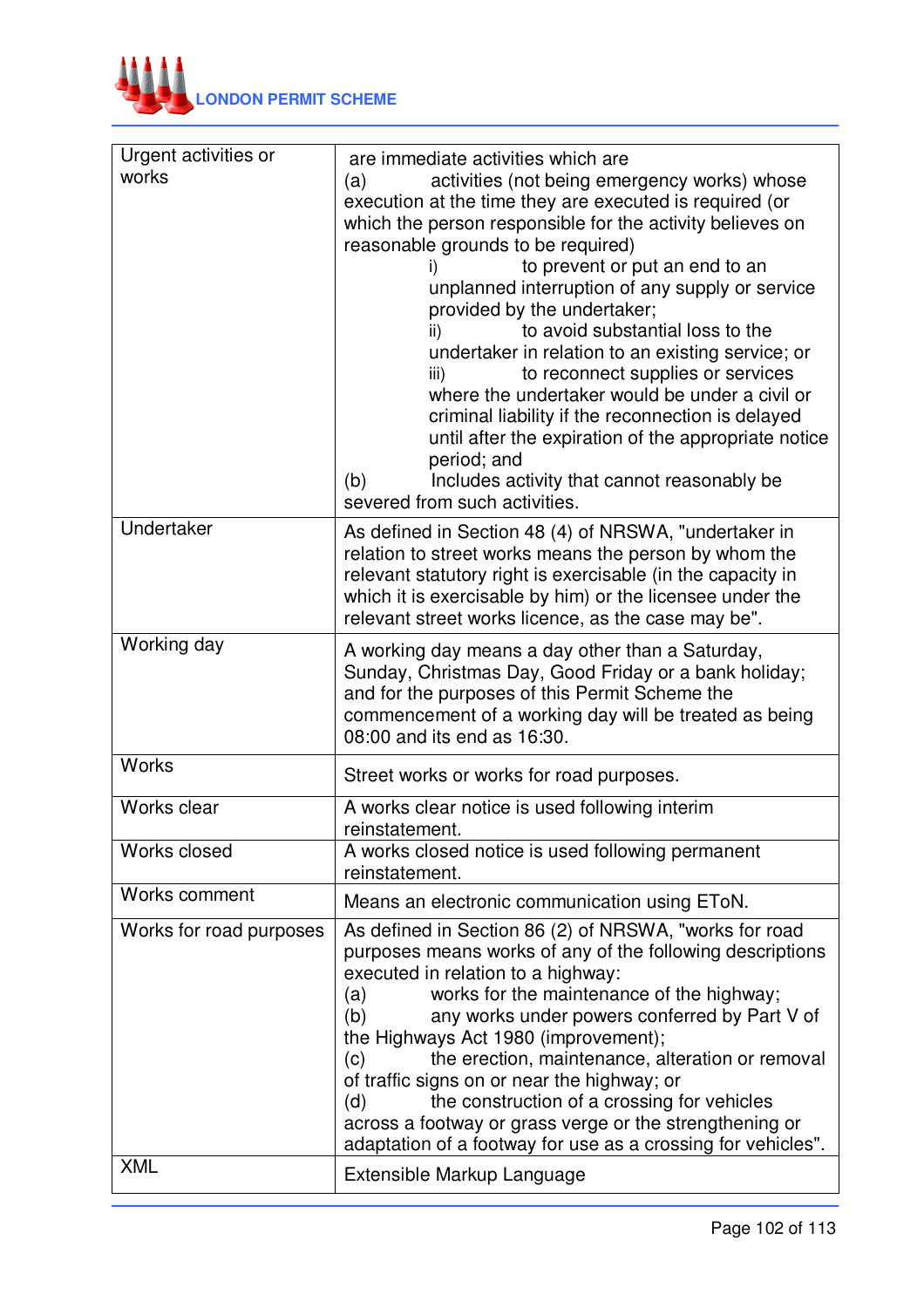| | |
|---|---|
| Urgent activities or works | are immediate activities which are<br>(a) activities (not being emergency works) whose execution at the time they are executed is required (or which the person responsible for the activity believes on reasonable grounds to be required)<br>i) to prevent or put an end to an unplanned interruption of any supply or service provided by the undertaker;<br>ii) to avoid substantial loss to the undertaker in relation to an existing service; or<br>iii) to reconnect supplies or services where the undertaker would be under a civil or criminal liability if the reconnection is delayed until after the expiration of the appropriate notice period; and<br>(b) Includes activity that cannot reasonably be severed from such activities. |
| Undertaker | As defined in Section 48 (4) of NRSWA, "undertaker in relation to street works means the person by whom the relevant statutory right is exercisable (in the capacity in which it is exercisable by him) or the licensee under the relevant street works licence, as the case may be". |
| Working day | A working day means a day other than a Saturday, Sunday, Christmas Day, Good Friday or a bank holiday; and for the purposes of this Permit Scheme the commencement of a working day will be treated as being 08:00 and its end as 16:30. |
| Works | Street works or works for road purposes. |
| Works clear | A works clear notice is used following interim reinstatement. |
| Works closed | A works closed notice is used following permanent reinstatement. |
| Works comment | Means an electronic communication using EToN. |
| Works for road purposes | As defined in Section 86 (2) of NRSWA, "works for road purposes means works of any of the following descriptions executed in relation to a highway:<br>(a) works for the maintenance of the highway;<br>(b) any works under powers conferred by Part V of the Highways Act 1980 (improvement);<br>(c) the erection, maintenance, alteration or removal of traffic signs on or near the highway; or<br>(d) the construction of a crossing for vehicles across a footway or grass verge or the strengthening or adaptation of a footway for use as a crossing for vehicles". |
| XML | Extensible Markup Language |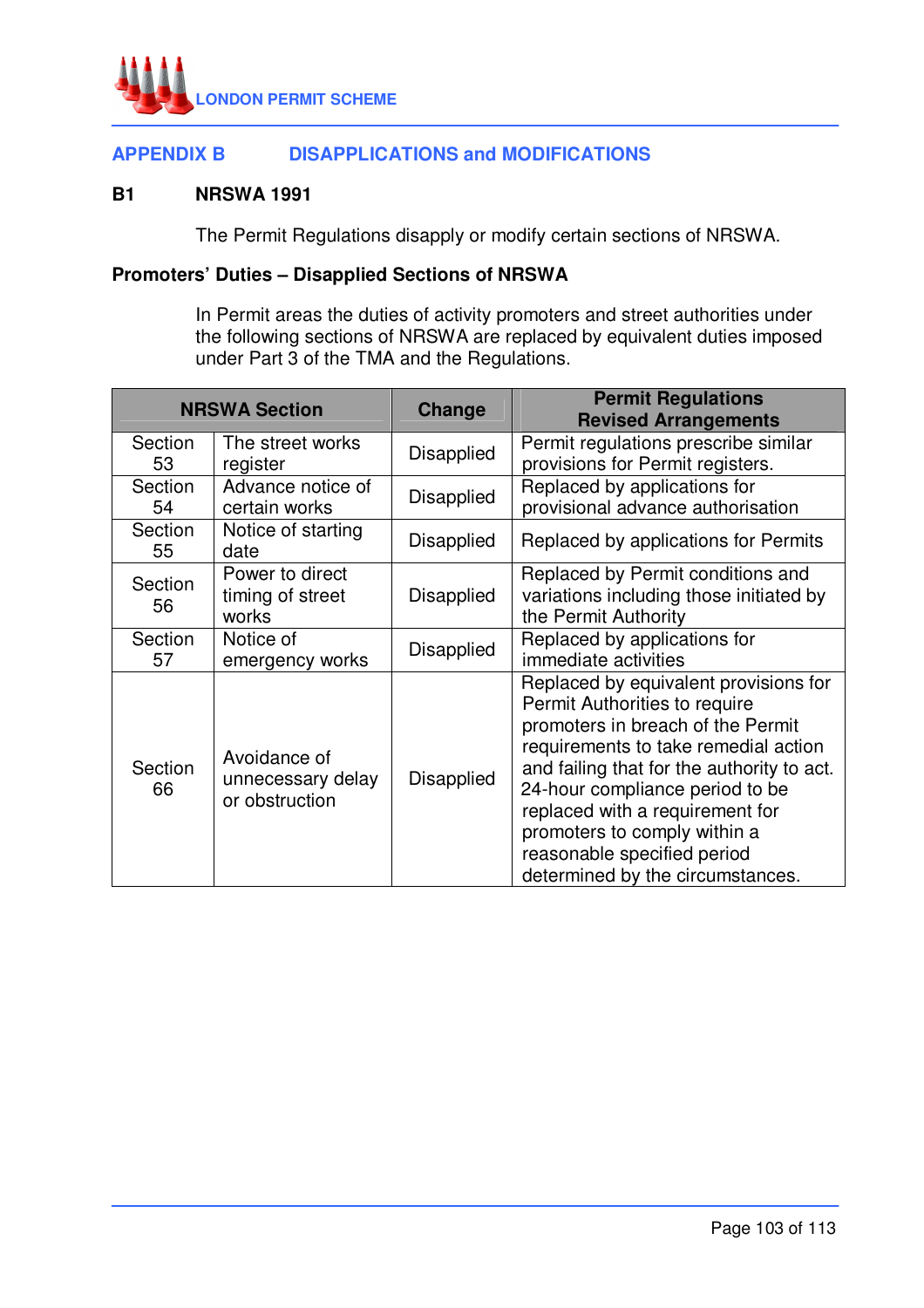## APPENDIX B DISAPPLICATIONS and MODIFICATIONS

### B1 NRSWA 1991

The Permit Regulations disapply or modify certain sections of NRSWA.

**Promoters' Duties – Disapplied Sections of NRSWA**

In Permit areas the duties of activity promoters and street authorities under the following sections of NRSWA are replaced by equivalent duties imposed under Part 3 of the TMA and the Regulations.

| NRSWA Section | | Change | Permit Regulations Revised Arrangements |
|---|---|---|---|
| Section 53 | The street works register | Disapplied | Permit regulations prescribe similar provisions for Permit registers. |
| Section 54 | Advance notice of certain works | Disapplied | Replaced by applications for provisional advance authorisation |
| Section 55 | Notice of starting date | Disapplied | Replaced by applications for Permits |
| Section 56 | Power to direct timing of street works | Disapplied | Replaced by Permit conditions and variations including those initiated by the Permit Authority |
| Section 57 | Notice of emergency works | Disapplied | Replaced by applications for immediate activities |
| Section 66 | Avoidance of unnecessary delay or obstruction | Disapplied | Replaced by equivalent provisions for Permit Authorities to require promoters in breach of the Permit requirements to take remedial action and failing that for the authority to act. 24-hour compliance period to be replaced with a requirement for promoters to comply within a reasonable specified period determined by the circumstances. |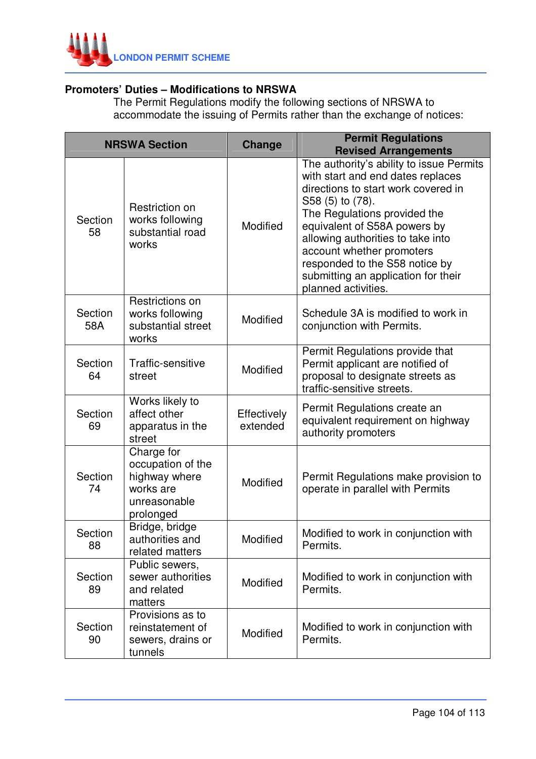## Promoters' Duties – Modifications to NRSWA

The Permit Regulations modify the following sections of NRSWA to accommodate the issuing of Permits rather than the exchange of notices:

| NRSWA Section | | Change | Permit Regulations Revised Arrangements |
|---|---|---|---|
| Section 58 | Restriction on works following substantial road works | Modified | The authority's ability to issue Permits with start and end dates replaces directions to start work covered in S58 (5) to (78). The Regulations provided the equivalent of S58A powers by allowing authorities to take into account whether promoters responded to the S58 notice by submitting an application for their planned activities. |
| Section 58A | Restrictions on works following substantial street works | Modified | Schedule 3A is modified to work in conjunction with Permits. |
| Section 64 | Traffic-sensitive street | Modified | Permit Regulations provide that Permit applicant are notified of proposal to designate streets as traffic-sensitive streets. |
| Section 69 | Works likely to affect other apparatus in the street | Effectively extended | Permit Regulations create an equivalent requirement on highway authority promoters |
| Section 74 | Charge for occupation of the highway where works are unreasonable prolonged | Modified | Permit Regulations make provision to operate in parallel with Permits |
| Section 88 | Bridge, bridge authorities and related matters | Modified | Modified to work in conjunction with Permits. |
| Section 89 | Public sewers, sewer authorities and related matters | Modified | Modified to work in conjunction with Permits. |
| Section 90 | Provisions as to reinstatement of sewers, drains or tunnels | Modified | Modified to work in conjunction with Permits. |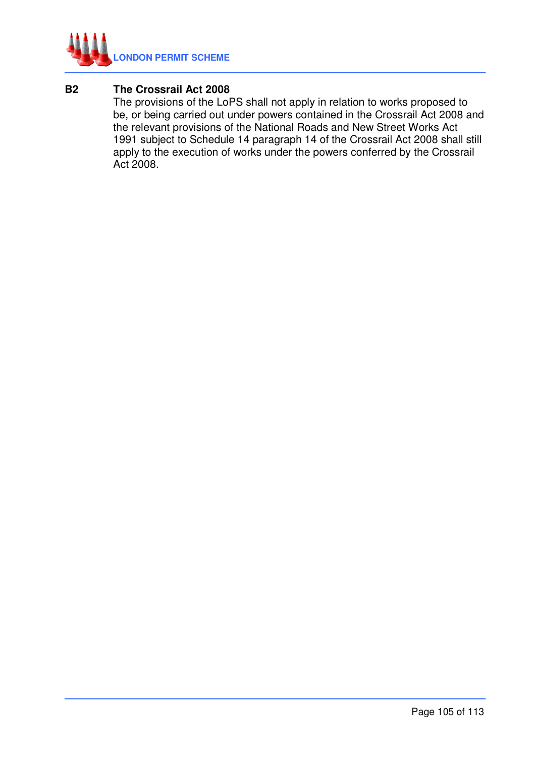### B2 The Crossrail Act 2008

The provisions of the LoPS shall not apply in relation to works proposed to be, or being carried out under powers contained in the Crossrail Act 2008 and the relevant provisions of the National Roads and New Street Works Act 1991 subject to Schedule 14 paragraph 14 of the Crossrail Act 2008 shall still apply to the execution of works under the powers conferred by the Crossrail Act 2008.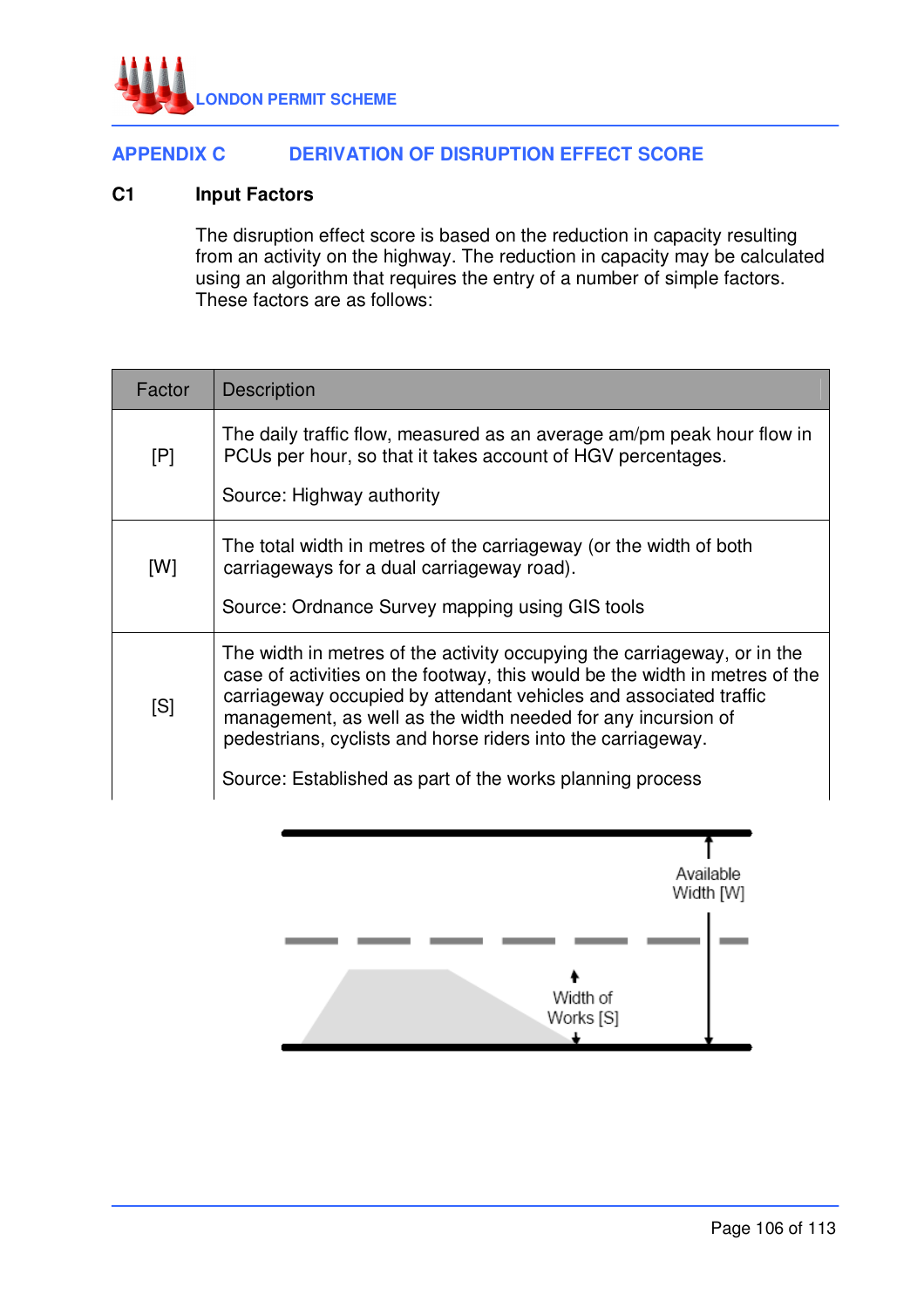## APPENDIX C DERIVATION OF DISRUPTION EFFECT SCORE

### C1 Input Factors

The disruption effect score is based on the reduction in capacity resulting from an activity on the highway. The reduction in capacity may be calculated using an algorithm that requires the entry of a number of simple factors. These factors are as follows:

| Factor | Description |
|---|---|
| [P] | The daily traffic flow, measured as an average am/pm peak hour flow in PCUs per hour, so that it takes account of HGV percentages.<br><br>Source: Highway authority |
| [W] | The total width in metres of the carriageway (or the width of both carriageways for a dual carriageway road).<br><br>Source: Ordnance Survey mapping using GIS tools |
| [S] | The width in metres of the activity occupying the carriageway, or in the case of activities on the footway, this would be the width in metres of the carriageway occupied by attendant vehicles and associated traffic management, as well as the width needed for any incursion of pedestrians, cyclists and horse riders into the carriageway.<br><br>Source: Established as part of the works planning process |

Available Width [W]

Width of Works [S]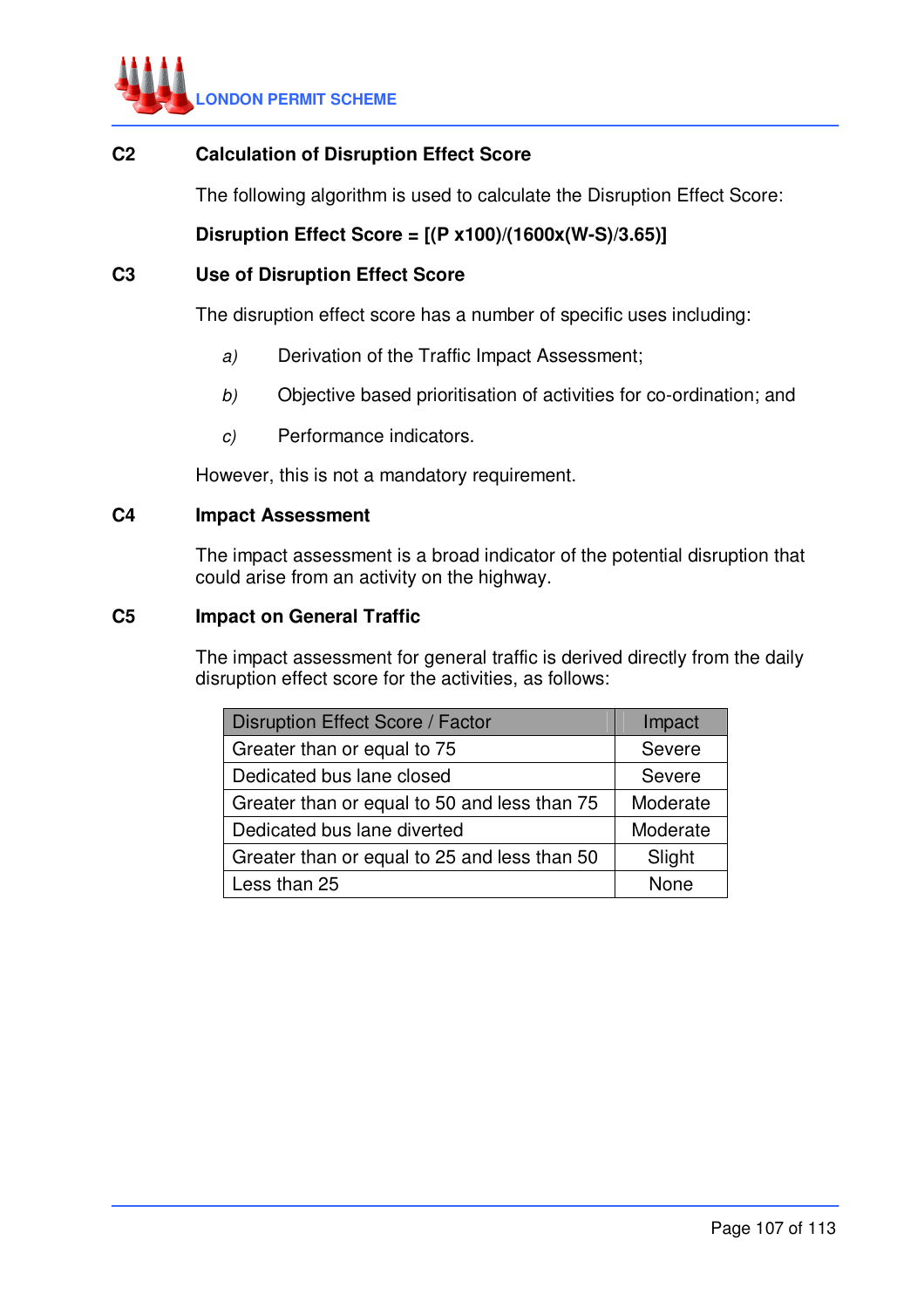## C2 Calculation of Disruption Effect Score

The following algorithm is used to calculate the Disruption Effect Score:

**Disruption Effect Score = [(P x100)/(1600x(W-S)/3.65)]**

## C3 Use of Disruption Effect Score

The disruption effect score has a number of specific uses including:

*a)* Derivation of the Traffic Impact Assessment;

*b)* Objective based prioritisation of activities for co-ordination; and

*c)* Performance indicators.

However, this is not a mandatory requirement.

## C4 Impact Assessment

The impact assessment is a broad indicator of the potential disruption that could arise from an activity on the highway.

## C5 Impact on General Traffic

The impact assessment for general traffic is derived directly from the daily disruption effect score for the activities, as follows:

| Disruption Effect Score / Factor | Impact |
|---|---|
| Greater than or equal to 75 | Severe |
| Dedicated bus lane closed | Severe |
| Greater than or equal to 50 and less than 75 | Moderate |
| Dedicated bus lane diverted | Moderate |
| Greater than or equal to 25 and less than 50 | Slight |
| Less than 25 | None |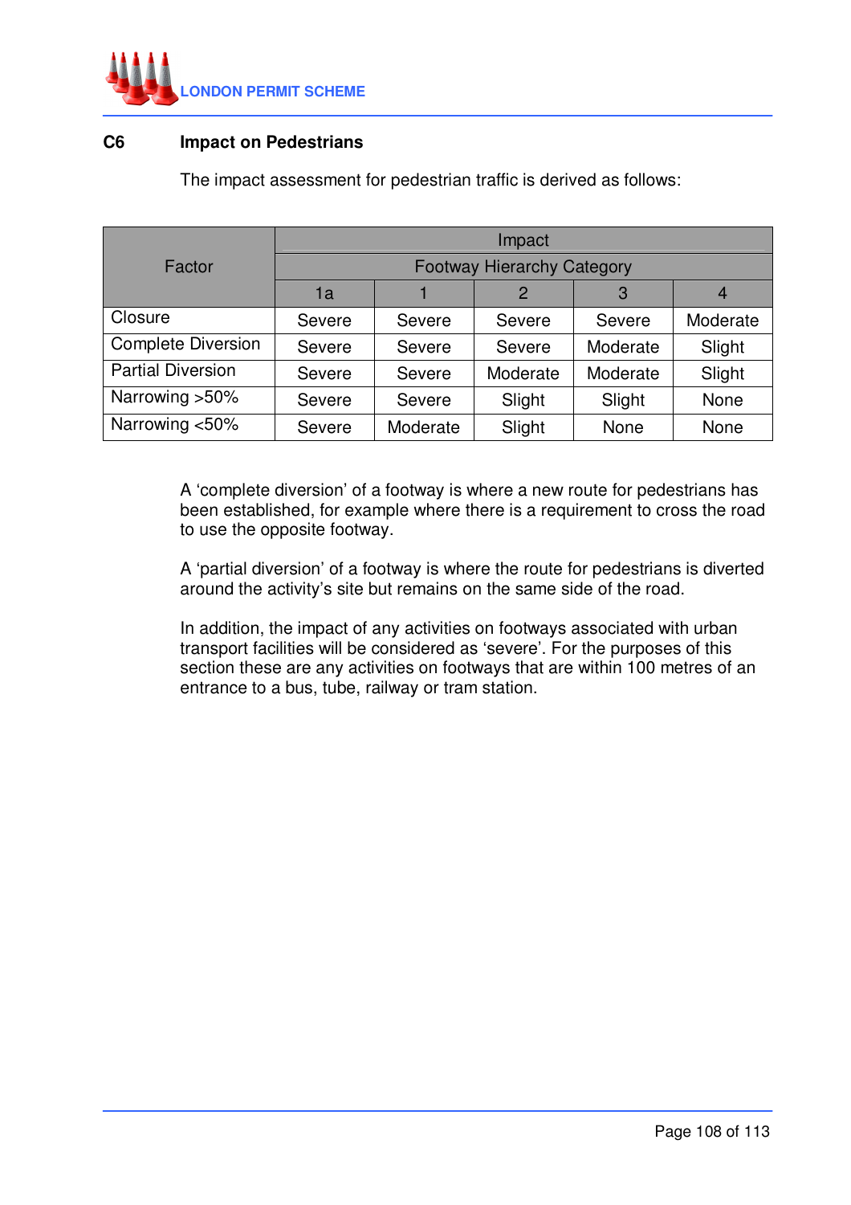## C6 Impact on Pedestrians

The impact assessment for pedestrian traffic is derived as follows:

| Factor | Impact | | | | |
|---|---|---|---|---|---|
| | Footway Hierarchy Category | | | | |
| | 1a | 1 | 2 | 3 | 4 |
| Closure | Severe | Severe | Severe | Severe | Moderate |
| Complete Diversion | Severe | Severe | Severe | Moderate | Slight |
| Partial Diversion | Severe | Severe | Moderate | Moderate | Slight |
| Narrowing >50% | Severe | Severe | Slight | Slight | None |
| Narrowing <50% | Severe | Moderate | Slight | None | None |

A ‘complete diversion’ of a footway is where a new route for pedestrians has been established, for example where there is a requirement to cross the road to use the opposite footway.

A ‘partial diversion’ of a footway is where the route for pedestrians is diverted around the activity’s site but remains on the same side of the road.

In addition, the impact of any activities on footways associated with urban transport facilities will be considered as ‘severe’. For the purposes of this section these are any activities on footways that are within 100 metres of an entrance to a bus, tube, railway or tram station.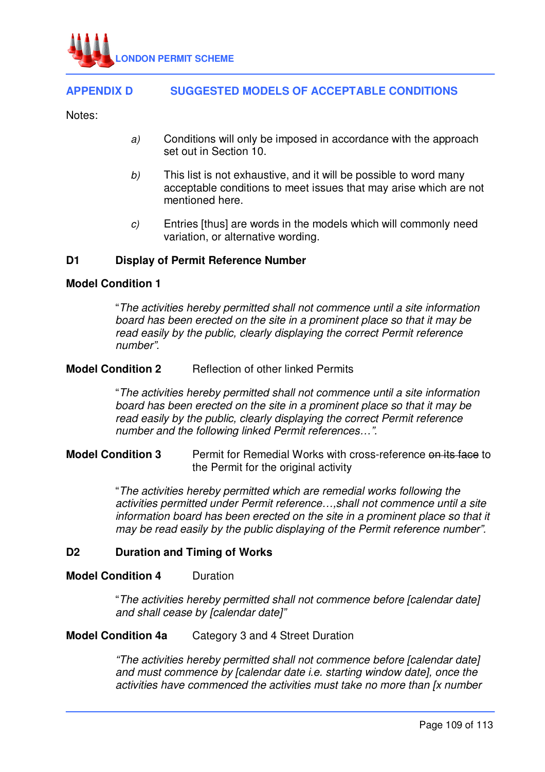## APPENDIX D SUGGESTED MODELS OF ACCEPTABLE CONDITIONS

Notes:

- *a)* Conditions will only be imposed in accordance with the approach set out in Section 10.
- *b)* This list is not exhaustive, and it will be possible to word many acceptable conditions to meet issues that may arise which are not mentioned here.
- *c)* Entries [thus] are words in the models which will commonly need variation, or alternative wording.

### D1 Display of Permit Reference Number

**Model Condition 1**

> "*The activities hereby permitted shall not commence until a site information board has been erected on the site in a prominent place so that it may be read easily by the public, clearly displaying the correct Permit reference number".*

**Model Condition 2** Reflection of other linked Permits

> "*The activities hereby permitted shall not commence until a site information board has been erected on the site in a prominent place so that it may be read easily by the public, clearly displaying the correct Permit reference number and the following linked Permit references…".*

**Model Condition 3** Permit for Remedial Works with cross-reference ~~on its face~~ to the Permit for the original activity

> "*The activities hereby permitted which are remedial works following the activities permitted under Permit reference…,shall not commence until a site information board has been erected on the site in a prominent place so that it may be read easily by the public displaying of the Permit reference number".*

### D2 Duration and Timing of Works

**Model Condition 4** Duration

> "*The activities hereby permitted shall not commence before [calendar date] and shall cease by [calendar date]"*

**Model Condition 4a** Category 3 and 4 Street Duration

> *"The activities hereby permitted shall not commence before [calendar date] and must commence by [calendar date i.e. starting window date], once the activities have commenced the activities must take no more than [x number*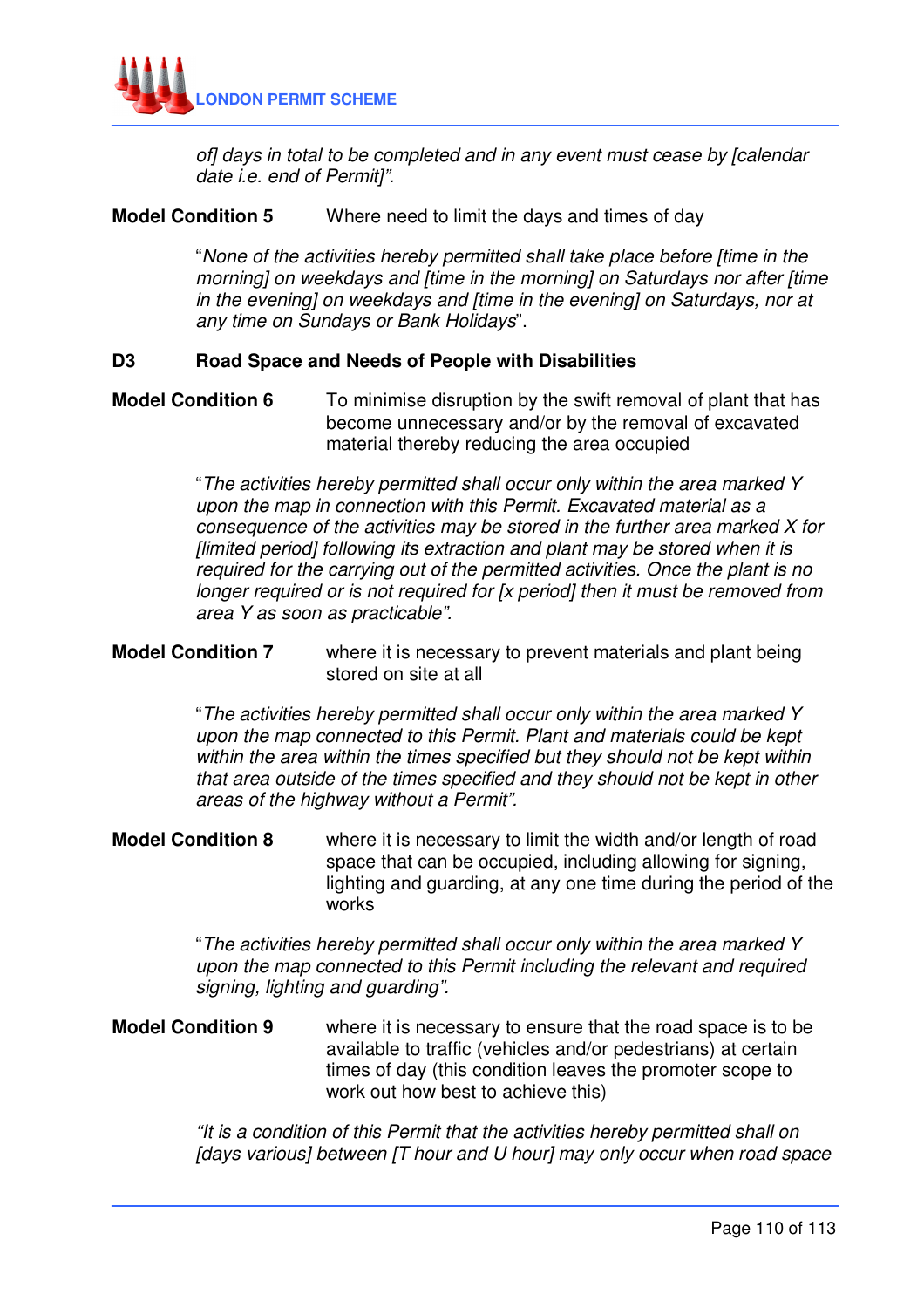*of] days in total to be completed and in any event must cease by [calendar date i.e. end of Permit]".*

**Model Condition 5** Where need to limit the days and times of day

"*None of the activities hereby permitted shall take place before [time in the morning] on weekdays and [time in the morning] on Saturdays nor after [time in the evening] on weekdays and [time in the evening] on Saturdays, nor at any time on Sundays or Bank Holidays*".

## D3 Road Space and Needs of People with Disabilities

**Model Condition 6** To minimise disruption by the swift removal of plant that has become unnecessary and/or by the removal of excavated material thereby reducing the area occupied

"*The activities hereby permitted shall occur only within the area marked Y upon the map in connection with this Permit. Excavated material as a consequence of the activities may be stored in the further area marked X for [limited period] following its extraction and plant may be stored when it is required for the carrying out of the permitted activities. Once the plant is no longer required or is not required for [x period] then it must be removed from area Y as soon as practicable".*

**Model Condition 7** where it is necessary to prevent materials and plant being stored on site at all

"*The activities hereby permitted shall occur only within the area marked Y upon the map connected to this Permit. Plant and materials could be kept within the area within the times specified but they should not be kept within that area outside of the times specified and they should not be kept in other areas of the highway without a Permit".*

**Model Condition 8** where it is necessary to limit the width and/or length of road space that can be occupied, including allowing for signing, lighting and guarding, at any one time during the period of the works

"*The activities hereby permitted shall occur only within the area marked Y upon the map connected to this Permit including the relevant and required signing, lighting and guarding".*

**Model Condition 9** where it is necessary to ensure that the road space is to be available to traffic (vehicles and/or pedestrians) at certain times of day (this condition leaves the promoter scope to work out how best to achieve this)

*"It is a condition of this Permit that the activities hereby permitted shall on [days various] between [T hour and U hour] may only occur when road space*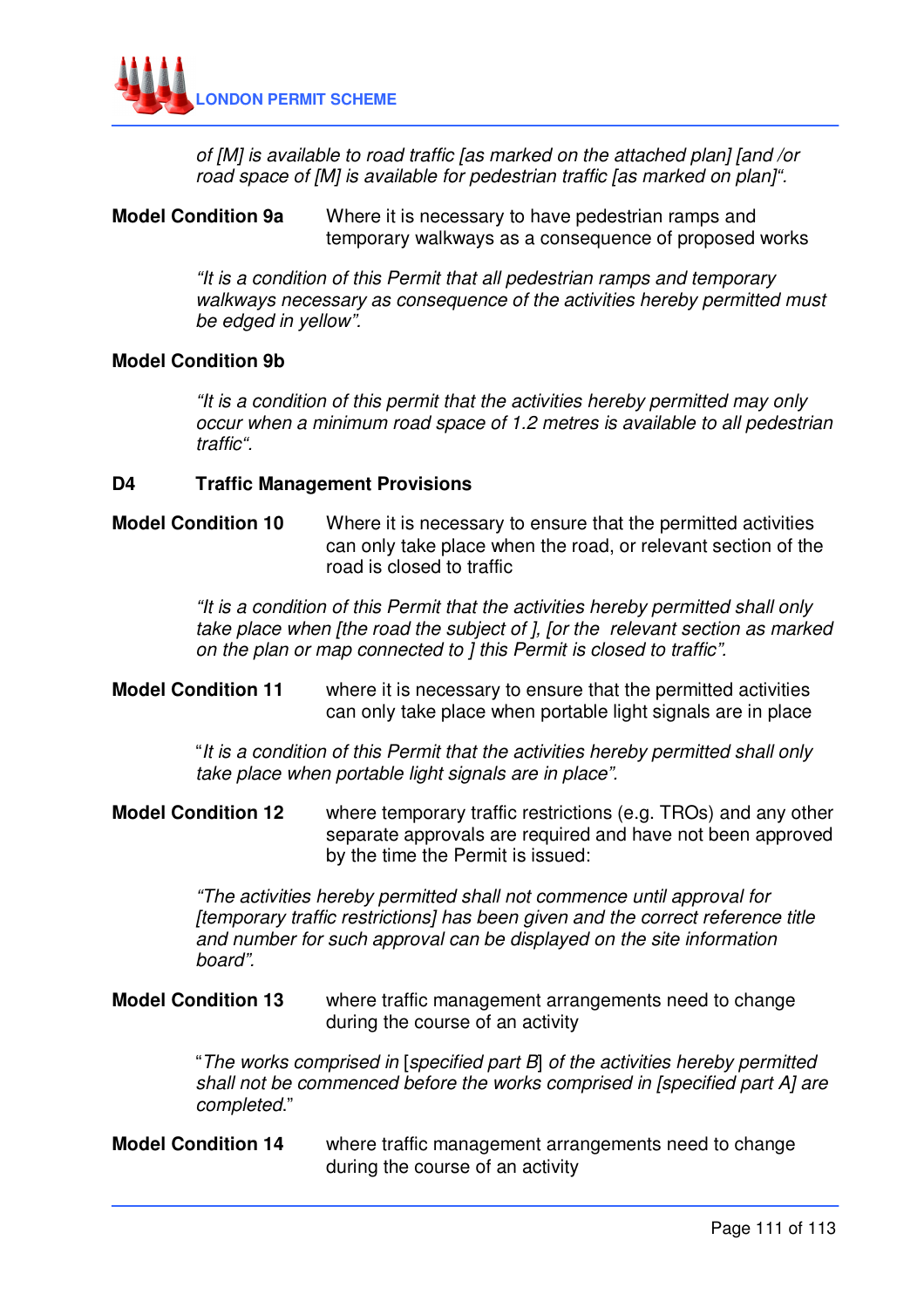*of [M] is available to road traffic [as marked on the attached plan] [and /or road space of [M] is available for pedestrian traffic [as marked on plan]".*

**Model Condition 9a** Where it is necessary to have pedestrian ramps and temporary walkways as a consequence of proposed works

*"It is a condition of this Permit that all pedestrian ramps and temporary walkways necessary as consequence of the activities hereby permitted must be edged in yellow".*

**Model Condition 9b**

*"It is a condition of this permit that the activities hereby permitted may only occur when a minimum road space of 1.2 metres is available to all pedestrian traffic".*

### D4 Traffic Management Provisions

**Model Condition 10** Where it is necessary to ensure that the permitted activities can only take place when the road, or relevant section of the road is closed to traffic

*"It is a condition of this Permit that the activities hereby permitted shall only take place when [the road the subject of ], [or the relevant section as marked on the plan or map connected to ] this Permit is closed to traffic".*

**Model Condition 11** where it is necessary to ensure that the permitted activities can only take place when portable light signals are in place

"*It is a condition of this Permit that the activities hereby permitted shall only take place when portable light signals are in place".*

**Model Condition 12** where temporary traffic restrictions (e.g. TROs) and any other separate approvals are required and have not been approved by the time the Permit is issued:

*"The activities hereby permitted shall not commence until approval for [temporary traffic restrictions] has been given and the correct reference title and number for such approval can be displayed on the site information board".*

**Model Condition 13** where traffic management arrangements need to change during the course of an activity

"*The works comprised in* [*specified part B*] *of the activities hereby permitted shall not be commenced before the works comprised in [specified part A] are completed.*"

**Model Condition 14** where traffic management arrangements need to change during the course of an activity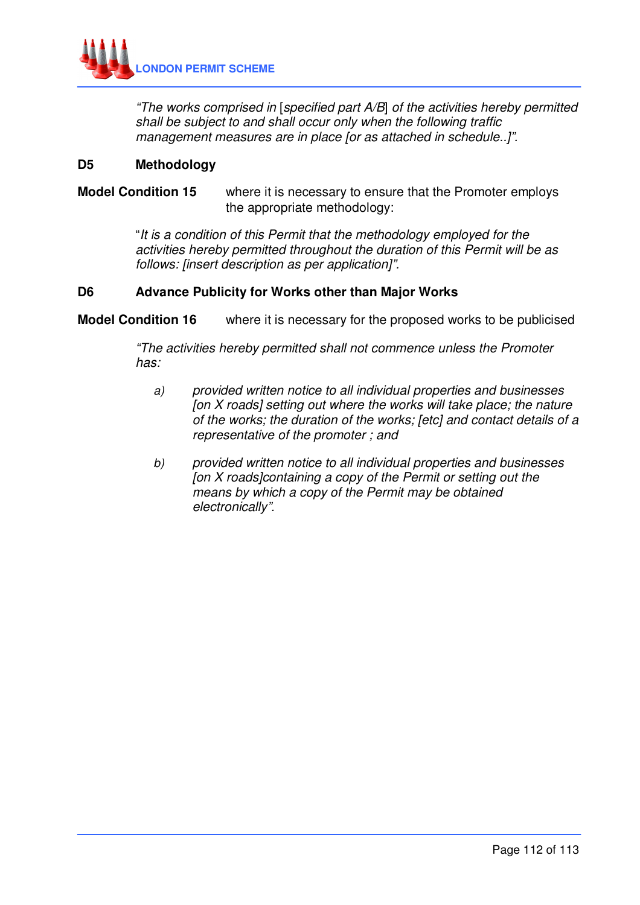*"The works comprised in* [*specified part A/B*] *of the activities hereby permitted shall be subject to and shall occur only when the following traffic management measures are in place [or as attached in schedule..]".*

**D5 Methodology**

**Model Condition 15** where it is necessary to ensure that the Promoter employs the appropriate methodology:

"*It is a condition of this Permit that the methodology employed for the activities hereby permitted throughout the duration of this Permit will be as follows: [insert description as per application]".*

**D6 Advance Publicity for Works other than Major Works**

**Model Condition 16** where it is necessary for the proposed works to be publicised

*"The activities hereby permitted shall not commence unless the Promoter has:*

*a) provided written notice to all individual properties and businesses [on X roads] setting out where the works will take place; the nature of the works; the duration of the works; [etc] and contact details of a representative of the promoter ; and*

*b) provided written notice to all individual properties and businesses [on X roads]containing a copy of the Permit or setting out the means by which a copy of the Permit may be obtained electronically".*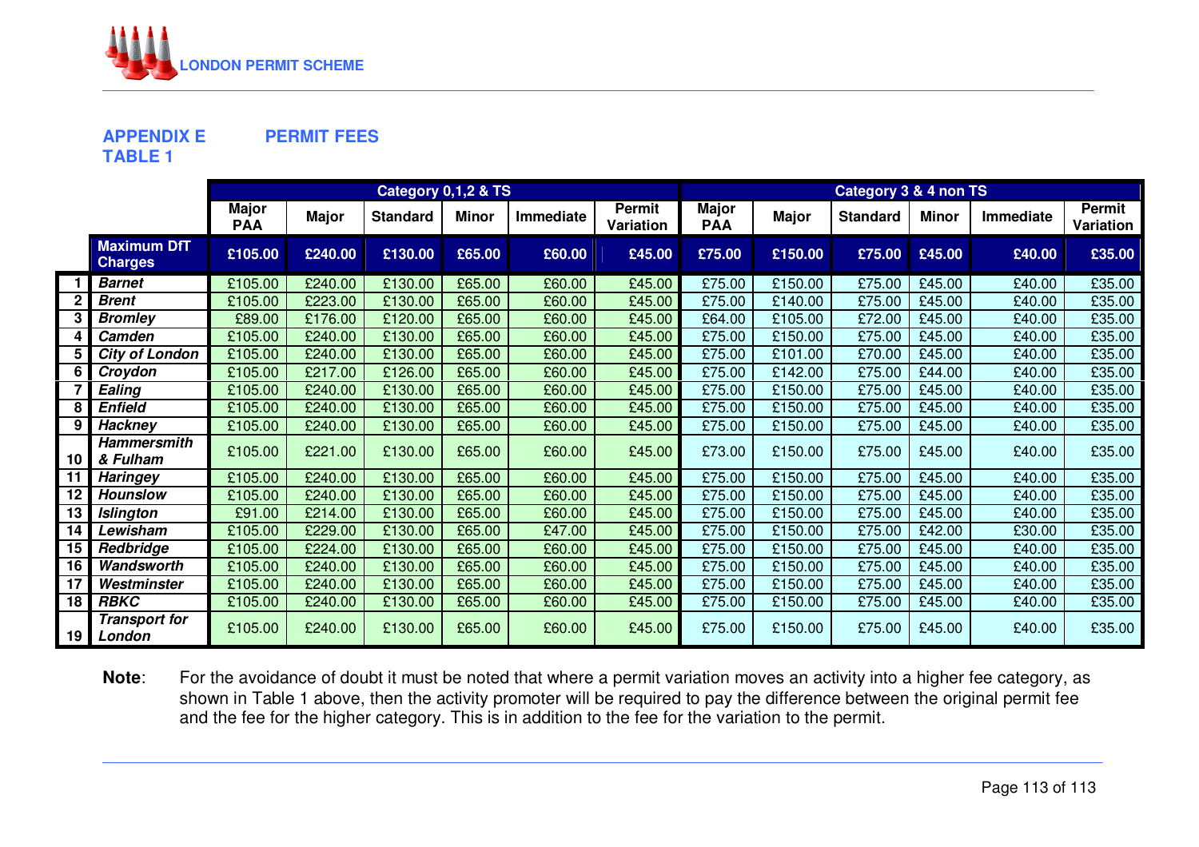## APPENDIX E PERMIT FEES

## TABLE 1

| | | Category 0,1,2 & TS | | | | | | Category 3 & 4 non TS | | | | | |
|---|---|---|---|---|---|---|---|---|---|---|---|---|---|
| | | Major PAA | Major | Standard | Minor | Immediate | Permit Variation | Major PAA | Major | Standard | Minor | Immediate | Permit Variation |
| | **Maximum DfT Charges** | **£105.00** | **£240.00** | **£130.00** | **£65.00** | **£60.00** | **£45.00** | **£75.00** | **£150.00** | **£75.00** | **£45.00** | **£40.00** | **£35.00** |
| 1 | *Barnet* | £105.00 | £240.00 | £130.00 | £65.00 | £60.00 | £45.00 | £75.00 | £150.00 | £75.00 | £45.00 | £40.00 | £35.00 |
| 2 | *Brent* | £105.00 | £223.00 | £130.00 | £65.00 | £60.00 | £45.00 | £75.00 | £140.00 | £75.00 | £45.00 | £40.00 | £35.00 |
| 3 | *Bromley* | £89.00 | £176.00 | £120.00 | £65.00 | £60.00 | £45.00 | £64.00 | £105.00 | £72.00 | £45.00 | £40.00 | £35.00 |
| 4 | *Camden* | £105.00 | £240.00 | £130.00 | £65.00 | £60.00 | £45.00 | £75.00 | £150.00 | £75.00 | £45.00 | £40.00 | £35.00 |
| 5 | *City of London* | £105.00 | £240.00 | £130.00 | £65.00 | £60.00 | £45.00 | £75.00 | £101.00 | £70.00 | £45.00 | £40.00 | £35.00 |
| 6 | *Croydon* | £105.00 | £217.00 | £126.00 | £65.00 | £60.00 | £45.00 | £75.00 | £142.00 | £75.00 | £44.00 | £40.00 | £35.00 |
| 7 | *Ealing* | £105.00 | £240.00 | £130.00 | £65.00 | £60.00 | £45.00 | £75.00 | £150.00 | £75.00 | £45.00 | £40.00 | £35.00 |
| 8 | *Enfield* | £105.00 | £240.00 | £130.00 | £65.00 | £60.00 | £45.00 | £75.00 | £150.00 | £75.00 | £45.00 | £40.00 | £35.00 |
| 9 | *Hackney* | £105.00 | £240.00 | £130.00 | £65.00 | £60.00 | £45.00 | £75.00 | £150.00 | £75.00 | £45.00 | £40.00 | £35.00 |
| 10 | *Hammersmith & Fulham* | £105.00 | £221.00 | £130.00 | £65.00 | £60.00 | £45.00 | £73.00 | £150.00 | £75.00 | £45.00 | £40.00 | £35.00 |
| 11 | *Haringey* | £105.00 | £240.00 | £130.00 | £65.00 | £60.00 | £45.00 | £75.00 | £150.00 | £75.00 | £45.00 | £40.00 | £35.00 |
| 12 | *Hounslow* | £105.00 | £240.00 | £130.00 | £65.00 | £60.00 | £45.00 | £75.00 | £150.00 | £75.00 | £45.00 | £40.00 | £35.00 |
| 13 | *Islington* | £91.00 | £214.00 | £130.00 | £65.00 | £60.00 | £45.00 | £75.00 | £150.00 | £75.00 | £45.00 | £40.00 | £35.00 |
| 14 | *Lewisham* | £105.00 | £229.00 | £130.00 | £65.00 | £47.00 | £45.00 | £75.00 | £150.00 | £75.00 | £42.00 | £30.00 | £35.00 |
| 15 | *Redbridge* | £105.00 | £224.00 | £130.00 | £65.00 | £60.00 | £45.00 | £75.00 | £150.00 | £75.00 | £45.00 | £40.00 | £35.00 |
| 16 | *Wandsworth* | £105.00 | £240.00 | £130.00 | £65.00 | £60.00 | £45.00 | £75.00 | £150.00 | £75.00 | £45.00 | £40.00 | £35.00 |
| 17 | *Westminster* | £105.00 | £240.00 | £130.00 | £65.00 | £60.00 | £45.00 | £75.00 | £150.00 | £75.00 | £45.00 | £40.00 | £35.00 |
| 18 | *RBKC* | £105.00 | £240.00 | £130.00 | £65.00 | £60.00 | £45.00 | £75.00 | £150.00 | £75.00 | £45.00 | £40.00 | £35.00 |
| 19 | *Transport for London* | £105.00 | £240.00 | £130.00 | £65.00 | £60.00 | £45.00 | £75.00 | £150.00 | £75.00 | £45.00 | £40.00 | £35.00 |

**Note**: For the avoidance of doubt it must be noted that where a permit variation moves an activity into a higher fee category, as shown in Table 1 above, then the activity promoter will be required to pay the difference between the original permit fee and the fee for the higher category. This is in addition to the fee for the variation to the permit.